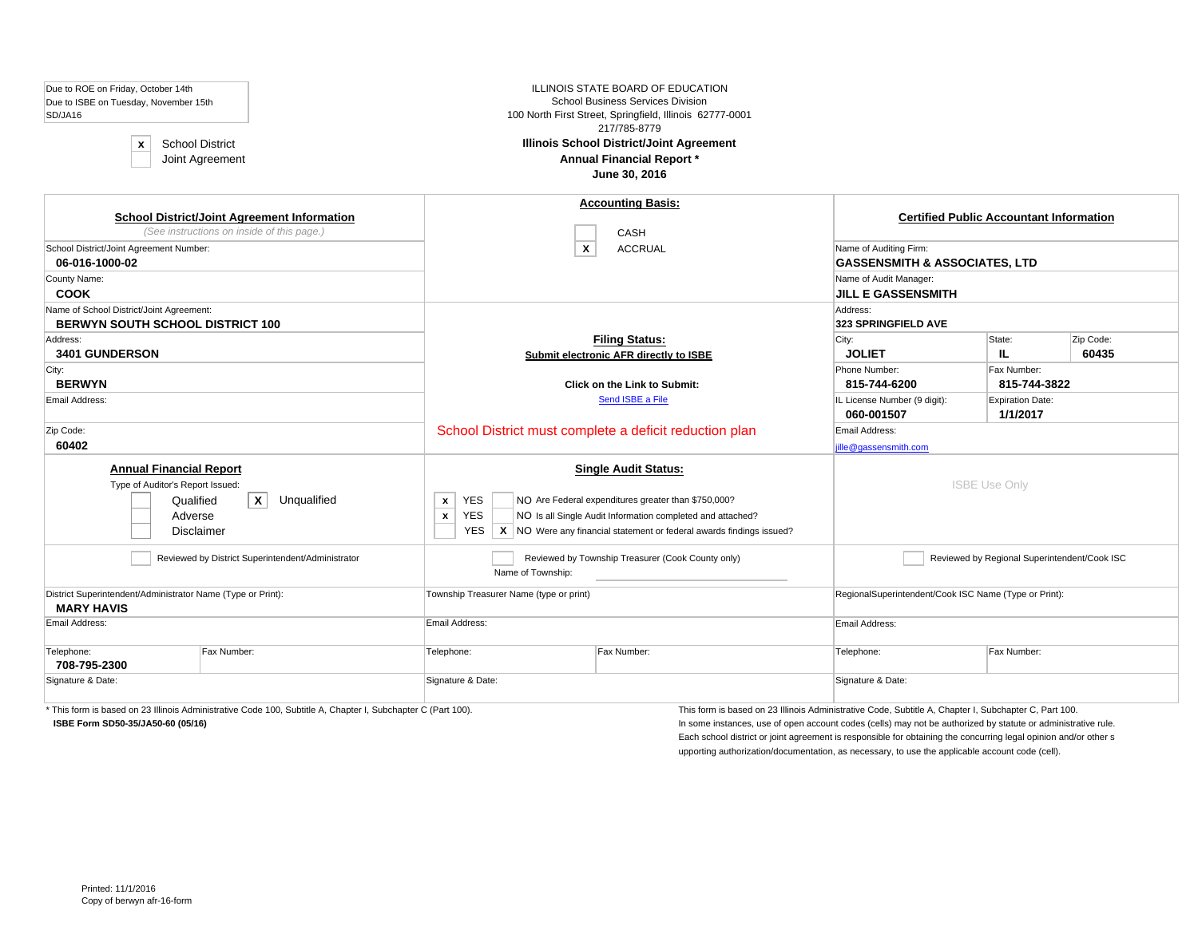Due to ROE on Friday, October 14th
Due to ISBE on Tuesday, November 15th
SD/JA16

- [x] School District
- [ ] Joint Agreement

ILLINOIS STATE BOARD OF EDUCATION
School Business Services Division
100 North First Street, Springfield, Illinois 62777-0001
217/785-8779

**Illinois School District/Joint Agreement**
**Annual Financial Report ***
**June 30, 2016**

## School District/Joint Agreement Information

*(See instructions on inside of this page.)*

| Field | Value |
|---|---|
| School District/Joint Agreement Number: | **06-016-1000-02** |
| County Name: | **COOK** |
| Name of School District/Joint Agreement: | **BERWYN SOUTH SCHOOL DISTRICT 100** |
| Address: | **3401 GUNDERSON** |
| City: | **BERWYN** |
| Email Address: | |
| Zip Code: | **60402** |

## Accounting Basis:

- [ ] CASH
- [x] ACCRUAL

## Filing Status:

**Submit electronic AFR directly to ISBE**

**Click on the Link to Submit:**
Send ISBE a File

School District must complete a deficit reduction plan

## Certified Public Accountant Information

| Field | Value | | |
|---|---|---|---|
| Name of Auditing Firm: | **GASSENSMITH & ASSOCIATES, LTD** | | |
| Name of Audit Manager: | **JILL E GASSENSMITH** | | |
| Address: | **323 SPRINGFIELD AVE** | | |
| City: **JOLIET** | State: **IL** | Zip Code: **60435** | |
| Phone Number: **815-744-6200** | Fax Number: **815-744-3822** | | |
| IL License Number (9 digit): **060-001507** | Expiration Date: **1/1/2017** | | |
| Email Address: | jille@gassensmith.com | | |

## Annual Financial Report

Type of Auditor's Report Issued:

- [ ] Qualified
- [x] Unqualified
- [ ] Adverse
- [ ] Disclaimer

## Single Audit Status:

| YES | NO | Question |
|---|---|---|
| x | | Are Federal expenditures greater than $750,000? |
| x | | Is all Single Audit Information completed and attached? |
| | X | Were any financial statement or federal awards findings issued? |

ISBE Use Only

| Reviewed by District Superintendent/Administrator | Reviewed by Township Treasurer (Cook County only) | Reviewed by Regional Superintendent/Cook ISC |
|---|---|---|
| | Name of Township: | |
| District Superintendent/Administrator Name (Type or Print): **MARY HAVIS** | Township Treasurer Name (type or print) | RegionalSuperintendent/Cook ISC Name (Type or Print): |
| Email Address: | Email Address: | Email Address: |
| Telephone: **708-795-2300** Fax Number: | Telephone: Fax Number: | Telephone: Fax Number: |
| Signature & Date: | Signature & Date: | Signature & Date: |

* This form is based on 23 Illinois Administrative Code 100, Subtitle A, Chapter I, Subchapter C (Part 100).

**ISBE Form SD50-35/JA50-60 (05/16)**

This form is based on 23 Illinois Administrative Code, Subtitle A, Chapter I, Subchapter C, Part 100.
In some instances, use of open account codes (cells) may not be authorized by statute or administrative rule. Each school district or joint agreement is responsible for obtaining the concurring legal opinion and/or other s upporting authorization/documentation, as necessary, to use the applicable account code (cell).

Printed: 11/1/2016
Copy of berwyn afr-16-form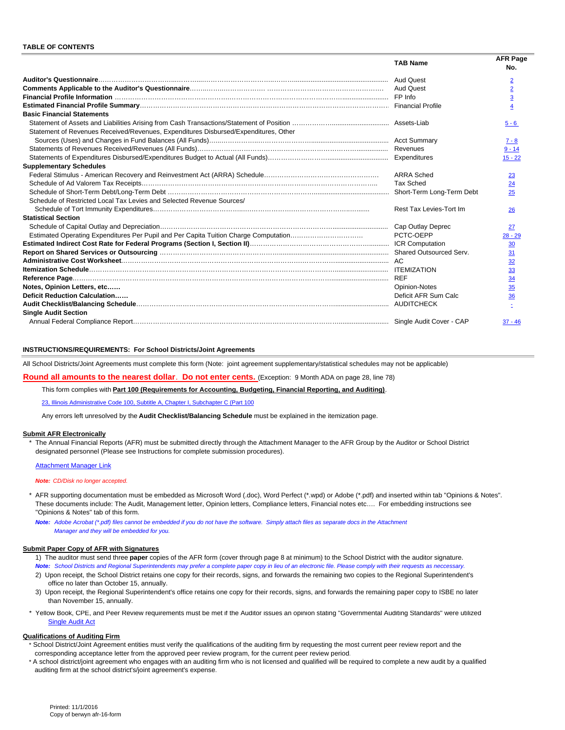## TABLE OF CONTENTS

| | TAB Name | AFR Page No. |
|---|---|---|
| **Auditor's Questionnaire** | Aud Quest | 2 |
| **Comments Applicable to the Auditor's Questionnaire** | Aud Quest | 2 |
| **Financial Profile Information** | FP Info | 3 |
| **Estimated Financial Profile Summary** | Financial Profile | 4 |
| **Basic Financial Statements** | | |
| Statement of Assets and Liabilities Arising from Cash Transactions/Statement of Position | Assets-Liab | 5 - 6 |
| Statement of Revenues Received/Revenues, Expenditures Disbursed/Expenditures, Other Sources (Uses) and Changes in Fund Balances (All Funds) | Acct Summary | 7 - 8 |
| Statements of Revenues Received/Revenues (All Funds) | Revenues | 9 - 14 |
| Statements of Expenditures Disbursed/Expenditures Budget to Actual (All Funds) | Expenditures | 15 - 22 |
| **Supplementary Schedules** | | |
| Federal Stimulus - American Recovery and Reinvestment Act (ARRA) Schedule | ARRA Sched | 23 |
| Schedule of Ad Valorem Tax Receipts | Tax Sched | 24 |
| Schedule of Short-Term Debt/Long-Term Debt | Short-Term Long-Term Debt | 25 |
| Schedule of Restricted Local Tax Levies and Selected Revenue Sources/ Schedule of Tort Immunity Expenditures | Rest Tax Levies-Tort Im | 26 |
| **Statistical Section** | | |
| Schedule of Capital Outlay and Depreciation | Cap Outlay Deprec | 27 |
| Estimated Operating Expenditures Per Pupil and Per Capita Tuition Charge Computation | PCTC-OEPP | 28 - 29 |
| **Estimated Indirect Cost Rate for Federal Programs (Section I, Section II)** | ICR Computation | 30 |
| **Report on Shared Services or Outsourcing** | Shared Outsourced Serv. | 31 |
| **Administrative Cost Worksheet** | AC | 32 |
| **Itemization Schedule** | ITEMIZATION | 33 |
| **Reference Page** | REF | 34 |
| **Notes, Opinion Letters, etc……** | Opinion-Notes | 35 |
| **Deficit Reduction Calculation……** | Deficit AFR Sum Calc | 36 |
| **Audit Checklist/Balancing Schedule** | AUDITCHECK | - |
| **Single Audit Section** | | |
| Annual Federal Compliance Report | Single Audit Cover - CAP | 37 - 46 |

### INSTRUCTIONS/REQUIREMENTS: For School Districts/Joint Agreements

All School Districts/Joint Agreements must complete this form (Note: joint agreement supplementary/statistical schedules may not be applicable)

**Round all amounts to the nearest dollar. Do not enter cents.** (Exception: 9 Month ADA on page 28, line 78)

This form complies with **Part 100 (Requirements for Accounting, Budgeting, Financial Reporting, and Auditing)**.

23, Illinois Administrative Code 100, Subtitle A, Chapter I, Subchapter C (Part 100

Any errors left unresolved by the **Audit Checklist/Balancing Schedule** must be explained in the itemization page.

**Submit AFR Electronically**

- The Annual Financial Reports (AFR) must be submitted directly through the Attachment Manager to the AFR Group by the Auditor or School District designated personnel (Please see Instructions for complete submission procedures).

  Attachment Manager Link

  *Note: CD/Disk no longer accepted.*

- AFR supporting documentation must be embedded as Microsoft Word (.doc), Word Perfect (*.wpd) or Adobe (*.pdf) and inserted within tab "Opinions & Notes". These documents include: The Audit, Management letter, Opinion letters, Compliance letters, Financial notes etc…. For embedding instructions see "Opinions & Notes" tab of this form.

  *Note: Adobe Acrobat (*.pdf) files cannot be embedded if you do not have the software. Simply attach files as separate docs in the Attachment Manager and they will be embedded for you.*

**Submit Paper Copy of AFR with Signatures**

1) The auditor must send three **paper** copies of the AFR form (cover through page 8 at minimum) to the School District with the auditor signature.

*Note: School Districts and Regional Superintendents may prefer a complete paper copy in lieu of an electronic file. Please comply with their requests as neccessary.*

2) Upon receipt, the School District retains one copy for their records, signs, and forwards the remaining two copies to the Regional Superintendent's office no later than October 15, annually.

3) Upon receipt, the Regional Superintendent's office retains one copy for their records, signs, and forwards the remaining paper copy to ISBE no later than November 15, annually.

- Yellow Book, CPE, and Peer Review requirements must be met if the Auditor issues an opinion stating "Governmental Auditing Standards" were utilized

  Single Audit Act

**Qualifications of Auditing Firm**

- School District/Joint Agreement entities must verify the qualifications of the auditing firm by requesting the most current peer review report and the corresponding acceptance letter from the approved peer review program, for the current peer review period.
- A school district/joint agreement who engages with an auditing firm who is not licensed and qualified will be required to complete a new audit by a qualified auditing firm at the school district's/joint agreement's expense.

Printed: 11/1/2016
Copy of berwyn afr-16-form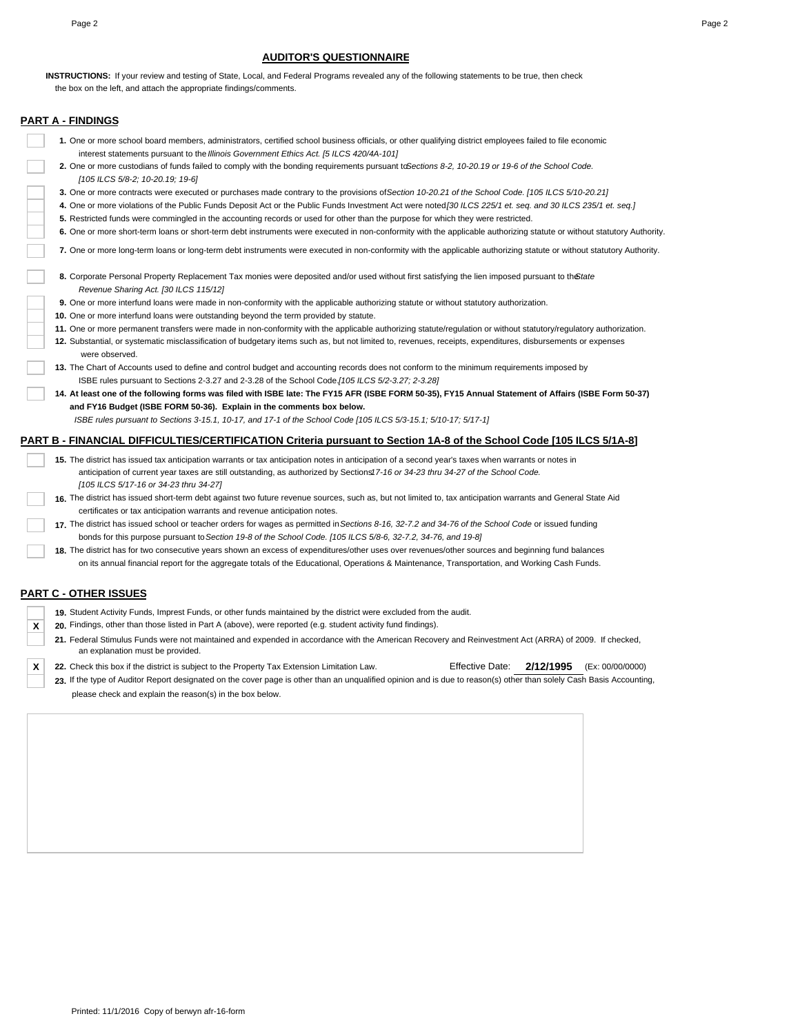## AUDITOR'S QUESTIONNAIRE

**INSTRUCTIONS:** If your review and testing of State, Local, and Federal Programs revealed any of the following statements to be true, then check the box on the left, and attach the appropriate findings/comments.

### PART A - FINDINGS

- [ ] **1.** One or more school board members, administrators, certified school business officials, or other qualifying district employees failed to file economic interest statements pursuant to the *Illinois Government Ethics Act. [5 ILCS 420/4A-101]*
- [ ] **2.** One or more custodians of funds failed to comply with the bonding requirements pursuant to *Sections 8-2, 10-20.19 or 19-6 of the School Code. [105 ILCS 5/8-2; 10-20.19; 19-6]*
- [ ] **3.** One or more contracts were executed or purchases made contrary to the provisions of *Section 10-20.21 of the School Code. [105 ILCS 5/10-20.21]*
- [ ] **4.** One or more violations of the Public Funds Deposit Act or the Public Funds Investment Act were noted *[30 ILCS 225/1 et. seq. and 30 ILCS 235/1 et. seq.]*
- [ ] **5.** Restricted funds were commingled in the accounting records or used for other than the purpose for which they were restricted.
- [ ] **6.** One or more short-term loans or short-term debt instruments were executed in non-conformity with the applicable authorizing statute or without statutory Authority.
- [ ] **7.** One or more long-term loans or long-term debt instruments were executed in non-conformity with the applicable authorizing statute or without statutory Authority.
- [ ] **8.** Corporate Personal Property Replacement Tax monies were deposited and/or used without first satisfying the lien imposed pursuant to the *State Revenue Sharing Act. [30 ILCS 115/12]*
- [ ] **9.** One or more interfund loans were made in non-conformity with the applicable authorizing statute or without statutory authorization.
- [ ] **10.** One or more interfund loans were outstanding beyond the term provided by statute.
- [ ] **11.** One or more permanent transfers were made in non-conformity with the applicable authorizing statute/regulation or without statutory/regulatory authorization.
- [ ] **12.** Substantial, or systematic misclassification of budgetary items such as, but not limited to, revenues, receipts, expenditures, disbursements or expenses were observed.
- [ ] **13.** The Chart of Accounts used to define and control budget and accounting records does not conform to the minimum requirements imposed by ISBE rules pursuant to Sections 2-3.27 and 2-3.28 of the School Code. *[105 ILCS 5/2-3.27; 2-3.28]*
- [ ] **14. At least one of the following forms was filed with ISBE late: The FY15 AFR (ISBE FORM 50-35), FY15 Annual Statement of Affairs (ISBE Form 50-37) and FY16 Budget (ISBE FORM 50-36). Explain in the comments box below.** *ISBE rules pursuant to Sections 3-15.1, 10-17, and 17-1 of the School Code [105 ILCS 5/3-15.1; 5/10-17; 5/17-1]*

### PART B - FINANCIAL DIFFICULTIES/CERTIFICATION Criteria pursuant to Section 1A-8 of the School Code [105 ILCS 5/1A-8]

- [ ] **15.** The district has issued tax anticipation warrants or tax anticipation notes in anticipation of a second year's taxes when warrants or notes in anticipation of current year taxes are still outstanding, as authorized by Sections *17-16 or 34-23 thru 34-27 of the School Code. [105 ILCS 5/17-16 or 34-23 thru 34-27]*
- [ ] **16.** The district has issued short-term debt against two future revenue sources, such as, but not limited to, tax anticipation warrants and General State Aid certificates or tax anticipation warrants and revenue anticipation notes.
- [ ] **17.** The district has issued school or teacher orders for wages as permitted in *Sections 8-16, 32-7.2 and 34-76 of the School Code* or issued funding bonds for this purpose pursuant to *Section 19-8 of the School Code. [105 ILCS 5/8-6, 32-7.2, 34-76, and 19-8]*
- [ ] **18.** The district has for two consecutive years shown an excess of expenditures/other uses over revenues/other sources and beginning fund balances on its annual financial report for the aggregate totals of the Educational, Operations & Maintenance, Transportation, and Working Cash Funds.

### PART C - OTHER ISSUES

- [ ] **19.** Student Activity Funds, Imprest Funds, or other funds maintained by the district were excluded from the audit.
- [x] **20.** Findings, other than those listed in Part A (above), were reported (e.g. student activity fund findings).
- [ ] **21.** Federal Stimulus Funds were not maintained and expended in accordance with the American Recovery and Reinvestment Act (ARRA) of 2009. If checked, an explanation must be provided.
- [x] **22.** Check this box if the district is subject to the Property Tax Extension Limitation Law. Effective Date: **2/12/1995** (Ex: 00/00/0000)
- [ ] **23.** If the type of Auditor Report designated on the cover page is other than an unqualified opinion and is due to reason(s) other than solely Cash Basis Accounting, please check and explain the reason(s) in the box below.

Printed: 11/1/2016 Copy of berwyn afr-16-form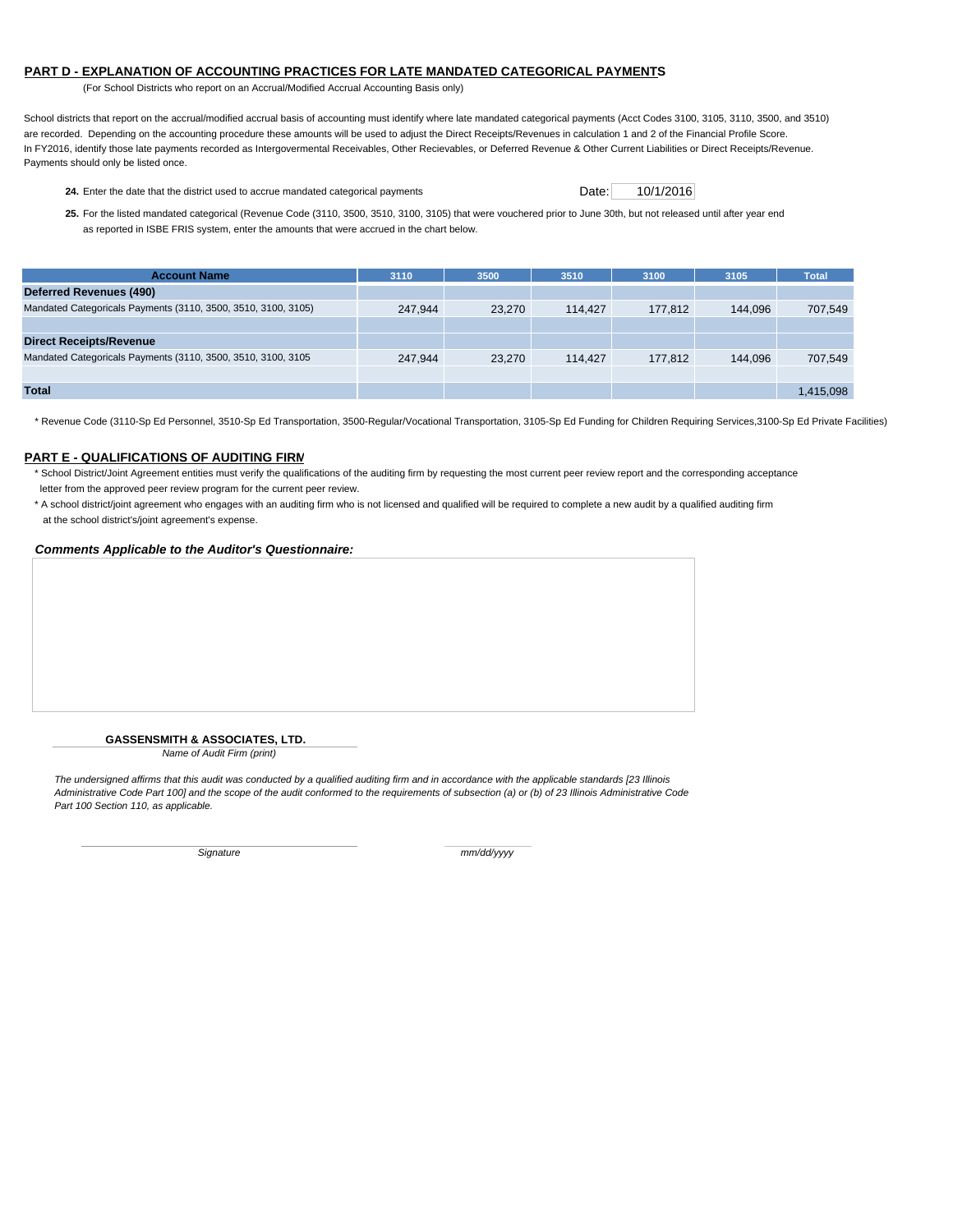## PART D - EXPLANATION OF ACCOUNTING PRACTICES FOR LATE MANDATED CATEGORICAL PAYMENTS

(For School Districts who report on an Accrual/Modified Accrual Accounting Basis only)

School districts that report on the accrual/modified accrual basis of accounting must identify where late mandated categorical payments (Acct Codes 3100, 3105, 3110, 3500, and 3510) are recorded. Depending on the accounting procedure these amounts will be used to adjust the Direct Receipts/Revenues in calculation 1 and 2 of the Financial Profile Score. In FY2016, identify those late payments recorded as Intergovermental Receivables, Other Recievables, or Deferred Revenue & Other Current Liabilities or Direct Receipts/Revenue. Payments should only be listed once.

**24.** Enter the date that the district used to accrue mandated categorical payments — Date: 10/1/2016

**25.** For the listed mandated categorical (Revenue Code (3110, 3500, 3510, 3100, 3105) that were vouchered prior to June 30th, but not released until after year end as reported in ISBE FRIS system, enter the amounts that were accrued in the chart below.

| Account Name | 3110 | 3500 | 3510 | 3100 | 3105 | Total |
|---|---|---|---|---|---|---|
| **Deferred Revenues (490)** | | | | | | |
| Mandated Categoricals Payments (3110, 3500, 3510, 3100, 3105) | 247,944 | 23,270 | 114,427 | 177,812 | 144,096 | 707,549 |
| | | | | | | |
| **Direct Receipts/Revenue** | | | | | | |
| Mandated Categoricals Payments (3110, 3500, 3510, 3100, 3105 | 247,944 | 23,270 | 114,427 | 177,812 | 144,096 | 707,549 |
| | | | | | | |
| **Total** | | | | | | 1,415,098 |

* Revenue Code (3110-Sp Ed Personnel, 3510-Sp Ed Transportation, 3500-Regular/Vocational Transportation, 3105-Sp Ed Funding for Children Requiring Services,3100-Sp Ed Private Facilities)

## PART E - QUALIFICATIONS OF AUDITING FIRM

* School District/Joint Agreement entities must verify the qualifications of the auditing firm by requesting the most current peer review report and the corresponding acceptance letter from the approved peer review program for the current peer review.
* A school district/joint agreement who engages with an auditing firm who is not licensed and qualified will be required to complete a new audit by a qualified auditing firm at the school district's/joint agreement's expense.

***Comments Applicable to the Auditor's Questionnaire:***

**GASSENSMITH & ASSOCIATES, LTD.**
*Name of Audit Firm (print)*

*The undersigned affirms that this audit was conducted by a qualified auditing firm and in accordance with the applicable standards [23 Illinois Administrative Code Part 100] and the scope of the audit conformed to the requirements of subsection (a) or (b) of 23 Illinois Administrative Code Part 100 Section 110, as applicable.*

*Signature* — *mm/dd/yyyy*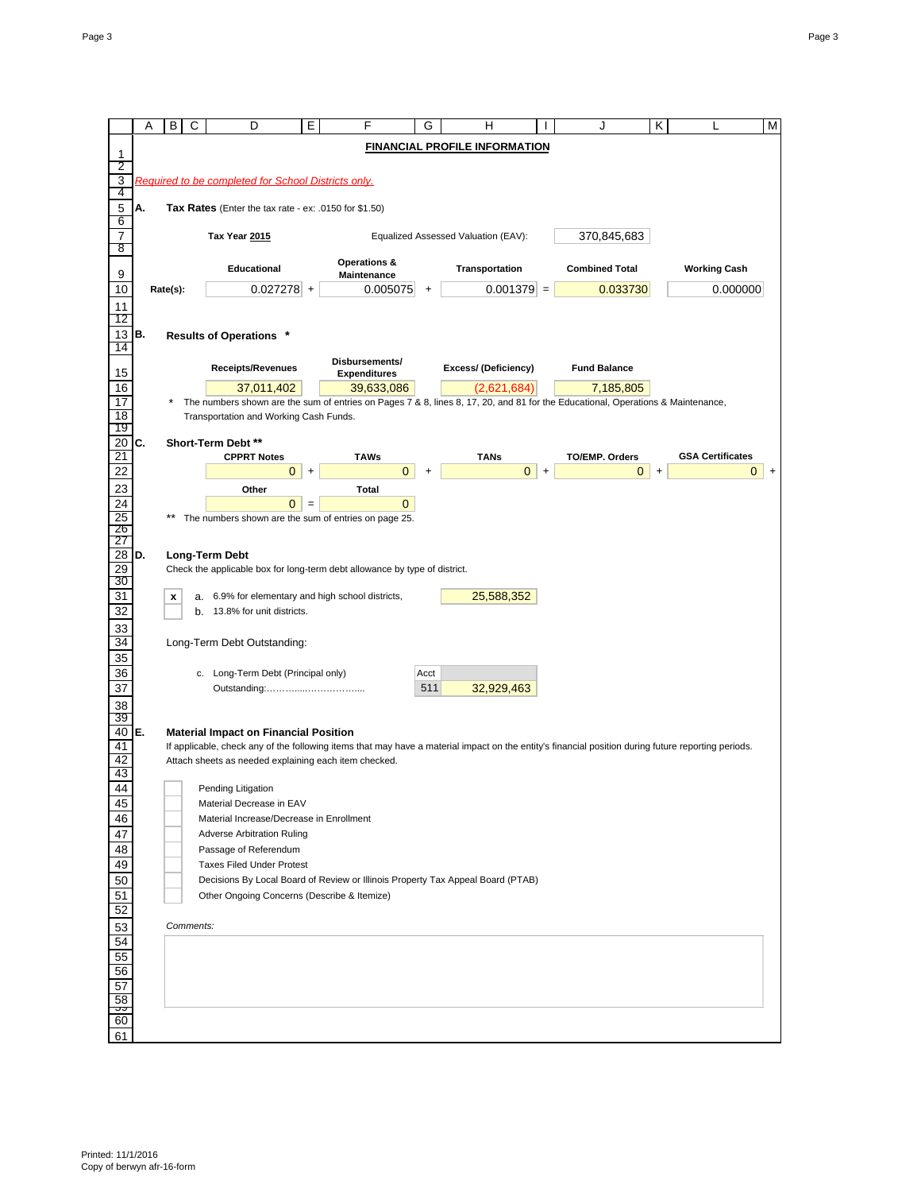# FINANCIAL PROFILE INFORMATION

*Required to be completed for School Districts only.*

**A. Tax Rates** (Enter the tax rate - ex: .0150 for $1.50)

**Tax Year 2015** — Equalized Assessed Valuation (EAV): 370,845,683

| | Educational | | Operations & Maintenance | | Transportation | | Combined Total | Working Cash |
|---|---|---|---|---|---|---|---|---|
| Rate(s): | 0.027278 | + | 0.005075 | + | 0.001379 | = | 0.033730 | 0.000000 |

**B. Results of Operations \***

| Receipts/Revenues | Disbursements/ Expenditures | Excess/ (Deficiency) | Fund Balance |
|---|---|---|---|
| 37,011,402 | 39,633,086 | (2,621,684) | 7,185,805 |

\* The numbers shown are the sum of entries on Pages 7 & 8, lines 8, 17, 20, and 81 for the Educational, Operations & Maintenance, Transportation and Working Cash Funds.

**C. Short-Term Debt \*\***

| CPPRT Notes | | TAWs | | TANs | | TO/EMP. Orders | | GSA Certificates | |
|---|---|---|---|---|---|---|---|---|---|
| 0 | + | 0 | + | 0 | + | 0 | + | 0 | + |

| Other | | Total |
|---|---|---|
| 0 | = | 0 |

\*\* The numbers shown are the sum of entries on page 25.

**D. Long-Term Debt**

Check the applicable box for long-term debt allowance by type of district.

- [x] a. 6.9% for elementary and high school districts, 25,588,352
- [ ] b. 13.8% for unit districts.

Long-Term Debt Outstanding:

c. Long-Term Debt (Principal only) Outstanding:……….....……………..... Acct 511 — 32,929,463

**E. Material Impact on Financial Position**

If applicable, check any of the following items that may have a material impact on the entity's financial position during future reporting periods. Attach sheets as needed explaining each item checked.

- [ ] Pending Litigation
- [ ] Material Decrease in EAV
- [ ] Material Increase/Decrease in Enrollment
- [ ] Adverse Arbitration Ruling
- [ ] Passage of Referendum
- [ ] Taxes Filed Under Protest
- [ ] Decisions By Local Board of Review or Illinois Property Tax Appeal Board (PTAB)
- [ ] Other Ongoing Concerns (Describe & Itemize)

*Comments:*

Printed: 11/1/2016
Copy of berwyn afr-16-form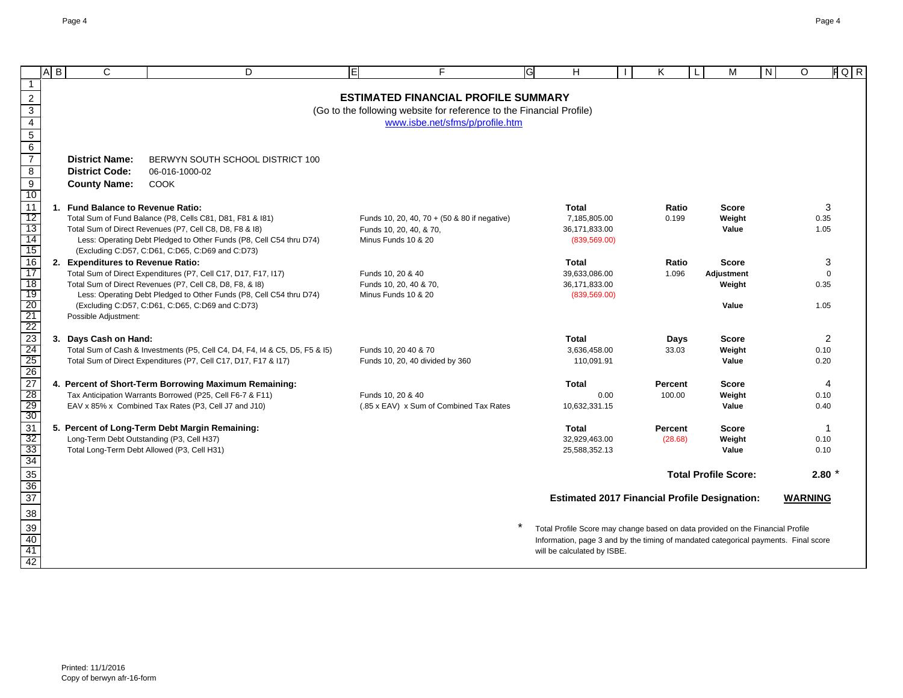## ESTIMATED FINANCIAL PROFILE SUMMARY

(Go to the following website for reference to the Financial Profile)

www.isbe.net/sfms/p/profile.htm

**District Name:** BERWYN SOUTH SCHOOL DISTRICT 100
**District Code:** 06-016-1000-02
**County Name:** COOK

| | | | | | |
|---|---|---|---|---|---|
| **1. Fund Balance to Revenue Ratio:** | | **Total** | **Ratio** | **Score** | 3 |
| Total Sum of Fund Balance (P8, Cells C81, D81, F81 & I81) | Funds 10, 20, 40, 70 + (50 & 80 if negative) | 7,185,805.00 | 0.199 | **Weight** | 0.35 |
| Total Sum of Direct Revenues (P7, Cell C8, D8, F8 & I8) | Funds 10, 20, 40, & 70, | 36,171,833.00 | | **Value** | 1.05 |
| Less: Operating Debt Pledged to Other Funds (P8, Cell C54 thru D74) | Minus Funds 10 & 20 | (839,569.00) | | | |
| (Excluding C:D57, C:D61, C:D65, C:D69 and C:D73) | | | | | |
| **2. Expenditures to Revenue Ratio:** | | **Total** | **Ratio** | **Score** | 3 |
| Total Sum of Direct Expenditures (P7, Cell C17, D17, F17, I17) | Funds 10, 20 & 40 | 39,633,086.00 | 1.096 | **Adjustment** | 0 |
| Total Sum of Direct Revenues (P7, Cell C8, D8, F8, & I8) | Funds 10, 20, 40 & 70, | 36,171,833.00 | | **Weight** | 0.35 |
| Less: Operating Debt Pledged to Other Funds (P8, Cell C54 thru D74) | Minus Funds 10 & 20 | (839,569.00) | | | |
| (Excluding C:D57, C:D61, C:D65, C:D69 and C:D73) | | | | **Value** | 1.05 |
| Possible Adjustment: | | | | | |
| **3. Days Cash on Hand:** | | **Total** | **Days** | **Score** | 2 |
| Total Sum of Cash & Investments (P5, Cell C4, D4, F4, I4 & C5, D5, F5 & I5) | Funds 10, 20 40 & 70 | 3,636,458.00 | 33.03 | **Weight** | 0.10 |
| Total Sum of Direct Expenditures (P7, Cell C17, D17, F17 & I17) | Funds 10, 20, 40 divided by 360 | 110,091.91 | | **Value** | 0.20 |
| **4. Percent of Short-Term Borrowing Maximum Remaining:** | | **Total** | **Percent** | **Score** | 4 |
| Tax Anticipation Warrants Borrowed (P25, Cell F6-7 & F11) | Funds 10, 20 & 40 | 0.00 | 100.00 | **Weight** | 0.10 |
| EAV x 85% x Combined Tax Rates (P3, Cell J7 and J10) | (.85 x EAV) x Sum of Combined Tax Rates | 10,632,331.15 | | **Value** | 0.40 |
| **5. Percent of Long-Term Debt Margin Remaining:** | | **Total** | **Percent** | **Score** | 1 |
| Long-Term Debt Outstanding (P3, Cell H37) | | 32,929,463.00 | (28.68) | **Weight** | 0.10 |
| Total Long-Term Debt Allowed (P3, Cell H31) | | 25,588,352.13 | | **Value** | 0.10 |

**Total Profile Score:** **2.80** *

**Estimated 2017 Financial Profile Designation:** **WARNING**

\* Total Profile Score may change based on data provided on the Financial Profile Information, page 3 and by the timing of mandated categorical payments. Final score will be calculated by ISBE.

Printed: 11/1/2016
Copy of berwyn afr-16-form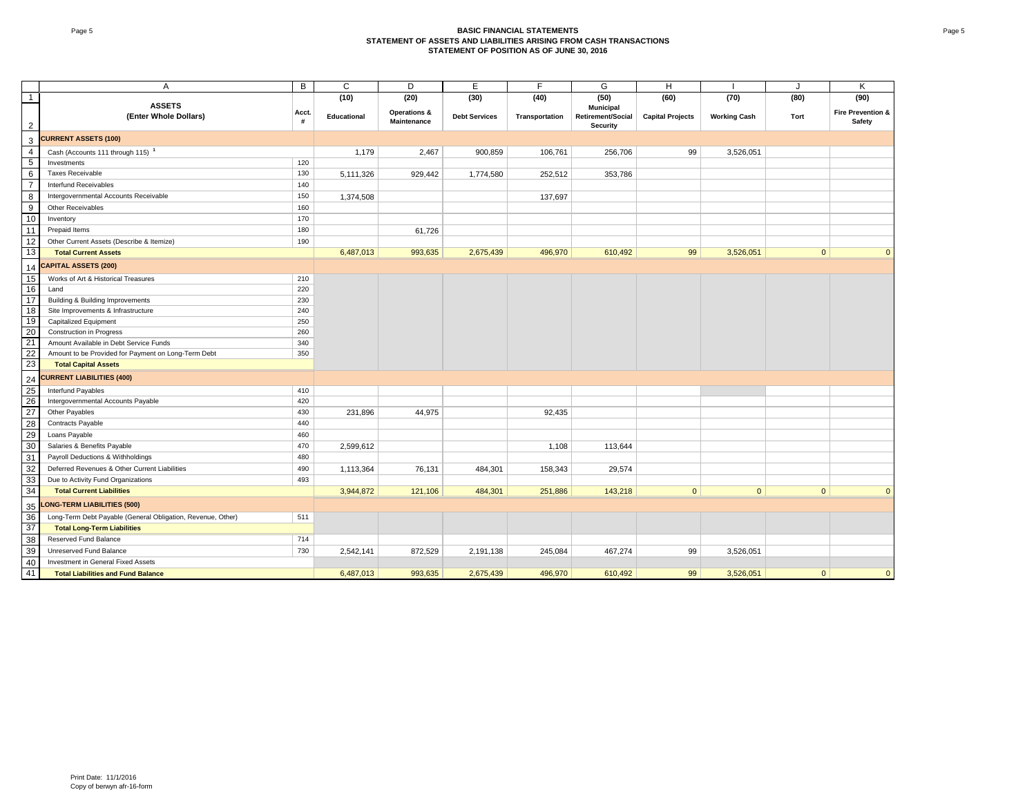# BASIC FINANCIAL STATEMENTS
## STATEMENT OF ASSETS AND LIABILITIES ARISING FROM CASH TRANSACTIONS
## STATEMENT OF POSITION AS OF JUNE 30, 2016

| | A | B | C | D | E | F | G | H | I | J | K |
|---|---|---|---|---|---|---|---|---|---|---|---|
| 1 | | | (10) | (20) | (30) | (40) | (50) | (60) | (70) | (80) | (90) |
| 2 | **ASSETS (Enter Whole Dollars)** | Acct. # | Educational | Operations & Maintenance | Debt Services | Transportation | Municipal Retirement/Social Security | Capital Projects | Working Cash | Tort | Fire Prevention & Safety |
| 3 | **CURRENT ASSETS (100)** | | | | | | | | | | |
| 4 | Cash (Accounts 111 through 115) [1] | | 1,179 | 2,467 | 900,859 | 106,761 | 256,706 | 99 | 3,526,051 | | |
| 5 | Investments | 120 | | | | | | | | | |
| 6 | Taxes Receivable | 130 | 5,111,326 | 929,442 | 1,774,580 | 252,512 | 353,786 | | | | |
| 7 | Interfund Receivables | 140 | | | | | | | | | |
| 8 | Intergovernmental Accounts Receivable | 150 | 1,374,508 | | | 137,697 | | | | | |
| 9 | Other Receivables | 160 | | | | | | | | | |
| 10 | Inventory | 170 | | | | | | | | | |
| 11 | Prepaid Items | 180 | | 61,726 | | | | | | | |
| 12 | Other Current Assets (Describe & Itemize) | 190 | | | | | | | | | |
| 13 | **Total Current Assets** | | 6,487,013 | 993,635 | 2,675,439 | 496,970 | 610,492 | 99 | 3,526,051 | 0 | 0 |
| 14 | **CAPITAL ASSETS (200)** | | | | | | | | | | |
| 15 | Works of Art & Historical Treasures | 210 | | | | | | | | | |
| 16 | Land | 220 | | | | | | | | | |
| 17 | Building & Building Improvements | 230 | | | | | | | | | |
| 18 | Site Improvements & Infrastructure | 240 | | | | | | | | | |
| 19 | Capitalized Equipment | 250 | | | | | | | | | |
| 20 | Construction in Progress | 260 | | | | | | | | | |
| 21 | Amount Available in Debt Service Funds | 340 | | | | | | | | | |
| 22 | Amount to be Provided for Payment on Long-Term Debt | 350 | | | | | | | | | |
| 23 | **Total Capital Assets** | | | | | | | | | | |
| 24 | **CURRENT LIABILITIES (400)** | | | | | | | | | | |
| 25 | Interfund Payables | 410 | | | | | | | | | |
| 26 | Intergovernmental Accounts Payable | 420 | | | | | | | | | |
| 27 | Other Payables | 430 | 231,896 | 44,975 | | 92,435 | | | | | |
| 28 | Contracts Payable | 440 | | | | | | | | | |
| 29 | Loans Payable | 460 | | | | | | | | | |
| 30 | Salaries & Benefits Payable | 470 | 2,599,612 | | | 1,108 | 113,644 | | | | |
| 31 | Payroll Deductions & Withholdings | 480 | | | | | | | | | |
| 32 | Deferred Revenues & Other Current Liabilities | 490 | 1,113,364 | 76,131 | 484,301 | 158,343 | 29,574 | | | | |
| 33 | Due to Activity Fund Organizations | 493 | | | | | | | | | |
| 34 | **Total Current Liabilities** | | 3,944,872 | 121,106 | 484,301 | 251,886 | 143,218 | 0 | 0 | 0 | 0 |
| 35 | **LONG-TERM LIABILITIES (500)** | | | | | | | | | | |
| 36 | Long-Term Debt Payable (General Obligation, Revenue, Other) | 511 | | | | | | | | | |
| 37 | **Total Long-Term Liabilities** | | | | | | | | | | |
| 38 | Reserved Fund Balance | 714 | | | | | | | | | |
| 39 | Unreserved Fund Balance | 730 | 2,542,141 | 872,529 | 2,191,138 | 245,084 | 467,274 | 99 | 3,526,051 | | |
| 40 | Investment in General Fixed Assets | | | | | | | | | | |
| 41 | **Total Liabilities and Fund Balance** | | 6,487,013 | 993,635 | 2,675,439 | 496,970 | 610,492 | 99 | 3,526,051 | 0 | 0 |

Print Date: 11/1/2016
Copy of berwyn afr-16-form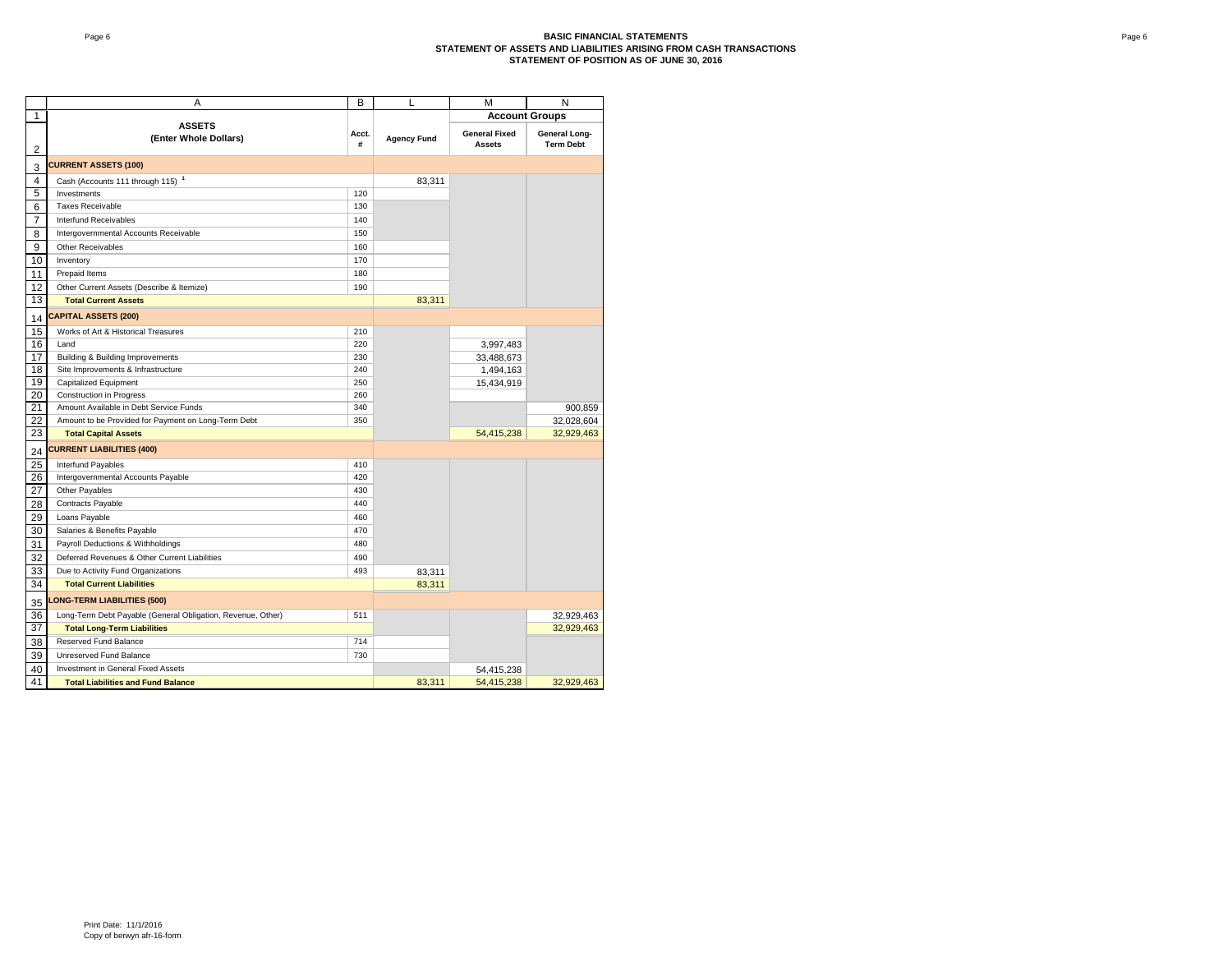# BASIC FINANCIAL STATEMENTS
## STATEMENT OF ASSETS AND LIABILITIES ARISING FROM CASH TRANSACTIONS
## STATEMENT OF POSITION AS OF JUNE 30, 2016

| | A | B | L | M | N |
|---|---|---|---|---|---|
| 1 | | | | Account Groups | |
| 2 | **ASSETS (Enter Whole Dollars)** | **Acct. #** | **Agency Fund** | **General Fixed Assets** | **General Long-Term Debt** |
| 3 | **CURRENT ASSETS (100)** | | | | |
| 4 | Cash (Accounts 111 through 115) [1] | | 83,311 | | |
| 5 | Investments | 120 | | | |
| 6 | Taxes Receivable | 130 | | | |
| 7 | Interfund Receivables | 140 | | | |
| 8 | Intergovernmental Accounts Receivable | 150 | | | |
| 9 | Other Receivables | 160 | | | |
| 10 | Inventory | 170 | | | |
| 11 | Prepaid Items | 180 | | | |
| 12 | Other Current Assets (Describe & Itemize) | 190 | | | |
| 13 | **Total Current Assets** | | 83,311 | | |
| 14 | **CAPITAL ASSETS (200)** | | | | |
| 15 | Works of Art & Historical Treasures | 210 | | | |
| 16 | Land | 220 | | 3,997,483 | |
| 17 | Building & Building Improvements | 230 | | 33,488,673 | |
| 18 | Site Improvements & Infrastructure | 240 | | 1,494,163 | |
| 19 | Capitalized Equipment | 250 | | 15,434,919 | |
| 20 | Construction in Progress | 260 | | | |
| 21 | Amount Available in Debt Service Funds | 340 | | | 900,859 |
| 22 | Amount to be Provided for Payment on Long-Term Debt | 350 | | | 32,028,604 |
| 23 | **Total Capital Assets** | | | 54,415,238 | 32,929,463 |
| 24 | **CURRENT LIABILITIES (400)** | | | | |
| 25 | Interfund Payables | 410 | | | |
| 26 | Intergovernmental Accounts Payable | 420 | | | |
| 27 | Other Payables | 430 | | | |
| 28 | Contracts Payable | 440 | | | |
| 29 | Loans Payable | 460 | | | |
| 30 | Salaries & Benefits Payable | 470 | | | |
| 31 | Payroll Deductions & Withholdings | 480 | | | |
| 32 | Deferred Revenues & Other Current Liabilities | 490 | | | |
| 33 | Due to Activity Fund Organizations | 493 | 83,311 | | |
| 34 | **Total Current Liabilities** | | 83,311 | | |
| 35 | **LONG-TERM LIABILITIES (500)** | | | | |
| 36 | Long-Term Debt Payable (General Obligation, Revenue, Other) | 511 | | | 32,929,463 |
| 37 | **Total Long-Term Liabilities** | | | | 32,929,463 |
| 38 | Reserved Fund Balance | 714 | | | |
| 39 | Unreserved Fund Balance | 730 | | | |
| 40 | Investment in General Fixed Assets | | | 54,415,238 | |
| 41 | **Total Liabilities and Fund Balance** | | 83,311 | 54,415,238 | 32,929,463 |

Print Date: 11/1/2016
Copy of berwyn afr-16-form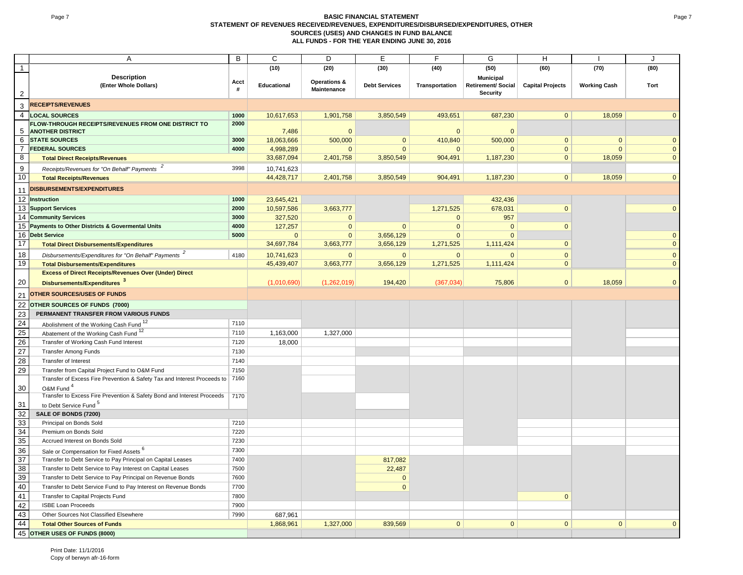# BASIC FINANCIAL STATEMENT
## STATEMENT OF REVENUES RECEIVED/REVENUES, EXPENDITURES/DISBURSED/EXPENDITURES, OTHER SOURCES (USES) AND CHANGES IN FUND BALANCE
## ALL FUNDS - FOR THE YEAR ENDING JUNE 30, 2016

| | A | B | C | D | E | F | G | H | I | J |
|---|---|---|---|---|---|---|---|---|---|---|
| 1 | | | (10) | (20) | (30) | (40) | (50) | (60) | (70) | (80) |
| 2 | **Description (Enter Whole Dollars)** | **Acct #** | **Educational** | **Operations & Maintenance** | **Debt Services** | **Transportation** | **Municipal Retirement/ Social Security** | **Capital Projects** | **Working Cash** | **Tort** |
| 3 | **RECEIPTS/REVENUES** | | | | | | | | | |
| 4 | **LOCAL SOURCES** | **1000** | 10,617,653 | 1,901,758 | 3,850,549 | 493,651 | 687,230 | 0 | 18,059 | 0 |
| 5 | **FLOW-THROUGH RECEIPTS/REVENUES FROM ONE DISTRICT TO ANOTHER DISTRICT** | **2000** | 7,486 | 0 | | 0 | 0 | | | |
| 6 | **STATE SOURCES** | **3000** | 18,063,666 | 500,000 | 0 | 410,840 | 500,000 | 0 | 0 | 0 |
| 7 | **FEDERAL SOURCES** | **4000** | 4,998,289 | 0 | 0 | 0 | 0 | 0 | 0 | 0 |
| 8 | **Total Direct Receipts/Revenues** | | 33,687,094 | 2,401,758 | 3,850,549 | 904,491 | 1,187,230 | 0 | 18,059 | 0 |
| 9 | *Receipts/Revenues for "On Behalf" Payments* [2] | 3998 | 10,741,623 | | | | | | | |
| 10 | **Total Receipts/Revenues** | | 44,428,717 | 2,401,758 | 3,850,549 | 904,491 | 1,187,230 | 0 | 18,059 | 0 |
| 11 | **DISBURSEMENTS/EXPENDITURES** | | | | | | | | | |
| 12 | **Instruction** | **1000** | 23,645,421 | | | | 432,436 | | | |
| 13 | **Support Services** | **2000** | 10,597,586 | 3,663,777 | | 1,271,525 | 678,031 | 0 | | 0 |
| 14 | **Community Services** | **3000** | 327,520 | 0 | | 0 | 957 | | | |
| 15 | **Payments to Other Districts & Govermental Units** | **4000** | 127,257 | 0 | 0 | 0 | 0 | 0 | | |
| 16 | **Debt Service** | **5000** | 0 | 0 | 3,656,129 | 0 | 0 | | | 0 |
| 17 | **Total Direct Disbursements/Expenditures** | | 34,697,784 | 3,663,777 | 3,656,129 | 1,271,525 | 1,111,424 | 0 | | 0 |
| 18 | *Disbursements/Expenditures for "On Behalf" Payments* [2] | 4180 | 10,741,623 | 0 | 0 | 0 | 0 | 0 | | 0 |
| 19 | **Total Disbursements/Expenditures** | | 45,439,407 | 3,663,777 | 3,656,129 | 1,271,525 | 1,111,424 | 0 | | 0 |
| 20 | **Excess of Direct Receipts/Revenues Over (Under) Direct Disbursements/Expenditures** [3] | | (1,010,690) | (1,262,019) | 194,420 | (367,034) | 75,806 | 0 | 18,059 | 0 |
| 21 | **OTHER SOURCES/USES OF FUNDS** | | | | | | | | | |
| 22 | **OTHER SOURCES OF FUNDS (7000)** | | | | | | | | | |
| 23 | **PERMANENT TRANSFER FROM VARIOUS FUNDS** | | | | | | | | | |
| 24 | Abolishment of the Working Cash Fund [12] | 7110 | | | | | | | | |
| 25 | Abatement of the Working Cash Fund [12] | 7110 | 1,163,000 | 1,327,000 | | | | | | |
| 26 | Transfer of Working Cash Fund Interest | 7120 | 18,000 | | | | | | | |
| 27 | Transfer Among Funds | 7130 | | | | | | | | |
| 28 | Transfer of Interest | 7140 | | | | | | | | |
| 29 | Transfer from Capital Project Fund to O&M Fund | 7150 | | | | | | | | |
| 30 | Transfer of Excess Fire Prevention & Safety Tax and Interest Proceeds to O&M Fund [4] | 7160 | | | | | | | | |
| 31 | Transfer to Excess Fire Prevention & Safety Bond and Interest Proceeds to Debt Service Fund [5] | 7170 | | | | | | | | |
| 32 | **SALE OF BONDS (7200)** | | | | | | | | | |
| 33 | Principal on Bonds Sold | 7210 | | | | | | | | |
| 34 | Premium on Bonds Sold | 7220 | | | | | | | | |
| 35 | Accrued Interest on Bonds Sold | 7230 | | | | | | | | |
| 36 | Sale or Compensation for Fixed Assets [6] | 7300 | | | | | | | | |
| 37 | Transfer to Debt Service to Pay Principal on Capital Leases | 7400 | | | 817,082 | | | | | |
| 38 | Transfer to Debt Service to Pay Interest on Capital Leases | 7500 | | | 22,487 | | | | | |
| 39 | Transfer to Debt Service to Pay Principal on Revenue Bonds | 7600 | | | 0 | | | | | |
| 40 | Transfer to Debt Service Fund to Pay Interest on Revenue Bonds | 7700 | | | 0 | | | | | |
| 41 | Transfer to Capital Projects Fund | 7800 | | | | | | 0 | | |
| 42 | ISBE Loan Proceeds | 7900 | | | | | | | | |
| 43 | Other Sources Not Classified Elsewhere | 7990 | 687,961 | | | | | | | |
| 44 | **Total Other Sources of Funds** | | 1,868,961 | 1,327,000 | 839,569 | 0 | 0 | 0 | 0 | 0 |
| 45 | **OTHER USES OF FUNDS (8000)** | | | | | | | | | |

Print Date: 11/1/2016
Copy of berwyn afr-16-form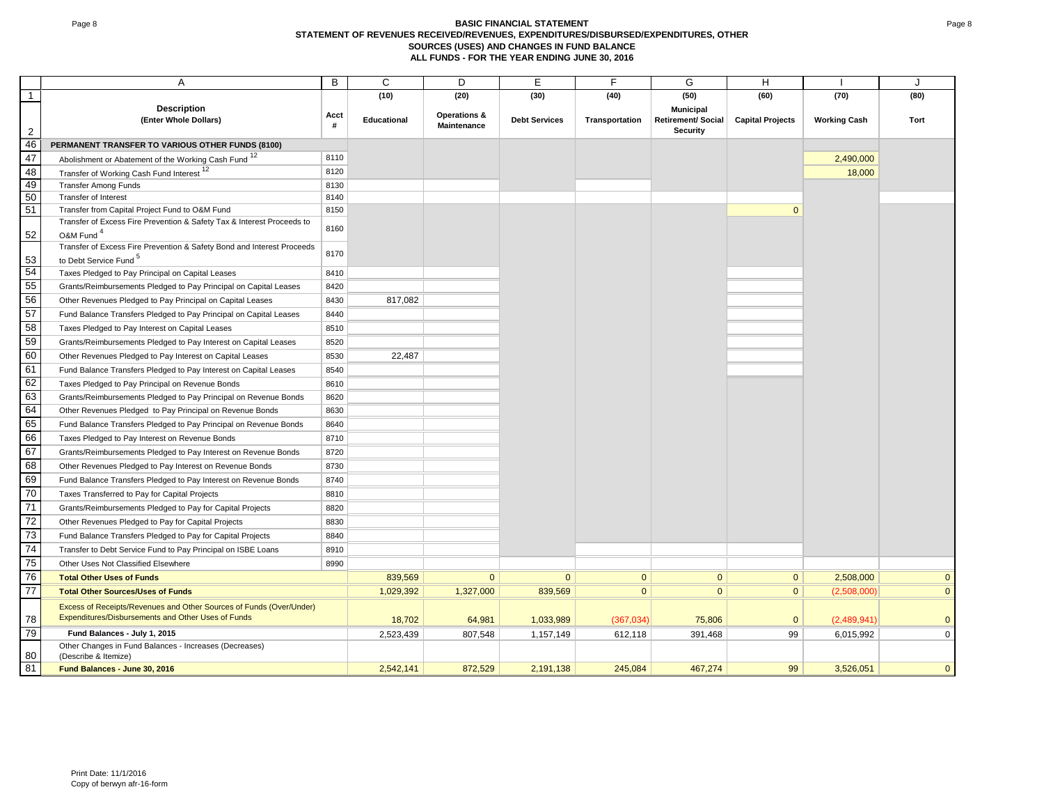# BASIC FINANCIAL STATEMENT
## STATEMENT OF REVENUES RECEIVED/REVENUES, EXPENDITURES/DISBURSED/EXPENDITURES, OTHER SOURCES (USES) AND CHANGES IN FUND BALANCE
## ALL FUNDS - FOR THE YEAR ENDING JUNE 30, 2016

| | A | B | C | D | E | F | G | H | I | J |
|---|---|---|---|---|---|---|---|---|---|---|
| 1 | | | (10) | (20) | (30) | (40) | (50) | (60) | (70) | (80) |
| 2 | **Description (Enter Whole Dollars)** | **Acct #** | **Educational** | **Operations & Maintenance** | **Debt Services** | **Transportation** | **Municipal Retirement/ Social Security** | **Capital Projects** | **Working Cash** | **Tort** |
| 46 | **PERMANENT TRANSFER TO VARIOUS OTHER FUNDS (8100)** | | | | | | | | | |
| 47 | Abolishment or Abatement of the Working Cash Fund [12] | 8110 | | | | | | | 2,490,000 | |
| 48 | Transfer of Working Cash Fund Interest [12] | 8120 | | | | | | | 18,000 | |
| 49 | Transfer Among Funds | 8130 | | | | | | | | |
| 50 | Transfer of Interest | 8140 | | | | | | | | |
| 51 | Transfer from Capital Project Fund to O&M Fund | 8150 | | | | | | 0 | | |
| 52 | Transfer of Excess Fire Prevention & Safety Tax & Interest Proceeds to O&M Fund [4] | 8160 | | | | | | | | |
| 53 | Transfer of Excess Fire Prevention & Safety Bond and Interest Proceeds to Debt Service Fund [5] | 8170 | | | | | | | | |
| 54 | Taxes Pledged to Pay Principal on Capital Leases | 8410 | | | | | | | | |
| 55 | Grants/Reimbursements Pledged to Pay Principal on Capital Leases | 8420 | | | | | | | | |
| 56 | Other Revenues Pledged to Pay Principal on Capital Leases | 8430 | 817,082 | | | | | | | |
| 57 | Fund Balance Transfers Pledged to Pay Principal on Capital Leases | 8440 | | | | | | | | |
| 58 | Taxes Pledged to Pay Interest on Capital Leases | 8510 | | | | | | | | |
| 59 | Grants/Reimbursements Pledged to Pay Interest on Capital Leases | 8520 | | | | | | | | |
| 60 | Other Revenues Pledged to Pay Interest on Capital Leases | 8530 | 22,487 | | | | | | | |
| 61 | Fund Balance Transfers Pledged to Pay Interest on Capital Leases | 8540 | | | | | | | | |
| 62 | Taxes Pledged to Pay Principal on Revenue Bonds | 8610 | | | | | | | | |
| 63 | Grants/Reimbursements Pledged to Pay Principal on Revenue Bonds | 8620 | | | | | | | | |
| 64 | Other Revenues Pledged to Pay Principal on Revenue Bonds | 8630 | | | | | | | | |
| 65 | Fund Balance Transfers Pledged to Pay Principal on Revenue Bonds | 8640 | | | | | | | | |
| 66 | Taxes Pledged to Pay Interest on Revenue Bonds | 8710 | | | | | | | | |
| 67 | Grants/Reimbursements Pledged to Pay Interest on Revenue Bonds | 8720 | | | | | | | | |
| 68 | Other Revenues Pledged to Pay Interest on Revenue Bonds | 8730 | | | | | | | | |
| 69 | Fund Balance Transfers Pledged to Pay Interest on Revenue Bonds | 8740 | | | | | | | | |
| 70 | Taxes Transferred to Pay for Capital Projects | 8810 | | | | | | | | |
| 71 | Grants/Reimbursements Pledged to Pay for Capital Projects | 8820 | | | | | | | | |
| 72 | Other Revenues Pledged to Pay for Capital Projects | 8830 | | | | | | | | |
| 73 | Fund Balance Transfers Pledged to Pay for Capital Projects | 8840 | | | | | | | | |
| 74 | Transfer to Debt Service Fund to Pay Principal on ISBE Loans | 8910 | | | | | | | | |
| 75 | Other Uses Not Classified Elsewhere | 8990 | | | | | | | | |
| 76 | **Total Other Uses of Funds** | | 839,569 | 0 | 0 | 0 | 0 | 0 | 2,508,000 | 0 |
| 77 | **Total Other Sources/Uses of Funds** | | 1,029,392 | 1,327,000 | 839,569 | 0 | 0 | 0 | (2,508,000) | 0 |
| 78 | Excess of Receipts/Revenues and Other Sources of Funds (Over/Under) Expenditures/Disbursements and Other Uses of Funds | | 18,702 | 64,981 | 1,033,989 | (367,034) | 75,806 | 0 | (2,489,941) | 0 |
| 79 | **Fund Balances - July 1, 2015** | | 2,523,439 | 807,548 | 1,157,149 | 612,118 | 391,468 | 99 | 6,015,992 | 0 |
| 80 | Other Changes in Fund Balances - Increases (Decreases) (Describe & Itemize) | | | | | | | | | |
| 81 | **Fund Balances - June 30, 2016** | | 2,542,141 | 872,529 | 2,191,138 | 245,084 | 467,274 | 99 | 3,526,051 | 0 |

Print Date: 11/1/2016
Copy of berwyn afr-16-form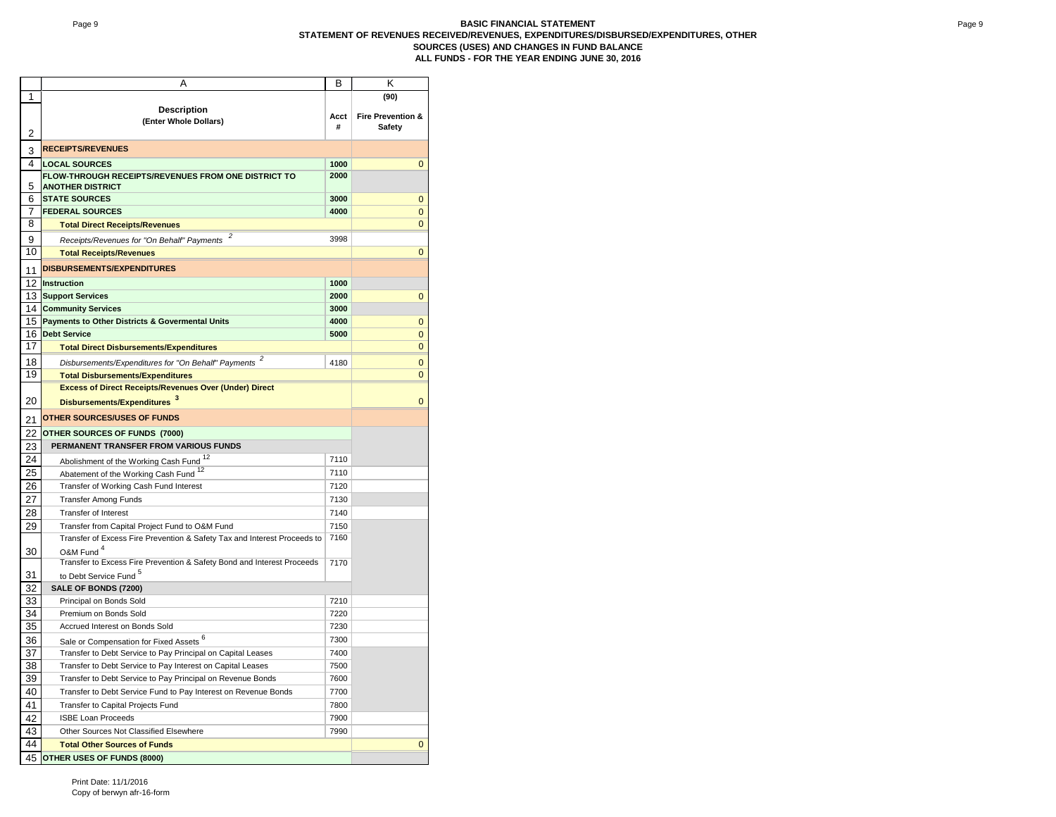# BASIC FINANCIAL STATEMENT

## STATEMENT OF REVENUES RECEIVED/REVENUES, EXPENDITURES/DISBURSED/EXPENDITURES, OTHER SOURCES (USES) AND CHANGES IN FUND BALANCE

## ALL FUNDS - FOR THE YEAR ENDING JUNE 30, 2016

| | A | B | K |
|---|---|---|---|
| 1 | | | (90) |
| 2 | **Description** (Enter Whole Dollars) | Acct # | Fire Prevention & Safety |
| 3 | **RECEIPTS/REVENUES** | | |
| 4 | **LOCAL SOURCES** | 1000 | 0 |
| 5 | **FLOW-THROUGH RECEIPTS/REVENUES FROM ONE DISTRICT TO ANOTHER DISTRICT** | 2000 | |
| 6 | **STATE SOURCES** | 3000 | 0 |
| 7 | **FEDERAL SOURCES** | 4000 | 0 |
| 8 | **Total Direct Receipts/Revenues** | | 0 |
| 9 | *Receipts/Revenues for "On Behalf" Payments* [2] | 3998 | |
| 10 | **Total Receipts/Revenues** | | 0 |
| 11 | **DISBURSEMENTS/EXPENDITURES** | | |
| 12 | **Instruction** | 1000 | |
| 13 | **Support Services** | 2000 | 0 |
| 14 | **Community Services** | 3000 | |
| 15 | **Payments to Other Districts & Govermental Units** | 4000 | 0 |
| 16 | **Debt Service** | 5000 | 0 |
| 17 | **Total Direct Disbursements/Expenditures** | | 0 |
| 18 | *Disbursements/Expenditures for "On Behalf" Payments* [2] | 4180 | 0 |
| 19 | **Total Disbursements/Expenditures** | | 0 |
| 20 | **Excess of Direct Receipts/Revenues Over (Under) Direct Disbursements/Expenditures** [3] | | 0 |
| 21 | **OTHER SOURCES/USES OF FUNDS** | | |
| 22 | **OTHER SOURCES OF FUNDS (7000)** | | |
| 23 | **PERMANENT TRANSFER FROM VARIOUS FUNDS** | | |
| 24 | Abolishment of the Working Cash Fund [12] | 7110 | |
| 25 | Abatement of the Working Cash Fund [12] | 7110 | |
| 26 | Transfer of Working Cash Fund Interest | 7120 | |
| 27 | Transfer Among Funds | 7130 | |
| 28 | Transfer of Interest | 7140 | |
| 29 | Transfer from Capital Project Fund to O&M Fund | 7150 | |
| 30 | Transfer of Excess Fire Prevention & Safety Tax and Interest Proceeds to O&M Fund [4] | 7160 | |
| 31 | Transfer to Excess Fire Prevention & Safety Bond and Interest Proceeds to Debt Service Fund [5] | 7170 | |
| 32 | **SALE OF BONDS (7200)** | | |
| 33 | Principal on Bonds Sold | 7210 | |
| 34 | Premium on Bonds Sold | 7220 | |
| 35 | Accrued Interest on Bonds Sold | 7230 | |
| 36 | Sale or Compensation for Fixed Assets [6] | 7300 | |
| 37 | Transfer to Debt Service to Pay Principal on Capital Leases | 7400 | |
| 38 | Transfer to Debt Service to Pay Interest on Capital Leases | 7500 | |
| 39 | Transfer to Debt Service to Pay Principal on Revenue Bonds | 7600 | |
| 40 | Transfer to Debt Service Fund to Pay Interest on Revenue Bonds | 7700 | |
| 41 | Transfer to Capital Projects Fund | 7800 | |
| 42 | ISBE Loan Proceeds | 7900 | |
| 43 | Other Sources Not Classified Elsewhere | 7990 | |
| 44 | **Total Other Sources of Funds** | | 0 |
| 45 | **OTHER USES OF FUNDS (8000)** | | |

Print Date: 11/1/2016
Copy of berwyn afr-16-form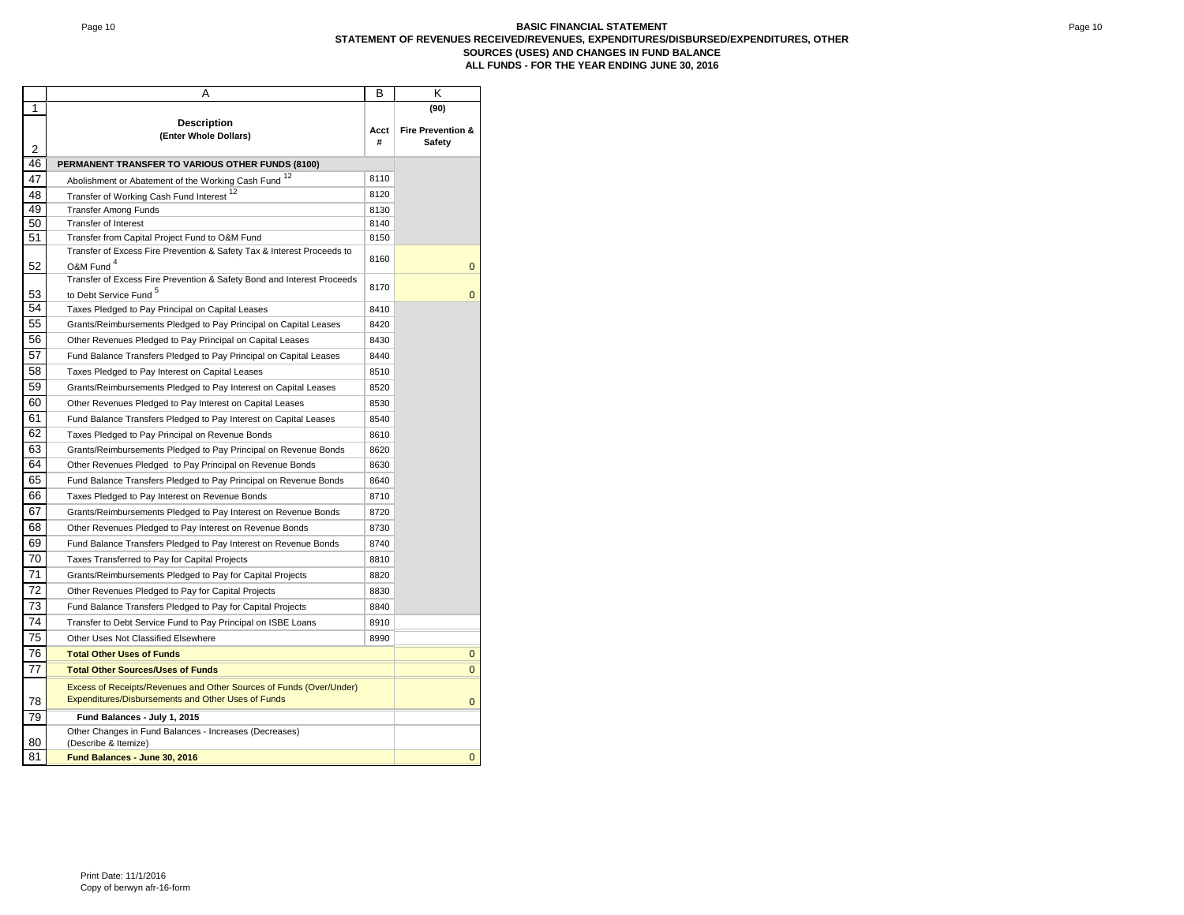**BASIC FINANCIAL STATEMENT**
**STATEMENT OF REVENUES RECEIVED/REVENUES, EXPENDITURES/DISBURSED/EXPENDITURES, OTHER SOURCES (USES) AND CHANGES IN FUND BALANCE**
**ALL FUNDS - FOR THE YEAR ENDING JUNE 30, 2016**

| | A | B | K |
|---|---|---|---|
| 1 | | | (90) |
| 2 | **Description** (Enter Whole Dollars) | Acct # | Fire Prevention & Safety |
| 46 | **PERMANENT TRANSFER TO VARIOUS OTHER FUNDS (8100)** | | |
| 47 | Abolishment or Abatement of the Working Cash Fund [12] | 8110 | |
| 48 | Transfer of Working Cash Fund Interest [12] | 8120 | |
| 49 | Transfer Among Funds | 8130 | |
| 50 | Transfer of Interest | 8140 | |
| 51 | Transfer from Capital Project Fund to O&M Fund | 8150 | |
| 52 | Transfer of Excess Fire Prevention & Safety Tax & Interest Proceeds to O&M Fund [4] | 8160 | 0 |
| 53 | Transfer of Excess Fire Prevention & Safety Bond and Interest Proceeds to Debt Service Fund [5] | 8170 | 0 |
| 54 | Taxes Pledged to Pay Principal on Capital Leases | 8410 | |
| 55 | Grants/Reimbursements Pledged to Pay Principal on Capital Leases | 8420 | |
| 56 | Other Revenues Pledged to Pay Principal on Capital Leases | 8430 | |
| 57 | Fund Balance Transfers Pledged to Pay Principal on Capital Leases | 8440 | |
| 58 | Taxes Pledged to Pay Interest on Capital Leases | 8510 | |
| 59 | Grants/Reimbursements Pledged to Pay Interest on Capital Leases | 8520 | |
| 60 | Other Revenues Pledged to Pay Interest on Capital Leases | 8530 | |
| 61 | Fund Balance Transfers Pledged to Pay Interest on Capital Leases | 8540 | |
| 62 | Taxes Pledged to Pay Principal on Revenue Bonds | 8610 | |
| 63 | Grants/Reimbursements Pledged to Pay Principal on Revenue Bonds | 8620 | |
| 64 | Other Revenues Pledged to Pay Principal on Revenue Bonds | 8630 | |
| 65 | Fund Balance Transfers Pledged to Pay Principal on Revenue Bonds | 8640 | |
| 66 | Taxes Pledged to Pay Interest on Revenue Bonds | 8710 | |
| 67 | Grants/Reimbursements Pledged to Pay Interest on Revenue Bonds | 8720 | |
| 68 | Other Revenues Pledged to Pay Interest on Revenue Bonds | 8730 | |
| 69 | Fund Balance Transfers Pledged to Pay Interest on Revenue Bonds | 8740 | |
| 70 | Taxes Transferred to Pay for Capital Projects | 8810 | |
| 71 | Grants/Reimbursements Pledged to Pay for Capital Projects | 8820 | |
| 72 | Other Revenues Pledged to Pay for Capital Projects | 8830 | |
| 73 | Fund Balance Transfers Pledged to Pay for Capital Projects | 8840 | |
| 74 | Transfer to Debt Service Fund to Pay Principal on ISBE Loans | 8910 | |
| 75 | Other Uses Not Classified Elsewhere | 8990 | |
| 76 | **Total Other Uses of Funds** | | 0 |
| 77 | **Total Other Sources/Uses of Funds** | | 0 |
| 78 | Excess of Receipts/Revenues and Other Sources of Funds (Over/Under) Expenditures/Disbursements and Other Uses of Funds | | 0 |
| 79 | **Fund Balances - July 1, 2015** | | |
| 80 | Other Changes in Fund Balances - Increases (Decreases) (Describe & Itemize) | | |
| 81 | **Fund Balances - June 30, 2016** | | 0 |

Print Date: 11/1/2016
Copy of berwyn afr-16-form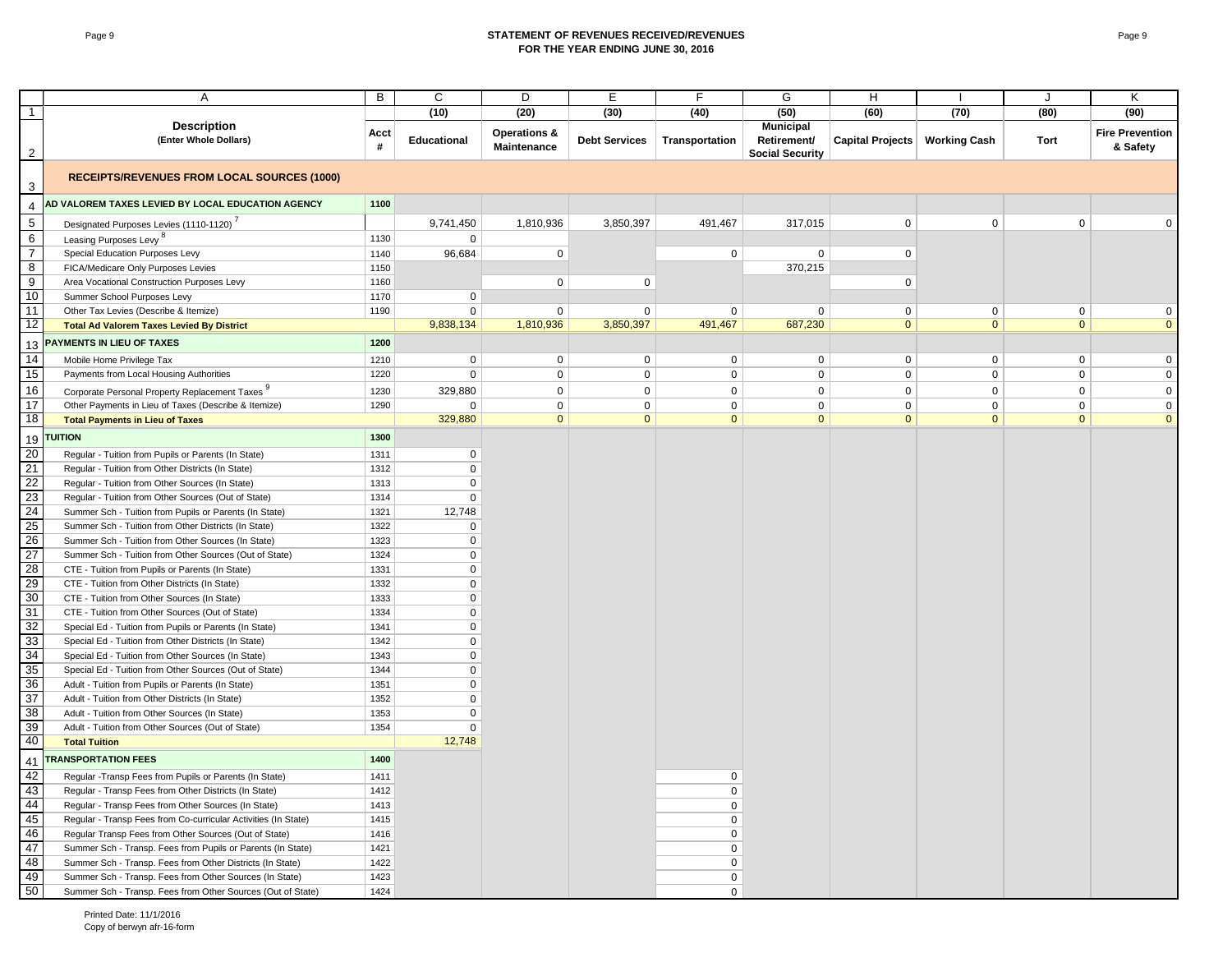# STATEMENT OF REVENUES RECEIVED/REVENUES FOR THE YEAR ENDING JUNE 30, 2016

| | A | B | C | D | E | F | G | H | I | J | K |
|---|---|---|---|---|---|---|---|---|---|---|---|
| 1 | | | (10) | (20) | (30) | (40) | (50) | (60) | (70) | (80) | (90) |
| 2 | **Description (Enter Whole Dollars)** | **Acct #** | **Educational** | **Operations & Maintenance** | **Debt Services** | **Transportation** | **Municipal Retirement/ Social Security** | **Capital Projects** | **Working Cash** | **Tort** | **Fire Prevention & Safety** |
| 3 | **RECEIPTS/REVENUES FROM LOCAL SOURCES (1000)** | | | | | | | | | | |
| 4 | **AD VALOREM TAXES LEVIED BY LOCAL EDUCATION AGENCY** | **1100** | | | | | | | | | |
| 5 | Designated Purposes Levies (1110-1120) [7] | | 9,741,450 | 1,810,936 | 3,850,397 | 491,467 | 317,015 | 0 | 0 | 0 | 0 |
| 6 | Leasing Purposes Levy [8] | 1130 | 0 | | | | | | | | |
| 7 | Special Education Purposes Levy | 1140 | 96,684 | 0 | | 0 | 0 | 0 | | | |
| 8 | FICA/Medicare Only Purposes Levies | 1150 | | | | | 370,215 | | | | |
| 9 | Area Vocational Construction Purposes Levy | 1160 | | 0 | 0 | | | 0 | | | |
| 10 | Summer School Purposes Levy | 1170 | 0 | | | | | | | | |
| 11 | Other Tax Levies (Describe & Itemize) | 1190 | 0 | 0 | 0 | 0 | 0 | 0 | 0 | 0 | 0 |
| 12 | **Total Ad Valorem Taxes Levied By District** | | 9,838,134 | 1,810,936 | 3,850,397 | 491,467 | 687,230 | 0 | 0 | 0 | 0 |
| 13 | **PAYMENTS IN LIEU OF TAXES** | **1200** | | | | | | | | | |
| 14 | Mobile Home Privilege Tax | 1210 | 0 | 0 | 0 | 0 | 0 | 0 | 0 | 0 | 0 |
| 15 | Payments from Local Housing Authorities | 1220 | 0 | 0 | 0 | 0 | 0 | 0 | 0 | 0 | 0 |
| 16 | Corporate Personal Property Replacement Taxes [9] | 1230 | 329,880 | 0 | 0 | 0 | 0 | 0 | 0 | 0 | 0 |
| 17 | Other Payments in Lieu of Taxes (Describe & Itemize) | 1290 | 0 | 0 | 0 | 0 | 0 | 0 | 0 | 0 | 0 |
| 18 | **Total Payments in Lieu of Taxes** | | 329,880 | 0 | 0 | 0 | 0 | 0 | 0 | 0 | 0 |
| 19 | **TUITION** | **1300** | | | | | | | | | |
| 20 | Regular - Tuition from Pupils or Parents (In State) | 1311 | 0 | | | | | | | | |
| 21 | Regular - Tuition from Other Districts (In State) | 1312 | 0 | | | | | | | | |
| 22 | Regular - Tuition from Other Sources (In State) | 1313 | 0 | | | | | | | | |
| 23 | Regular - Tuition from Other Sources (Out of State) | 1314 | 0 | | | | | | | | |
| 24 | Summer Sch - Tuition from Pupils or Parents (In State) | 1321 | 12,748 | | | | | | | | |
| 25 | Summer Sch - Tuition from Other Districts (In State) | 1322 | 0 | | | | | | | | |
| 26 | Summer Sch - Tuition from Other Sources (In State) | 1323 | 0 | | | | | | | | |
| 27 | Summer Sch - Tuition from Other Sources (Out of State) | 1324 | 0 | | | | | | | | |
| 28 | CTE - Tuition from Pupils or Parents (In State) | 1331 | 0 | | | | | | | | |
| 29 | CTE - Tuition from Other Districts (In State) | 1332 | 0 | | | | | | | | |
| 30 | CTE - Tuition from Other Sources (In State) | 1333 | 0 | | | | | | | | |
| 31 | CTE - Tuition from Other Sources (Out of State) | 1334 | 0 | | | | | | | | |
| 32 | Special Ed - Tuition from Pupils or Parents (In State) | 1341 | 0 | | | | | | | | |
| 33 | Special Ed - Tuition from Other Districts (In State) | 1342 | 0 | | | | | | | | |
| 34 | Special Ed - Tuition from Other Sources (In State) | 1343 | 0 | | | | | | | | |
| 35 | Special Ed - Tuition from Other Sources (Out of State) | 1344 | 0 | | | | | | | | |
| 36 | Adult - Tuition from Pupils or Parents (In State) | 1351 | 0 | | | | | | | | |
| 37 | Adult - Tuition from Other Districts (In State) | 1352 | 0 | | | | | | | | |
| 38 | Adult - Tuition from Other Sources (In State) | 1353 | 0 | | | | | | | | |
| 39 | Adult - Tuition from Other Sources (Out of State) | 1354 | 0 | | | | | | | | |
| 40 | **Total Tuition** | | 12,748 | | | | | | | | |
| 41 | **TRANSPORTATION FEES** | **1400** | | | | | | | | | |
| 42 | Regular -Transp Fees from Pupils or Parents (In State) | 1411 | | | | 0 | | | | | |
| 43 | Regular - Transp Fees from Other Districts (In State) | 1412 | | | | 0 | | | | | |
| 44 | Regular - Transp Fees from Other Sources (In State) | 1413 | | | | 0 | | | | | |
| 45 | Regular - Transp Fees from Co-curricular Activities (In State) | 1415 | | | | 0 | | | | | |
| 46 | Regular Transp Fees from Other Sources (Out of State) | 1416 | | | | 0 | | | | | |
| 47 | Summer Sch - Transp. Fees from Pupils or Parents (In State) | 1421 | | | | 0 | | | | | |
| 48 | Summer Sch - Transp. Fees from Other Districts (In State) | 1422 | | | | 0 | | | | | |
| 49 | Summer Sch - Transp. Fees from Other Sources (In State) | 1423 | | | | 0 | | | | | |
| 50 | Summer Sch - Transp. Fees from Other Sources (Out of State) | 1424 | | | | 0 | | | | | |

Printed Date: 11/1/2016
Copy of berwyn afr-16-form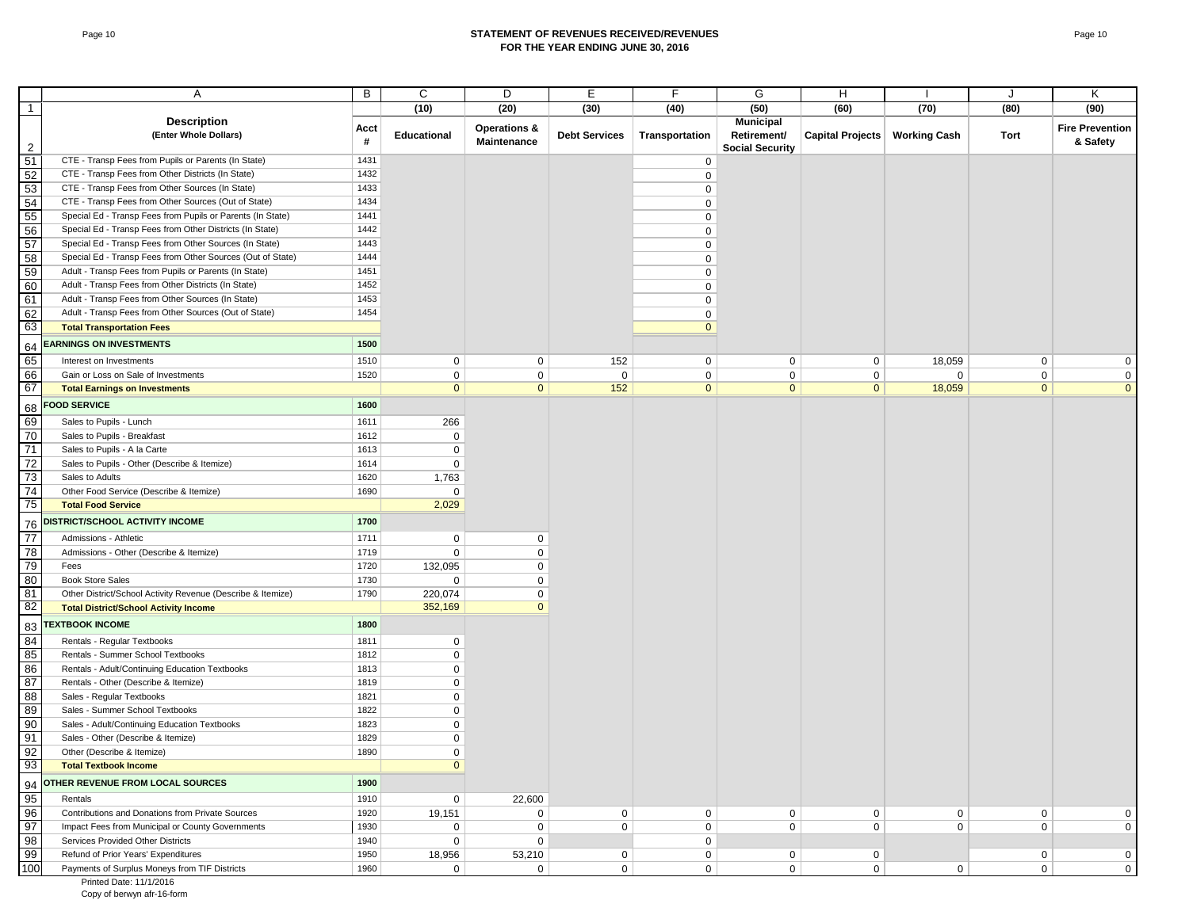# STATEMENT OF REVENUES RECEIVED/REVENUES
## FOR THE YEAR ENDING JUNE 30, 2016

| | A | B | C | D | E | F | G | H | I | J | K |
|---|---|---|---|---|---|---|---|---|---|---|---|
| 1 | | | (10) | (20) | (30) | (40) | (50) | (60) | (70) | (80) | (90) |
| 2 | **Description** (Enter Whole Dollars) | **Acct #** | **Educational** | **Operations & Maintenance** | **Debt Services** | **Transportation** | **Municipal Retirement/ Social Security** | **Capital Projects** | **Working Cash** | **Tort** | **Fire Prevention & Safety** |
| 51 | CTE - Transp Fees from Pupils or Parents (In State) | 1431 | | | | 0 | | | | | |
| 52 | CTE - Transp Fees from Other Districts (In State) | 1432 | | | | 0 | | | | | |
| 53 | CTE - Transp Fees from Other Sources (In State) | 1433 | | | | 0 | | | | | |
| 54 | CTE - Transp Fees from Other Sources (Out of State) | 1434 | | | | 0 | | | | | |
| 55 | Special Ed - Transp Fees from Pupils or Parents (In State) | 1441 | | | | 0 | | | | | |
| 56 | Special Ed - Transp Fees from Other Districts (In State) | 1442 | | | | 0 | | | | | |
| 57 | Special Ed - Transp Fees from Other Sources (In State) | 1443 | | | | 0 | | | | | |
| 58 | Special Ed - Transp Fees from Other Sources (Out of State) | 1444 | | | | 0 | | | | | |
| 59 | Adult - Transp Fees from Pupils or Parents (In State) | 1451 | | | | 0 | | | | | |
| 60 | Adult - Transp Fees from Other Districts (In State) | 1452 | | | | 0 | | | | | |
| 61 | Adult - Transp Fees from Other Sources (In State) | 1453 | | | | 0 | | | | | |
| 62 | Adult - Transp Fees from Other Sources (Out of State) | 1454 | | | | 0 | | | | | |
| 63 | **Total Transportation Fees** | | | | | 0 | | | | | |
| 64 | **EARNINGS ON INVESTMENTS** | **1500** | | | | | | | | | |
| 65 | Interest on Investments | 1510 | 0 | 0 | 152 | 0 | 0 | 0 | 18,059 | 0 | 0 |
| 66 | Gain or Loss on Sale of Investments | 1520 | 0 | 0 | 0 | 0 | 0 | 0 | 0 | 0 | 0 |
| 67 | **Total Earnings on Investments** | | 0 | 0 | 152 | 0 | 0 | 0 | 18,059 | 0 | 0 |
| 68 | **FOOD SERVICE** | **1600** | | | | | | | | | |
| 69 | Sales to Pupils - Lunch | 1611 | 266 | | | | | | | | |
| 70 | Sales to Pupils - Breakfast | 1612 | 0 | | | | | | | | |
| 71 | Sales to Pupils - A la Carte | 1613 | 0 | | | | | | | | |
| 72 | Sales to Pupils - Other (Describe & Itemize) | 1614 | 0 | | | | | | | | |
| 73 | Sales to Adults | 1620 | 1,763 | | | | | | | | |
| 74 | Other Food Service (Describe & Itemize) | 1690 | 0 | | | | | | | | |
| 75 | **Total Food Service** | | 2,029 | | | | | | | | |
| 76 | **DISTRICT/SCHOOL ACTIVITY INCOME** | **1700** | | | | | | | | | |
| 77 | Admissions - Athletic | 1711 | 0 | 0 | | | | | | | |
| 78 | Admissions - Other (Describe & Itemize) | 1719 | 0 | 0 | | | | | | | |
| 79 | Fees | 1720 | 132,095 | 0 | | | | | | | |
| 80 | Book Store Sales | 1730 | 0 | 0 | | | | | | | |
| 81 | Other District/School Activity Revenue (Describe & Itemize) | 1790 | 220,074 | 0 | | | | | | | |
| 82 | **Total District/School Activity Income** | | 352,169 | 0 | | | | | | | |
| 83 | **TEXTBOOK INCOME** | **1800** | | | | | | | | | |
| 84 | Rentals - Regular Textbooks | 1811 | 0 | | | | | | | | |
| 85 | Rentals - Summer School Textbooks | 1812 | 0 | | | | | | | | |
| 86 | Rentals - Adult/Continuing Education Textbooks | 1813 | 0 | | | | | | | | |
| 87 | Rentals - Other (Describe & Itemize) | 1819 | 0 | | | | | | | | |
| 88 | Sales - Regular Textbooks | 1821 | 0 | | | | | | | | |
| 89 | Sales - Summer School Textbooks | 1822 | 0 | | | | | | | | |
| 90 | Sales - Adult/Continuing Education Textbooks | 1823 | 0 | | | | | | | | |
| 91 | Sales - Other (Describe & Itemize) | 1829 | 0 | | | | | | | | |
| 92 | Other (Describe & Itemize) | 1890 | 0 | | | | | | | | |
| 93 | **Total Textbook Income** | | 0 | | | | | | | | |
| 94 | **OTHER REVENUE FROM LOCAL SOURCES** | **1900** | | | | | | | | | |
| 95 | Rentals | 1910 | 0 | 22,600 | | | | | | | |
| 96 | Contributions and Donations from Private Sources | 1920 | 19,151 | 0 | 0 | 0 | 0 | 0 | 0 | 0 | 0 |
| 97 | Impact Fees from Municipal or County Governments | 1930 | 0 | 0 | 0 | 0 | 0 | 0 | 0 | 0 | 0 |
| 98 | Services Provided Other Districts | 1940 | 0 | 0 | | 0 | | | | | |
| 99 | Refund of Prior Years' Expenditures | 1950 | 18,956 | 53,210 | 0 | 0 | 0 | 0 | | 0 | 0 |
| 100 | Payments of Surplus Moneys from TIF Districts | 1960 | 0 | 0 | 0 | 0 | 0 | 0 | 0 | 0 | 0 |

Printed Date: 11/1/2016
Copy of berwyn afr-16-form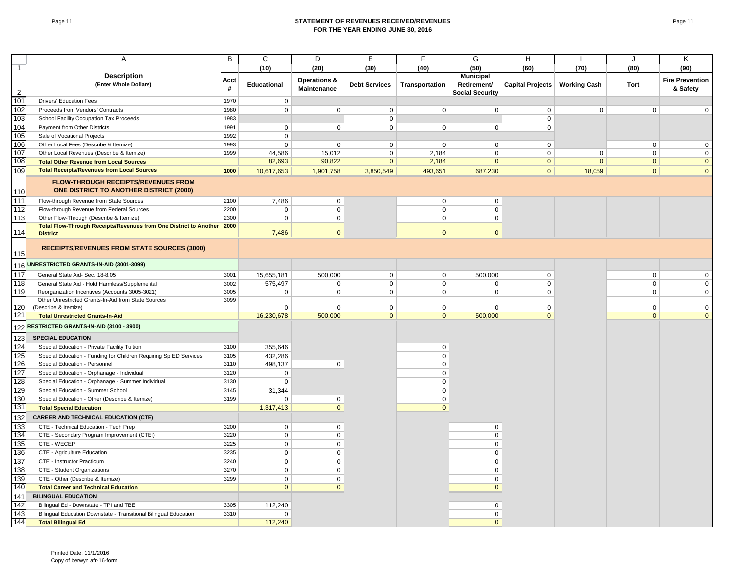# STATEMENT OF REVENUES RECEIVED/REVENUES FOR THE YEAR ENDING JUNE 30, 2016

| | A | B | C | D | E | F | G | H | I | J | K |
|---|---|---|---|---|---|---|---|---|---|---|---|
| 1 | | | (10) | (20) | (30) | (40) | (50) | (60) | (70) | (80) | (90) |
| 2 | **Description** (Enter Whole Dollars) | Acct # | Educational | Operations & Maintenance | Debt Services | Transportation | Municipal Retirement/ Social Security | Capital Projects | Working Cash | Tort | Fire Prevention & Safety |
| 101 | Drivers' Education Fees | 1970 | 0 | | | | | | | | |
| 102 | Proceeds from Vendors' Contracts | 1980 | 0 | 0 | 0 | 0 | 0 | 0 | 0 | 0 | 0 |
| 103 | School Facility Occupation Tax Proceeds | 1983 | | | 0 | | | 0 | | | |
| 104 | Payment from Other Districts | 1991 | 0 | 0 | 0 | 0 | 0 | 0 | | | |
| 105 | Sale of Vocational Projects | 1992 | 0 | | | | | | | | |
| 106 | Other Local Fees (Describe & Itemize) | 1993 | 0 | 0 | 0 | 0 | 0 | 0 | | 0 | 0 |
| 107 | Other Local Revenues (Describe & Itemize) | 1999 | 44,586 | 15,012 | 0 | 2,184 | 0 | 0 | 0 | 0 | 0 |
| 108 | **Total Other Revenue from Local Sources** | | 82,693 | 90,822 | 0 | 2,184 | 0 | 0 | 0 | 0 | 0 |
| 109 | **Total Receipts/Revenues from Local Sources** | 1000 | 10,617,653 | 1,901,758 | 3,850,549 | 493,651 | 687,230 | 0 | 18,059 | 0 | 0 |
| 110 | **FLOW-THROUGH RECEIPTS/REVENUES FROM ONE DISTRICT TO ANOTHER DISTRICT (2000)** | | | | | | | | | | |
| 111 | Flow-through Revenue from State Sources | 2100 | 7,486 | 0 | | 0 | 0 | | | | |
| 112 | Flow-through Revenue from Federal Sources | 2200 | 0 | 0 | | 0 | 0 | | | | |
| 113 | Other Flow-Through (Describe & Itemize) | 2300 | 0 | 0 | | 0 | 0 | | | | |
| 114 | **Total Flow-Through Receipts/Revenues from One District to Another District** | 2000 | 7,486 | 0 | | 0 | 0 | | | | |
| 115 | **RECEIPTS/REVENUES FROM STATE SOURCES (3000)** | | | | | | | | | | |
| 116 | **UNRESTRICTED GRANTS-IN-AID (3001-3099)** | | | | | | | | | | |
| 117 | General State Aid- Sec. 18-8.05 | 3001 | 15,655,181 | 500,000 | 0 | 0 | 500,000 | 0 | | 0 | 0 |
| 118 | General State Aid - Hold Harmless/Supplemental | 3002 | 575,497 | 0 | 0 | 0 | 0 | 0 | | 0 | 0 |
| 119 | Reorganization Incentives (Accounts 3005-3021) | 3005 | 0 | 0 | 0 | 0 | 0 | 0 | | 0 | 0 |
| 120 | Other Unrestricted Grants-In-Aid from State Sources (Describe & Itemize) | 3099 | 0 | 0 | 0 | 0 | 0 | 0 | | 0 | 0 |
| 121 | **Total Unrestricted Grants-In-Aid** | | 16,230,678 | 500,000 | 0 | 0 | 500,000 | 0 | | 0 | 0 |
| 122 | **RESTRICTED GRANTS-IN-AID (3100 - 3900)** | | | | | | | | | | |
| 123 | **SPECIAL EDUCATION** | | | | | | | | | | |
| 124 | Special Education - Private Facility Tuition | 3100 | 355,646 | | | 0 | | | | | |
| 125 | Special Education - Funding for Children Requiring Sp ED Services | 3105 | 432,286 | | | 0 | | | | | |
| 126 | Special Education - Personnel | 3110 | 498,137 | 0 | | 0 | | | | | |
| 127 | Special Education - Orphanage - Individual | 3120 | 0 | | | 0 | | | | | |
| 128 | Special Education - Orphanage - Summer Individual | 3130 | 0 | | | 0 | | | | | |
| 129 | Special Education - Summer School | 3145 | 31,344 | | | 0 | | | | | |
| 130 | Special Education - Other (Describe & Itemize) | 3199 | 0 | 0 | | 0 | | | | | |
| 131 | **Total Special Education** | | 1,317,413 | 0 | | 0 | | | | | |
| 132 | **CAREER AND TECHNICAL EDUCATION (CTE)** | | | | | | | | | | |
| 133 | CTE - Technical Education - Tech Prep | 3200 | 0 | 0 | | | 0 | | | | |
| 134 | CTE - Secondary Program Improvement (CTEI) | 3220 | 0 | 0 | | | 0 | | | | |
| 135 | CTE - WECEP | 3225 | 0 | 0 | | | 0 | | | | |
| 136 | CTE - Agriculture Education | 3235 | 0 | 0 | | | 0 | | | | |
| 137 | CTE - Instructor Practicum | 3240 | 0 | 0 | | | 0 | | | | |
| 138 | CTE - Student Organizations | 3270 | 0 | 0 | | | 0 | | | | |
| 139 | CTE - Other (Describe & Itemize) | 3299 | 0 | 0 | | | 0 | | | | |
| 140 | **Total Career and Technical Education** | | 0 | 0 | | | 0 | | | | |
| 141 | **BILINGUAL EDUCATION** | | | | | | | | | | |
| 142 | Bilingual Ed - Downstate - TPI and TBE | 3305 | 112,240 | | | | 0 | | | | |
| 143 | Bilingual Education Downstate - Transitional Bilingual Education | 3310 | 0 | | | | 0 | | | | |
| 144 | **Total Bilingual Ed** | | 112,240 | | | | 0 | | | | |

Printed Date: 11/1/2016
Copy of berwyn afr-16-form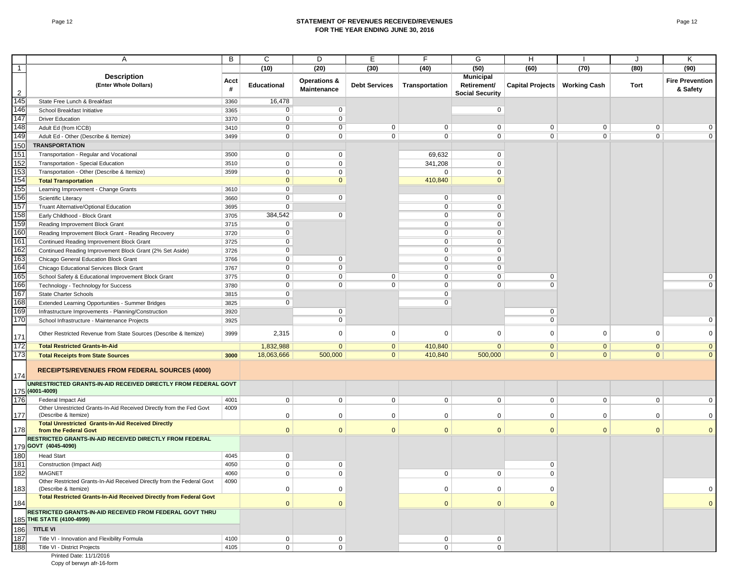## STATEMENT OF REVENUES RECEIVED/REVENUES FOR THE YEAR ENDING JUNE 30, 2016

| | A | B | C | D | E | F | G | H | I | J | K |
|---|---|---|---|---|---|---|---|---|---|---|---|
| 1 | | | (10) | (20) | (30) | (40) | (50) | (60) | (70) | (80) | (90) |
| 2 | **Description** (Enter Whole Dollars) | Acct # | Educational | Operations & Maintenance | Debt Services | Transportation | Municipal Retirement/ Social Security | Capital Projects | Working Cash | Tort | Fire Prevention & Safety |
| 145 | State Free Lunch & Breakfast | 3360 | 16,478 | | | | | | | | |
| 146 | School Breakfast Initiative | 3365 | 0 | 0 | | | 0 | | | | |
| 147 | Driver Education | 3370 | 0 | 0 | | | | | | | |
| 148 | Adult Ed (from ICCB) | 3410 | 0 | 0 | 0 | 0 | 0 | 0 | 0 | 0 | 0 |
| 149 | Adult Ed - Other (Describe & Itemize) | 3499 | 0 | 0 | 0 | 0 | 0 | 0 | 0 | 0 | 0 |
| 150 | **TRANSPORTATION** | | | | | | | | | | |
| 151 | Transportation - Regular and Vocational | 3500 | 0 | 0 | | 69,632 | 0 | | | | |
| 152 | Transportation - Special Education | 3510 | 0 | 0 | | 341,208 | 0 | | | | |
| 153 | Transportation - Other (Describe & Itemize) | 3599 | 0 | 0 | | 0 | 0 | | | | |
| 154 | **Total Transportation** | | 0 | 0 | | 410,840 | 0 | | | | |
| 155 | Learning Improvement - Change Grants | 3610 | 0 | | | | | | | | |
| 156 | Scientific Literacy | 3660 | 0 | 0 | | 0 | 0 | | | | |
| 157 | Truant Alternative/Optional Education | 3695 | 0 | | | 0 | 0 | | | | |
| 158 | Early Childhood - Block Grant | 3705 | 384,542 | 0 | | 0 | 0 | | | | |
| 159 | Reading Improvement Block Grant | 3715 | 0 | | | 0 | 0 | | | | |
| 160 | Reading Improvement Block Grant - Reading Recovery | 3720 | 0 | | | 0 | 0 | | | | |
| 161 | Continued Reading Improvement Block Grant | 3725 | 0 | | | 0 | 0 | | | | |
| 162 | Continued Reading Improvement Block Grant (2% Set Aside) | 3726 | 0 | | | 0 | 0 | | | | |
| 163 | Chicago General Education Block Grant | 3766 | 0 | 0 | | 0 | 0 | | | | |
| 164 | Chicago Educational Services Block Grant | 3767 | 0 | 0 | | 0 | 0 | | | | |
| 165 | School Safety & Educational Improvement Block Grant | 3775 | 0 | 0 | 0 | 0 | 0 | 0 | | | 0 |
| 166 | Technology - Technology for Success | 3780 | 0 | 0 | 0 | 0 | 0 | 0 | | | 0 |
| 167 | State Charter Schools | 3815 | 0 | | | 0 | | | | | |
| 168 | Extended Learning Opportunities - Summer Bridges | 3825 | 0 | | | 0 | | | | | |
| 169 | Infrastructure Improvements - Planning/Construction | 3920 | | 0 | | | | 0 | | | |
| 170 | School Infrastructure - Maintenance Projects | 3925 | | 0 | | | | 0 | | | 0 |
| 171 | Other Restricted Revenue from State Sources (Describe & Itemize) | 3999 | 2,315 | 0 | 0 | 0 | 0 | 0 | 0 | 0 | 0 |
| 172 | **Total Restricted Grants-In-Aid** | | 1,832,988 | 0 | 0 | 410,840 | 0 | 0 | 0 | 0 | 0 |
| 173 | **Total Receipts from State Sources** | **3000** | 18,063,666 | 500,000 | 0 | 410,840 | 500,000 | 0 | 0 | 0 | 0 |
| 174 | **RECEIPTS/REVENUES FROM FEDERAL SOURCES (4000)** | | | | | | | | | | |
| 175 | **UNRESTRICTED GRANTS-IN-AID RECEIVED DIRECTLY FROM FEDERAL GOVT (4001-4009)** | | | | | | | | | | |
| 176 | Federal Impact Aid | 4001 | 0 | 0 | 0 | 0 | 0 | 0 | 0 | 0 | 0 |
| 177 | Other Unrestricted Grants-In-Aid Received Directly from the Fed Govt (Describe & Itemize) | 4009 | 0 | 0 | 0 | 0 | 0 | 0 | 0 | 0 | 0 |
| 178 | **Total Unrestricted Grants-In-Aid Received Directly from the Federal Govt** | | 0 | 0 | 0 | 0 | 0 | 0 | 0 | 0 | 0 |
| 179 | **RESTRICTED GRANTS-IN-AID RECEIVED DIRECTLY FROM FEDERAL GOVT (4045-4090)** | | | | | | | | | | |
| 180 | Head Start | 4045 | 0 | | | | | | | | |
| 181 | Construction (Impact Aid) | 4050 | 0 | 0 | | | | 0 | | | |
| 182 | MAGNET | 4060 | 0 | 0 | | 0 | 0 | 0 | | | |
| 183 | Other Restricted Grants-In-Aid Received Directly from the Federal Govt (Describe & Itemize) | 4090 | 0 | 0 | | 0 | 0 | 0 | | | 0 |
| 184 | **Total Restricted Grants-In-Aid Received Directly from Federal Govt** | | 0 | 0 | | 0 | 0 | 0 | | | 0 |
| 185 | **RESTRICTED GRANTS-IN-AID RECEIVED FROM FEDERAL GOVT THRU THE STATE (4100-4999)** | | | | | | | | | | |
| 186 | **TITLE VI** | | | | | | | | | | |
| 187 | Title VI - Innovation and Flexibility Formula | 4100 | 0 | 0 | | 0 | 0 | | | | |
| 188 | Title VI - District Projects | 4105 | 0 | 0 | | 0 | 0 | | | | |

Printed Date: 11/1/2016
Copy of berwyn afr-16-form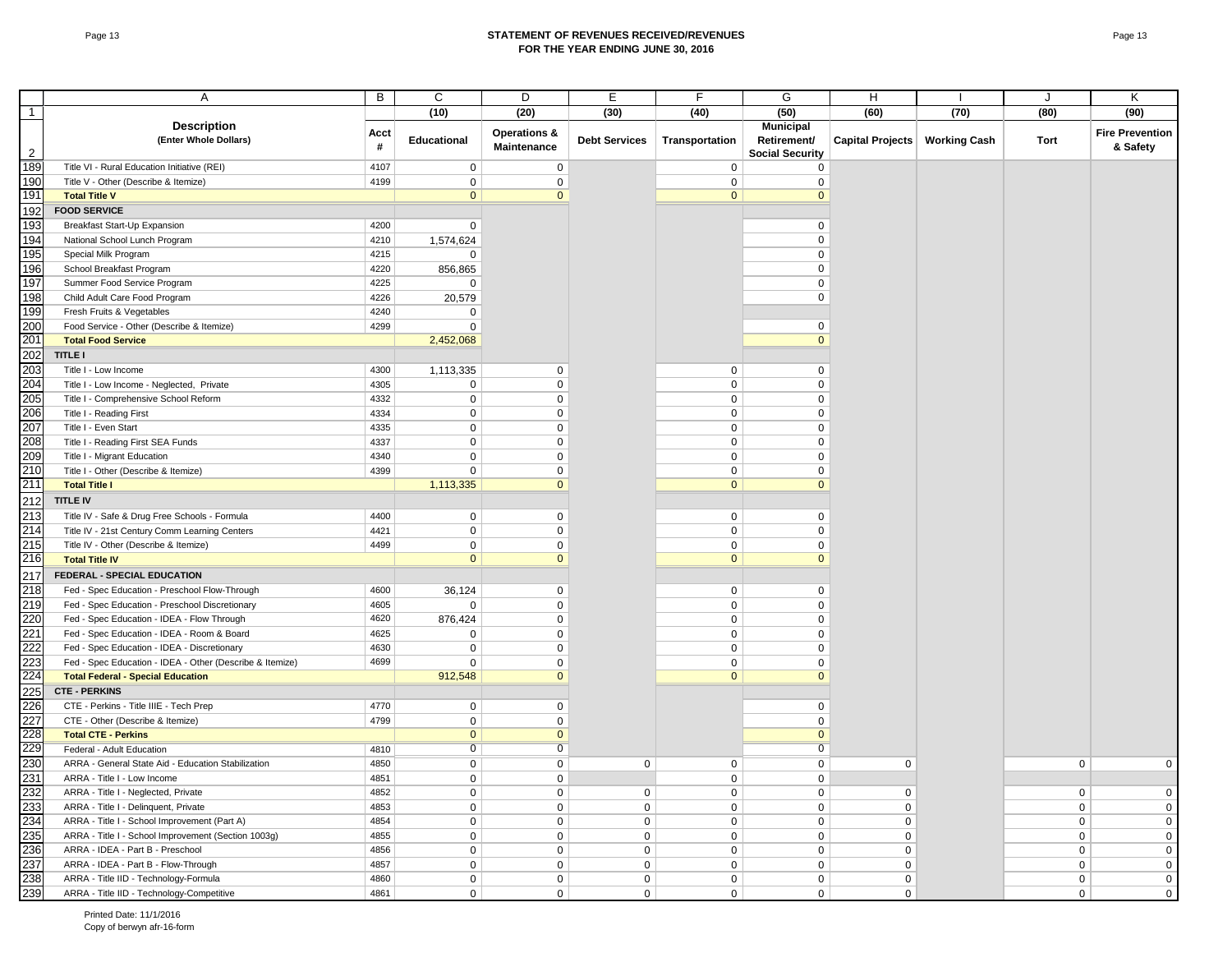# STATEMENT OF REVENUES RECEIVED/REVENUES
## FOR THE YEAR ENDING JUNE 30, 2016

| | A | B | C | D | E | F | G | H | I | J | K |
|---|---|---|---|---|---|---|---|---|---|---|---|
| 1 | | | (10) | (20) | (30) | (40) | (50) | (60) | (70) | (80) | (90) |
| 2 | **Description** (Enter Whole Dollars) | Acct # | Educational | Operations & Maintenance | Debt Services | Transportation | Municipal Retirement/ Social Security | Capital Projects | Working Cash | Tort | Fire Prevention & Safety |
| 189 | Title VI - Rural Education Initiative (REI) | 4107 | 0 | 0 | | 0 | 0 | | | | |
| 190 | Title V - Other (Describe & Itemize) | 4199 | 0 | 0 | | 0 | 0 | | | | |
| 191 | **Total Title V** | | 0 | 0 | | 0 | 0 | | | | |
| 192 | **FOOD SERVICE** | | | | | | | | | | |
| 193 | Breakfast Start-Up Expansion | 4200 | 0 | | | | 0 | | | | |
| 194 | National School Lunch Program | 4210 | 1,574,624 | | | | 0 | | | | |
| 195 | Special Milk Program | 4215 | 0 | | | | 0 | | | | |
| 196 | School Breakfast Program | 4220 | 856,865 | | | | 0 | | | | |
| 197 | Summer Food Service Program | 4225 | 0 | | | | 0 | | | | |
| 198 | Child Adult Care Food Program | 4226 | 20,579 | | | | 0 | | | | |
| 199 | Fresh Fruits & Vegetables | 4240 | 0 | | | | | | | | |
| 200 | Food Service - Other (Describe & Itemize) | 4299 | 0 | | | | 0 | | | | |
| 201 | **Total Food Service** | | 2,452,068 | | | | 0 | | | | |
| 202 | **TITLE I** | | | | | | | | | | |
| 203 | Title I - Low Income | 4300 | 1,113,335 | 0 | | 0 | 0 | | | | |
| 204 | Title I - Low Income - Neglected, Private | 4305 | 0 | 0 | | 0 | 0 | | | | |
| 205 | Title I - Comprehensive School Reform | 4332 | 0 | 0 | | 0 | 0 | | | | |
| 206 | Title I - Reading First | 4334 | 0 | 0 | | 0 | 0 | | | | |
| 207 | Title I - Even Start | 4335 | 0 | 0 | | 0 | 0 | | | | |
| 208 | Title I - Reading First SEA Funds | 4337 | 0 | 0 | | 0 | 0 | | | | |
| 209 | Title I - Migrant Education | 4340 | 0 | 0 | | 0 | 0 | | | | |
| 210 | Title I - Other (Describe & Itemize) | 4399 | 0 | 0 | | 0 | 0 | | | | |
| 211 | **Total Title I** | | 1,113,335 | 0 | | 0 | 0 | | | | |
| 212 | **TITLE IV** | | | | | | | | | | |
| 213 | Title IV - Safe & Drug Free Schools - Formula | 4400 | 0 | 0 | | 0 | 0 | | | | |
| 214 | Title IV - 21st Century Comm Learning Centers | 4421 | 0 | 0 | | 0 | 0 | | | | |
| 215 | Title IV - Other (Describe & Itemize) | 4499 | 0 | 0 | | 0 | 0 | | | | |
| 216 | **Total Title IV** | | 0 | 0 | | 0 | 0 | | | | |
| 217 | **FEDERAL - SPECIAL EDUCATION** | | | | | | | | | | |
| 218 | Fed - Spec Education - Preschool Flow-Through | 4600 | 36,124 | 0 | | 0 | 0 | | | | |
| 219 | Fed - Spec Education - Preschool Discretionary | 4605 | 0 | 0 | | 0 | 0 | | | | |
| 220 | Fed - Spec Education - IDEA - Flow Through | 4620 | 876,424 | 0 | | 0 | 0 | | | | |
| 221 | Fed - Spec Education - IDEA - Room & Board | 4625 | 0 | 0 | | 0 | 0 | | | | |
| 222 | Fed - Spec Education - IDEA - Discretionary | 4630 | 0 | 0 | | 0 | 0 | | | | |
| 223 | Fed - Spec Education - IDEA - Other (Describe & Itemize) | 4699 | 0 | 0 | | 0 | 0 | | | | |
| 224 | **Total Federal - Special Education** | | 912,548 | 0 | | 0 | 0 | | | | |
| 225 | **CTE - PERKINS** | | | | | | | | | | |
| 226 | CTE - Perkins - Title IIIE - Tech Prep | 4770 | 0 | 0 | | | 0 | | | | |
| 227 | CTE - Other (Describe & Itemize) | 4799 | 0 | 0 | | | 0 | | | | |
| 228 | **Total CTE - Perkins** | | 0 | 0 | | | 0 | | | | |
| 229 | Federal - Adult Education | 4810 | 0 | 0 | | | 0 | | | | |
| 230 | ARRA - General State Aid - Education Stabilization | 4850 | 0 | 0 | 0 | 0 | 0 | 0 | | 0 | 0 |
| 231 | ARRA - Title I - Low Income | 4851 | 0 | 0 | | 0 | 0 | | | | |
| 232 | ARRA - Title I - Neglected, Private | 4852 | 0 | 0 | 0 | 0 | 0 | 0 | | 0 | 0 |
| 233 | ARRA - Title I - Delinquent, Private | 4853 | 0 | 0 | 0 | 0 | 0 | 0 | | 0 | 0 |
| 234 | ARRA - Title I - School Improvement (Part A) | 4854 | 0 | 0 | 0 | 0 | 0 | 0 | | 0 | 0 |
| 235 | ARRA - Title I - School Improvement (Section 1003g) | 4855 | 0 | 0 | 0 | 0 | 0 | 0 | | 0 | 0 |
| 236 | ARRA - IDEA - Part B - Preschool | 4856 | 0 | 0 | 0 | 0 | 0 | 0 | | 0 | 0 |
| 237 | ARRA - IDEA - Part B - Flow-Through | 4857 | 0 | 0 | 0 | 0 | 0 | 0 | | 0 | 0 |
| 238 | ARRA - Title IID - Technology-Formula | 4860 | 0 | 0 | 0 | 0 | 0 | 0 | | 0 | 0 |
| 239 | ARRA - Title IID - Technology-Competitive | 4861 | 0 | 0 | 0 | 0 | 0 | 0 | | 0 | 0 |

Printed Date: 11/1/2016
Copy of berwyn afr-16-form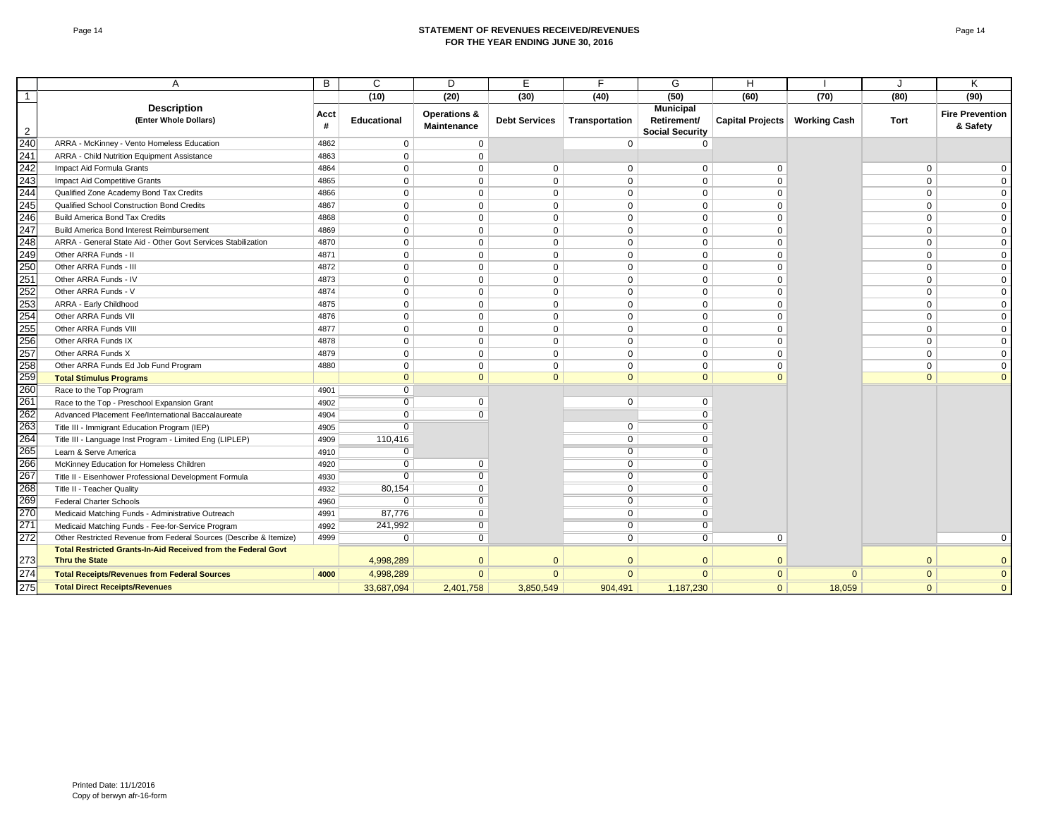# STATEMENT OF REVENUES RECEIVED/REVENUES
## FOR THE YEAR ENDING JUNE 30, 2016

| | A | B | C | D | E | F | G | H | I | J | K |
|---|---|---|---|---|---|---|---|---|---|---|---|
| 1 | | | (10) | (20) | (30) | (40) | (50) | (60) | (70) | (80) | (90) |
| 2 | **Description** **(Enter Whole Dollars)** | **Acct #** | **Educational** | **Operations & Maintenance** | **Debt Services** | **Transportation** | **Municipal Retirement/ Social Security** | **Capital Projects** | **Working Cash** | **Tort** | **Fire Prevention & Safety** |
| 240 | ARRA - McKinney - Vento Homeless Education | 4862 | 0 | 0 | | 0 | 0 | | | | |
| 241 | ARRA - Child Nutrition Equipment Assistance | 4863 | 0 | 0 | | | | | | | |
| 242 | Impact Aid Formula Grants | 4864 | 0 | 0 | 0 | 0 | 0 | 0 | | 0 | 0 |
| 243 | Impact Aid Competitive Grants | 4865 | 0 | 0 | 0 | 0 | 0 | 0 | | 0 | 0 |
| 244 | Qualified Zone Academy Bond Tax Credits | 4866 | 0 | 0 | 0 | 0 | 0 | 0 | | 0 | 0 |
| 245 | Qualified School Construction Bond Credits | 4867 | 0 | 0 | 0 | 0 | 0 | 0 | | 0 | 0 |
| 246 | Build America Bond Tax Credits | 4868 | 0 | 0 | 0 | 0 | 0 | 0 | | 0 | 0 |
| 247 | Build America Bond Interest Reimbursement | 4869 | 0 | 0 | 0 | 0 | 0 | 0 | | 0 | 0 |
| 248 | ARRA - General State Aid - Other Govt Services Stabilization | 4870 | 0 | 0 | 0 | 0 | 0 | 0 | | 0 | 0 |
| 249 | Other ARRA Funds - II | 4871 | 0 | 0 | 0 | 0 | 0 | 0 | | 0 | 0 |
| 250 | Other ARRA Funds - III | 4872 | 0 | 0 | 0 | 0 | 0 | 0 | | 0 | 0 |
| 251 | Other ARRA Funds - IV | 4873 | 0 | 0 | 0 | 0 | 0 | 0 | | 0 | 0 |
| 252 | Other ARRA Funds - V | 4874 | 0 | 0 | 0 | 0 | 0 | 0 | | 0 | 0 |
| 253 | ARRA - Early Childhood | 4875 | 0 | 0 | 0 | 0 | 0 | 0 | | 0 | 0 |
| 254 | Other ARRA Funds VII | 4876 | 0 | 0 | 0 | 0 | 0 | 0 | | 0 | 0 |
| 255 | Other ARRA Funds VIII | 4877 | 0 | 0 | 0 | 0 | 0 | 0 | | 0 | 0 |
| 256 | Other ARRA Funds IX | 4878 | 0 | 0 | 0 | 0 | 0 | 0 | | 0 | 0 |
| 257 | Other ARRA Funds X | 4879 | 0 | 0 | 0 | 0 | 0 | 0 | | 0 | 0 |
| 258 | Other ARRA Funds Ed Job Fund Program | 4880 | 0 | 0 | 0 | 0 | 0 | 0 | | 0 | 0 |
| 259 | **Total Stimulus Programs** | | 0 | 0 | 0 | 0 | 0 | 0 | | 0 | 0 |
| 260 | Race to the Top Program | 4901 | 0 | | | | | | | | |
| 261 | Race to the Top - Preschool Expansion Grant | 4902 | 0 | 0 | | 0 | 0 | | | | |
| 262 | Advanced Placement Fee/International Baccalaureate | 4904 | 0 | 0 | | | 0 | | | | |
| 263 | Title III - Immigrant Education Program (IEP) | 4905 | 0 | | | 0 | 0 | | | | |
| 264 | Title III - Language Inst Program - Limited Eng (LIPLEP) | 4909 | 110,416 | | | 0 | 0 | | | | |
| 265 | Learn & Serve America | 4910 | 0 | | | 0 | 0 | | | | |
| 266 | McKinney Education for Homeless Children | 4920 | 0 | 0 | | 0 | 0 | | | | |
| 267 | Title II - Eisenhower Professional Development Formula | 4930 | 0 | 0 | | 0 | 0 | | | | |
| 268 | Title II - Teacher Quality | 4932 | 80,154 | 0 | | 0 | 0 | | | | |
| 269 | Federal Charter Schools | 4960 | 0 | 0 | | 0 | 0 | | | | |
| 270 | Medicaid Matching Funds - Administrative Outreach | 4991 | 87,776 | 0 | | 0 | 0 | | | | |
| 271 | Medicaid Matching Funds - Fee-for-Service Program | 4992 | 241,992 | 0 | | 0 | 0 | | | | |
| 272 | Other Restricted Revenue from Federal Sources (Describe & Itemize) | 4999 | 0 | 0 | | 0 | 0 | 0 | | | 0 |
| 273 | **Total Restricted Grants-In-Aid Received from the Federal Govt Thru the State** | | 4,998,289 | 0 | 0 | 0 | 0 | 0 | | 0 | 0 |
| 274 | **Total Receipts/Revenues from Federal Sources** | **4000** | 4,998,289 | 0 | 0 | 0 | 0 | 0 | 0 | 0 | 0 |
| 275 | **Total Direct Receipts/Revenues** | | 33,687,094 | 2,401,758 | 3,850,549 | 904,491 | 1,187,230 | 0 | 18,059 | 0 | 0 |

Printed Date: 11/1/2016
Copy of berwyn afr-16-form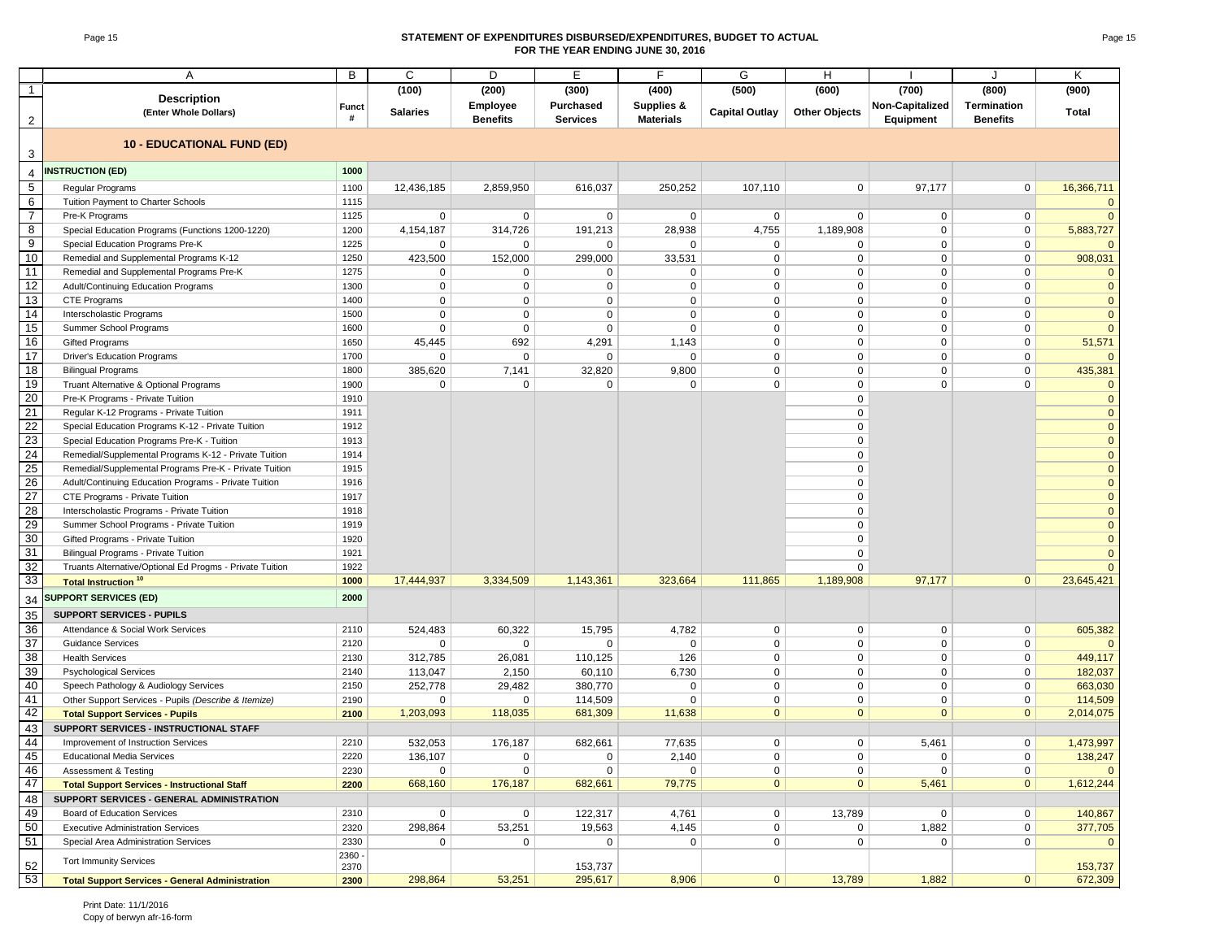# STATEMENT OF EXPENDITURES DISBURSED/EXPENDITURES, BUDGET TO ACTUAL
## FOR THE YEAR ENDING JUNE 30, 2016

| | A | B | C | D | E | F | G | H | I | J | K |
|---|---|---|---|---|---|---|---|---|---|---|---|
| 1 | | | (100) | (200) | (300) | (400) | (500) | (600) | (700) | (800) | (900) |
| 2 | **Description** (Enter Whole Dollars) | Funct # | Salaries | Employee Benefits | Purchased Services | Supplies & Materials | Capital Outlay | Other Objects | Non-Capitalized Equipment | Termination Benefits | Total |
| 3 | **10 - EDUCATIONAL FUND (ED)** | | | | | | | | | | |
| 4 | **INSTRUCTION (ED)** | 1000 | | | | | | | | | |
| 5 | Regular Programs | 1100 | 12,436,185 | 2,859,950 | 616,037 | 250,252 | 107,110 | 0 | 97,177 | 0 | 16,366,711 |
| 6 | Tuition Payment to Charter Schools | 1115 | | | | | | | | | 0 |
| 7 | Pre-K Programs | 1125 | 0 | 0 | 0 | 0 | 0 | 0 | 0 | 0 | 0 |
| 8 | Special Education Programs (Functions 1200-1220) | 1200 | 4,154,187 | 314,726 | 191,213 | 28,938 | 4,755 | 1,189,908 | 0 | 0 | 5,883,727 |
| 9 | Special Education Programs Pre-K | 1225 | 0 | 0 | 0 | 0 | 0 | 0 | 0 | 0 | 0 |
| 10 | Remedial and Supplemental Programs K-12 | 1250 | 423,500 | 152,000 | 299,000 | 33,531 | 0 | 0 | 0 | 0 | 908,031 |
| 11 | Remedial and Supplemental Programs Pre-K | 1275 | 0 | 0 | 0 | 0 | 0 | 0 | 0 | 0 | 0 |
| 12 | Adult/Continuing Education Programs | 1300 | 0 | 0 | 0 | 0 | 0 | 0 | 0 | 0 | 0 |
| 13 | CTE Programs | 1400 | 0 | 0 | 0 | 0 | 0 | 0 | 0 | 0 | 0 |
| 14 | Interscholastic Programs | 1500 | 0 | 0 | 0 | 0 | 0 | 0 | 0 | 0 | 0 |
| 15 | Summer School Programs | 1600 | 0 | 0 | 0 | 0 | 0 | 0 | 0 | 0 | 0 |
| 16 | Gifted Programs | 1650 | 45,445 | 692 | 4,291 | 1,143 | 0 | 0 | 0 | 0 | 51,571 |
| 17 | Driver's Education Programs | 1700 | 0 | 0 | 0 | 0 | 0 | 0 | 0 | 0 | 0 |
| 18 | Bilingual Programs | 1800 | 385,620 | 7,141 | 32,820 | 9,800 | 0 | 0 | 0 | 0 | 435,381 |
| 19 | Truant Alternative & Optional Programs | 1900 | 0 | 0 | 0 | 0 | 0 | 0 | 0 | 0 | 0 |
| 20 | Pre-K Programs - Private Tuition | 1910 | | | | | | 0 | | | 0 |
| 21 | Regular K-12 Programs - Private Tuition | 1911 | | | | | | 0 | | | 0 |
| 22 | Special Education Programs K-12 - Private Tuition | 1912 | | | | | | 0 | | | 0 |
| 23 | Special Education Programs Pre-K - Tuition | 1913 | | | | | | 0 | | | 0 |
| 24 | Remedial/Supplemental Programs K-12 - Private Tuition | 1914 | | | | | | 0 | | | 0 |
| 25 | Remedial/Supplemental Programs Pre-K - Private Tuition | 1915 | | | | | | 0 | | | 0 |
| 26 | Adult/Continuing Education Programs - Private Tuition | 1916 | | | | | | 0 | | | 0 |
| 27 | CTE Programs - Private Tuition | 1917 | | | | | | 0 | | | 0 |
| 28 | Interscholastic Programs - Private Tuition | 1918 | | | | | | 0 | | | 0 |
| 29 | Summer School Programs - Private Tuition | 1919 | | | | | | 0 | | | 0 |
| 30 | Gifted Programs - Private Tuition | 1920 | | | | | | 0 | | | 0 |
| 31 | Bilingual Programs - Private Tuition | 1921 | | | | | | 0 | | | 0 |
| 32 | Truants Alternative/Optional Ed Progms - Private Tuition | 1922 | | | | | | 0 | | | 0 |
| 33 | **Total Instruction** [10] | 1000 | 17,444,937 | 3,334,509 | 1,143,361 | 323,664 | 111,865 | 1,189,908 | 97,177 | 0 | 23,645,421 |
| 34 | **SUPPORT SERVICES (ED)** | 2000 | | | | | | | | | |
| 35 | **SUPPORT SERVICES - PUPILS** | | | | | | | | | | |
| 36 | Attendance & Social Work Services | 2110 | 524,483 | 60,322 | 15,795 | 4,782 | 0 | 0 | 0 | 0 | 605,382 |
| 37 | Guidance Services | 2120 | 0 | 0 | 0 | 0 | 0 | 0 | 0 | 0 | 0 |
| 38 | Health Services | 2130 | 312,785 | 26,081 | 110,125 | 126 | 0 | 0 | 0 | 0 | 449,117 |
| 39 | Psychological Services | 2140 | 113,047 | 2,150 | 60,110 | 6,730 | 0 | 0 | 0 | 0 | 182,037 |
| 40 | Speech Pathology & Audiology Services | 2150 | 252,778 | 29,482 | 380,770 | 0 | 0 | 0 | 0 | 0 | 663,030 |
| 41 | Other Support Services - Pupils *(Describe & Itemize)* | 2190 | 0 | 0 | 114,509 | 0 | 0 | 0 | 0 | 0 | 114,509 |
| 42 | **Total Support Services - Pupils** | 2100 | 1,203,093 | 118,035 | 681,309 | 11,638 | 0 | 0 | 0 | 0 | 2,014,075 |
| 43 | **SUPPORT SERVICES - INSTRUCTIONAL STAFF** | | | | | | | | | | |
| 44 | Improvement of Instruction Services | 2210 | 532,053 | 176,187 | 682,661 | 77,635 | 0 | 0 | 5,461 | 0 | 1,473,997 |
| 45 | Educational Media Services | 2220 | 136,107 | 0 | 0 | 2,140 | 0 | 0 | 0 | 0 | 138,247 |
| 46 | Assessment & Testing | 2230 | 0 | 0 | 0 | 0 | 0 | 0 | 0 | 0 | 0 |
| 47 | **Total Support Services - Instructional Staff** | 2200 | 668,160 | 176,187 | 682,661 | 79,775 | 0 | 0 | 5,461 | 0 | 1,612,244 |
| 48 | **SUPPORT SERVICES - GENERAL ADMINISTRATION** | | | | | | | | | | |
| 49 | Board of Education Services | 2310 | 0 | 0 | 122,317 | 4,761 | 0 | 13,789 | 0 | 0 | 140,867 |
| 50 | Executive Administration Services | 2320 | 298,864 | 53,251 | 19,563 | 4,145 | 0 | 0 | 1,882 | 0 | 377,705 |
| 51 | Special Area Administration Services | 2330 | 0 | 0 | 0 | 0 | 0 | 0 | 0 | 0 | 0 |
| 52 | Tort Immunity Services | 2360 - 2370 | | | 153,737 | | | | | | 153,737 |
| 53 | **Total Support Services - General Administration** | 2300 | 298,864 | 53,251 | 295,617 | 8,906 | 0 | 13,789 | 1,882 | 0 | 672,309 |

Print Date: 11/1/2016
Copy of berwyn afr-16-form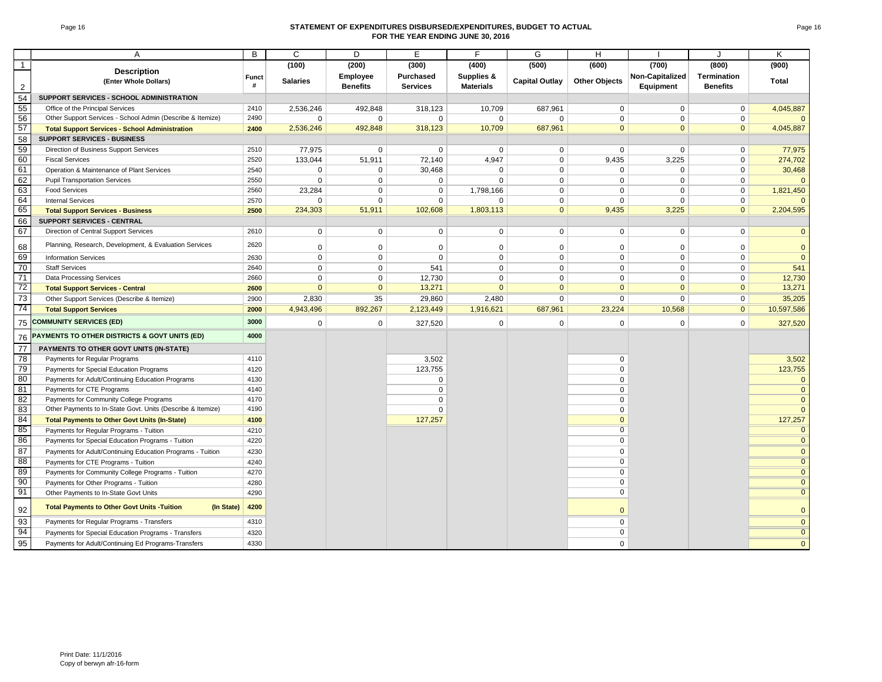# STATEMENT OF EXPENDITURES DISBURSED/EXPENDITURES, BUDGET TO ACTUAL
## FOR THE YEAR ENDING JUNE 30, 2016

| | A | B | C | D | E | F | G | H | I | J | K |
|---|---|---|---|---|---|---|---|---|---|---|---|
| 1 | **Description** | | (100) | (200) | (300) | (400) | (500) | (600) | (700) | (800) | (900) |
| 2 | **(Enter Whole Dollars)** | **Funct #** | **Salaries** | **Employee Benefits** | **Purchased Services** | **Supplies & Materials** | **Capital Outlay** | **Other Objects** | **Non-Capitalized Equipment** | **Termination Benefits** | **Total** |
| 54 | **SUPPORT SERVICES - SCHOOL ADMINISTRATION** | | | | | | | | | | |
| 55 | Office of the Principal Services | 2410 | 2,536,246 | 492,848 | 318,123 | 10,709 | 687,961 | 0 | 0 | 0 | 4,045,887 |
| 56 | Other Support Services - School Admin (Describe & Itemize) | 2490 | 0 | 0 | 0 | 0 | 0 | 0 | 0 | 0 | 0 |
| 57 | **Total Support Services - School Administration** | **2400** | 2,536,246 | 492,848 | 318,123 | 10,709 | 687,961 | 0 | 0 | 0 | 4,045,887 |
| 58 | **SUPPORT SERVICES - BUSINESS** | | | | | | | | | | |
| 59 | Direction of Business Support Services | 2510 | 77,975 | 0 | 0 | 0 | 0 | 0 | 0 | 0 | 77,975 |
| 60 | Fiscal Services | 2520 | 133,044 | 51,911 | 72,140 | 4,947 | 0 | 9,435 | 3,225 | 0 | 274,702 |
| 61 | Operation & Maintenance of Plant Services | 2540 | 0 | 0 | 30,468 | 0 | 0 | 0 | 0 | 0 | 30,468 |
| 62 | Pupil Transportation Services | 2550 | 0 | 0 | 0 | 0 | 0 | 0 | 0 | 0 | 0 |
| 63 | Food Services | 2560 | 23,284 | 0 | 0 | 1,798,166 | 0 | 0 | 0 | 0 | 1,821,450 |
| 64 | Internal Services | 2570 | 0 | 0 | 0 | 0 | 0 | 0 | 0 | 0 | 0 |
| 65 | **Total Support Services - Business** | **2500** | 234,303 | 51,911 | 102,608 | 1,803,113 | 0 | 9,435 | 3,225 | 0 | 2,204,595 |
| 66 | **SUPPORT SERVICES - CENTRAL** | | | | | | | | | | |
| 67 | Direction of Central Support Services | 2610 | 0 | 0 | 0 | 0 | 0 | 0 | 0 | 0 | 0 |
| 68 | Planning, Research, Development, & Evaluation Services | 2620 | 0 | 0 | 0 | 0 | 0 | 0 | 0 | 0 | 0 |
| 69 | Information Services | 2630 | 0 | 0 | 0 | 0 | 0 | 0 | 0 | 0 | 0 |
| 70 | Staff Services | 2640 | 0 | 0 | 541 | 0 | 0 | 0 | 0 | 0 | 541 |
| 71 | Data Processing Services | 2660 | 0 | 0 | 12,730 | 0 | 0 | 0 | 0 | 0 | 12,730 |
| 72 | **Total Support Services - Central** | **2600** | 0 | 0 | 13,271 | 0 | 0 | 0 | 0 | 0 | 13,271 |
| 73 | Other Support Services (Describe & Itemize) | 2900 | 2,830 | 35 | 29,860 | 2,480 | 0 | 0 | 0 | 0 | 35,205 |
| 74 | **Total Support Services** | **2000** | 4,943,496 | 892,267 | 2,123,449 | 1,916,621 | 687,961 | 23,224 | 10,568 | 0 | 10,597,586 |
| 75 | **COMMUNITY SERVICES (ED)** | **3000** | 0 | 0 | 327,520 | 0 | 0 | 0 | 0 | 0 | 327,520 |
| 76 | **PAYMENTS TO OTHER DISTRICTS & GOVT UNITS (ED)** | **4000** | | | | | | | | | |
| 77 | **PAYMENTS TO OTHER GOVT UNITS (IN-STATE)** | | | | | | | | | | |
| 78 | Payments for Regular Programs | 4110 | | | 3,502 | | | 0 | | | 3,502 |
| 79 | Payments for Special Education Programs | 4120 | | | 123,755 | | | 0 | | | 123,755 |
| 80 | Payments for Adult/Continuing Education Programs | 4130 | | | 0 | | | 0 | | | 0 |
| 81 | Payments for CTE Programs | 4140 | | | 0 | | | 0 | | | 0 |
| 82 | Payments for Community College Programs | 4170 | | | 0 | | | 0 | | | 0 |
| 83 | Other Payments to In-State Govt. Units (Describe & Itemize) | 4190 | | | 0 | | | 0 | | | 0 |
| 84 | **Total Payments to Other Govt Units (In-State)** | **4100** | | | 127,257 | | | 0 | | | 127,257 |
| 85 | Payments for Regular Programs - Tuition | 4210 | | | | | | 0 | | | 0 |
| 86 | Payments for Special Education Programs - Tuition | 4220 | | | | | | 0 | | | 0 |
| 87 | Payments for Adult/Continuing Education Programs - Tuition | 4230 | | | | | | 0 | | | 0 |
| 88 | Payments for CTE Programs - Tuition | 4240 | | | | | | 0 | | | 0 |
| 89 | Payments for Community College Programs - Tuition | 4270 | | | | | | 0 | | | 0 |
| 90 | Payments for Other Programs - Tuition | 4280 | | | | | | 0 | | | 0 |
| 91 | Other Payments to In-State Govt Units | 4290 | | | | | | 0 | | | 0 |
| 92 | **Total Payments to Other Govt Units -Tuition (In State)** | **4200** | | | | | | 0 | | | 0 |
| 93 | Payments for Regular Programs - Transfers | 4310 | | | | | | 0 | | | 0 |
| 94 | Payments for Special Education Programs - Transfers | 4320 | | | | | | 0 | | | 0 |
| 95 | Payments for Adult/Continuing Ed Programs-Transfers | 4330 | | | | | | 0 | | | 0 |

Print Date: 11/1/2016
Copy of berwyn afr-16-form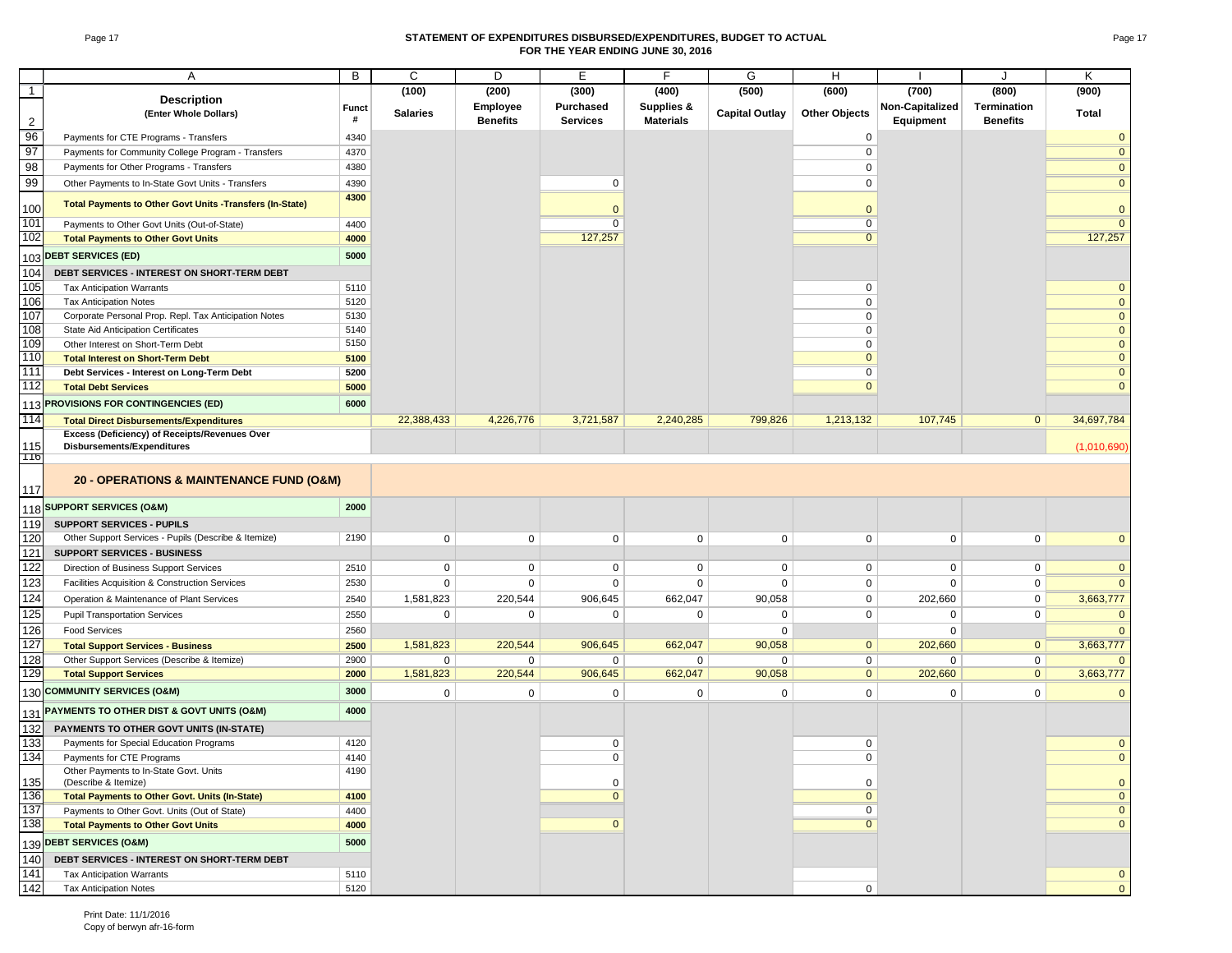# STATEMENT OF EXPENDITURES DISBURSED/EXPENDITURES, BUDGET TO ACTUAL
## FOR THE YEAR ENDING JUNE 30, 2016

| | A | B | C | D | E | F | G | H | I | J | K |
|---|---|---|---|---|---|---|---|---|---|---|---|
| 1 | | | (100) | (200) | (300) | (400) | (500) | (600) | (700) | (800) | (900) |
| 2 | **Description** (Enter Whole Dollars) | Funct # | Salaries | Employee Benefits | Purchased Services | Supplies & Materials | Capital Outlay | Other Objects | Non-Capitalized Equipment | Termination Benefits | Total |
| 96 | Payments for CTE Programs - Transfers | 4340 | | | | | | 0 | | | 0 |
| 97 | Payments for Community College Program - Transfers | 4370 | | | | | | 0 | | | 0 |
| 98 | Payments for Other Programs - Transfers | 4380 | | | | | | 0 | | | 0 |
| 99 | Other Payments to In-State Govt Units - Transfers | 4390 | | | 0 | | | 0 | | | 0 |
| 100 | **Total Payments to Other Govt Units -Transfers (In-State)** | **4300** | | | 0 | | | 0 | | | 0 |
| 101 | Payments to Other Govt Units (Out-of-State) | 4400 | | | 0 | | | 0 | | | 0 |
| 102 | **Total Payments to Other Govt Units** | **4000** | | | 127,257 | | | 0 | | | 127,257 |
| 103 | **DEBT SERVICES (ED)** | **5000** | | | | | | | | | |
| 104 | **DEBT SERVICES - INTEREST ON SHORT-TERM DEBT** | | | | | | | | | | |
| 105 | Tax Anticipation Warrants | 5110 | | | | | | 0 | | | 0 |
| 106 | Tax Anticipation Notes | 5120 | | | | | | 0 | | | 0 |
| 107 | Corporate Personal Prop. Repl. Tax Anticipation Notes | 5130 | | | | | | 0 | | | 0 |
| 108 | State Aid Anticipation Certificates | 5140 | | | | | | 0 | | | 0 |
| 109 | Other Interest on Short-Term Debt | 5150 | | | | | | 0 | | | 0 |
| 110 | **Total Interest on Short-Term Debt** | **5100** | | | | | | 0 | | | 0 |
| 111 | **Debt Services - Interest on Long-Term Debt** | **5200** | | | | | | 0 | | | 0 |
| 112 | **Total Debt Services** | **5000** | | | | | | 0 | | | 0 |
| 113 | **PROVISIONS FOR CONTINGENCIES (ED)** | **6000** | | | | | | | | | |
| 114 | **Total Direct Disbursements/Expenditures** | | 22,388,433 | 4,226,776 | 3,721,587 | 2,240,285 | 799,826 | 1,213,132 | 107,745 | 0 | 34,697,784 |
| 115 | **Excess (Deficiency) of Receipts/Revenues Over Disbursements/Expenditures** | | | | | | | | | | (1,010,690) |
| 116 | | | | | | | | | | | |
| 117 | **20 - OPERATIONS & MAINTENANCE FUND (O&M)** | | | | | | | | | | |
| 118 | **SUPPORT SERVICES (O&M)** | **2000** | | | | | | | | | |
| 119 | **SUPPORT SERVICES - PUPILS** | | | | | | | | | | |
| 120 | Other Support Services - Pupils (Describe & Itemize) | 2190 | 0 | 0 | 0 | 0 | 0 | 0 | 0 | 0 | 0 |
| 121 | **SUPPORT SERVICES - BUSINESS** | | | | | | | | | | |
| 122 | Direction of Business Support Services | 2510 | 0 | 0 | 0 | 0 | 0 | 0 | 0 | 0 | 0 |
| 123 | Facilities Acquisition & Construction Services | 2530 | 0 | 0 | 0 | 0 | 0 | 0 | 0 | 0 | 0 |
| 124 | Operation & Maintenance of Plant Services | 2540 | 1,581,823 | 220,544 | 906,645 | 662,047 | 90,058 | 0 | 202,660 | 0 | 3,663,777 |
| 125 | Pupil Transportation Services | 2550 | 0 | 0 | 0 | 0 | 0 | 0 | 0 | 0 | 0 |
| 126 | Food Services | 2560 | | | | | 0 | | 0 | | 0 |
| 127 | **Total Support Services - Business** | **2500** | 1,581,823 | 220,544 | 906,645 | 662,047 | 90,058 | 0 | 202,660 | 0 | 3,663,777 |
| 128 | Other Support Services (Describe & Itemize) | 2900 | 0 | 0 | 0 | 0 | 0 | 0 | 0 | 0 | 0 |
| 129 | **Total Support Services** | **2000** | 1,581,823 | 220,544 | 906,645 | 662,047 | 90,058 | 0 | 202,660 | 0 | 3,663,777 |
| 130 | **COMMUNITY SERVICES (O&M)** | **3000** | 0 | 0 | 0 | 0 | 0 | 0 | 0 | 0 | 0 |
| 131 | **PAYMENTS TO OTHER DIST & GOVT UNITS (O&M)** | **4000** | | | | | | | | | |
| 132 | **PAYMENTS TO OTHER GOVT UNITS (IN-STATE)** | | | | | | | | | | |
| 133 | Payments for Special Education Programs | 4120 | | | 0 | | | 0 | | | 0 |
| 134 | Payments for CTE Programs | 4140 | | | 0 | | | 0 | | | 0 |
| 135 | Other Payments to In-State Govt. Units (Describe & Itemize) | 4190 | | | 0 | | | 0 | | | 0 |
| 136 | **Total Payments to Other Govt. Units (In-State)** | **4100** | | | 0 | | | 0 | | | 0 |
| 137 | Payments to Other Govt. Units (Out of State) | 4400 | | | | | | 0 | | | 0 |
| 138 | **Total Payments to Other Govt Units** | **4000** | | | 0 | | | 0 | | | 0 |
| 139 | **DEBT SERVICES (O&M)** | **5000** | | | | | | | | | |
| 140 | **DEBT SERVICES - INTEREST ON SHORT-TERM DEBT** | | | | | | | | | | |
| 141 | Tax Anticipation Warrants | 5110 | | | | | | | | | 0 |
| 142 | Tax Anticipation Notes | 5120 | | | | | | 0 | | | 0 |

Print Date: 11/1/2016
Copy of berwyn afr-16-form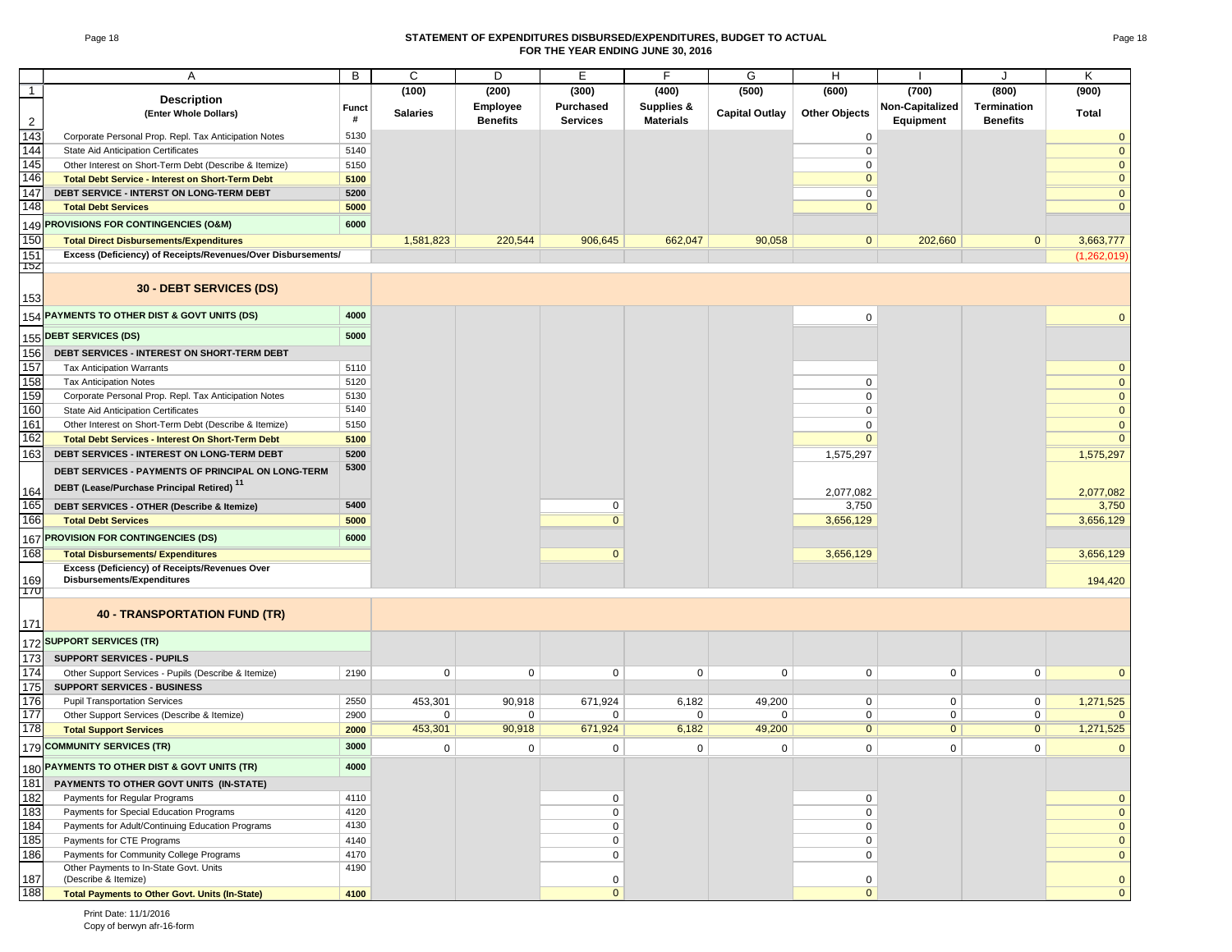# STATEMENT OF EXPENDITURES DISBURSED/EXPENDITURES, BUDGET TO ACTUAL
## FOR THE YEAR ENDING JUNE 30, 2016

| | A | B | C | D | E | F | G | H | I | J | K |
|---|---|---|---|---|---|---|---|---|---|---|---|
| 1 | Description | Funct | (100) | (200) | (300) | (400) | (500) | (600) | (700) | (800) | (900) |
| 2 | (Enter Whole Dollars) | # | Salaries | Employee Benefits | Purchased Services | Supplies & Materials | Capital Outlay | Other Objects | Non-Capitalized Equipment | Termination Benefits | Total |
| 143 | Corporate Personal Prop. Repl. Tax Anticipation Notes | 5130 | | | | | | 0 | | | 0 |
| 144 | State Aid Anticipation Certificates | 5140 | | | | | | 0 | | | 0 |
| 145 | Other Interest on Short-Term Debt (Describe & Itemize) | 5150 | | | | | | 0 | | | 0 |
| 146 | **Total Debt Service - Interest on Short-Term Debt** | **5100** | | | | | | 0 | | | 0 |
| 147 | **DEBT SERVICE - INTERST ON LONG-TERM DEBT** | **5200** | | | | | | 0 | | | 0 |
| 148 | **Total Debt Services** | **5000** | | | | | | 0 | | | 0 |
| 149 | **PROVISIONS FOR CONTINGENCIES (O&M)** | **6000** | | | | | | | | | |
| 150 | **Total Direct Disbursements/Expenditures** | | 1,581,823 | 220,544 | 906,645 | 662,047 | 90,058 | 0 | 202,660 | 0 | 3,663,777 |
| 151 | **Excess (Deficiency) of Receipts/Revenues/Over Disbursements/** | | | | | | | | | | (1,262,019) |
| 153 | **30 - DEBT SERVICES (DS)** | | | | | | | | | | |
| 154 | **PAYMENTS TO OTHER DIST & GOVT UNITS (DS)** | **4000** | | | | | | 0 | | | 0 |
| 155 | **DEBT SERVICES (DS)** | **5000** | | | | | | | | | |
| 156 | **DEBT SERVICES - INTEREST ON SHORT-TERM DEBT** | | | | | | | | | | |
| 157 | Tax Anticipation Warrants | 5110 | | | | | | | | | 0 |
| 158 | Tax Anticipation Notes | 5120 | | | | | | 0 | | | 0 |
| 159 | Corporate Personal Prop. Repl. Tax Anticipation Notes | 5130 | | | | | | 0 | | | 0 |
| 160 | State Aid Anticipation Certificates | 5140 | | | | | | 0 | | | 0 |
| 161 | Other Interest on Short-Term Debt (Describe & Itemize) | 5150 | | | | | | 0 | | | 0 |
| 162 | **Total Debt Services - Interest On Short-Term Debt** | **5100** | | | | | | 0 | | | 0 |
| 163 | **DEBT SERVICES - INTEREST ON LONG-TERM DEBT** | **5200** | | | | | | 1,575,297 | | | 1,575,297 |
| 164 | **DEBT SERVICES - PAYMENTS OF PRINCIPAL ON LONG-TERM DEBT (Lease/Purchase Principal Retired)** [11] | **5300** | | | | | | 2,077,082 | | | 2,077,082 |
| 165 | **DEBT SERVICES - OTHER (Describe & Itemize)** | **5400** | | | 0 | | | 3,750 | | | 3,750 |
| 166 | **Total Debt Services** | **5000** | | | 0 | | | 3,656,129 | | | 3,656,129 |
| 167 | **PROVISION FOR CONTINGENCIES (DS)** | **6000** | | | | | | | | | |
| 168 | **Total Disbursements/ Expenditures** | | | | 0 | | | 3,656,129 | | | 3,656,129 |
| 169 | **Excess (Deficiency) of Receipts/Revenues Over Disbursements/Expenditures** | | | | | | | | | | 194,420 |
| 171 | **40 - TRANSPORTATION FUND (TR)** | | | | | | | | | | |
| 172 | **SUPPORT SERVICES (TR)** | | | | | | | | | | |
| 173 | **SUPPORT SERVICES - PUPILS** | | | | | | | | | | |
| 174 | Other Support Services - Pupils (Describe & Itemize) | 2190 | 0 | 0 | 0 | 0 | 0 | 0 | 0 | 0 | 0 |
| 175 | **SUPPORT SERVICES - BUSINESS** | | | | | | | | | | |
| 176 | Pupil Transportation Services | 2550 | 453,301 | 90,918 | 671,924 | 6,182 | 49,200 | 0 | 0 | 0 | 1,271,525 |
| 177 | Other Support Services (Describe & Itemize) | 2900 | 0 | 0 | 0 | 0 | 0 | 0 | 0 | 0 | 0 |
| 178 | **Total Support Services** | **2000** | 453,301 | 90,918 | 671,924 | 6,182 | 49,200 | 0 | 0 | 0 | 1,271,525 |
| 179 | **COMMUNITY SERVICES (TR)** | **3000** | 0 | 0 | 0 | 0 | 0 | 0 | 0 | 0 | 0 |
| 180 | **PAYMENTS TO OTHER DIST & GOVT UNITS (TR)** | **4000** | | | | | | | | | |
| 181 | **PAYMENTS TO OTHER GOVT UNITS (IN-STATE)** | | | | | | | | | | |
| 182 | Payments for Regular Programs | 4110 | | | 0 | | | 0 | | | 0 |
| 183 | Payments for Special Education Programs | 4120 | | | 0 | | | 0 | | | 0 |
| 184 | Payments for Adult/Continuing Education Programs | 4130 | | | 0 | | | 0 | | | 0 |
| 185 | Payments for CTE Programs | 4140 | | | 0 | | | 0 | | | 0 |
| 186 | Payments for Community College Programs | 4170 | | | 0 | | | 0 | | | 0 |
| 187 | Other Payments to In-State Govt. Units (Describe & Itemize) | 4190 | | | 0 | | | 0 | | | 0 |
| 188 | **Total Payments to Other Govt. Units (In-State)** | **4100** | | | 0 | | | 0 | | | 0 |

Print Date: 11/1/2016
Copy of berwyn afr-16-form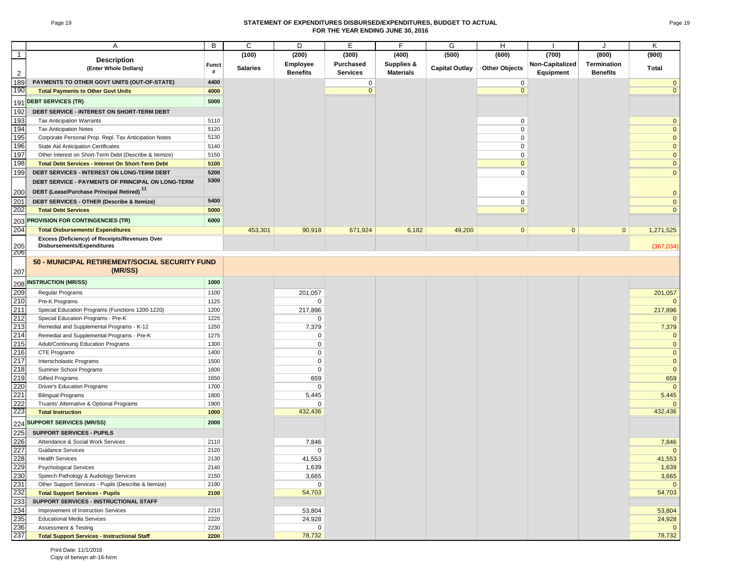# STATEMENT OF EXPENDITURES DISBURSED/EXPENDITURES, BUDGET TO ACTUAL
## FOR THE YEAR ENDING JUNE 30, 2016

| | A | B | C | D | E | F | G | H | I | J | K |
|---|---|---|---|---|---|---|---|---|---|---|---|
| 1 | **Description** | | (100) | (200) | (300) | (400) | (500) | (600) | (700) | (800) | (900) |
| 2 | **(Enter Whole Dollars)** | **Funct #** | **Salaries** | **Employee Benefits** | **Purchased Services** | **Supplies & Materials** | **Capital Outlay** | **Other Objects** | **Non-Capitalized Equipment** | **Termination Benefits** | **Total** |
| 189 | **PAYMENTS TO OTHER GOVT UNITS (OUT-OF-STATE)** | **4400** | | | 0 | | | 0 | | | 0 |
| 190 | **Total Payments to Other Govt Units** | **4000** | | | 0 | | | 0 | | | 0 |
| 191 | **DEBT SERVICES (TR)** | **5000** | | | | | | | | | |
| 192 | **DEBT SERVICE - INTEREST ON SHORT-TERM DEBT** | | | | | | | | | | |
| 193 | Tax Anticipation Warrants | 5110 | | | | | | 0 | | | 0 |
| 194 | Tax Anticipation Notes | 5120 | | | | | | 0 | | | 0 |
| 195 | Corporate Personal Prop. Repl. Tax Anticipation Notes | 5130 | | | | | | 0 | | | 0 |
| 196 | State Aid Anticipation Certificates | 5140 | | | | | | 0 | | | 0 |
| 197 | Other Interest on Short-Term Debt (Describe & Itemize) | 5150 | | | | | | 0 | | | 0 |
| 198 | **Total Debt Services - Interest On Short-Term Debt** | **5100** | | | | | | 0 | | | 0 |
| 199 | **DEBT SERVICES - INTEREST ON LONG-TERM DEBT** | **5200** | | | | | | 0 | | | 0 |
| 200 | **DEBT SERVICE - PAYMENTS OF PRINCIPAL ON LONG-TERM DEBT (Lease/Purchase Principal Retired) [11]** | **5300** | | | | | | 0 | | | 0 |
| 201 | **DEBT SERVICES - OTHER (Describe & Itemize)** | **5400** | | | | | | 0 | | | 0 |
| 202 | **Total Debt Services** | **5000** | | | | | | 0 | | | 0 |
| 203 | **PROVISION FOR CONTINGENCIES (TR)** | **6000** | | | | | | | | | |
| 204 | **Total Disbursements/ Expenditures** | | 453,301 | 90,918 | 671,924 | 6,182 | 49,200 | 0 | 0 | 0 | 1,271,525 |
| 205 | **Excess (Deficiency) of Receipts/Revenues Over Disbursements/Expenditures** | | | | | | | | | | (367,034) |
| 206 | | | | | | | | | | | |
| 207 | **50 - MUNICIPAL RETIREMENT/SOCIAL SECURITY FUND (MR/SS)** | | | | | | | | | | |
| 208 | **INSTRUCTION (MR/SS)** | **1000** | | | | | | | | | |
| 209 | Regular Programs | 1100 | | 201,057 | | | | | | | 201,057 |
| 210 | Pre-K Programs | 1125 | | 0 | | | | | | | 0 |
| 211 | Special Education Programs (Functions 1200-1220) | 1200 | | 217,896 | | | | | | | 217,896 |
| 212 | Special Education Programs - Pre-K | 1225 | | 0 | | | | | | | 0 |
| 213 | Remedial and Supplemental Programs - K-12 | 1250 | | 7,379 | | | | | | | 7,379 |
| 214 | Remedial and Supplemental Programs - Pre-K | 1275 | | 0 | | | | | | | 0 |
| 215 | Adult/Continuing Education Programs | 1300 | | 0 | | | | | | | 0 |
| 216 | CTE Programs | 1400 | | 0 | | | | | | | 0 |
| 217 | Interscholastic Programs | 1500 | | 0 | | | | | | | 0 |
| 218 | Summer School Programs | 1600 | | 0 | | | | | | | 0 |
| 219 | Gifted Programs | 1650 | | 659 | | | | | | | 659 |
| 220 | Driver's Education Programs | 1700 | | 0 | | | | | | | 0 |
| 221 | Bilingual Programs | 1800 | | 5,445 | | | | | | | 5,445 |
| 222 | Truants' Alternative & Optional Programs | 1900 | | 0 | | | | | | | 0 |
| 223 | **Total Instruction** | **1000** | | 432,436 | | | | | | | 432,436 |
| 224 | **SUPPORT SERVICES (MR/SS)** | **2000** | | | | | | | | | |
| 225 | **SUPPORT SERVICES - PUPILS** | | | | | | | | | | |
| 226 | Attendance & Social Work Services | 2110 | | 7,846 | | | | | | | 7,846 |
| 227 | Guidance Services | 2120 | | 0 | | | | | | | 0 |
| 228 | Health Services | 2130 | | 41,553 | | | | | | | 41,553 |
| 229 | Psychological Services | 2140 | | 1,639 | | | | | | | 1,639 |
| 230 | Speech Pathology & Audiology Services | 2150 | | 3,665 | | | | | | | 3,665 |
| 231 | Other Support Services - Pupils (Describe & Itemize) | 2190 | | 0 | | | | | | | 0 |
| 232 | **Total Support Services - Pupils** | **2100** | | 54,703 | | | | | | | 54,703 |
| 233 | **SUPPORT SERVICES - INSTRUCTIONAL STAFF** | | | | | | | | | | |
| 234 | Improvement of Instruction Services | 2210 | | 53,804 | | | | | | | 53,804 |
| 235 | Educational Media Services | 2220 | | 24,928 | | | | | | | 24,928 |
| 236 | Assessment & Testing | 2230 | | 0 | | | | | | | 0 |
| 237 | **Total Support Services - Instructional Staff** | **2200** | | 78,732 | | | | | | | 78,732 |

Print Date: 11/1/2016
Copy of berwyn afr-16-form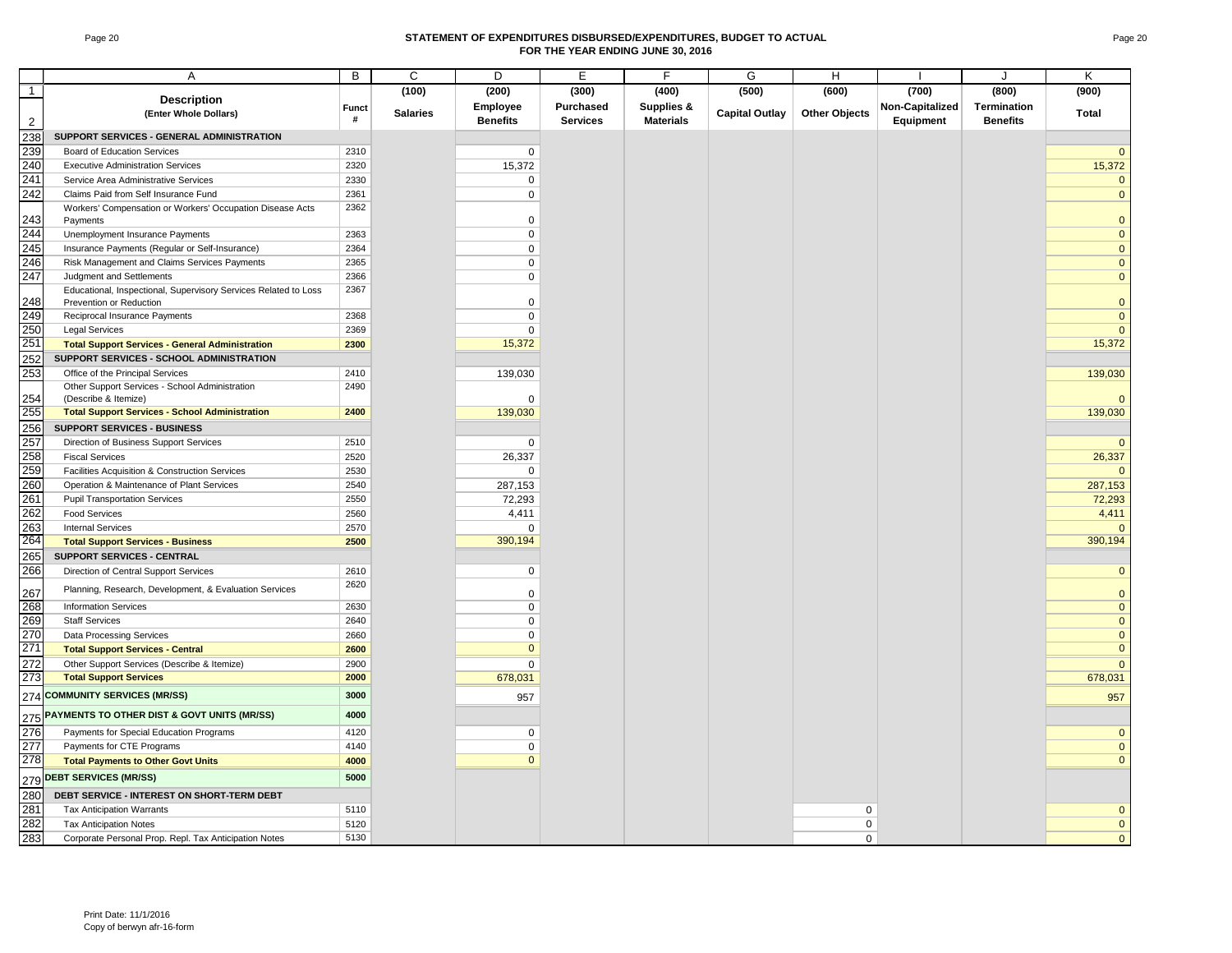## STATEMENT OF EXPENDITURES DISBURSED/EXPENDITURES, BUDGET TO ACTUAL
## FOR THE YEAR ENDING JUNE 30, 2016

| | A | B | C | D | E | F | G | H | I | J | K |
|---|---|---|---|---|---|---|---|---|---|---|---|
| 1 | **Description** (Enter Whole Dollars) | Funct # | (100) | (200) | (300) | (400) | (500) | (600) | (700) | (800) | (900) |
| 2 | | | Salaries | Employee Benefits | Purchased Services | Supplies & Materials | Capital Outlay | Other Objects | Non-Capitalized Equipment | Termination Benefits | Total |
| 238 | **SUPPORT SERVICES - GENERAL ADMINISTRATION** | | | | | | | | | | |
| 239 | Board of Education Services | 2310 | | 0 | | | | | | | 0 |
| 240 | Executive Administration Services | 2320 | | 15,372 | | | | | | | 15,372 |
| 241 | Service Area Administrative Services | 2330 | | 0 | | | | | | | 0 |
| 242 | Claims Paid from Self Insurance Fund | 2361 | | 0 | | | | | | | 0 |
| 243 | Workers' Compensation or Workers' Occupation Disease Acts Payments | 2362 | | 0 | | | | | | | 0 |
| 244 | Unemployment Insurance Payments | 2363 | | 0 | | | | | | | 0 |
| 245 | Insurance Payments (Regular or Self-Insurance) | 2364 | | 0 | | | | | | | 0 |
| 246 | Risk Management and Claims Services Payments | 2365 | | 0 | | | | | | | 0 |
| 247 | Judgment and Settlements | 2366 | | 0 | | | | | | | 0 |
| 248 | Educational, Inspectional, Supervisory Services Related to Loss Prevention or Reduction | 2367 | | 0 | | | | | | | 0 |
| 249 | Reciprocal Insurance Payments | 2368 | | 0 | | | | | | | 0 |
| 250 | Legal Services | 2369 | | 0 | | | | | | | 0 |
| 251 | **Total Support Services - General Administration** | **2300** | | 15,372 | | | | | | | 15,372 |
| 252 | **SUPPORT SERVICES - SCHOOL ADMINISTRATION** | | | | | | | | | | |
| 253 | Office of the Principal Services | 2410 | | 139,030 | | | | | | | 139,030 |
| 254 | Other Support Services - School Administration (Describe & Itemize) | 2490 | | 0 | | | | | | | 0 |
| 255 | **Total Support Services - School Administration** | **2400** | | 139,030 | | | | | | | 139,030 |
| 256 | **SUPPORT SERVICES - BUSINESS** | | | | | | | | | | |
| 257 | Direction of Business Support Services | 2510 | | 0 | | | | | | | 0 |
| 258 | Fiscal Services | 2520 | | 26,337 | | | | | | | 26,337 |
| 259 | Facilities Acquisition & Construction Services | 2530 | | 0 | | | | | | | 0 |
| 260 | Operation & Maintenance of Plant Services | 2540 | | 287,153 | | | | | | | 287,153 |
| 261 | Pupil Transportation Services | 2550 | | 72,293 | | | | | | | 72,293 |
| 262 | Food Services | 2560 | | 4,411 | | | | | | | 4,411 |
| 263 | Internal Services | 2570 | | 0 | | | | | | | 0 |
| 264 | **Total Support Services - Business** | **2500** | | 390,194 | | | | | | | 390,194 |
| 265 | **SUPPORT SERVICES - CENTRAL** | | | | | | | | | | |
| 266 | Direction of Central Support Services | 2610 | | 0 | | | | | | | 0 |
| 267 | Planning, Research, Development, & Evaluation Services | 2620 | | 0 | | | | | | | 0 |
| 268 | Information Services | 2630 | | 0 | | | | | | | 0 |
| 269 | Staff Services | 2640 | | 0 | | | | | | | 0 |
| 270 | Data Processing Services | 2660 | | 0 | | | | | | | 0 |
| 271 | **Total Support Services - Central** | **2600** | | 0 | | | | | | | 0 |
| 272 | Other Support Services (Describe & Itemize) | 2900 | | 0 | | | | | | | 0 |
| 273 | **Total Support Services** | **2000** | | 678,031 | | | | | | | 678,031 |
| 274 | **COMMUNITY SERVICES (MR/SS)** | **3000** | | 957 | | | | | | | 957 |
| 275 | **PAYMENTS TO OTHER DIST & GOVT UNITS (MR/SS)** | **4000** | | | | | | | | | |
| 276 | Payments for Special Education Programs | 4120 | | 0 | | | | | | | 0 |
| 277 | Payments for CTE Programs | 4140 | | 0 | | | | | | | 0 |
| 278 | **Total Payments to Other Govt Units** | **4000** | | 0 | | | | | | | 0 |
| 279 | **DEBT SERVICES (MR/SS)** | **5000** | | | | | | | | | |
| 280 | **DEBT SERVICE - INTEREST ON SHORT-TERM DEBT** | | | | | | | | | | |
| 281 | Tax Anticipation Warrants | 5110 | | | | | | 0 | | | 0 |
| 282 | Tax Anticipation Notes | 5120 | | | | | | 0 | | | 0 |
| 283 | Corporate Personal Prop. Repl. Tax Anticipation Notes | 5130 | | | | | | 0 | | | 0 |

Print Date: 11/1/2016
Copy of berwyn afr-16-form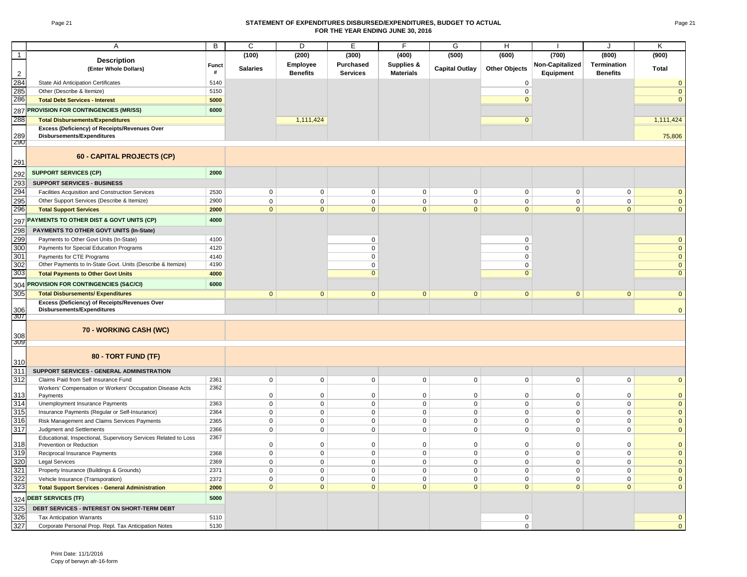## STATEMENT OF EXPENDITURES DISBURSED/EXPENDITURES, BUDGET TO ACTUAL
## FOR THE YEAR ENDING JUNE 30, 2016

| | A | B | C | D | E | F | G | H | I | J | K |
|---|---|---|---|---|---|---|---|---|---|---|---|
| 1 | **Description** | **Funct** | (100) | (200) | (300) | (400) | (500) | (600) | (700) | (800) | (900) |
| 2 | **(Enter Whole Dollars)** | **#** | **Salaries** | **Employee Benefits** | **Purchased Services** | **Supplies & Materials** | **Capital Outlay** | **Other Objects** | **Non-Capitalized Equipment** | **Termination Benefits** | **Total** |
| 284 | State Aid Anticipation Certificates | 5140 | | | | | | 0 | | | 0 |
| 285 | Other (Describe & Itemize) | 5150 | | | | | | 0 | | | 0 |
| 286 | **Total Debt Services - Interest** | **5000** | | | | | | 0 | | | 0 |
| 287 | **PROVISION FOR CONTINGENCIES (MR/SS)** | **6000** | | | | | | | | | |
| 288 | **Total Disbursements/Expenditures** | | | 1,111,424 | | | | 0 | | | 1,111,424 |
| 289 | **Excess (Deficiency) of Receipts/Revenues Over Disbursements/Expenditures** | | | | | | | | | | 75,806 |
| 290 | | | | | | | | | | | |
| 291 | **60 - CAPITAL PROJECTS (CP)** | | | | | | | | | | |
| 292 | **SUPPORT SERVICES (CP)** | **2000** | | | | | | | | | |
| 293 | **SUPPORT SERVICES - BUSINESS** | | | | | | | | | | |
| 294 | Facilities Acquisition and Construction Services | 2530 | 0 | 0 | 0 | 0 | 0 | 0 | 0 | 0 | 0 |
| 295 | Other Support Services (Describe & Itemize) | 2900 | 0 | 0 | 0 | 0 | 0 | 0 | 0 | 0 | 0 |
| 296 | **Total Support Services** | **2000** | 0 | 0 | 0 | 0 | 0 | 0 | 0 | 0 | 0 |
| 297 | **PAYMENTS TO OTHER DIST & GOVT UNITS (CP)** | **4000** | | | | | | | | | |
| 298 | **PAYMENTS TO OTHER GOVT UNITS (In-State)** | | | | | | | | | | |
| 299 | Payments to Other Govt Units (In-State) | 4100 | | | 0 | | | 0 | | | 0 |
| 300 | Payments for Special Education Programs | 4120 | | | 0 | | | 0 | | | 0 |
| 301 | Payments for CTE Programs | 4140 | | | 0 | | | 0 | | | 0 |
| 302 | Other Payments to In-State Govt. Units (Describe & Itemize) | 4190 | | | 0 | | | 0 | | | 0 |
| 303 | **Total Payments to Other Govt Units** | **4000** | | | 0 | | | 0 | | | 0 |
| 304 | **PROVISION FOR CONTINGENCIES (S&C/CI)** | **6000** | | | | | | | | | |
| 305 | **Total Disbursements/ Expenditures** | | 0 | 0 | 0 | 0 | 0 | 0 | 0 | 0 | 0 |
| 306 | **Excess (Deficiency) of Receipts/Revenues Over Disbursements/Expenditures** | | | | | | | | | | 0 |
| 307 | | | | | | | | | | | |
| 308 | **70 - WORKING CASH (WC)** | | | | | | | | | | |
| 309 | | | | | | | | | | | |
| 310 | **80 - TORT FUND (TF)** | | | | | | | | | | |
| 311 | **SUPPORT SERVICES - GENERAL ADMINISTRATION** | | | | | | | | | | |
| 312 | Claims Paid from Self Insurance Fund | 2361 | 0 | 0 | 0 | 0 | 0 | 0 | 0 | 0 | 0 |
| 313 | Workers' Compensation or Workers' Occupation Disease Acts Payments | 2362 | 0 | 0 | 0 | 0 | 0 | 0 | 0 | 0 | 0 |
| 314 | Unemployment Insurance Payments | 2363 | 0 | 0 | 0 | 0 | 0 | 0 | 0 | 0 | 0 |
| 315 | Insurance Payments (Regular or Self-Insurance) | 2364 | 0 | 0 | 0 | 0 | 0 | 0 | 0 | 0 | 0 |
| 316 | Risk Management and Claims Services Payments | 2365 | 0 | 0 | 0 | 0 | 0 | 0 | 0 | 0 | 0 |
| 317 | Judgment and Settlements | 2366 | 0 | 0 | 0 | 0 | 0 | 0 | 0 | 0 | 0 |
| 318 | Educational, Inspectional, Supervisory Services Related to Loss Prevention or Reduction | 2367 | 0 | 0 | 0 | 0 | 0 | 0 | 0 | 0 | 0 |
| 319 | Reciprocal Insurance Payments | 2368 | 0 | 0 | 0 | 0 | 0 | 0 | 0 | 0 | 0 |
| 320 | Legal Services | 2369 | 0 | 0 | 0 | 0 | 0 | 0 | 0 | 0 | 0 |
| 321 | Property Insurance (Buildings & Grounds) | 2371 | 0 | 0 | 0 | 0 | 0 | 0 | 0 | 0 | 0 |
| 322 | Vehicle Insurance (Transporation) | 2372 | 0 | 0 | 0 | 0 | 0 | 0 | 0 | 0 | 0 |
| 323 | **Total Support Services - General Administration** | **2000** | 0 | 0 | 0 | 0 | 0 | 0 | 0 | 0 | 0 |
| 324 | **DEBT SERVICES (TF)** | **5000** | | | | | | | | | |
| 325 | **DEBT SERVICES - INTEREST ON SHORT-TERM DEBT** | | | | | | | | | | |
| 326 | Tax Anticipation Warrants | 5110 | | | | | | 0 | | | 0 |
| 327 | Corporate Personal Prop. Repl. Tax Anticipation Notes | 5130 | | | | | | 0 | | | 0 |

Print Date: 11/1/2016
Copy of berwyn afr-16-form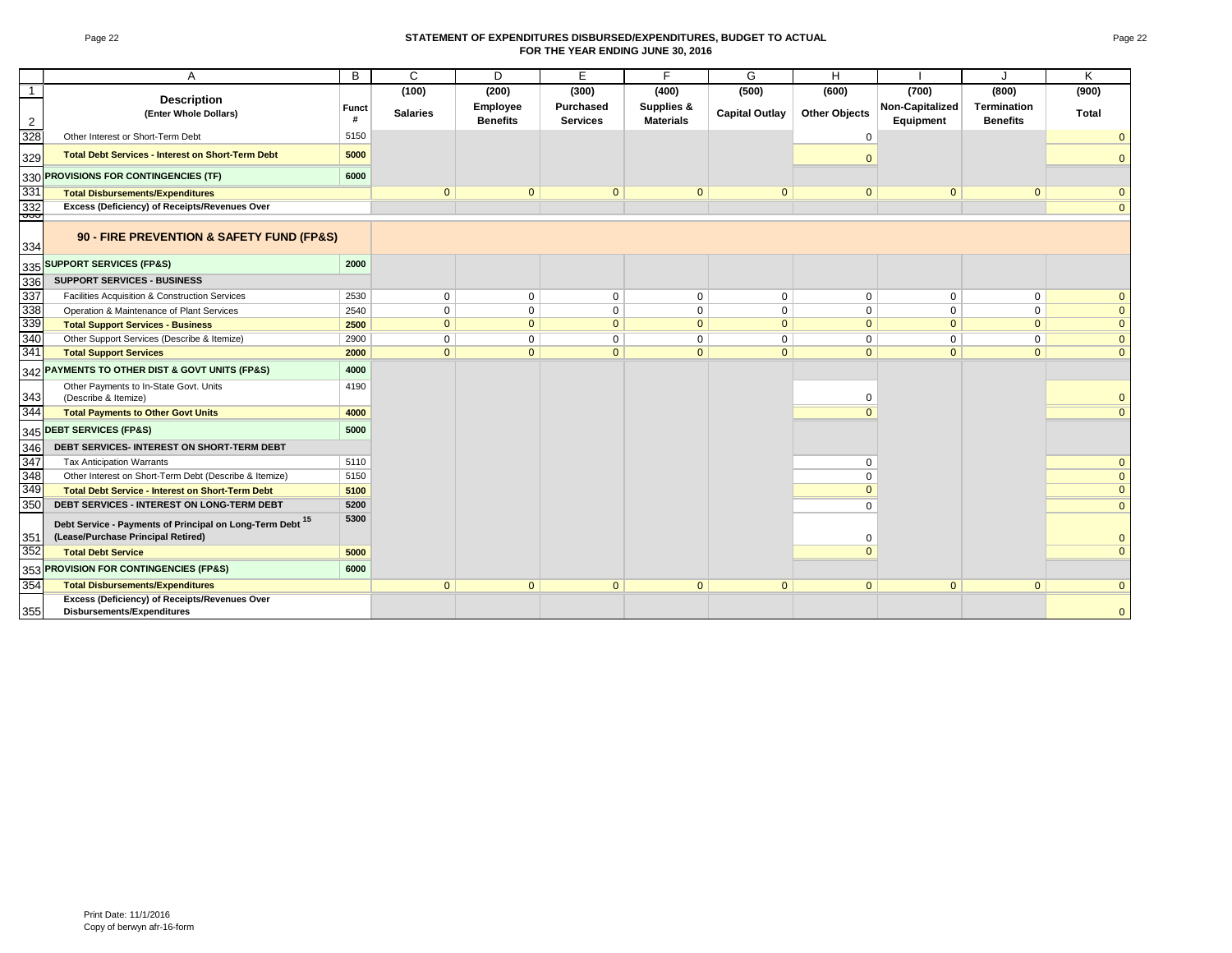# STATEMENT OF EXPENDITURES DISBURSED/EXPENDITURES, BUDGET TO ACTUAL
## FOR THE YEAR ENDING JUNE 30, 2016

| | A | B | C | D | E | F | G | H | I | J | K |
|---|---|---|---|---|---|---|---|---|---|---|---|
| 1 | | | (100) | (200) | (300) | (400) | (500) | (600) | (700) | (800) | (900) |
| 2 | **Description** (Enter Whole Dollars) | Funct # | Salaries | Employee Benefits | Purchased Services | Supplies & Materials | Capital Outlay | Other Objects | Non-Capitalized Equipment | Termination Benefits | Total |
| 328 | Other Interest or Short-Term Debt | 5150 | | | | | | 0 | | | 0 |
| 329 | **Total Debt Services - Interest on Short-Term Debt** | **5000** | | | | | | 0 | | | 0 |
| 330 | **PROVISIONS FOR CONTINGENCIES (TF)** | **6000** | | | | | | | | | |
| 331 | **Total Disbursements/Expenditures** | | 0 | 0 | 0 | 0 | 0 | 0 | 0 | 0 | 0 |
| 332 | **Excess (Deficiency) of Receipts/Revenues Over** | | | | | | | | | | 0 |
| 334 | **90 - FIRE PREVENTION & SAFETY FUND (FP&S)** | | | | | | | | | | |
| 335 | **SUPPORT SERVICES (FP&S)** | **2000** | | | | | | | | | |
| 336 | **SUPPORT SERVICES - BUSINESS** | | | | | | | | | | |
| 337 | Facilities Acquisition & Construction Services | 2530 | 0 | 0 | 0 | 0 | 0 | 0 | 0 | 0 | 0 |
| 338 | Operation & Maintenance of Plant Services | 2540 | 0 | 0 | 0 | 0 | 0 | 0 | 0 | 0 | 0 |
| 339 | **Total Support Services - Business** | **2500** | 0 | 0 | 0 | 0 | 0 | 0 | 0 | 0 | 0 |
| 340 | Other Support Services (Describe & Itemize) | 2900 | 0 | 0 | 0 | 0 | 0 | 0 | 0 | 0 | 0 |
| 341 | **Total Support Services** | **2000** | 0 | 0 | 0 | 0 | 0 | 0 | 0 | 0 | 0 |
| 342 | **PAYMENTS TO OTHER DIST & GOVT UNITS (FP&S)** | **4000** | | | | | | | | | |
| 343 | Other Payments to In-State Govt. Units (Describe & Itemize) | 4190 | | | | | | 0 | | | 0 |
| 344 | **Total Payments to Other Govt Units** | **4000** | | | | | | 0 | | | 0 |
| 345 | **DEBT SERVICES (FP&S)** | **5000** | | | | | | | | | |
| 346 | **DEBT SERVICES- INTEREST ON SHORT-TERM DEBT** | | | | | | | | | | |
| 347 | Tax Anticipation Warrants | 5110 | | | | | | 0 | | | 0 |
| 348 | Other Interest on Short-Term Debt (Describe & Itemize) | 5150 | | | | | | 0 | | | 0 |
| 349 | **Total Debt Service - Interest on Short-Term Debt** | **5100** | | | | | | 0 | | | 0 |
| 350 | **DEBT SERVICES - INTEREST ON LONG-TERM DEBT** | **5200** | | | | | | 0 | | | 0 |
| 351 | **Debt Service - Payments of Principal on Long-Term Debt [15] (Lease/Purchase Principal Retired)** | **5300** | | | | | | 0 | | | 0 |
| 352 | **Total Debt Service** | **5000** | | | | | | 0 | | | 0 |
| 353 | **PROVISION FOR CONTINGENCIES (FP&S)** | **6000** | | | | | | | | | |
| 354 | **Total Disbursements/Expenditures** | | 0 | 0 | 0 | 0 | 0 | 0 | 0 | 0 | 0 |
| 355 | **Excess (Deficiency) of Receipts/Revenues Over Disbursements/Expenditures** | | | | | | | | | | 0 |

Print Date: 11/1/2016
Copy of berwyn afr-16-form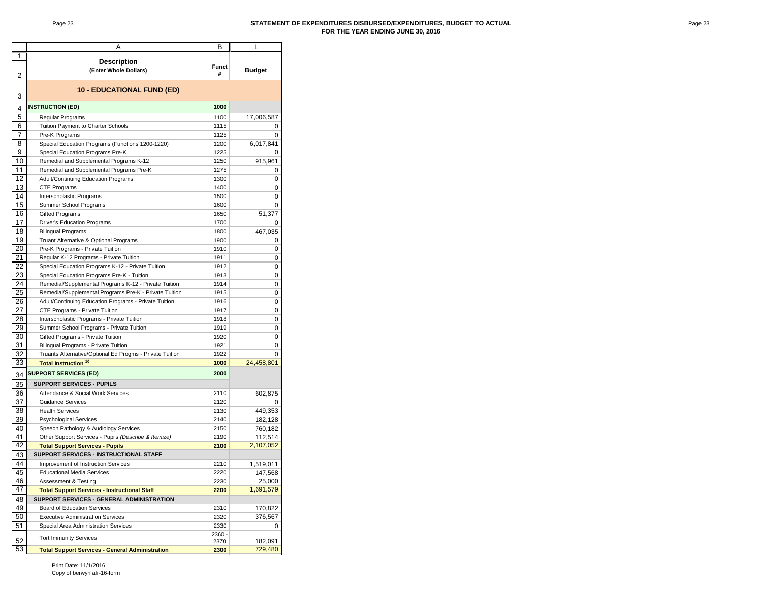# STATEMENT OF EXPENDITURES DISBURSED/EXPENDITURES, BUDGET TO ACTUAL
## FOR THE YEAR ENDING JUNE 30, 2016

| | A | B | L |
|---|---|---|---|
| 1-2 | **Description** (Enter Whole Dollars) | **Funct #** | **Budget** |
| 3 | **10 - EDUCATIONAL FUND (ED)** | | |
| 4 | **INSTRUCTION (ED)** | **1000** | |
| 5 | Regular Programs | 1100 | 17,006,587 |
| 6 | Tuition Payment to Charter Schools | 1115 | 0 |
| 7 | Pre-K Programs | 1125 | 0 |
| 8 | Special Education Programs (Functions 1200-1220) | 1200 | 6,017,841 |
| 9 | Special Education Programs Pre-K | 1225 | 0 |
| 10 | Remedial and Supplemental Programs K-12 | 1250 | 915,961 |
| 11 | Remedial and Supplemental Programs Pre-K | 1275 | 0 |
| 12 | Adult/Continuing Education Programs | 1300 | 0 |
| 13 | CTE Programs | 1400 | 0 |
| 14 | Interscholastic Programs | 1500 | 0 |
| 15 | Summer School Programs | 1600 | 0 |
| 16 | Gifted Programs | 1650 | 51,377 |
| 17 | Driver's Education Programs | 1700 | 0 |
| 18 | Bilingual Programs | 1800 | 467,035 |
| 19 | Truant Alternative & Optional Programs | 1900 | 0 |
| 20 | Pre-K Programs - Private Tuition | 1910 | 0 |
| 21 | Regular K-12 Programs - Private Tuition | 1911 | 0 |
| 22 | Special Education Programs K-12 - Private Tuition | 1912 | 0 |
| 23 | Special Education Programs Pre-K - Tuition | 1913 | 0 |
| 24 | Remedial/Supplemental Programs K-12 - Private Tuition | 1914 | 0 |
| 25 | Remedial/Supplemental Programs Pre-K - Private Tuition | 1915 | 0 |
| 26 | Adult/Continuing Education Programs - Private Tuition | 1916 | 0 |
| 27 | CTE Programs - Private Tuition | 1917 | 0 |
| 28 | Interscholastic Programs - Private Tuition | 1918 | 0 |
| 29 | Summer School Programs - Private Tuition | 1919 | 0 |
| 30 | Gifted Programs - Private Tuition | 1920 | 0 |
| 31 | Bilingual Programs - Private Tuition | 1921 | 0 |
| 32 | Truants Alternative/Optional Ed Progms - Private Tuition | 1922 | 0 |
| 33 | **Total Instruction [10]** | **1000** | 24,458,801 |
| 34 | **SUPPORT SERVICES (ED)** | **2000** | |
| 35 | **SUPPORT SERVICES - PUPILS** | | |
| 36 | Attendance & Social Work Services | 2110 | 602,875 |
| 37 | Guidance Services | 2120 | 0 |
| 38 | Health Services | 2130 | 449,353 |
| 39 | Psychological Services | 2140 | 182,128 |
| 40 | Speech Pathology & Audiology Services | 2150 | 760,182 |
| 41 | Other Support Services - Pupils *(Describe & Itemize)* | 2190 | 112,514 |
| 42 | **Total Support Services - Pupils** | **2100** | 2,107,052 |
| 43 | **SUPPORT SERVICES - INSTRUCTIONAL STAFF** | | |
| 44 | Improvement of Instruction Services | 2210 | 1,519,011 |
| 45 | Educational Media Services | 2220 | 147,568 |
| 46 | Assessment & Testing | 2230 | 25,000 |
| 47 | **Total Support Services - Instructional Staff** | **2200** | 1,691,579 |
| 48 | **SUPPORT SERVICES - GENERAL ADMINISTRATION** | | |
| 49 | Board of Education Services | 2310 | 170,822 |
| 50 | Executive Administration Services | 2320 | 376,567 |
| 51 | Special Area Administration Services | 2330 | 0 |
| 52 | Tort Immunity Services | 2360 - 2370 | 182,091 |
| 53 | **Total Support Services - General Administration** | **2300** | 729,480 |

Print Date: 11/1/2016
Copy of berwyn afr-16-form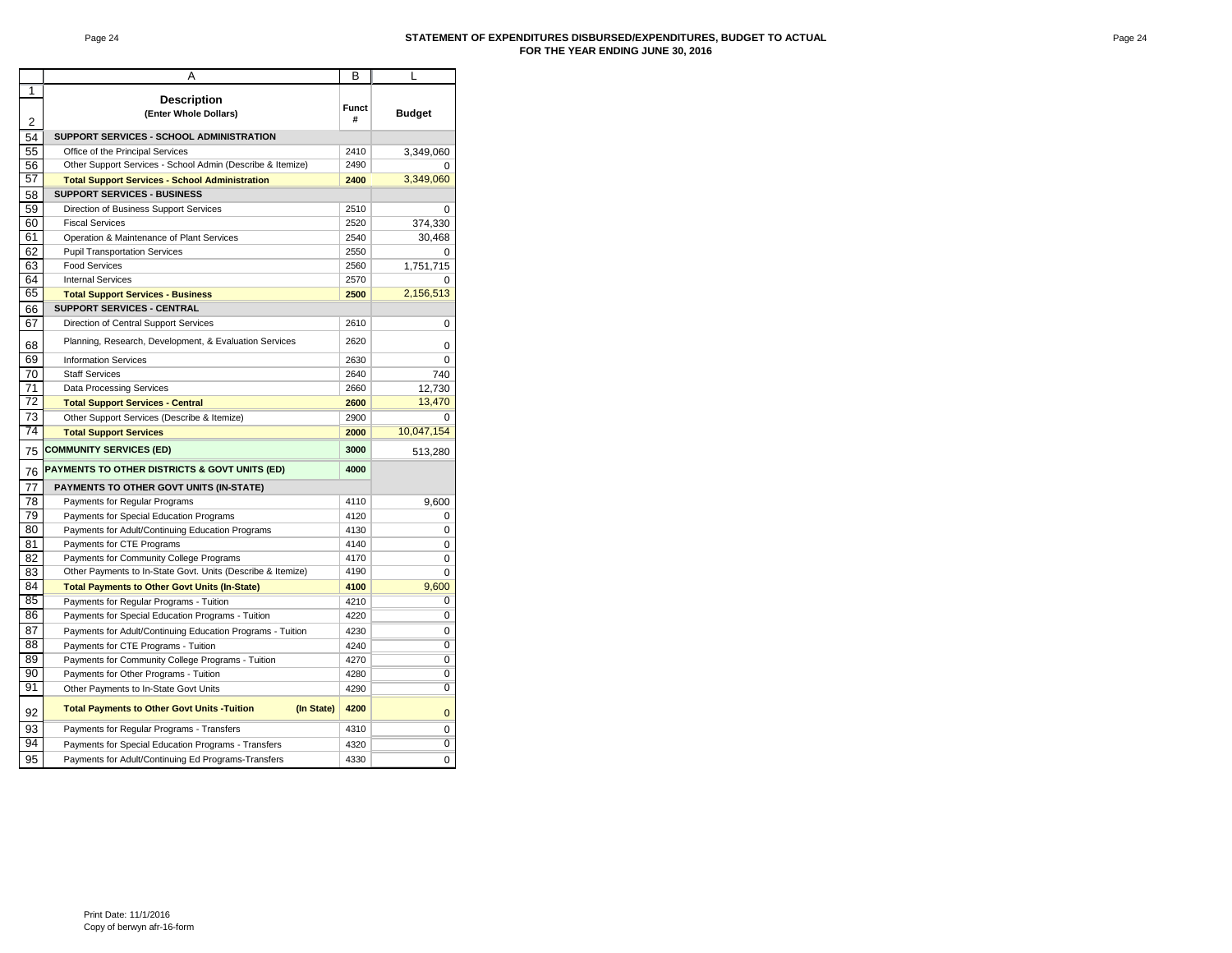## STATEMENT OF EXPENDITURES DISBURSED/EXPENDITURES, BUDGET TO ACTUAL
## FOR THE YEAR ENDING JUNE 30, 2016

| | A | B | L |
|---|---|---|---|
| 1 2 | **Description** **(Enter Whole Dollars)** | **Funct #** | **Budget** |
| 54 | **SUPPORT SERVICES - SCHOOL ADMINISTRATION** | | |
| 55 | Office of the Principal Services | 2410 | 3,349,060 |
| 56 | Other Support Services - School Admin (Describe & Itemize) | 2490 | 0 |
| 57 | **Total Support Services - School Administration** | **2400** | 3,349,060 |
| 58 | **SUPPORT SERVICES - BUSINESS** | | |
| 59 | Direction of Business Support Services | 2510 | 0 |
| 60 | Fiscal Services | 2520 | 374,330 |
| 61 | Operation & Maintenance of Plant Services | 2540 | 30,468 |
| 62 | Pupil Transportation Services | 2550 | 0 |
| 63 | Food Services | 2560 | 1,751,715 |
| 64 | Internal Services | 2570 | 0 |
| 65 | **Total Support Services - Business** | **2500** | 2,156,513 |
| 66 | **SUPPORT SERVICES - CENTRAL** | | |
| 67 | Direction of Central Support Services | 2610 | 0 |
| 68 | Planning, Research, Development, & Evaluation Services | 2620 | 0 |
| 69 | Information Services | 2630 | 0 |
| 70 | Staff Services | 2640 | 740 |
| 71 | Data Processing Services | 2660 | 12,730 |
| 72 | **Total Support Services - Central** | **2600** | 13,470 |
| 73 | Other Support Services (Describe & Itemize) | 2900 | 0 |
| 74 | **Total Support Services** | **2000** | 10,047,154 |
| 75 | **COMMUNITY SERVICES (ED)** | **3000** | 513,280 |
| 76 | **PAYMENTS TO OTHER DISTRICTS & GOVT UNITS (ED)** | **4000** | |
| 77 | **PAYMENTS TO OTHER GOVT UNITS (IN-STATE)** | | |
| 78 | Payments for Regular Programs | 4110 | 9,600 |
| 79 | Payments for Special Education Programs | 4120 | 0 |
| 80 | Payments for Adult/Continuing Education Programs | 4130 | 0 |
| 81 | Payments for CTE Programs | 4140 | 0 |
| 82 | Payments for Community College Programs | 4170 | 0 |
| 83 | Other Payments to In-State Govt. Units (Describe & Itemize) | 4190 | 0 |
| 84 | **Total Payments to Other Govt Units (In-State)** | **4100** | 9,600 |
| 85 | Payments for Regular Programs - Tuition | 4210 | 0 |
| 86 | Payments for Special Education Programs - Tuition | 4220 | 0 |
| 87 | Payments for Adult/Continuing Education Programs - Tuition | 4230 | 0 |
| 88 | Payments for CTE Programs - Tuition | 4240 | 0 |
| 89 | Payments for Community College Programs - Tuition | 4270 | 0 |
| 90 | Payments for Other Programs - Tuition | 4280 | 0 |
| 91 | Other Payments to In-State Govt Units | 4290 | 0 |
| 92 | **Total Payments to Other Govt Units -Tuition (In State)** | **4200** | 0 |
| 93 | Payments for Regular Programs - Transfers | 4310 | 0 |
| 94 | Payments for Special Education Programs - Transfers | 4320 | 0 |
| 95 | Payments for Adult/Continuing Ed Programs-Transfers | 4330 | 0 |

Print Date: 11/1/2016
Copy of berwyn afr-16-form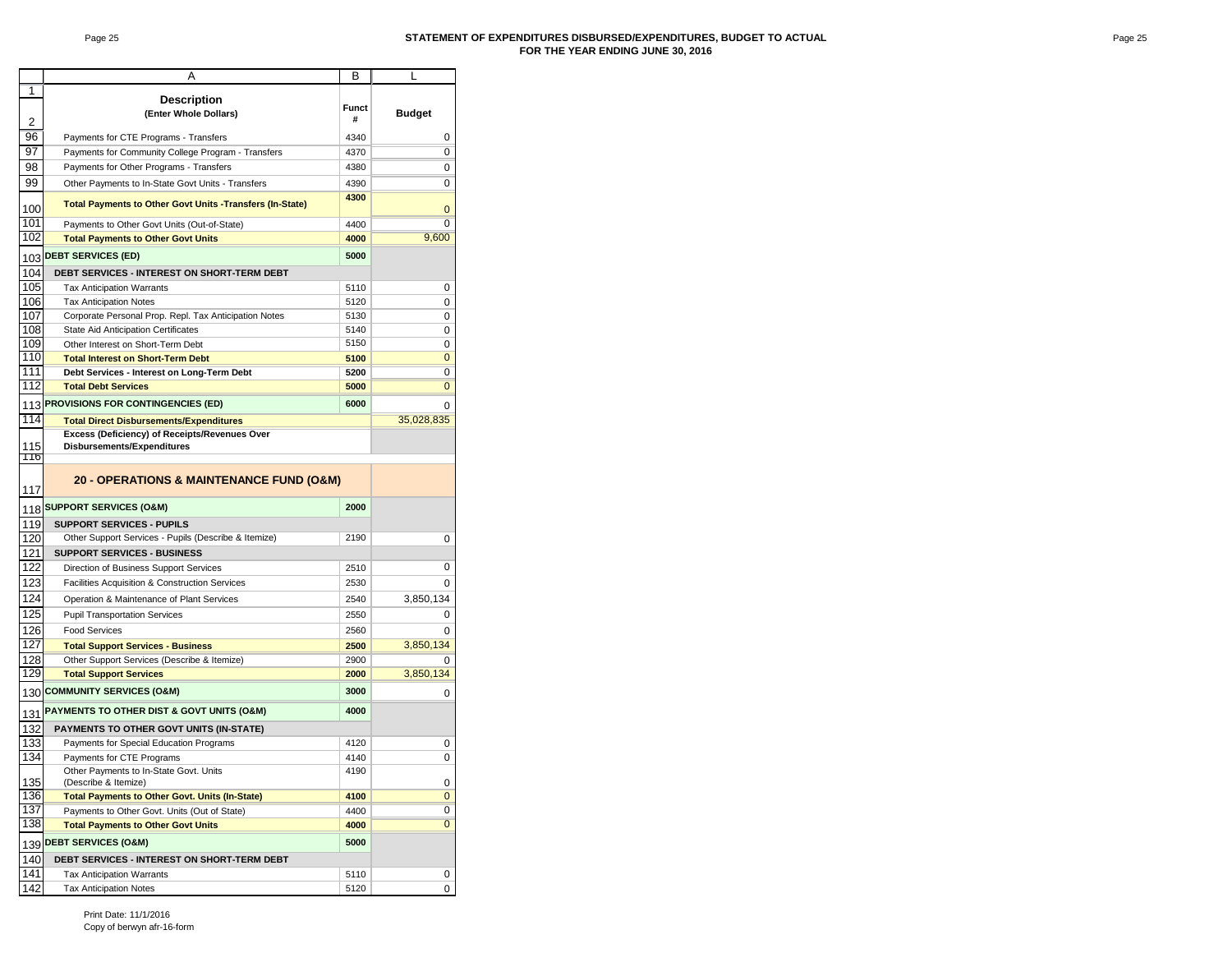## STATEMENT OF EXPENDITURES DISBURSED/EXPENDITURES, BUDGET TO ACTUAL
## FOR THE YEAR ENDING JUNE 30, 2016

| | A | B | L |
|---|---|---|---|
| 1 2 | **Description** (Enter Whole Dollars) | **Funct #** | **Budget** |
| 96 | Payments for CTE Programs - Transfers | 4340 | 0 |
| 97 | Payments for Community College Program - Transfers | 4370 | 0 |
| 98 | Payments for Other Programs - Transfers | 4380 | 0 |
| 99 | Other Payments to In-State Govt Units - Transfers | 4390 | 0 |
| 100 | **Total Payments to Other Govt Units -Transfers (In-State)** | **4300** | 0 |
| 101 | Payments to Other Govt Units (Out-of-State) | 4400 | 0 |
| 102 | **Total Payments to Other Govt Units** | **4000** | 9,600 |
| 103 | **DEBT SERVICES (ED)** | **5000** | |
| 104 | **DEBT SERVICES - INTEREST ON SHORT-TERM DEBT** | | |
| 105 | Tax Anticipation Warrants | 5110 | 0 |
| 106 | Tax Anticipation Notes | 5120 | 0 |
| 107 | Corporate Personal Prop. Repl. Tax Anticipation Notes | 5130 | 0 |
| 108 | State Aid Anticipation Certificates | 5140 | 0 |
| 109 | Other Interest on Short-Term Debt | 5150 | 0 |
| 110 | **Total Interest on Short-Term Debt** | **5100** | 0 |
| 111 | **Debt Services - Interest on Long-Term Debt** | **5200** | 0 |
| 112 | **Total Debt Services** | **5000** | 0 |
| 113 | **PROVISIONS FOR CONTINGENCIES (ED)** | **6000** | 0 |
| 114 | **Total Direct Disbursements/Expenditures** | | 35,028,835 |
| 115 | **Excess (Deficiency) of Receipts/Revenues Over Disbursements/Expenditures** | | |
| 116 | | | |
| 117 | **20 - OPERATIONS & MAINTENANCE FUND (O&M)** | | |
| 118 | **SUPPORT SERVICES (O&M)** | **2000** | |
| 119 | **SUPPORT SERVICES - PUPILS** | | |
| 120 | Other Support Services - Pupils (Describe & Itemize) | 2190 | 0 |
| 121 | **SUPPORT SERVICES - BUSINESS** | | |
| 122 | Direction of Business Support Services | 2510 | 0 |
| 123 | Facilities Acquisition & Construction Services | 2530 | 0 |
| 124 | Operation & Maintenance of Plant Services | 2540 | 3,850,134 |
| 125 | Pupil Transportation Services | 2550 | 0 |
| 126 | Food Services | 2560 | 0 |
| 127 | **Total Support Services - Business** | **2500** | 3,850,134 |
| 128 | Other Support Services (Describe & Itemize) | 2900 | 0 |
| 129 | **Total Support Services** | **2000** | 3,850,134 |
| 130 | **COMMUNITY SERVICES (O&M)** | **3000** | 0 |
| 131 | **PAYMENTS TO OTHER DIST & GOVT UNITS (O&M)** | **4000** | |
| 132 | **PAYMENTS TO OTHER GOVT UNITS (IN-STATE)** | | |
| 133 | Payments for Special Education Programs | 4120 | 0 |
| 134 | Payments for CTE Programs | 4140 | 0 |
| 135 | Other Payments to In-State Govt. Units (Describe & Itemize) | 4190 | 0 |
| 136 | **Total Payments to Other Govt. Units (In-State)** | **4100** | 0 |
| 137 | Payments to Other Govt. Units (Out of State) | 4400 | 0 |
| 138 | **Total Payments to Other Govt Units** | **4000** | 0 |
| 139 | **DEBT SERVICES (O&M)** | **5000** | |
| 140 | **DEBT SERVICES - INTEREST ON SHORT-TERM DEBT** | | |
| 141 | Tax Anticipation Warrants | 5110 | 0 |
| 142 | Tax Anticipation Notes | 5120 | 0 |

Print Date: 11/1/2016
Copy of berwyn afr-16-form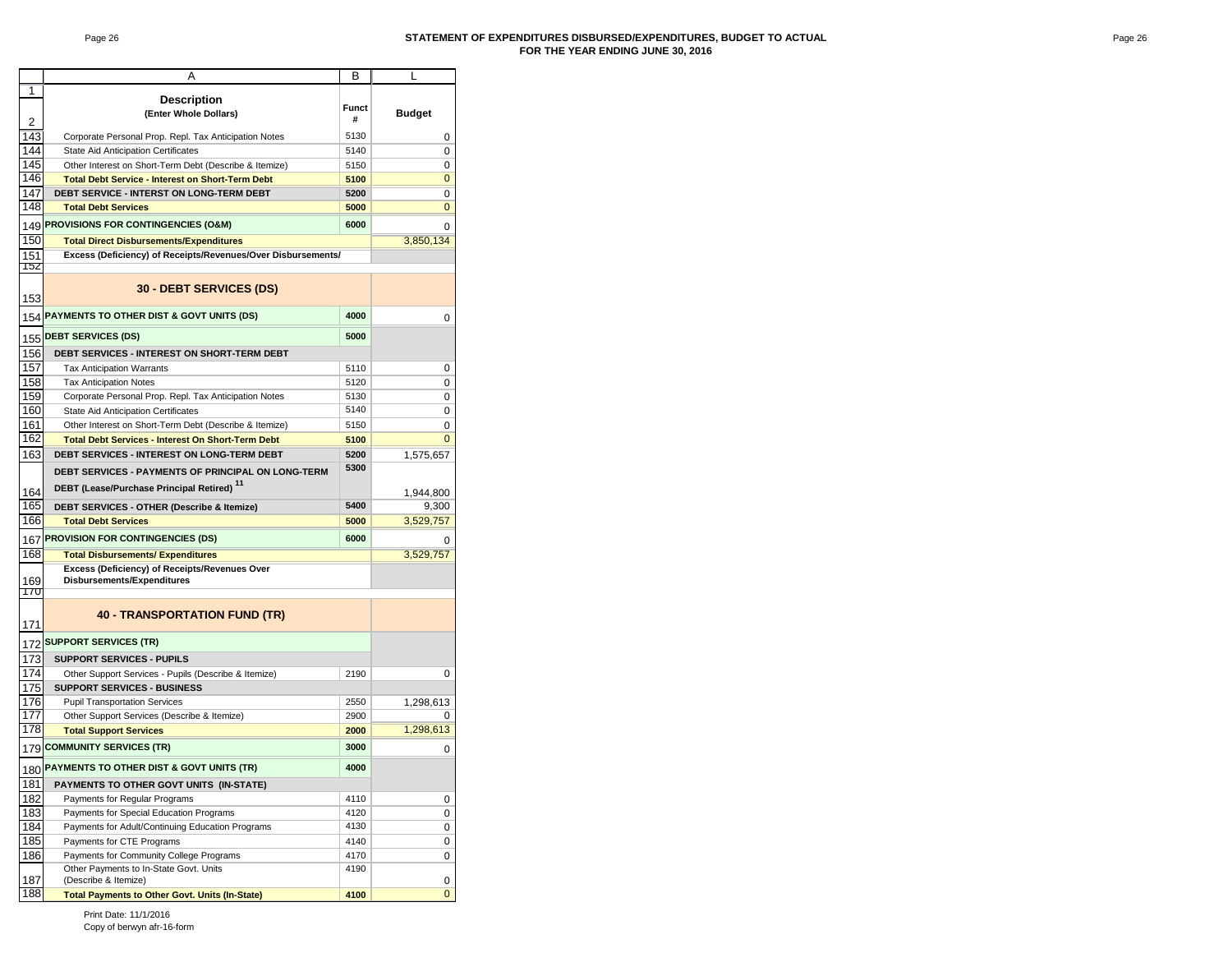# STATEMENT OF EXPENDITURES DISBURSED/EXPENDITURES, BUDGET TO ACTUAL
## FOR THE YEAR ENDING JUNE 30, 2016

| | A | B | L |
|---|---|---|---|
| 1 2 | **Description** **(Enter Whole Dollars)** | **Funct #** | **Budget** |
| 143 | Corporate Personal Prop. Repl. Tax Anticipation Notes | 5130 | 0 |
| 144 | State Aid Anticipation Certificates | 5140 | 0 |
| 145 | Other Interest on Short-Term Debt (Describe & Itemize) | 5150 | 0 |
| 146 | **Total Debt Service - Interest on Short-Term Debt** | **5100** | 0 |
| 147 | **DEBT SERVICE - INTERST ON LONG-TERM DEBT** | **5200** | 0 |
| 148 | **Total Debt Services** | **5000** | 0 |
| 149 | **PROVISIONS FOR CONTINGENCIES (O&M)** | **6000** | 0 |
| 150 | **Total Direct Disbursements/Expenditures** | | 3,850,134 |
| 151 | **Excess (Deficiency) of Receipts/Revenues/Over Disbursements/** | | |
| 152 | | | |
| 153 | **30 - DEBT SERVICES (DS)** | | |
| 154 | **PAYMENTS TO OTHER DIST & GOVT UNITS (DS)** | **4000** | 0 |
| 155 | **DEBT SERVICES (DS)** | **5000** | |
| 156 | **DEBT SERVICES - INTEREST ON SHORT-TERM DEBT** | | |
| 157 | Tax Anticipation Warrants | 5110 | 0 |
| 158 | Tax Anticipation Notes | 5120 | 0 |
| 159 | Corporate Personal Prop. Repl. Tax Anticipation Notes | 5130 | 0 |
| 160 | State Aid Anticipation Certificates | 5140 | 0 |
| 161 | Other Interest on Short-Term Debt (Describe & Itemize) | 5150 | 0 |
| 162 | **Total Debt Services - Interest On Short-Term Debt** | **5100** | 0 |
| 163 | **DEBT SERVICES - INTEREST ON LONG-TERM DEBT** | **5200** | 1,575,657 |
| 164 | **DEBT SERVICES - PAYMENTS OF PRINCIPAL ON LONG-TERM DEBT (Lease/Purchase Principal Retired)** [11] | **5300** | 1,944,800 |
| 165 | **DEBT SERVICES - OTHER (Describe & Itemize)** | **5400** | 9,300 |
| 166 | **Total Debt Services** | **5000** | 3,529,757 |
| 167 | **PROVISION FOR CONTINGENCIES (DS)** | **6000** | 0 |
| 168 | **Total Disbursements/ Expenditures** | | 3,529,757 |
| 169 | **Excess (Deficiency) of Receipts/Revenues Over Disbursements/Expenditures** | | |
| 170 | | | |
| 171 | **40 - TRANSPORTATION FUND (TR)** | | |
| 172 | **SUPPORT SERVICES (TR)** | | |
| 173 | **SUPPORT SERVICES - PUPILS** | | |
| 174 | Other Support Services - Pupils (Describe & Itemize) | 2190 | 0 |
| 175 | **SUPPORT SERVICES - BUSINESS** | | |
| 176 | Pupil Transportation Services | 2550 | 1,298,613 |
| 177 | Other Support Services (Describe & Itemize) | 2900 | 0 |
| 178 | **Total Support Services** | **2000** | 1,298,613 |
| 179 | **COMMUNITY SERVICES (TR)** | **3000** | 0 |
| 180 | **PAYMENTS TO OTHER DIST & GOVT UNITS (TR)** | **4000** | |
| 181 | **PAYMENTS TO OTHER GOVT UNITS (IN-STATE)** | | |
| 182 | Payments for Regular Programs | 4110 | 0 |
| 183 | Payments for Special Education Programs | 4120 | 0 |
| 184 | Payments for Adult/Continuing Education Programs | 4130 | 0 |
| 185 | Payments for CTE Programs | 4140 | 0 |
| 186 | Payments for Community College Programs | 4170 | 0 |
| 187 | Other Payments to In-State Govt. Units (Describe & Itemize) | 4190 | 0 |
| 188 | **Total Payments to Other Govt. Units (In-State)** | **4100** | 0 |

Print Date: 11/1/2016
Copy of berwyn afr-16-form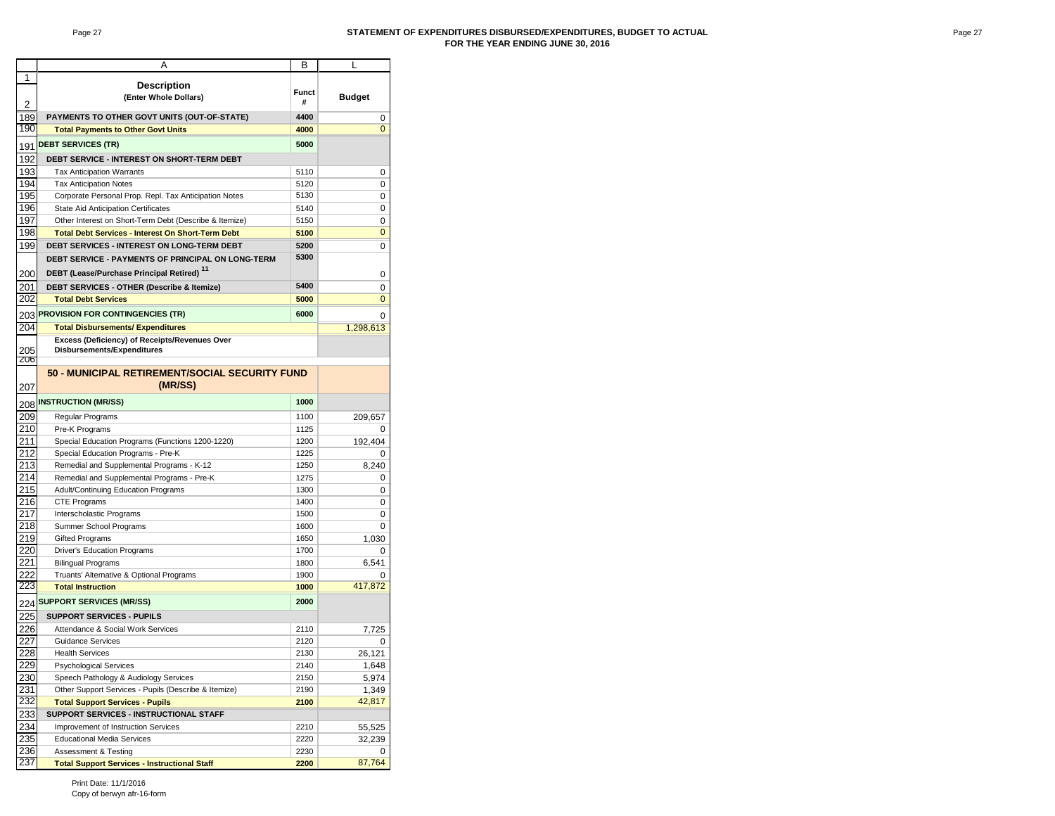**STATEMENT OF EXPENDITURES DISBURSED/EXPENDITURES, BUDGET TO ACTUAL**
**FOR THE YEAR ENDING JUNE 30, 2016**

| | A | B | L |
|---|---|---|---|
| 1 2 | **Description** (Enter Whole Dollars) | **Funct #** | **Budget** |
| 189 | **PAYMENTS TO OTHER GOVT UNITS (OUT-OF-STATE)** | 4400 | 0 |
| 190 | **Total Payments to Other Govt Units** | 4000 | 0 |
| 191 | **DEBT SERVICES (TR)** | 5000 | |
| 192 | **DEBT SERVICE - INTEREST ON SHORT-TERM DEBT** | | |
| 193 | Tax Anticipation Warrants | 5110 | 0 |
| 194 | Tax Anticipation Notes | 5120 | 0 |
| 195 | Corporate Personal Prop. Repl. Tax Anticipation Notes | 5130 | 0 |
| 196 | State Aid Anticipation Certificates | 5140 | 0 |
| 197 | Other Interest on Short-Term Debt (Describe & Itemize) | 5150 | 0 |
| 198 | **Total Debt Services - Interest On Short-Term Debt** | 5100 | 0 |
| 199 | **DEBT SERVICES - INTEREST ON LONG-TERM DEBT** | 5200 | 0 |
| 200 | **DEBT SERVICE - PAYMENTS OF PRINCIPAL ON LONG-TERM DEBT (Lease/Purchase Principal Retired)** [11] | 5300 | 0 |
| 201 | **DEBT SERVICES - OTHER (Describe & Itemize)** | 5400 | 0 |
| 202 | **Total Debt Services** | 5000 | 0 |
| 203 | **PROVISION FOR CONTINGENCIES (TR)** | 6000 | 0 |
| 204 | **Total Disbursements/ Expenditures** | | 1,298,613 |
| 205 | **Excess (Deficiency) of Receipts/Revenues Over Disbursements/Expenditures** | | |
| 206 | | | |
| 207 | **50 - MUNICIPAL RETIREMENT/SOCIAL SECURITY FUND (MR/SS)** | | |
| 208 | **INSTRUCTION (MR/SS)** | 1000 | |
| 209 | Regular Programs | 1100 | 209,657 |
| 210 | Pre-K Programs | 1125 | 0 |
| 211 | Special Education Programs (Functions 1200-1220) | 1200 | 192,404 |
| 212 | Special Education Programs - Pre-K | 1225 | 0 |
| 213 | Remedial and Supplemental Programs - K-12 | 1250 | 8,240 |
| 214 | Remedial and Supplemental Programs - Pre-K | 1275 | 0 |
| 215 | Adult/Continuing Education Programs | 1300 | 0 |
| 216 | CTE Programs | 1400 | 0 |
| 217 | Interscholastic Programs | 1500 | 0 |
| 218 | Summer School Programs | 1600 | 0 |
| 219 | Gifted Programs | 1650 | 1,030 |
| 220 | Driver's Education Programs | 1700 | 0 |
| 221 | Bilingual Programs | 1800 | 6,541 |
| 222 | Truants' Alternative & Optional Programs | 1900 | 0 |
| 223 | **Total Instruction** | 1000 | 417,872 |
| 224 | **SUPPORT SERVICES (MR/SS)** | 2000 | |
| 225 | **SUPPORT SERVICES - PUPILS** | | |
| 226 | Attendance & Social Work Services | 2110 | 7,725 |
| 227 | Guidance Services | 2120 | 0 |
| 228 | Health Services | 2130 | 26,121 |
| 229 | Psychological Services | 2140 | 1,648 |
| 230 | Speech Pathology & Audiology Services | 2150 | 5,974 |
| 231 | Other Support Services - Pupils (Describe & Itemize) | 2190 | 1,349 |
| 232 | **Total Support Services - Pupils** | 2100 | 42,817 |
| 233 | **SUPPORT SERVICES - INSTRUCTIONAL STAFF** | | |
| 234 | Improvement of Instruction Services | 2210 | 55,525 |
| 235 | Educational Media Services | 2220 | 32,239 |
| 236 | Assessment & Testing | 2230 | 0 |
| 237 | **Total Support Services - Instructional Staff** | 2200 | 87,764 |

Print Date: 11/1/2016
Copy of berwyn afr-16-form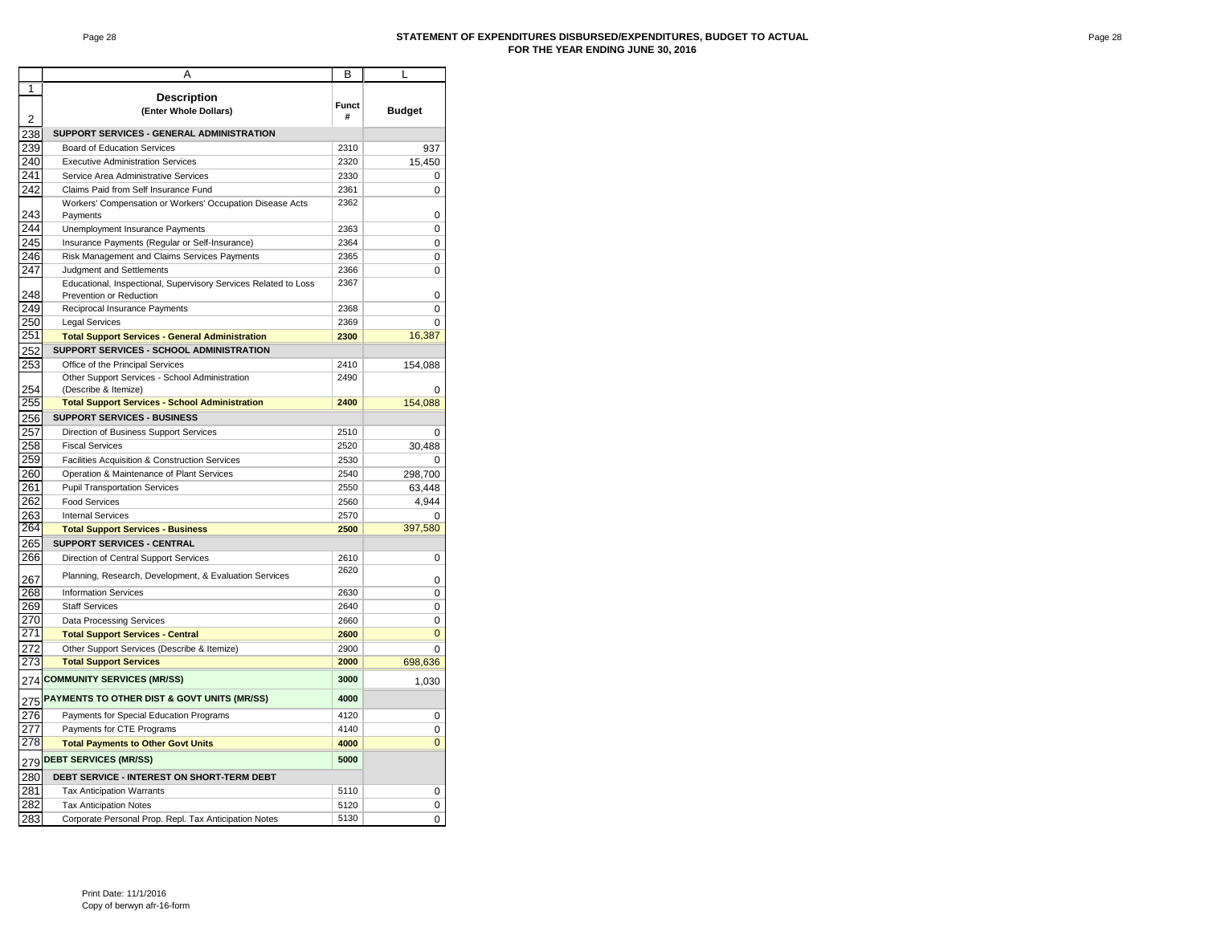## STATEMENT OF EXPENDITURES DISBURSED/EXPENDITURES, BUDGET TO ACTUAL
## FOR THE YEAR ENDING JUNE 30, 2016

| | A | B | L |
|---|---|---|---|
| 1<br>2 | **Description**<br>**(Enter Whole Dollars)** | **Funct #** | **Budget** |
| 238 | **SUPPORT SERVICES - GENERAL ADMINISTRATION** | | |
| 239 | Board of Education Services | 2310 | 937 |
| 240 | Executive Administration Services | 2320 | 15,450 |
| 241 | Service Area Administrative Services | 2330 | 0 |
| 242 | Claims Paid from Self Insurance Fund | 2361 | 0 |
| 243 | Workers' Compensation or Workers' Occupation Disease Acts Payments | 2362 | 0 |
| 244 | Unemployment Insurance Payments | 2363 | 0 |
| 245 | Insurance Payments (Regular or Self-Insurance) | 2364 | 0 |
| 246 | Risk Management and Claims Services Payments | 2365 | 0 |
| 247 | Judgment and Settlements | 2366 | 0 |
| 248 | Educational, Inspectional, Supervisory Services Related to Loss Prevention or Reduction | 2367 | 0 |
| 249 | Reciprocal Insurance Payments | 2368 | 0 |
| 250 | Legal Services | 2369 | 0 |
| 251 | **Total Support Services - General Administration** | **2300** | 16,387 |
| 252 | **SUPPORT SERVICES - SCHOOL ADMINISTRATION** | | |
| 253 | Office of the Principal Services | 2410 | 154,088 |
| 254 | Other Support Services - School Administration (Describe & Itemize) | 2490 | 0 |
| 255 | **Total Support Services - School Administration** | **2400** | 154,088 |
| 256 | **SUPPORT SERVICES - BUSINESS** | | |
| 257 | Direction of Business Support Services | 2510 | 0 |
| 258 | Fiscal Services | 2520 | 30,488 |
| 259 | Facilities Acquisition & Construction Services | 2530 | 0 |
| 260 | Operation & Maintenance of Plant Services | 2540 | 298,700 |
| 261 | Pupil Transportation Services | 2550 | 63,448 |
| 262 | Food Services | 2560 | 4,944 |
| 263 | Internal Services | 2570 | 0 |
| 264 | **Total Support Services - Business** | **2500** | 397,580 |
| 265 | **SUPPORT SERVICES - CENTRAL** | | |
| 266 | Direction of Central Support Services | 2610 | 0 |
| 267 | Planning, Research, Development, & Evaluation Services | 2620 | 0 |
| 268 | Information Services | 2630 | 0 |
| 269 | Staff Services | 2640 | 0 |
| 270 | Data Processing Services | 2660 | 0 |
| 271 | **Total Support Services - Central** | **2600** | 0 |
| 272 | Other Support Services (Describe & Itemize) | 2900 | 0 |
| 273 | **Total Support Services** | **2000** | 698,636 |
| 274 | **COMMUNITY SERVICES (MR/SS)** | **3000** | 1,030 |
| 275 | **PAYMENTS TO OTHER DIST & GOVT UNITS (MR/SS)** | **4000** | |
| 276 | Payments for Special Education Programs | 4120 | 0 |
| 277 | Payments for CTE Programs | 4140 | 0 |
| 278 | **Total Payments to Other Govt Units** | **4000** | 0 |
| 279 | **DEBT SERVICES (MR/SS)** | **5000** | |
| 280 | **DEBT SERVICE - INTEREST ON SHORT-TERM DEBT** | | |
| 281 | Tax Anticipation Warrants | 5110 | 0 |
| 282 | Tax Anticipation Notes | 5120 | 0 |
| 283 | Corporate Personal Prop. Repl. Tax Anticipation Notes | 5130 | 0 |

Print Date: 11/1/2016
Copy of berwyn afr-16-form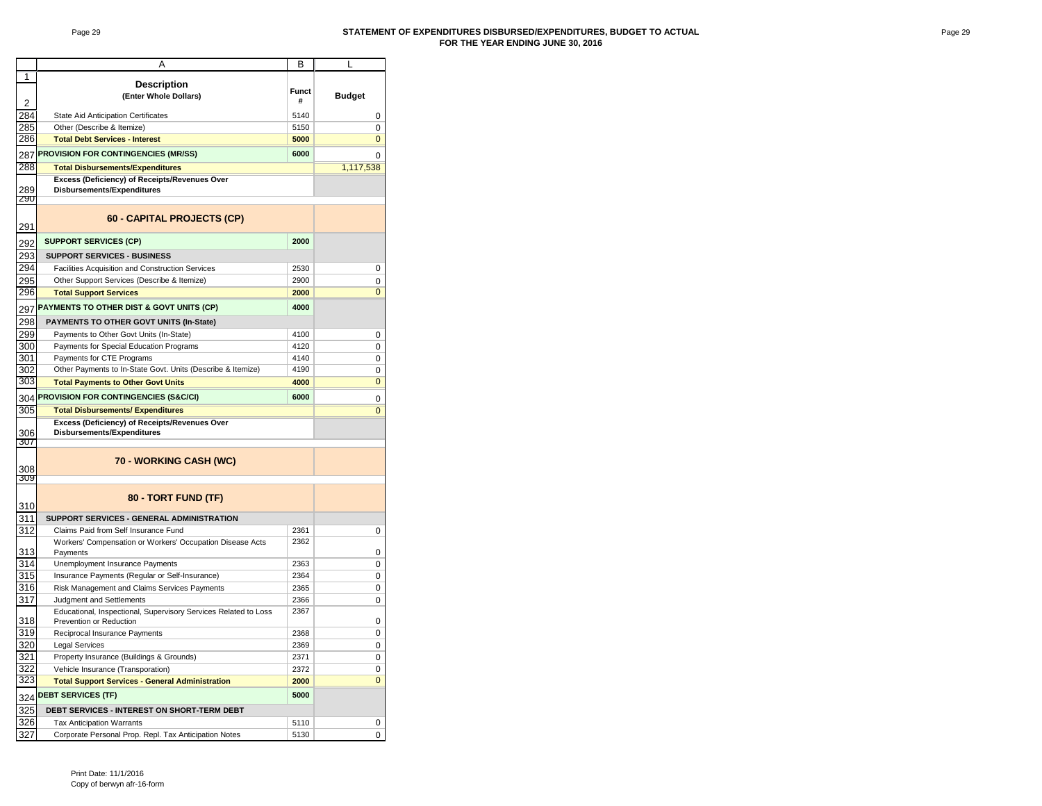# STATEMENT OF EXPENDITURES DISBURSED/EXPENDITURES, BUDGET TO ACTUAL
## FOR THE YEAR ENDING JUNE 30, 2016

| | A | B | L |
|---|---|---|---|
| 1<br>2 | **Description**<br>**(Enter Whole Dollars)** | **Funct #** | **Budget** |
| 284 | State Aid Anticipation Certificates | 5140 | 0 |
| 285 | Other (Describe & Itemize) | 5150 | 0 |
| 286 | **Total Debt Services - Interest** | **5000** | 0 |
| 287 | **PROVISION FOR CONTINGENCIES (MR/SS)** | **6000** | 0 |
| 288 | **Total Disbursements/Expenditures** | | 1,117,538 |
| 289 | **Excess (Deficiency) of Receipts/Revenues Over Disbursements/Expenditures** | | |
| 290 | | | |
| 291 | **60 - CAPITAL PROJECTS (CP)** | | |
| 292 | **SUPPORT SERVICES (CP)** | **2000** | |
| 293 | **SUPPORT SERVICES - BUSINESS** | | |
| 294 | Facilities Acquisition and Construction Services | 2530 | 0 |
| 295 | Other Support Services (Describe & Itemize) | 2900 | 0 |
| 296 | **Total Support Services** | **2000** | 0 |
| 297 | **PAYMENTS TO OTHER DIST & GOVT UNITS (CP)** | **4000** | |
| 298 | **PAYMENTS TO OTHER GOVT UNITS (In-State)** | | |
| 299 | Payments to Other Govt Units (In-State) | 4100 | 0 |
| 300 | Payments for Special Education Programs | 4120 | 0 |
| 301 | Payments for CTE Programs | 4140 | 0 |
| 302 | Other Payments to In-State Govt. Units (Describe & Itemize) | 4190 | 0 |
| 303 | **Total Payments to Other Govt Units** | **4000** | 0 |
| 304 | **PROVISION FOR CONTINGENCIES (S&C/CI)** | **6000** | 0 |
| 305 | **Total Disbursements/ Expenditures** | | 0 |
| 306 | **Excess (Deficiency) of Receipts/Revenues Over Disbursements/Expenditures** | | |
| 307 | | | |
| 308 | **70 - WORKING CASH (WC)** | | |
| 309 | | | |
| 310 | **80 - TORT FUND (TF)** | | |
| 311 | **SUPPORT SERVICES - GENERAL ADMINISTRATION** | | |
| 312 | Claims Paid from Self Insurance Fund | 2361 | 0 |
| 313 | Workers' Compensation or Workers' Occupation Disease Acts Payments | 2362 | 0 |
| 314 | Unemployment Insurance Payments | 2363 | 0 |
| 315 | Insurance Payments (Regular or Self-Insurance) | 2364 | 0 |
| 316 | Risk Management and Claims Services Payments | 2365 | 0 |
| 317 | Judgment and Settlements | 2366 | 0 |
| 318 | Educational, Inspectional, Supervisory Services Related to Loss Prevention or Reduction | 2367 | 0 |
| 319 | Reciprocal Insurance Payments | 2368 | 0 |
| 320 | Legal Services | 2369 | 0 |
| 321 | Property Insurance (Buildings & Grounds) | 2371 | 0 |
| 322 | Vehicle Insurance (Transporation) | 2372 | 0 |
| 323 | **Total Support Services - General Administration** | **2000** | 0 |
| 324 | **DEBT SERVICES (TF)** | **5000** | |
| 325 | **DEBT SERVICES - INTEREST ON SHORT-TERM DEBT** | | |
| 326 | Tax Anticipation Warrants | 5110 | 0 |
| 327 | Corporate Personal Prop. Repl. Tax Anticipation Notes | 5130 | 0 |

Print Date: 11/1/2016
Copy of berwyn afr-16-form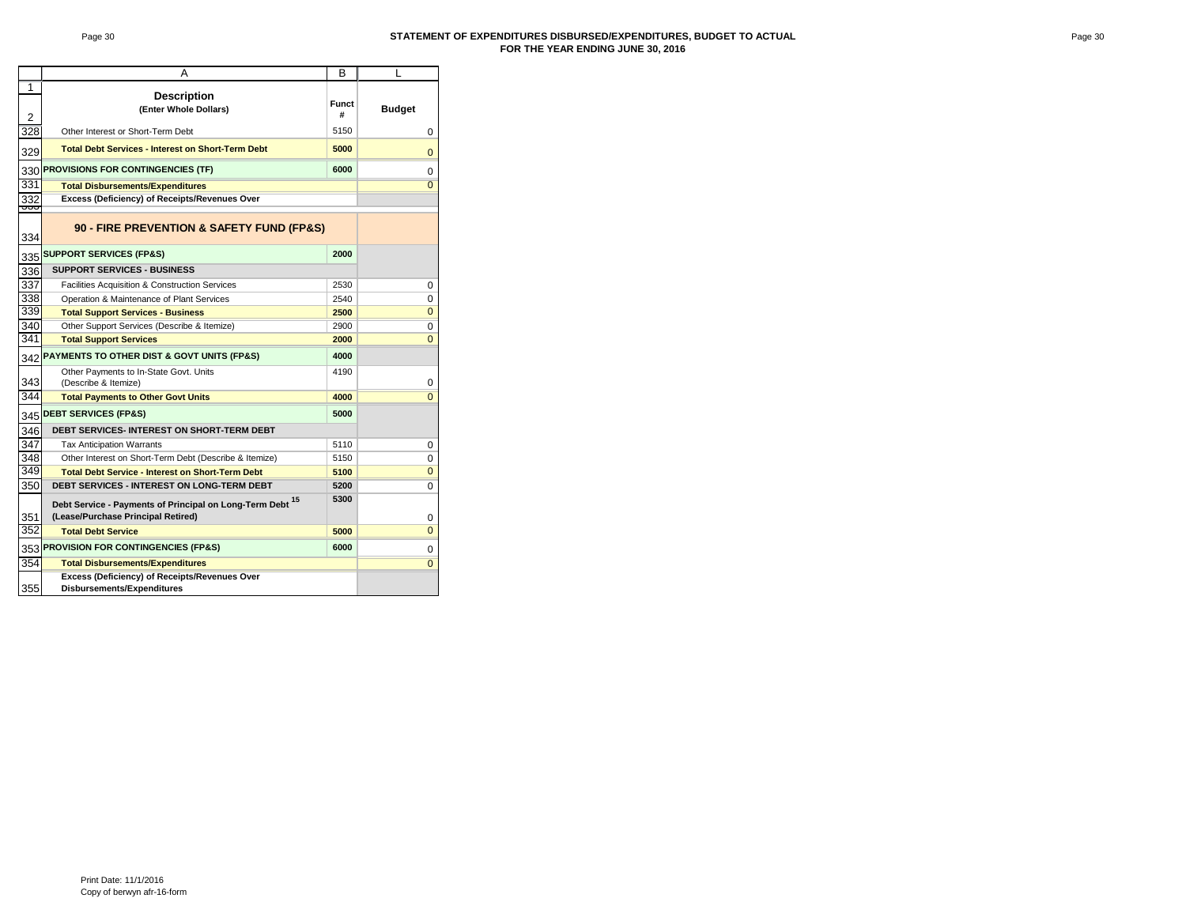**STATEMENT OF EXPENDITURES DISBURSED/EXPENDITURES, BUDGET TO ACTUAL**
**FOR THE YEAR ENDING JUNE 30, 2016**

| | A | B | L |
|---|---|---|---|
| 1<br>2 | **Description**<br>**(Enter Whole Dollars)** | **Funct #** | **Budget** |
| 328 | Other Interest or Short-Term Debt | 5150 | 0 |
| 329 | **Total Debt Services - Interest on Short-Term Debt** | **5000** | 0 |
| 330 | **PROVISIONS FOR CONTINGENCIES (TF)** | **6000** | 0 |
| 331 | **Total Disbursements/Expenditures** | | 0 |
| 332 | **Excess (Deficiency) of Receipts/Revenues Over** | | |
| 334 | **90 - FIRE PREVENTION & SAFETY FUND (FP&S)** | | |
| 335 | **SUPPORT SERVICES (FP&S)** | **2000** | |
| 336 | **SUPPORT SERVICES - BUSINESS** | | |
| 337 | Facilities Acquisition & Construction Services | 2530 | 0 |
| 338 | Operation & Maintenance of Plant Services | 2540 | 0 |
| 339 | **Total Support Services - Business** | **2500** | 0 |
| 340 | Other Support Services (Describe & Itemize) | 2900 | 0 |
| 341 | **Total Support Services** | **2000** | 0 |
| 342 | **PAYMENTS TO OTHER DIST & GOVT UNITS (FP&S)** | **4000** | |
| 343 | Other Payments to In-State Govt. Units (Describe & Itemize) | 4190 | 0 |
| 344 | **Total Payments to Other Govt Units** | **4000** | 0 |
| 345 | **DEBT SERVICES (FP&S)** | **5000** | |
| 346 | **DEBT SERVICES- INTEREST ON SHORT-TERM DEBT** | | |
| 347 | Tax Anticipation Warrants | 5110 | 0 |
| 348 | Other Interest on Short-Term Debt (Describe & Itemize) | 5150 | 0 |
| 349 | **Total Debt Service - Interest on Short-Term Debt** | **5100** | 0 |
| 350 | **DEBT SERVICES - INTEREST ON LONG-TERM DEBT** | **5200** | 0 |
| 351 | **Debt Service - Payments of Principal on Long-Term Debt** [15] **(Lease/Purchase Principal Retired)** | **5300** | 0 |
| 352 | **Total Debt Service** | **5000** | 0 |
| 353 | **PROVISION FOR CONTINGENCIES (FP&S)** | **6000** | 0 |
| 354 | **Total Disbursements/Expenditures** | | 0 |
| 355 | **Excess (Deficiency) of Receipts/Revenues Over Disbursements/Expenditures** | | |

Print Date: 11/1/2016
Copy of berwyn afr-16-form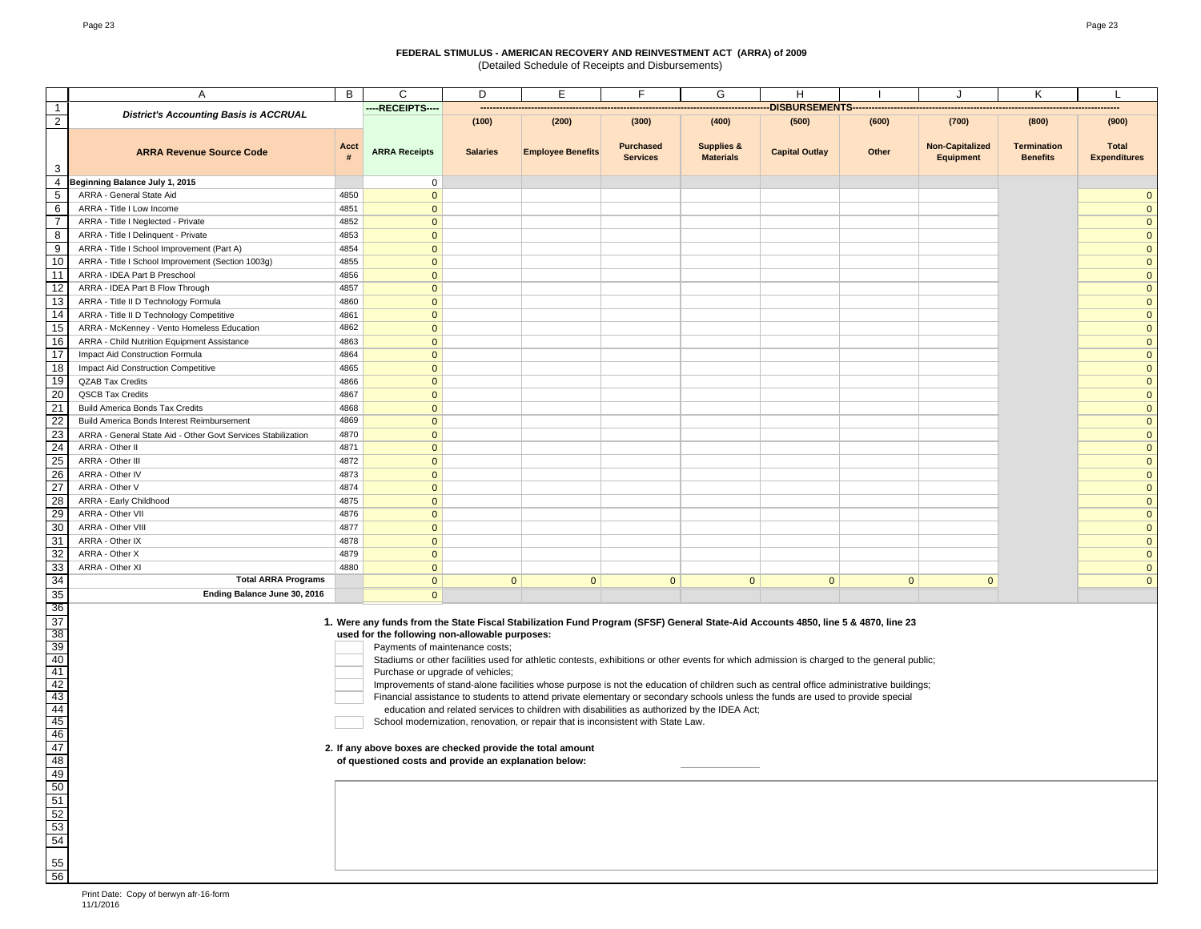**FEDERAL STIMULUS - AMERICAN RECOVERY AND REINVESTMENT ACT (ARRA) of 2009**
(Detailed Schedule of Receipts and Disbursements)

| | A | B | C | D | E | F | G | H | I | J | K | L |
|---|---|---|---|---|---|---|---|---|---|---|---|---|
| 1 | *District's Accounting Basis is ACCRUAL* | | ----RECEIPTS---- | ----DISBURSEMENTS---- | | | | | | | | |
| 2 | | | | (100) | (200) | (300) | (400) | (500) | (600) | (700) | (800) | (900) |
| 3 | **ARRA Revenue Source Code** | **Acct #** | **ARRA Receipts** | **Salaries** | **Employee Benefits** | **Purchased Services** | **Supplies & Materials** | **Capital Outlay** | **Other** | **Non-Capitalized Equipment** | **Termination Benefits** | **Total Expenditures** |
| 4 | **Beginning Balance July 1, 2015** | | 0 | | | | | | | | | |
| 5 | ARRA - General State Aid | 4850 | 0 | | | | | | | | | 0 |
| 6 | ARRA - Title I Low Income | 4851 | 0 | | | | | | | | | 0 |
| 7 | ARRA - Title I Neglected - Private | 4852 | 0 | | | | | | | | | 0 |
| 8 | ARRA - Title I Delinquent - Private | 4853 | 0 | | | | | | | | | 0 |
| 9 | ARRA - Title I School Improvement (Part A) | 4854 | 0 | | | | | | | | | 0 |
| 10 | ARRA - Title I School Improvement (Section 1003g) | 4855 | 0 | | | | | | | | | 0 |
| 11 | ARRA - IDEA Part B Preschool | 4856 | 0 | | | | | | | | | 0 |
| 12 | ARRA - IDEA Part B Flow Through | 4857 | 0 | | | | | | | | | 0 |
| 13 | ARRA - Title II D Technology Formula | 4860 | 0 | | | | | | | | | 0 |
| 14 | ARRA - Title II D Technology Competitive | 4861 | 0 | | | | | | | | | 0 |
| 15 | ARRA - McKenney - Vento Homeless Education | 4862 | 0 | | | | | | | | | 0 |
| 16 | ARRA - Child Nutrition Equipment Assistance | 4863 | 0 | | | | | | | | | 0 |
| 17 | Impact Aid Construction Formula | 4864 | 0 | | | | | | | | | 0 |
| 18 | Impact Aid Construction Competitive | 4865 | 0 | | | | | | | | | 0 |
| 19 | QZAB Tax Credits | 4866 | 0 | | | | | | | | | 0 |
| 20 | QSCB Tax Credits | 4867 | 0 | | | | | | | | | 0 |
| 21 | Build America Bonds Tax Credits | 4868 | 0 | | | | | | | | | 0 |
| 22 | Build America Bonds Interest Reimbursement | 4869 | 0 | | | | | | | | | 0 |
| 23 | ARRA - General State Aid - Other Govt Services Stabilization | 4870 | 0 | | | | | | | | | 0 |
| 24 | ARRA - Other II | 4871 | 0 | | | | | | | | | 0 |
| 25 | ARRA - Other III | 4872 | 0 | | | | | | | | | 0 |
| 26 | ARRA - Other IV | 4873 | 0 | | | | | | | | | 0 |
| 27 | ARRA - Other V | 4874 | 0 | | | | | | | | | 0 |
| 28 | ARRA - Early Childhood | 4875 | 0 | | | | | | | | | 0 |
| 29 | ARRA - Other VII | 4876 | 0 | | | | | | | | | 0 |
| 30 | ARRA - Other VIII | 4877 | 0 | | | | | | | | | 0 |
| 31 | ARRA - Other IX | 4878 | 0 | | | | | | | | | 0 |
| 32 | ARRA - Other X | 4879 | 0 | | | | | | | | | 0 |
| 33 | ARRA - Other XI | 4880 | 0 | | | | | | | | | 0 |
| 34 | **Total ARRA Programs** | | 0 | 0 | 0 | 0 | 0 | 0 | 0 | 0 | | 0 |
| 35 | **Ending Balance June 30, 2016** | | 0 | | | | | | | | | |

**1. Were any funds from the State Fiscal Stabilization Fund Program (SFSF) General State-Aid Accounts 4850, line 5 & 4870, line 23 used for the following non-allowable purposes:**

- [ ] Payments of maintenance costs;
- [ ] Stadiums or other facilities used for athletic contests, exhibitions or other events for which admission is charged to the general public;
- [ ] Purchase or upgrade of vehicles;
- [ ] Improvements of stand-alone facilities whose purpose is not the education of children such as central office administrative buildings;
- [ ] Financial assistance to students to attend private elementary or secondary schools unless the funds are used to provide special education and related services to children with disabilities as authorized by the IDEA Act;
- [ ] School modernization, renovation, or repair that is inconsistent with State Law.

**2. If any above boxes are checked provide the total amount of questioned costs and provide an explanation below:** ____________

Print Date: Copy of berwyn afr-16-form
11/1/2016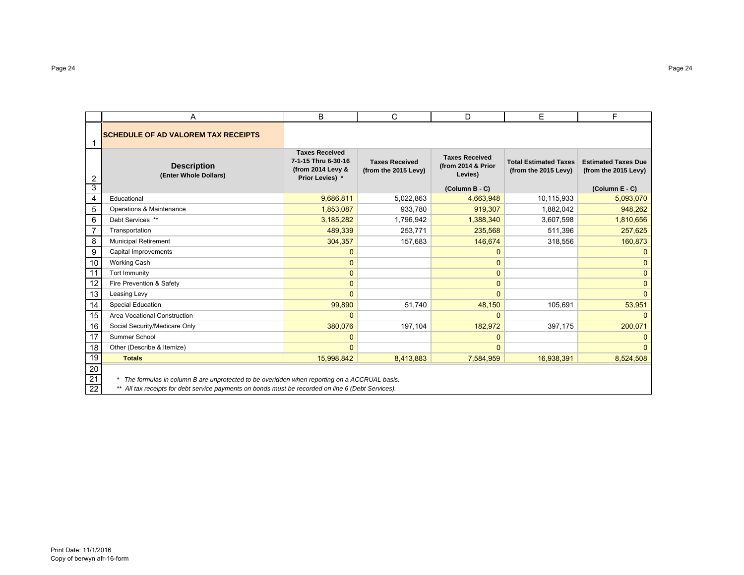## SCHEDULE OF AD VALOREM TAX RECEIPTS

| Description (Enter Whole Dollars) | Taxes Received 7-1-15 Thru 6-30-16 (from 2014 Levy & Prior Levies) * | Taxes Received (from the 2015 Levy) | Taxes Received (from 2014 & Prior Levies) (Column B - C) | Total Estimated Taxes (from the 2015 Levy) | Estimated Taxes Due (from the 2015 Levy) (Column E - C) |
|---|---|---|---|---|---|
| Educational | 9,686,811 | 5,022,863 | 4,663,948 | 10,115,933 | 5,093,070 |
| Operations & Maintenance | 1,853,087 | 933,780 | 919,307 | 1,882,042 | 948,262 |
| Debt Services ** | 3,185,282 | 1,796,942 | 1,388,340 | 3,607,598 | 1,810,656 |
| Transportation | 489,339 | 253,771 | 235,568 | 511,396 | 257,625 |
| Municipal Retirement | 304,357 | 157,683 | 146,674 | 318,556 | 160,873 |
| Capital Improvements | 0 | | 0 | | 0 |
| Working Cash | 0 | | 0 | | 0 |
| Tort Immunity | 0 | | 0 | | 0 |
| Fire Prevention & Safety | 0 | | 0 | | 0 |
| Leasing Levy | 0 | | 0 | | 0 |
| Special Education | 99,890 | 51,740 | 48,150 | 105,691 | 53,951 |
| Area Vocational Construction | 0 | | 0 | | 0 |
| Social Security/Medicare Only | 380,076 | 197,104 | 182,972 | 397,175 | 200,071 |
| Summer School | 0 | | 0 | | 0 |
| Other (Describe & Itemize) | 0 | | 0 | | 0 |
| **Totals** | 15,998,842 | 8,413,883 | 7,584,959 | 16,938,391 | 8,524,508 |

*\* The formulas in column B are unprotected to be overidden when reporting on a ACCRUAL basis.*

*\*\* All tax receipts for debt service payments on bonds must be recorded on line 6 (Debt Services).*

Print Date: 11/1/2016
Copy of berwyn afr-16-form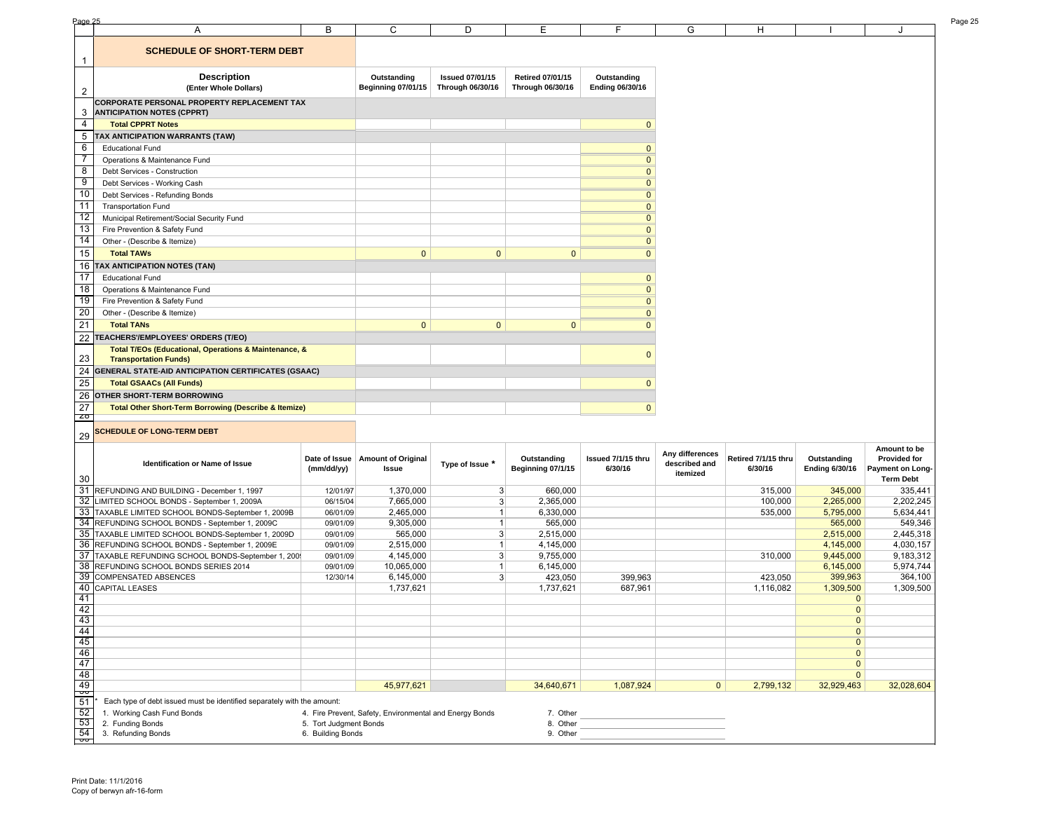## SCHEDULE OF SHORT-TERM DEBT

| Description (Enter Whole Dollars) | Outstanding Beginning 07/01/15 | Issued 07/01/15 Through 06/30/16 | Retired 07/01/15 Through 06/30/16 | Outstanding Ending 06/30/16 |
|---|---|---|---|---|
| **CORPORATE PERSONAL PROPERTY REPLACEMENT TAX ANTICIPATION NOTES (CPPRT)** | | | | |
| **Total CPPRT Notes** | | | | 0 |
| **TAX ANTICIPATION WARRANTS (TAW)** | | | | |
| Educational Fund | | | | 0 |
| Operations & Maintenance Fund | | | | 0 |
| Debt Services - Construction | | | | 0 |
| Debt Services - Working Cash | | | | 0 |
| Debt Services - Refunding Bonds | | | | 0 |
| Transportation Fund | | | | 0 |
| Municipal Retirement/Social Security Fund | | | | 0 |
| Fire Prevention & Safety Fund | | | | 0 |
| Other - (Describe & Itemize) | | | | 0 |
| **Total TAWs** | 0 | 0 | 0 | 0 |
| **TAX ANTICIPATION NOTES (TAN)** | | | | |
| Educational Fund | | | | 0 |
| Operations & Maintenance Fund | | | | 0 |
| Fire Prevention & Safety Fund | | | | 0 |
| Other - (Describe & Itemize) | | | | 0 |
| **Total TANs** | 0 | 0 | 0 | 0 |
| **TEACHERS'/EMPLOYEES' ORDERS (T/EO)** | | | | |
| **Total T/EOs (Educational, Operations & Maintenance, & Transportation Funds)** | | | | 0 |
| **GENERAL STATE-AID ANTICIPATION CERTIFICATES (GSAAC)** | | | | |
| **Total GSAACs (All Funds)** | | | | 0 |
| **OTHER SHORT-TERM BORROWING** | | | | |
| **Total Other Short-Term Borrowing (Describe & Itemize)** | | | | 0 |

## SCHEDULE OF LONG-TERM DEBT

| Identification or Name of Issue | Date of Issue (mm/dd/yy) | Amount of Original Issue | Type of Issue * | Outstanding Beginning 07/1/15 | Issued 7/1/15 thru 6/30/16 | Any differences described and itemized | Retired 7/1/15 thru 6/30/16 | Outstanding Ending 6/30/16 | Amount to be Provided for Payment on Long-Term Debt |
|---|---|---|---|---|---|---|---|---|---|
| REFUNDING AND BUILDING - December 1, 1997 | 12/01/97 | 1,370,000 | 3 | 660,000 | | | 315,000 | 345,000 | 335,441 |
| LIMITED SCHOOL BONDS - September 1, 2009A | 06/15/04 | 7,665,000 | 3 | 2,365,000 | | | 100,000 | 2,265,000 | 2,202,245 |
| TAXABLE LIMITED SCHOOL BONDS-September 1, 2009B | 06/01/09 | 2,465,000 | 1 | 6,330,000 | | | 535,000 | 5,795,000 | 5,634,441 |
| REFUNDING SCHOOL BONDS - September 1, 2009C | 09/01/09 | 9,305,000 | 1 | 565,000 | | | | 565,000 | 549,346 |
| TAXABLE LIMITED SCHOOL BONDS-September 1, 2009D | 09/01/09 | 565,000 | 3 | 2,515,000 | | | | 2,515,000 | 2,445,318 |
| REFUNDING SCHOOL BONDS - September 1, 2009E | 09/01/09 | 2,515,000 | 1 | 4,145,000 | | | | 4,145,000 | 4,030,157 |
| TAXABLE REFUNDING SCHOOL BONDS-September 1, 200 | 09/01/09 | 4,145,000 | 3 | 9,755,000 | | | 310,000 | 9,445,000 | 9,183,312 |
| REFUNDING SCHOOL BONDS SERIES 2014 | 09/01/09 | 10,065,000 | 1 | 6,145,000 | | | | 6,145,000 | 5,974,744 |
| COMPENSATED ABSENCES | 12/30/14 | 6,145,000 | 3 | 423,050 | 399,963 | | 423,050 | 399,963 | 364,100 |
| CAPITAL LEASES | | 1,737,621 | | 1,737,621 | 687,961 | | 1,116,082 | 1,309,500 | 1,309,500 |
| | | | | | | | | 0 | |
| | | | | | | | | 0 | |
| | | | | | | | | 0 | |
| | | | | | | | | 0 | |
| | | | | | | | | 0 | |
| | | | | | | | | 0 | |
| | | | | | | | | 0 | |
| | | | | | | | | 0 | |
| | | 45,977,621 | | 34,640,671 | 1,087,924 | 0 | 2,799,132 | 32,929,463 | 32,028,604 |

\* Each type of debt issued must be identified separately with the amount:

1. Working Cash Fund Bonds
2. Funding Bonds
3. Refunding Bonds
4. Fire Prevent, Safety, Environmental and Energy Bonds
5. Tort Judgment Bonds
6. Building Bonds
7. Other
8. Other
9. Other

Print Date: 11/1/2016
Copy of berwyn afr-16-form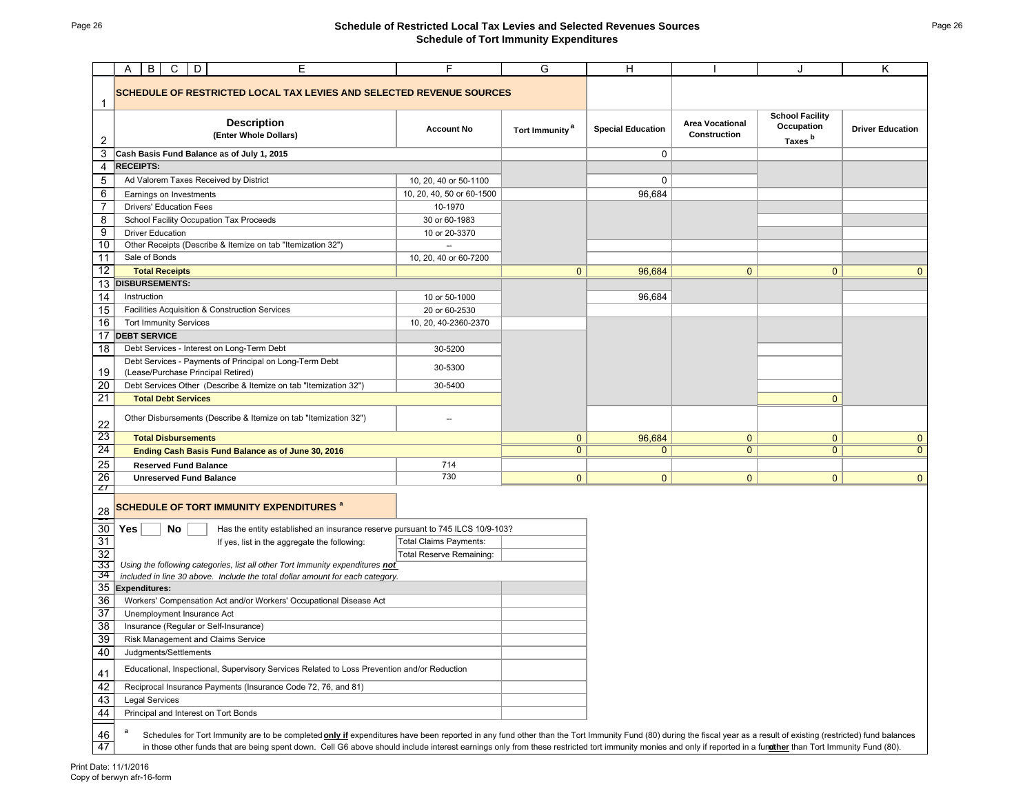# Schedule of Restricted Local Tax Levies and Selected Revenues Sources
## Schedule of Tort Immunity Expenditures

## SCHEDULE OF RESTRICTED LOCAL TAX LEVIES AND SELECTED REVENUE SOURCES

| Description (Enter Whole Dollars) | Account No | Tort Immunity [a] | Special Education | Area Vocational Construction | School Facility Occupation Taxes [b] | Driver Education |
|---|---|---|---|---|---|---|
| Cash Basis Fund Balance as of July 1, 2015 | | | 0 | | | |
| **RECEIPTS:** | | | | | | |
| Ad Valorem Taxes Received by District | 10, 20, 40 or 50-1100 | | 0 | | | |
| Earnings on Investments | 10, 20, 40, 50 or 60-1500 | | 96,684 | | | |
| Drivers' Education Fees | 10-1970 | | | | | |
| School Facility Occupation Tax Proceeds | 30 or 60-1983 | | | | | |
| Driver Education | 10 or 20-3370 | | | | | |
| Other Receipts (Describe & Itemize on tab "Itemization 32") | -- | | | | | |
| Sale of Bonds | 10, 20, 40 or 60-7200 | | | | | |
| **Total Receipts** | | 0 | 96,684 | 0 | 0 | 0 |
| **DISBURSEMENTS:** | | | | | | |
| Instruction | 10 or 50-1000 | | 96,684 | | | |
| Facilities Acquisition & Construction Services | 20 or 60-2530 | | | | | |
| Tort Immunity Services | 10, 20, 40-2360-2370 | | | | | |
| **DEBT SERVICE** | | | | | | |
| Debt Services - Interest on Long-Term Debt | 30-5200 | | | | | |
| Debt Services - Payments of Principal on Long-Term Debt (Lease/Purchase Principal Retired) | 30-5300 | | | | | |
| Debt Services Other (Describe & Itemize on tab "Itemization 32") | 30-5400 | | | | | |
| **Total Debt Services** | | | | | 0 | |
| Other Disbursements (Describe & Itemize on tab "Itemization 32") | -- | | | | | |
| **Total Disbursements** | | 0 | 96,684 | 0 | 0 | 0 |
| **Ending Cash Basis Fund Balance as of June 30, 2016** | | 0 | 0 | 0 | 0 | 0 |
| **Reserved Fund Balance** | 714 | | | | | |
| **Unreserved Fund Balance** | 730 | 0 | 0 | 0 | 0 | 0 |

## SCHEDULE OF TORT IMMUNITY EXPENDITURES [a]

**Yes** ☐ **No** ☐ Has the entity established an insurance reserve pursuant to 745 ILCS 10/9-103?

If yes, list in the aggregate the following:

| | |
|---|---|
| Total Claims Payments: | |
| Total Reserve Remaining: | |

*Using the following categories, list all other Tort Immunity expenditures **not** included in line 30 above. Include the total dollar amount for each category.*

| Expenditures: | |
|---|---|
| Workers' Compensation Act and/or Workers' Occupational Disease Act | |
| Unemployment Insurance Act | |
| Insurance (Regular or Self-Insurance) | |
| Risk Management and Claims Service | |
| Judgments/Settlements | |
| Educational, Inspectional, Supervisory Services Related to Loss Prevention and/or Reduction | |
| Reciprocal Insurance Payments (Insurance Code 72, 76, and 81) | |
| Legal Services | |
| Principal and Interest on Tort Bonds | |

[a] Schedules for Tort Immunity are to be completed **only if** expenditures have been reported in any fund other than the Tort Immunity Fund (80) during the fiscal year as a result of existing (restricted) fund balances in those other funds that are being spent down. Cell G6 above should include interest earnings only from these restricted tort immunity monies and only if reported in a fund **other** than Tort Immunity Fund (80).

Print Date: 11/1/2016
Copy of berwyn afr-16-form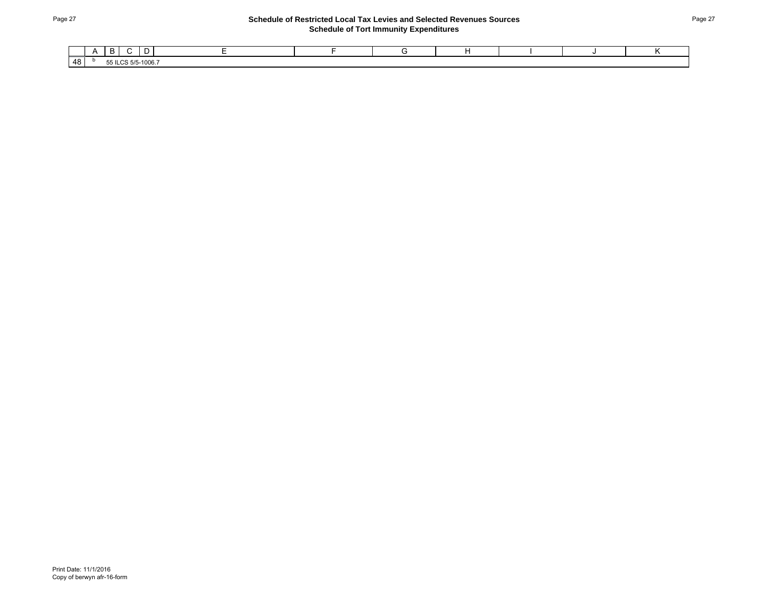## Schedule of Restricted Local Tax Levies and Selected Revenues Sources
### Schedule of Tort Immunity Expenditures

| | A | B | C | D | E | F | G | H | I | J | K |
|---|---|---|---|---|---|---|---|---|---|---|---|
| 48 | b | 55 ILCS 5/5-1006.7 | | | | | | | | | |

Print Date: 11/1/2016
Copy of berwyn afr-16-form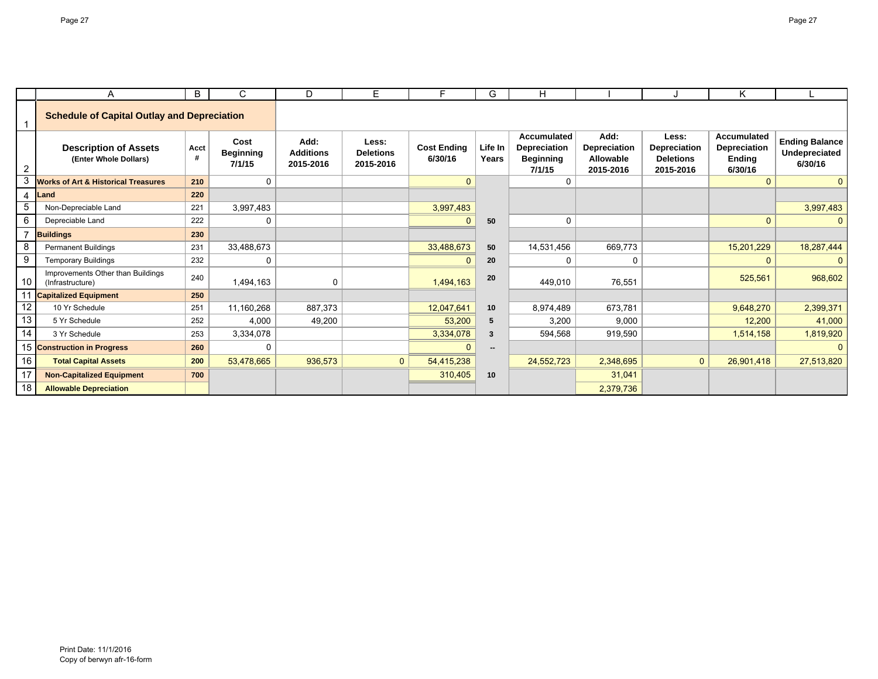## Schedule of Capital Outlay and Depreciation

| Description of Assets (Enter Whole Dollars) | Acct # | Cost Beginning 7/1/15 | Add: Additions 2015-2016 | Less: Deletions 2015-2016 | Cost Ending 6/30/16 | Life In Years | Accumulated Depreciation Beginning 7/1/15 | Add: Depreciation Allowable 2015-2016 | Less: Depreciation Deletions 2015-2016 | Accumulated Depreciation Ending 6/30/16 | Ending Balance Undepreciated 6/30/16 |
|---|---|---|---|---|---|---|---|---|---|---|---|
| **Works of Art & Historical Treasures** | **210** | 0 | | | 0 | | 0 | | | 0 | 0 |
| **Land** | **220** | | | | | | | | | | |
| Non-Depreciable Land | 221 | 3,997,483 | | | 3,997,483 | | | | | | 3,997,483 |
| Depreciable Land | 222 | 0 | | | 0 | **50** | 0 | | | 0 | 0 |
| **Buildings** | **230** | | | | | | | | | | |
| Permanent Buildings | 231 | 33,488,673 | | | 33,488,673 | **50** | 14,531,456 | 669,773 | | 15,201,229 | 18,287,444 |
| Temporary Buildings | 232 | 0 | | | 0 | **20** | 0 | 0 | | 0 | 0 |
| Improvements Other than Buildings (Infrastructure) | 240 | 1,494,163 | 0 | | 1,494,163 | **20** | 449,010 | 76,551 | | 525,561 | 968,602 |
| **Capitalized Equipment** | **250** | | | | | | | | | | |
| 10 Yr Schedule | 251 | 11,160,268 | 887,373 | | 12,047,641 | **10** | 8,974,489 | 673,781 | | 9,648,270 | 2,399,371 |
| 5 Yr Schedule | 252 | 4,000 | 49,200 | | 53,200 | **5** | 3,200 | 9,000 | | 12,200 | 41,000 |
| 3 Yr Schedule | 253 | 3,334,078 | | | 3,334,078 | **3** | 594,568 | 919,590 | | 1,514,158 | 1,819,920 |
| **Construction in Progress** | **260** | 0 | | | 0 | **--** | | | | | 0 |
| **Total Capital Assets** | **200** | 53,478,665 | 936,573 | 0 | 54,415,238 | | 24,552,723 | 2,348,695 | 0 | 26,901,418 | 27,513,820 |
| **Non-Capitalized Equipment** | **700** | | | | 310,405 | **10** | | 31,041 | | | |
| **Allowable Depreciation** | | | | | | | | 2,379,736 | | | |

Print Date: 11/1/2016
Copy of berwyn afr-16-form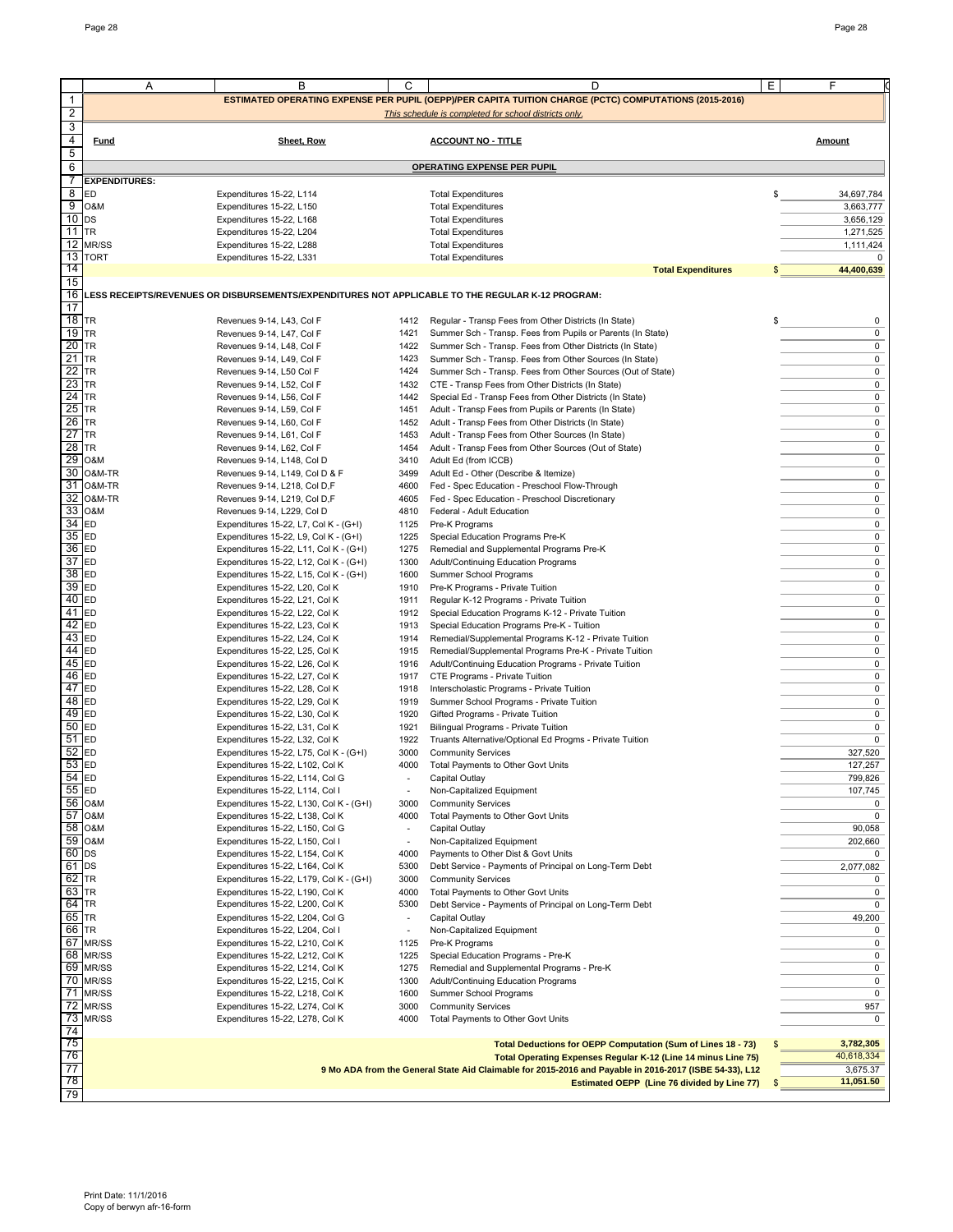**ESTIMATED OPERATING EXPENSE PER PUPIL (OEPP)/PER CAPITA TUITION CHARGE (PCTC) COMPUTATIONS (2015-2016)**

*This schedule is completed for school districts only.*

| Fund | Sheet, Row | | ACCOUNT NO - TITLE | Amount |
|---|---|---|---|---|
| | | | **OPERATING EXPENSE PER PUPIL** | |
| **EXPENDITURES:** | | | | |
| ED | Expenditures 15-22, L114 | | Total Expenditures | $ 34,697,784 |
| O&M | Expenditures 15-22, L150 | | Total Expenditures | 3,663,777 |
| DS | Expenditures 15-22, L168 | | Total Expenditures | 3,656,129 |
| TR | Expenditures 15-22, L204 | | Total Expenditures | 1,271,525 |
| MR/SS | Expenditures 15-22, L288 | | Total Expenditures | 1,111,424 |
| TORT | Expenditures 15-22, L331 | | Total Expenditures | 0 |
| | | | **Total Expenditures** | **$ 44,400,639** |
| **LESS RECEIPTS/REVENUES OR DISBURSEMENTS/EXPENDITURES NOT APPLICABLE TO THE REGULAR K-12 PROGRAM:** | | | | |
| TR | Revenues 9-14, L43, Col F | 1412 | Regular - Transp Fees from Other Districts (In State) | $ 0 |
| TR | Revenues 9-14, L47, Col F | 1421 | Summer Sch - Transp. Fees from Pupils or Parents (In State) | 0 |
| TR | Revenues 9-14, L48, Col F | 1422 | Summer Sch - Transp. Fees from Other Districts (In State) | 0 |
| TR | Revenues 9-14, L49, Col F | 1423 | Summer Sch - Transp. Fees from Other Sources (In State) | 0 |
| TR | Revenues 9-14, L50 Col F | 1424 | Summer Sch - Transp. Fees from Other Sources (Out of State) | 0 |
| TR | Revenues 9-14, L52, Col F | 1432 | CTE - Transp Fees from Other Districts (In State) | 0 |
| TR | Revenues 9-14, L56, Col F | 1442 | Special Ed - Transp Fees from Other Districts (In State) | 0 |
| TR | Revenues 9-14, L59, Col F | 1451 | Adult - Transp Fees from Pupils or Parents (In State) | 0 |
| TR | Revenues 9-14, L60, Col F | 1452 | Adult - Transp Fees from Other Districts (In State) | 0 |
| TR | Revenues 9-14, L61, Col F | 1453 | Adult - Transp Fees from Other Sources (In State) | 0 |
| TR | Revenues 9-14, L62, Col F | 1454 | Adult - Transp Fees from Other Sources (Out of State) | 0 |
| O&M | Revenues 9-14, L148, Col D | 3410 | Adult Ed (from ICCB) | 0 |
| O&M-TR | Revenues 9-14, L149, Col D & F | 3499 | Adult Ed - Other (Describe & Itemize) | 0 |
| O&M-TR | Revenues 9-14, L218, Col D,F | 4600 | Fed - Spec Education - Preschool Flow-Through | 0 |
| O&M-TR | Revenues 9-14, L219, Col D,F | 4605 | Fed - Spec Education - Preschool Discretionary | 0 |
| O&M | Revenues 9-14, L229, Col D | 4810 | Federal - Adult Education | 0 |
| ED | Expenditures 15-22, L7, Col K - (G+I) | 1125 | Pre-K Programs | 0 |
| ED | Expenditures 15-22, L9, Col K - (G+I) | 1225 | Special Education Programs Pre-K | 0 |
| ED | Expenditures 15-22, L11, Col K - (G+I) | 1275 | Remedial and Supplemental Programs Pre-K | 0 |
| ED | Expenditures 15-22, L12, Col K - (G+I) | 1300 | Adult/Continuing Education Programs | 0 |
| ED | Expenditures 15-22, L15, Col K - (G+I) | 1600 | Summer School Programs | 0 |
| ED | Expenditures 15-22, L20, Col K | 1910 | Pre-K Programs - Private Tuition | 0 |
| ED | Expenditures 15-22, L21, Col K | 1911 | Regular K-12 Programs - Private Tuition | 0 |
| ED | Expenditures 15-22, L22, Col K | 1912 | Special Education Programs K-12 - Private Tuition | 0 |
| ED | Expenditures 15-22, L23, Col K | 1913 | Special Education Programs Pre-K - Tuition | 0 |
| ED | Expenditures 15-22, L24, Col K | 1914 | Remedial/Supplemental Programs K-12 - Private Tuition | 0 |
| ED | Expenditures 15-22, L25, Col K | 1915 | Remedial/Supplemental Programs Pre-K - Private Tuition | 0 |
| ED | Expenditures 15-22, L26, Col K | 1916 | Adult/Continuing Education Programs - Private Tuition | 0 |
| ED | Expenditures 15-22, L27, Col K | 1917 | CTE Programs - Private Tuition | 0 |
| ED | Expenditures 15-22, L28, Col K | 1918 | Interscholastic Programs - Private Tuition | 0 |
| ED | Expenditures 15-22, L29, Col K | 1919 | Summer School Programs - Private Tuition | 0 |
| ED | Expenditures 15-22, L30, Col K | 1920 | Gifted Programs - Private Tuition | 0 |
| ED | Expenditures 15-22, L31, Col K | 1921 | Bilingual Programs - Private Tuition | 0 |
| ED | Expenditures 15-22, L32, Col K | 1922 | Truants Alternative/Optional Ed Progms - Private Tuition | 0 |
| ED | Expenditures 15-22, L75, Col K - (G+I) | 3000 | Community Services | 327,520 |
| ED | Expenditures 15-22, L102, Col K | 4000 | Total Payments to Other Govt Units | 127,257 |
| ED | Expenditures 15-22, L114, Col G | - | Capital Outlay | 799,826 |
| ED | Expenditures 15-22, L114, Col I | - | Non-Capitalized Equipment | 107,745 |
| O&M | Expenditures 15-22, L130, Col K - (G+I) | 3000 | Community Services | 0 |
| O&M | Expenditures 15-22, L138, Col K | 4000 | Total Payments to Other Govt Units | 0 |
| O&M | Expenditures 15-22, L150, Col G | - | Capital Outlay | 90,058 |
| O&M | Expenditures 15-22, L150, Col I | - | Non-Capitalized Equipment | 202,660 |
| DS | Expenditures 15-22, L154, Col K | 4000 | Payments to Other Dist & Govt Units | 0 |
| DS | Expenditures 15-22, L164, Col K | 5300 | Debt Service - Payments of Principal on Long-Term Debt | 2,077,082 |
| TR | Expenditures 15-22, L179, Col K - (G+I) | 3000 | Community Services | 0 |
| TR | Expenditures 15-22, L190, Col K | 4000 | Total Payments to Other Govt Units | 0 |
| TR | Expenditures 15-22, L200, Col K | 5300 | Debt Service - Payments of Principal on Long-Term Debt | 0 |
| TR | Expenditures 15-22, L204, Col G | - | Capital Outlay | 49,200 |
| TR | Expenditures 15-22, L204, Col I | - | Non-Capitalized Equipment | 0 |
| MR/SS | Expenditures 15-22, L210, Col K | 1125 | Pre-K Programs | 0 |
| MR/SS | Expenditures 15-22, L212, Col K | 1225 | Special Education Programs - Pre-K | 0 |
| MR/SS | Expenditures 15-22, L214, Col K | 1275 | Remedial and Supplemental Programs - Pre-K | 0 |
| MR/SS | Expenditures 15-22, L215, Col K | 1300 | Adult/Continuing Education Programs | 0 |
| MR/SS | Expenditures 15-22, L218, Col K | 1600 | Summer School Programs | 0 |
| MR/SS | Expenditures 15-22, L274, Col K | 3000 | Community Services | 957 |
| MR/SS | Expenditures 15-22, L278, Col K | 4000 | Total Payments to Other Govt Units | 0 |
| | | | **Total Deductions for OEPP Computation (Sum of Lines 18 - 73)** | **$ 3,782,305** |
| | | | **Total Operating Expenses Regular K-12 (Line 14 minus Line 75)** | **40,618,334** |
| | | | **9 Mo ADA from the General State Aid Claimable for 2015-2016 and Payable in 2016-2017 (ISBE 54-33), L12** | **3,675.37** |
| | | | **Estimated OEPP (Line 76 divided by Line 77)** | **$ 11,051.50** |

Print Date: 11/1/2016
Copy of berwyn afr-16-form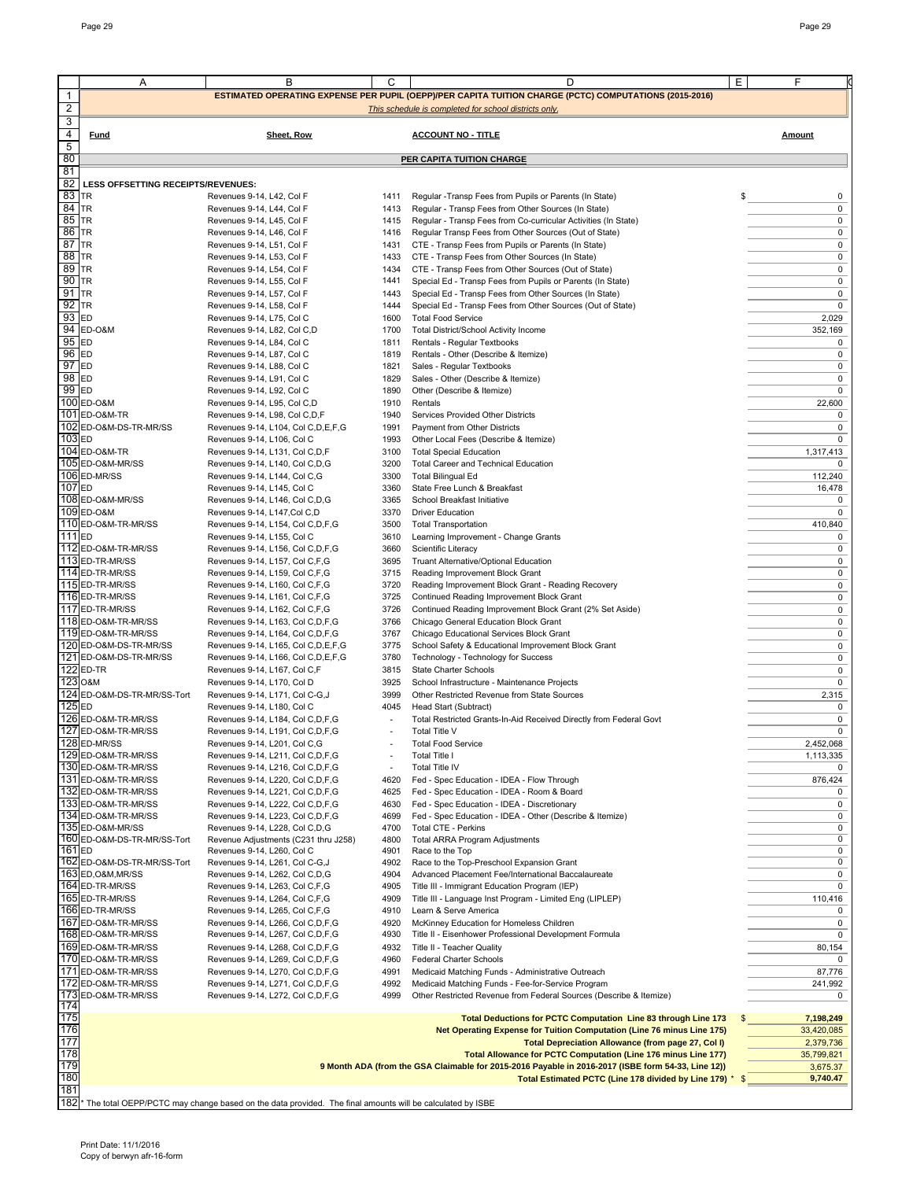**ESTIMATED OPERATING EXPENSE PER PUPIL (OEPP)/PER CAPITA TUITION CHARGE (PCTC) COMPUTATIONS (2015-2016)**

*This schedule is completed for school districts only.*

| | A | B | C | D | E | F |
|---|---|---|---|---|---|---|
| 4 | **Fund** | **Sheet, Row** | | **ACCOUNT NO - TITLE** | | **Amount** |
| 80 | | | | **PER CAPITA TUITION CHARGE** | | |
| 82 | **LESS OFFSETTING RECEIPTS/REVENUES:** | | | | | |
| 83 | TR | Revenues 9-14, L42, Col F | 1411 | Regular -Transp Fees from Pupils or Parents (In State) | $ | 0 |
| 84 | TR | Revenues 9-14, L44, Col F | 1413 | Regular - Transp Fees from Other Sources (In State) | | 0 |
| 85 | TR | Revenues 9-14, L45, Col F | 1415 | Regular - Transp Fees from Co-curricular Activities (In State) | | 0 |
| 86 | TR | Revenues 9-14, L46, Col F | 1416 | Regular Transp Fees from Other Sources (Out of State) | | 0 |
| 87 | TR | Revenues 9-14, L51, Col F | 1431 | CTE - Transp Fees from Pupils or Parents (In State) | | 0 |
| 88 | TR | Revenues 9-14, L53, Col F | 1433 | CTE - Transp Fees from Other Sources (In State) | | 0 |
| 89 | TR | Revenues 9-14, L54, Col F | 1434 | CTE - Transp Fees from Other Sources (Out of State) | | 0 |
| 90 | TR | Revenues 9-14, L55, Col F | 1441 | Special Ed - Transp Fees from Pupils or Parents (In State) | | 0 |
| 91 | TR | Revenues 9-14, L57, Col F | 1443 | Special Ed - Transp Fees from Other Sources (In State) | | 0 |
| 92 | TR | Revenues 9-14, L58, Col F | 1444 | Special Ed - Transp Fees from Other Sources (Out of State) | | 0 |
| 93 | ED | Revenues 9-14, L75, Col C | 1600 | Total Food Service | | 2,029 |
| 94 | ED-O&M | Revenues 9-14, L82, Col C,D | 1700 | Total District/School Activity Income | | 352,169 |
| 95 | ED | Revenues 9-14, L84, Col C | 1811 | Rentals - Regular Textbooks | | 0 |
| 96 | ED | Revenues 9-14, L87, Col C | 1819 | Rentals - Other (Describe & Itemize) | | 0 |
| 97 | ED | Revenues 9-14, L88, Col C | 1821 | Sales - Regular Textbooks | | 0 |
| 98 | ED | Revenues 9-14, L91, Col C | 1829 | Sales - Other (Describe & Itemize) | | 0 |
| 99 | ED | Revenues 9-14, L92, Col C | 1890 | Other (Describe & Itemize) | | 0 |
| 100 | ED-O&M | Revenues 9-14, L95, Col C,D | 1910 | Rentals | | 22,600 |
| 101 | ED-O&M-TR | Revenues 9-14, L98, Col C,D,F | 1940 | Services Provided Other Districts | | 0 |
| 102 | ED-O&M-DS-TR-MR/SS | Revenues 9-14, L104, Col C,D,E,F,G | 1991 | Payment from Other Districts | | 0 |
| 103 | ED | Revenues 9-14, L106, Col C | 1993 | Other Local Fees (Describe & Itemize) | | 0 |
| 104 | ED-O&M-TR | Revenues 9-14, L131, Col C,D,F | 3100 | Total Special Education | | 1,317,413 |
| 105 | ED-O&M-MR/SS | Revenues 9-14, L140, Col C,D,G | 3200 | Total Career and Technical Education | | 0 |
| 106 | ED-MR/SS | Revenues 9-14, L144, Col C,G | 3300 | Total Bilingual Ed | | 112,240 |
| 107 | ED | Revenues 9-14, L145, Col C | 3360 | State Free Lunch & Breakfast | | 16,478 |
| 108 | ED-O&M-MR/SS | Revenues 9-14, L146, Col C,D,G | 3365 | School Breakfast Initiative | | 0 |
| 109 | ED-O&M | Revenues 9-14, L147,Col C,D | 3370 | Driver Education | | 0 |
| 110 | ED-O&M-TR-MR/SS | Revenues 9-14, L154, Col C,D,F,G | 3500 | Total Transportation | | 410,840 |
| 111 | ED | Revenues 9-14, L155, Col C | 3610 | Learning Improvement - Change Grants | | 0 |
| 112 | ED-O&M-TR-MR/SS | Revenues 9-14, L156, Col C,D,F,G | 3660 | Scientific Literacy | | 0 |
| 113 | ED-TR-MR/SS | Revenues 9-14, L157, Col C,F,G | 3695 | Truant Alternative/Optional Education | | 0 |
| 114 | ED-TR-MR/SS | Revenues 9-14, L159, Col C,F,G | 3715 | Reading Improvement Block Grant | | 0 |
| 115 | ED-TR-MR/SS | Revenues 9-14, L160, Col C,F,G | 3720 | Reading Improvement Block Grant - Reading Recovery | | 0 |
| 116 | ED-TR-MR/SS | Revenues 9-14, L161, Col C,F,G | 3725 | Continued Reading Improvement Block Grant | | 0 |
| 117 | ED-TR-MR/SS | Revenues 9-14, L162, Col C,F,G | 3726 | Continued Reading Improvement Block Grant (2% Set Aside) | | 0 |
| 118 | ED-O&M-TR-MR/SS | Revenues 9-14, L163, Col C,D,F,G | 3766 | Chicago General Education Block Grant | | 0 |
| 119 | ED-O&M-TR-MR/SS | Revenues 9-14, L164, Col C,D,F,G | 3767 | Chicago Educational Services Block Grant | | 0 |
| 120 | ED-O&M-DS-TR-MR/SS | Revenues 9-14, L165, Col C,D,E,F,G | 3775 | School Safety & Educational Improvement Block Grant | | 0 |
| 121 | ED-O&M-DS-TR-MR/SS | Revenues 9-14, L166, Col C,D,E,F,G | 3780 | Technology - Technology for Success | | 0 |
| 122 | ED-TR | Revenues 9-14, L167, Col C,F | 3815 | State Charter Schools | | 0 |
| 123 | O&M | Revenues 9-14, L170, Col D | 3925 | School Infrastructure - Maintenance Projects | | 0 |
| 124 | ED-O&M-DS-TR-MR/SS-Tort | Revenues 9-14, L171, Col C-G,J | 3999 | Other Restricted Revenue from State Sources | | 2,315 |
| 125 | ED | Revenues 9-14, L180, Col C | 4045 | Head Start (Subtract) | | 0 |
| 126 | ED-O&M-TR-MR/SS | Revenues 9-14, L184, Col C,D,F,G | - | Total Restricted Grants-In-Aid Received Directly from Federal Govt | | 0 |
| 127 | ED-O&M-TR-MR/SS | Revenues 9-14, L191, Col C,D,F,G | - | Total Title V | | 0 |
| 128 | ED-MR/SS | Revenues 9-14, L201, Col C,G | - | Total Food Service | | 2,452,068 |
| 129 | ED-O&M-TR-MR/SS | Revenues 9-14, L211, Col C,D,F,G | - | Total Title I | | 1,113,335 |
| 130 | ED-O&M-TR-MR/SS | Revenues 9-14, L216, Col C,D,F,G | - | Total Title IV | | 0 |
| 131 | ED-O&M-TR-MR/SS | Revenues 9-14, L220, Col C,D,F,G | 4620 | Fed - Spec Education - IDEA - Flow Through | | 876,424 |
| 132 | ED-O&M-TR-MR/SS | Revenues 9-14, L221, Col C,D,F,G | 4625 | Fed - Spec Education - IDEA - Room & Board | | 0 |
| 133 | ED-O&M-TR-MR/SS | Revenues 9-14, L222, Col C,D,F,G | 4630 | Fed - Spec Education - IDEA - Discretionary | | 0 |
| 134 | ED-O&M-TR-MR/SS | Revenues 9-14, L223, Col C,D,F,G | 4699 | Fed - Spec Education - IDEA - Other (Describe & Itemize) | | 0 |
| 135 | ED-O&M-MR/SS | Revenues 9-14, L228, Col C,D,G | 4700 | Total CTE - Perkins | | 0 |
| 160 | ED-O&M-DS-TR-MR/SS-Tort | Revenue Adjustments (C231 thru J258) | 4800 | Total ARRA Program Adjustments | | 0 |
| 161 | ED | Revenues 9-14, L260, Col C | 4901 | Race to the Top | | 0 |
| 162 | ED-O&M-DS-TR-MR/SS-Tort | Revenues 9-14, L261, Col C-G,J | 4902 | Race to the Top-Preschool Expansion Grant | | 0 |
| 163 | ED,O&M,MR/SS | Revenues 9-14, L262, Col C,D,G | 4904 | Advanced Placement Fee/International Baccalaureate | | 0 |
| 164 | ED-TR-MR/SS | Revenues 9-14, L263, Col C,F,G | 4905 | Title III - Immigrant Education Program (IEP) | | 0 |
| 165 | ED-TR-MR/SS | Revenues 9-14, L264, Col C,F,G | 4909 | Title III - Language Inst Program - Limited Eng (LIPLEP) | | 110,416 |
| 166 | ED-TR-MR/SS | Revenues 9-14, L265, Col C,F,G | 4910 | Learn & Serve America | | 0 |
| 167 | ED-O&M-TR-MR/SS | Revenues 9-14, L266, Col C,D,F,G | 4920 | McKinney Education for Homeless Children | | 0 |
| 168 | ED-O&M-TR-MR/SS | Revenues 9-14, L267, Col C,D,F,G | 4930 | Title II - Eisenhower Professional Development Formula | | 0 |
| 169 | ED-O&M-TR-MR/SS | Revenues 9-14, L268, Col C,D,F,G | 4932 | Title II - Teacher Quality | | 80,154 |
| 170 | ED-O&M-TR-MR/SS | Revenues 9-14, L269, Col C,D,F,G | 4960 | Federal Charter Schools | | 0 |
| 171 | ED-O&M-TR-MR/SS | Revenues 9-14, L270, Col C,D,F,G | 4991 | Medicaid Matching Funds - Administrative Outreach | | 87,776 |
| 172 | ED-O&M-TR-MR/SS | Revenues 9-14, L271, Col C,D,F,G | 4992 | Medicaid Matching Funds - Fee-for-Service Program | | 241,992 |
| 173 | ED-O&M-TR-MR/SS | Revenues 9-14, L272, Col C,D,F,G | 4999 | Other Restricted Revenue from Federal Sources (Describe & Itemize) | | 0 |
| 175 | | | | **Total Deductions for PCTC Computation Line 83 through Line 173** | $ | **7,198,249** |
| 176 | | | | **Net Operating Expense for Tuition Computation (Line 76 minus Line 175)** | | 33,420,085 |
| 177 | | | | **Total Depreciation Allowance (from page 27, Col I)** | | 2,379,736 |
| 178 | | | | **Total Allowance for PCTC Computation (Line 176 minus Line 177)** | | 35,799,821 |
| 179 | | | | **9 Month ADA (from the GSA Claimable for 2015-2016 Payable in 2016-2017 (ISBE form 54-33, Line 12))** | | 3,675.37 |
| 180 | | | | **Total Estimated PCTC (Line 178 divided by Line 179) *** | $ | **9,740.47** |

182 * The total OEPP/PCTC may change based on the data provided. The final amounts will be calculated by ISBE

Print Date: 11/1/2016
Copy of berwyn afr-16-form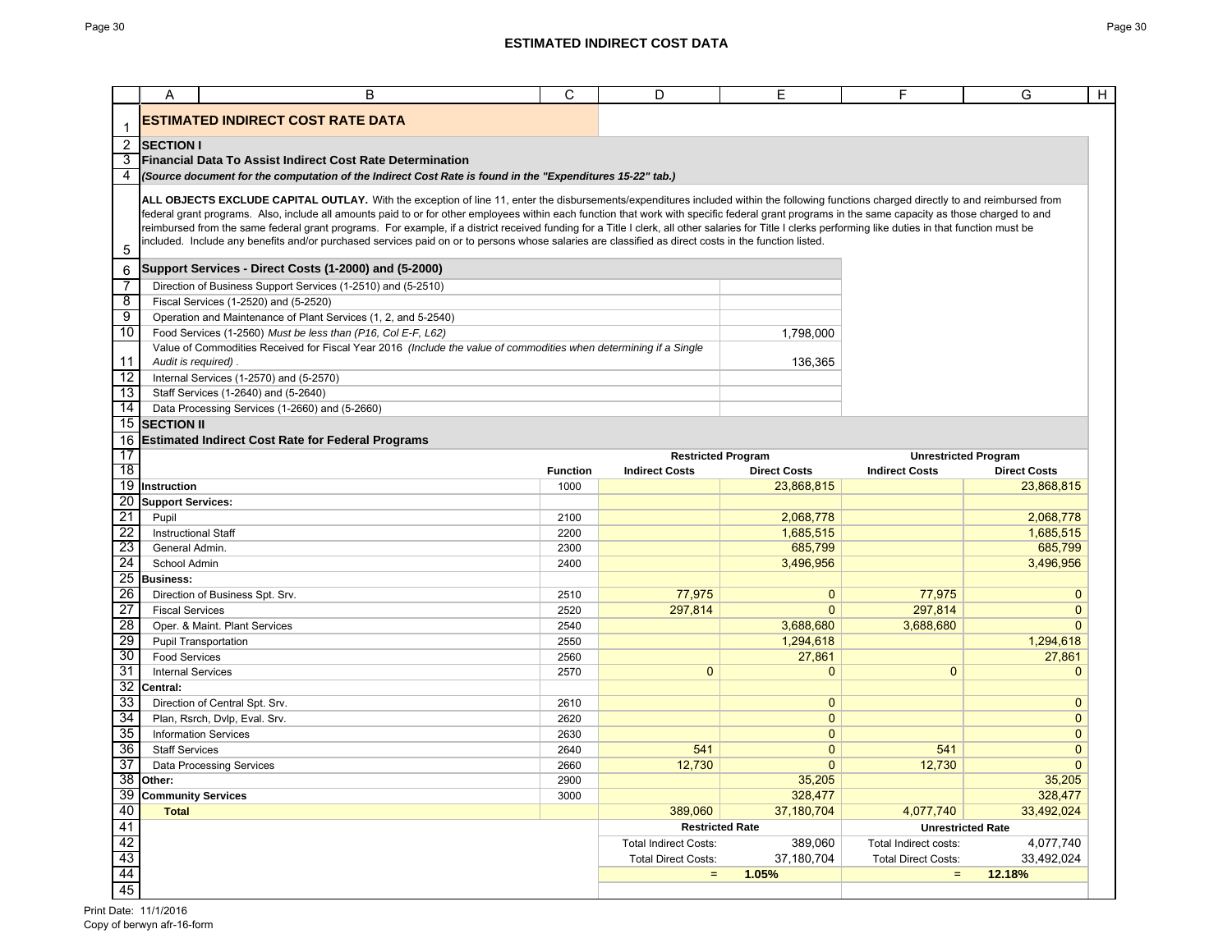# ESTIMATED INDIRECT COST DATA

## ESTIMATED INDIRECT COST RATE DATA

### SECTION I

**Financial Data To Assist Indirect Cost Rate Determination**

***(Source document for the computation of the Indirect Cost Rate is found in the "Expenditures 15-22" tab.)***

**ALL OBJECTS EXCLUDE CAPITAL OUTLAY.** With the exception of line 11, enter the disbursements/expenditures included within the following functions charged directly to and reimbursed from federal grant programs. Also, include all amounts paid to or for other employees within each function that work with specific federal grant programs in the same capacity as those charged to and reimbursed from the same federal grant programs. For example, if a district received funding for a Title I clerk, all other salaries for Title I clerks performing like duties in that function must be included. Include any benefits and/or purchased services paid on or to persons whose salaries are classified as direct costs in the function listed.

| Support Services - Direct Costs (1-2000) and (5-2000) | |
|---|---|
| Direction of Business Support Services (1-2510) and (5-2510) | |
| Fiscal Services (1-2520) and (5-2520) | |
| Operation and Maintenance of Plant Services (1, 2, and 5-2540) | |
| Food Services (1-2560) *Must be less than (P16, Col E-F, L62)* | 1,798,000 |
| Value of Commodities Received for Fiscal Year 2016 *(Include the value of commodities when determining if a Single Audit is required)* . | 136,365 |
| Internal Services (1-2570) and (5-2570) | |
| Staff Services (1-2640) and (5-2640) | |
| Data Processing Services (1-2660) and (5-2660) | |

### SECTION II

**Estimated Indirect Cost Rate for Federal Programs**

| | Function | Restricted Program | | Unrestricted Program | |
|---|---|---|---|---|---|
| | | Indirect Costs | Direct Costs | Indirect Costs | Direct Costs |
| **Instruction** | 1000 | | 23,868,815 | | 23,868,815 |
| **Support Services:** | | | | | |
| Pupil | 2100 | | 2,068,778 | | 2,068,778 |
| Instructional Staff | 2200 | | 1,685,515 | | 1,685,515 |
| General Admin. | 2300 | | 685,799 | | 685,799 |
| School Admin | 2400 | | 3,496,956 | | 3,496,956 |
| **Business:** | | | | | |
| Direction of Business Spt. Srv. | 2510 | 77,975 | 0 | 77,975 | 0 |
| Fiscal Services | 2520 | 297,814 | 0 | 297,814 | 0 |
| Oper. & Maint. Plant Services | 2540 | | 3,688,680 | 3,688,680 | 0 |
| Pupil Transportation | 2550 | | 1,294,618 | | 1,294,618 |
| Food Services | 2560 | | 27,861 | | 27,861 |
| Internal Services | 2570 | 0 | 0 | 0 | 0 |
| **Central:** | | | | | |
| Direction of Central Spt. Srv. | 2610 | | 0 | | 0 |
| Plan, Rsrch, Dvlp, Eval. Srv. | 2620 | | 0 | | 0 |
| Information Services | 2630 | | 0 | | 0 |
| Staff Services | 2640 | 541 | 0 | 541 | 0 |
| Data Processing Services | 2660 | 12,730 | 0 | 12,730 | 0 |
| **Other:** | 2900 | | 35,205 | | 35,205 |
| **Community Services** | 3000 | | 328,477 | | 328,477 |
| **Total** | | 389,060 | 37,180,704 | 4,077,740 | 33,492,024 |
| | | **Restricted Rate** | | **Unrestricted Rate** | |
| | | Total Indirect Costs: | 389,060 | Total Indirect costs: | 4,077,740 |
| | | Total Direct Costs: | 37,180,704 | Total Direct Costs: | 33,492,024 |
| | | = | **1.05%** | = | **12.18%** |

Print Date: 11/1/2016
Copy of berwyn afr-16-form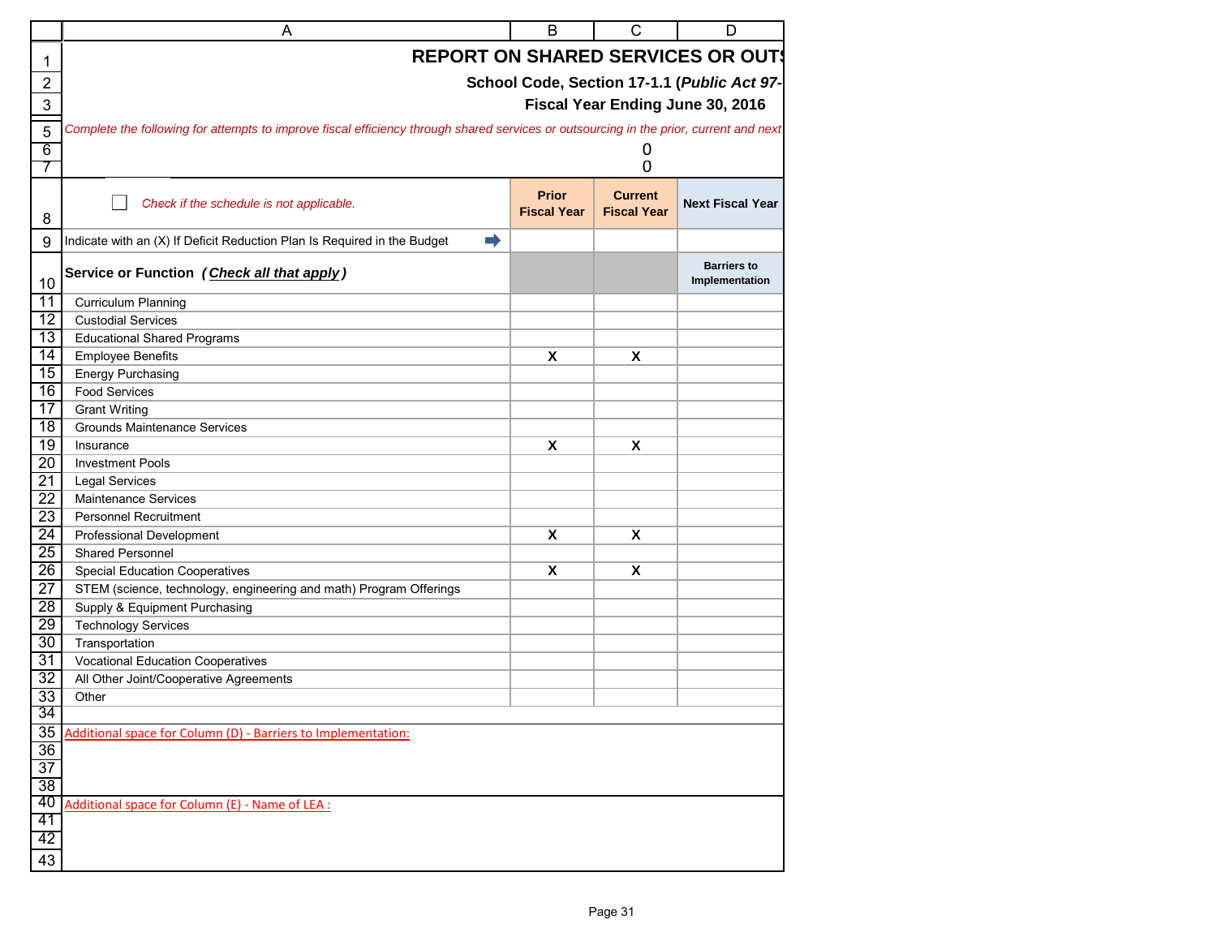# REPORT ON SHARED SERVICES OR OUT

**School Code, Section 17-1.1 (*Public Act 97-***

**Fiscal Year Ending June 30, 2016**

*Complete the following for attempts to improve fiscal efficiency through shared services or outsourcing in the prior, current and next*

0
0

☐ *Check if the schedule is not applicable.*

| | Prior Fiscal Year | Current Fiscal Year | Next Fiscal Year |
|---|---|---|---|
| Indicate with an (X) If Deficit Reduction Plan Is Required in the Budget ➡ | | | |
| **Service or Function** ***(Check all that apply)*** | | | **Barriers to Implementation** |
| Curriculum Planning | | | |
| Custodial Services | | | |
| Educational Shared Programs | | | |
| Employee Benefits | X | X | |
| Energy Purchasing | | | |
| Food Services | | | |
| Grant Writing | | | |
| Grounds Maintenance Services | | | |
| Insurance | X | X | |
| Investment Pools | | | |
| Legal Services | | | |
| Maintenance Services | | | |
| Personnel Recruitment | | | |
| Professional Development | X | X | |
| Shared Personnel | | | |
| Special Education Cooperatives | X | X | |
| STEM (science, technology, engineering and math) Program Offerings | | | |
| Supply & Equipment Purchasing | | | |
| Technology Services | | | |
| Transportation | | | |
| Vocational Education Cooperatives | | | |
| All Other Joint/Cooperative Agreements | | | |
| Other | | | |

Additional space for Column (D) - Barriers to Implementation:

Additional space for Column (E) - Name of LEA :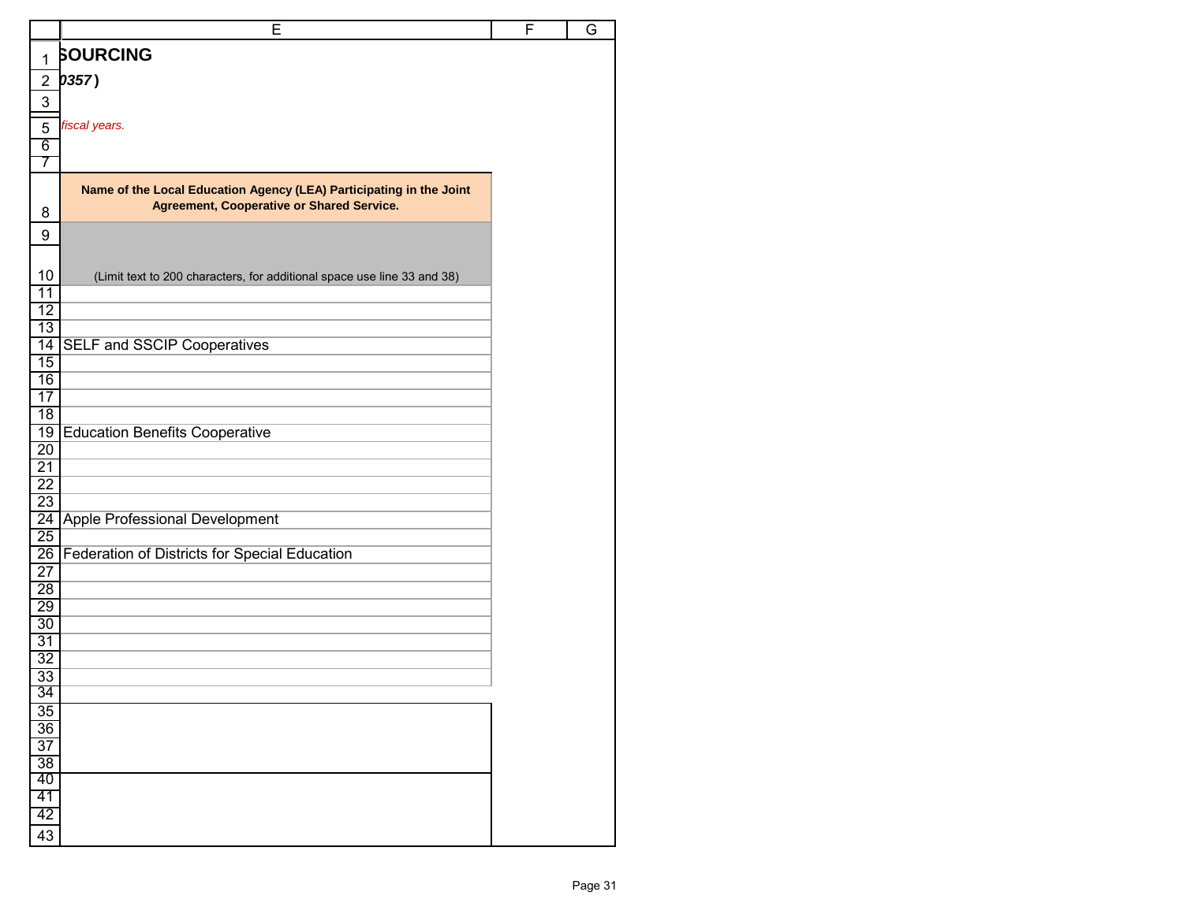# SOURCING

***0357*)**

*fiscal years.*

| Name of the Local Education Agency (LEA) Participating in the Joint Agreement, Cooperative or Shared Service. |
|---|
| (Limit text to 200 characters, for additional space use line 33 and 38) |
| |
| |
| |
| SELF and SSCIP Cooperatives |
| |
| |
| |
| |
| Education Benefits Cooperative |
| |
| |
| |
| |
| Apple Professional Development |
| |
| Federation of Districts for Special Education |
| |
| |
| |
| |
| |
| |
| |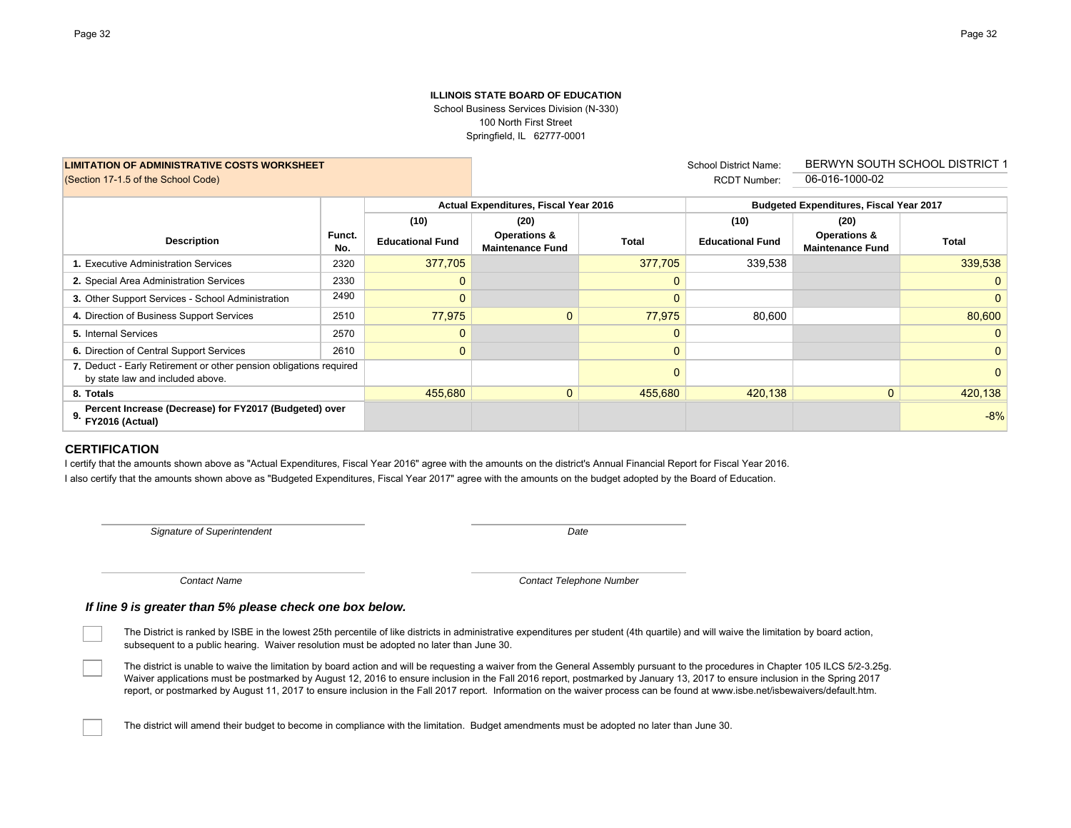**ILLINOIS STATE BOARD OF EDUCATION**
School Business Services Division (N-330)
100 North First Street
Springfield, IL 62777-0001

**LIMITATION OF ADMINISTRATIVE COSTS WORKSHEET**
(Section 17-1.5 of the School Code)

School District Name: BERWYN SOUTH SCHOOL DISTRICT 1
RCDT Number: 06-016-1000-02

| Description | Funct. No. | Actual Expenditures, Fiscal Year 2016 | | | Budgeted Expenditures, Fiscal Year 2017 | | |
|---|---|---|---|---|---|---|---|
| | | (10) Educational Fund | (20) Operations & Maintenance Fund | Total | (10) Educational Fund | (20) Operations & Maintenance Fund | Total |
| **1.** Executive Administration Services | 2320 | 377,705 | | 377,705 | 339,538 | | 339,538 |
| **2.** Special Area Administration Services | 2330 | 0 | | 0 | | | 0 |
| **3.** Other Support Services - School Administration | 2490 | 0 | | 0 | | | 0 |
| **4.** Direction of Business Support Services | 2510 | 77,975 | 0 | 77,975 | 80,600 | | 80,600 |
| **5.** Internal Services | 2570 | 0 | | 0 | | | 0 |
| **6.** Direction of Central Support Services | 2610 | 0 | | 0 | | | 0 |
| **7.** Deduct - Early Retirement or other pension obligations required by state law and included above. | | | | 0 | | | 0 |
| **8. Totals** | | 455,680 | 0 | 455,680 | 420,138 | 0 | 420,138 |
| **9. Percent Increase (Decrease) for FY2017 (Budgeted) over FY2016 (Actual)** | | | | | | | -8% |

## CERTIFICATION

I certify that the amounts shown above as "Actual Expenditures, Fiscal Year 2016" agree with the amounts on the district's Annual Financial Report for Fiscal Year 2016.

I also certify that the amounts shown above as "Budgeted Expenditures, Fiscal Year 2017" agree with the amounts on the budget adopted by the Board of Education.

_______________________________ *Signature of Superintendent*

_______________________________ *Date*

_______________________________ *Contact Name*

_______________________________ *Contact Telephone Number*

***If line 9 is greater than 5% please check one box below.***

☐ The District is ranked by ISBE in the lowest 25th percentile of like districts in administrative expenditures per student (4th quartile) and will waive the limitation by board action, subsequent to a public hearing. Waiver resolution must be adopted no later than June 30.

☐ The district is unable to waive the limitation by board action and will be requesting a waiver from the General Assembly pursuant to the procedures in Chapter 105 ILCS 5/2-3.25g. Waiver applications must be postmarked by August 12, 2016 to ensure inclusion in the Fall 2016 report, postmarked by January 13, 2017 to ensure inclusion in the Spring 2017 report, or postmarked by August 11, 2017 to ensure inclusion in the Fall 2017 report. Information on the waiver process can be found at www.isbe.net/isbewaivers/default.htm.

☐ The district will amend their budget to become in compliance with the limitation. Budget amendments must be adopted no later than June 30.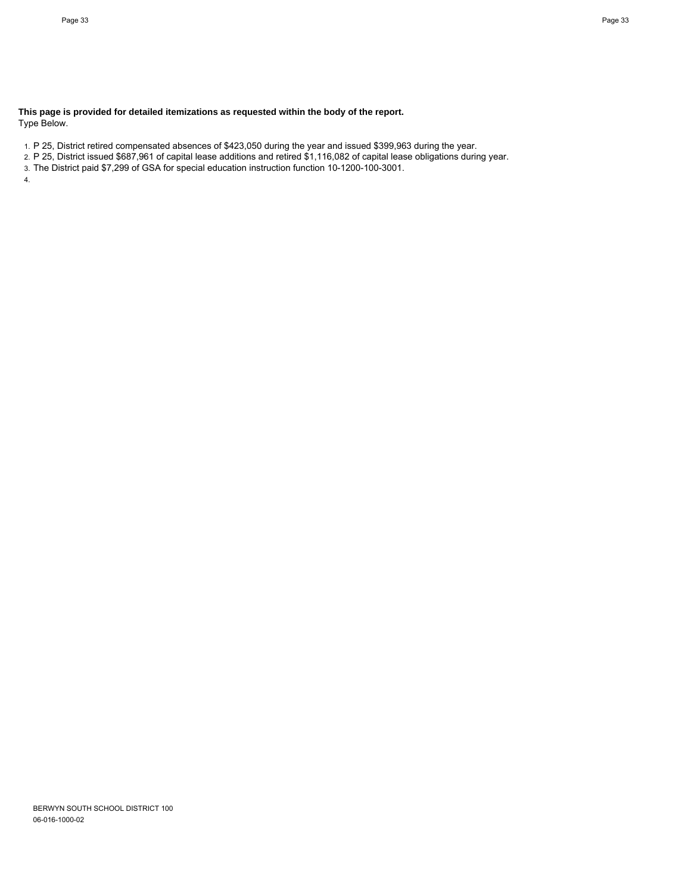**This page is provided for detailed itemizations as requested within the body of the report.**
Type Below.

1. P 25, District retired compensated absences of $423,050 during the year and issued $399,963 during the year.
2. P 25, District issued $687,961 of capital lease additions and retired $1,116,082 of capital lease obligations during year.
3. The District paid $7,299 of GSA for special education instruction function 10-1200-100-3001.
4.

BERWYN SOUTH SCHOOL DISTRICT 100
06-016-1000-02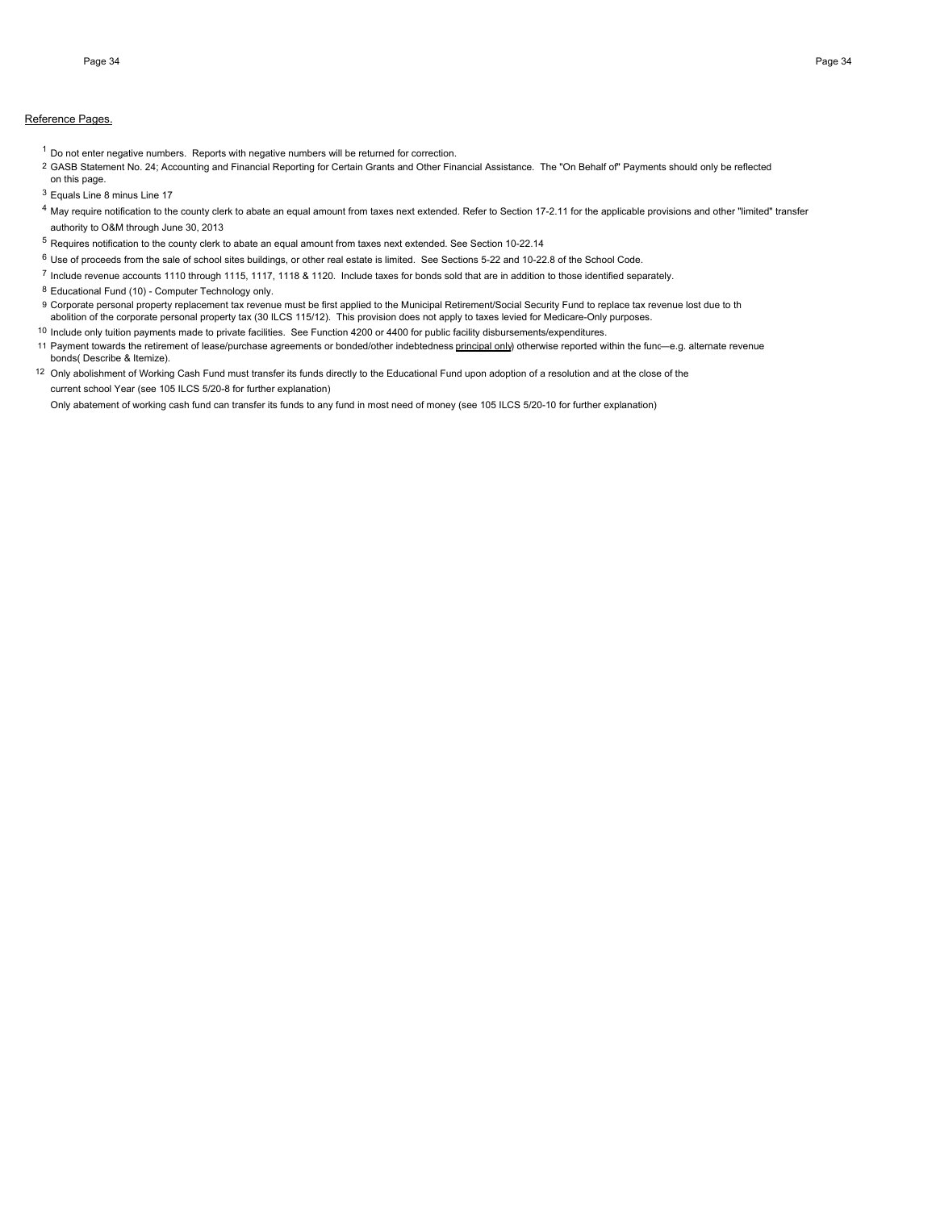Reference Pages.

[1] Do not enter negative numbers. Reports with negative numbers will be returned for correction.

[2] GASB Statement No. 24; Accounting and Financial Reporting for Certain Grants and Other Financial Assistance. The "On Behalf of" Payments should only be reflected on this page.

[3] Equals Line 8 minus Line 17

[4] May require notification to the county clerk to abate an equal amount from taxes next extended. Refer to Section 17-2.11 for the applicable provisions and other "limited" transfer authority to O&M through June 30, 2013

[5] Requires notification to the county clerk to abate an equal amount from taxes next extended. See Section 10-22.14

[6] Use of proceeds from the sale of school sites buildings, or other real estate is limited. See Sections 5-22 and 10-22.8 of the School Code.

[7] Include revenue accounts 1110 through 1115, 1117, 1118 & 1120. Include taxes for bonds sold that are in addition to those identified separately.

[8] Educational Fund (10) - Computer Technology only.

[9] Corporate personal property replacement tax revenue must be first applied to the Municipal Retirement/Social Security Fund to replace tax revenue lost due to th abolition of the corporate personal property tax (30 ILCS 115/12). This provision does not apply to taxes levied for Medicare-Only purposes.

[10] Include only tuition payments made to private facilities. See Function 4200 or 4400 for public facility disbursements/expenditures.

[11] Payment towards the retirement of lease/purchase agreements or bonded/other indebtedness principal only) otherwise reported within the func—e.g. alternate revenue bonds( Describe & Itemize).

[12] Only abolishment of Working Cash Fund must transfer its funds directly to the Educational Fund upon adoption of a resolution and at the close of the current school Year (see 105 ILCS 5/20-8 for further explanation)

Only abatement of working cash fund can transfer its funds to any fund in most need of money (see 105 ILCS 5/20-10 for further explanation)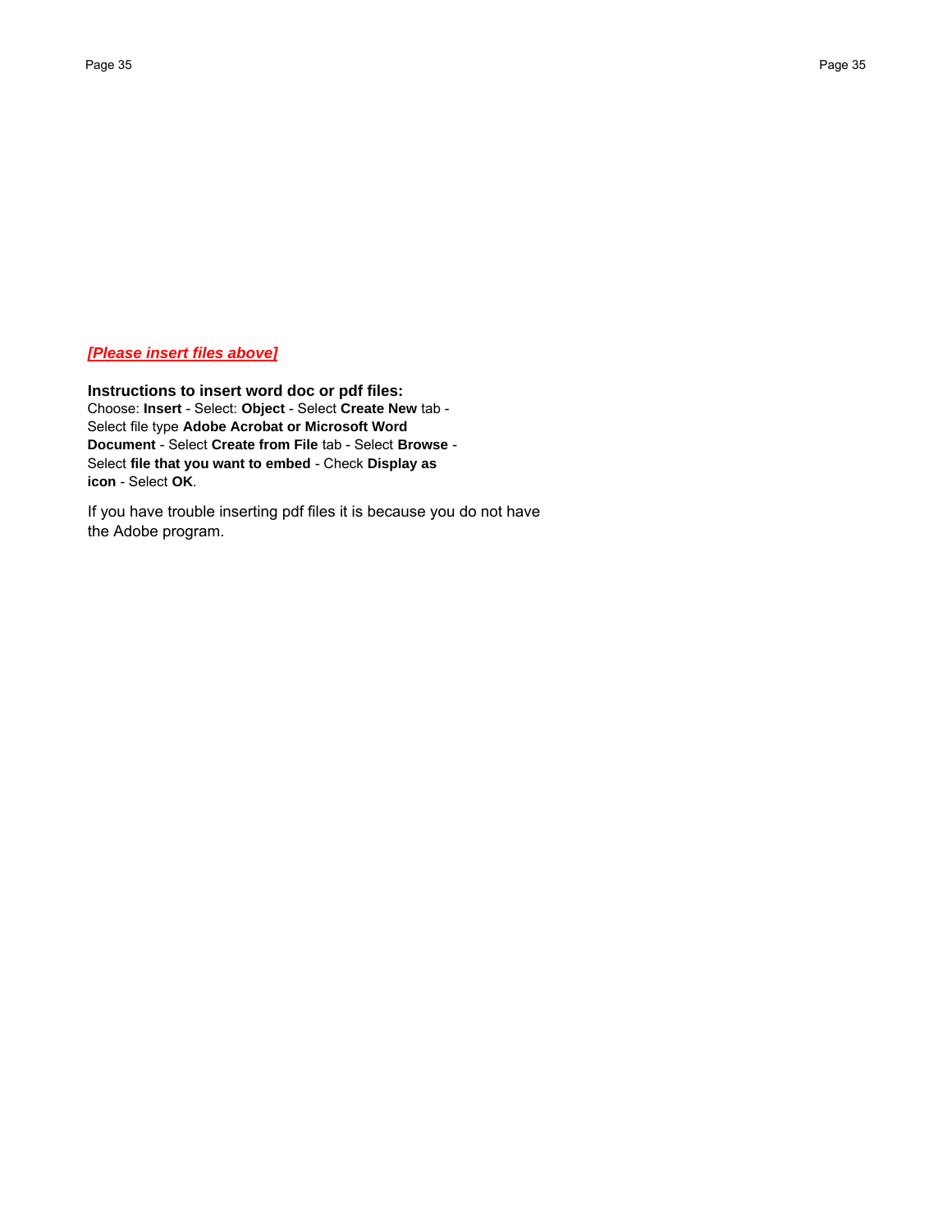***[Please insert files above]***

**Instructions to insert word doc or pdf files:**
Choose: **Insert** - Select: **Object** - Select **Create New** tab - Select file type **Adobe Acrobat or Microsoft Word Document** - Select **Create from File** tab - Select **Browse** - Select **file that you want to embed** - Check **Display as icon** - Select **OK**.

If you have trouble inserting pdf files it is because you do not have the Adobe program.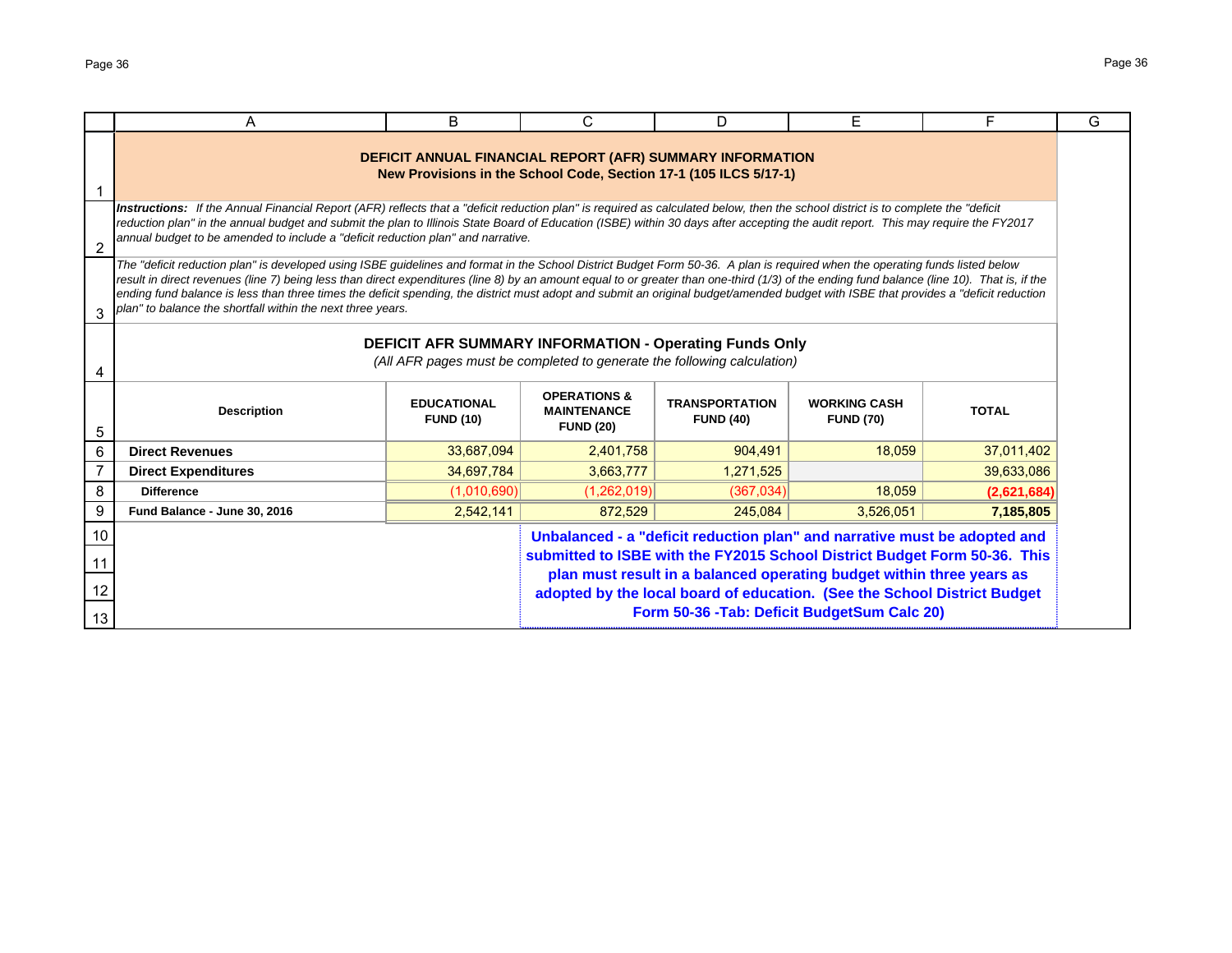## DEFICIT ANNUAL FINANCIAL REPORT (AFR) SUMMARY INFORMATION
**New Provisions in the School Code, Section 17-1 (105 ILCS 5/17-1)**

***Instructions:*** *If the Annual Financial Report (AFR) reflects that a "deficit reduction plan" is required as calculated below, then the school district is to complete the "deficit reduction plan" in the annual budget and submit the plan to Illinois State Board of Education (ISBE) within 30 days after accepting the audit report. This may require the FY2017 annual budget to be amended to include a "deficit reduction plan" and narrative.*

*The "deficit reduction plan" is developed using ISBE guidelines and format in the School District Budget Form 50-36. A plan is required when the operating funds listed below result in direct revenues (line 7) being less than direct expenditures (line 8) by an amount equal to or greater than one-third (1/3) of the ending fund balance (line 10). That is, if the ending fund balance is less than three times the deficit spending, the district must adopt and submit an original budget/amended budget with ISBE that provides a "deficit reduction plan" to balance the shortfall within the next three years.*

### DEFICIT AFR SUMMARY INFORMATION - Operating Funds Only
*(All AFR pages must be completed to generate the following calculation)*

| Description | EDUCATIONAL FUND (10) | OPERATIONS & MAINTENANCE FUND (20) | TRANSPORTATION FUND (40) | WORKING CASH FUND (70) | TOTAL |
|---|---|---|---|---|---|
| **Direct Revenues** | 33,687,094 | 2,401,758 | 904,491 | 18,059 | 37,011,402 |
| **Direct Expenditures** | 34,697,784 | 3,663,777 | 1,271,525 | | 39,633,086 |
| **Difference** | (1,010,690) | (1,262,019) | (367,034) | 18,059 | **(2,621,684)** |
| **Fund Balance - June 30, 2016** | 2,542,141 | 872,529 | 245,084 | 3,526,051 | **7,185,805** |

**Unbalanced - a "deficit reduction plan" and narrative must be adopted and submitted to ISBE with the FY2015 School District Budget Form 50-36. This plan must result in a balanced operating budget within three years as adopted by the local board of education. (See the School District Budget Form 50-36 -Tab: Deficit BudgetSum Calc 20)**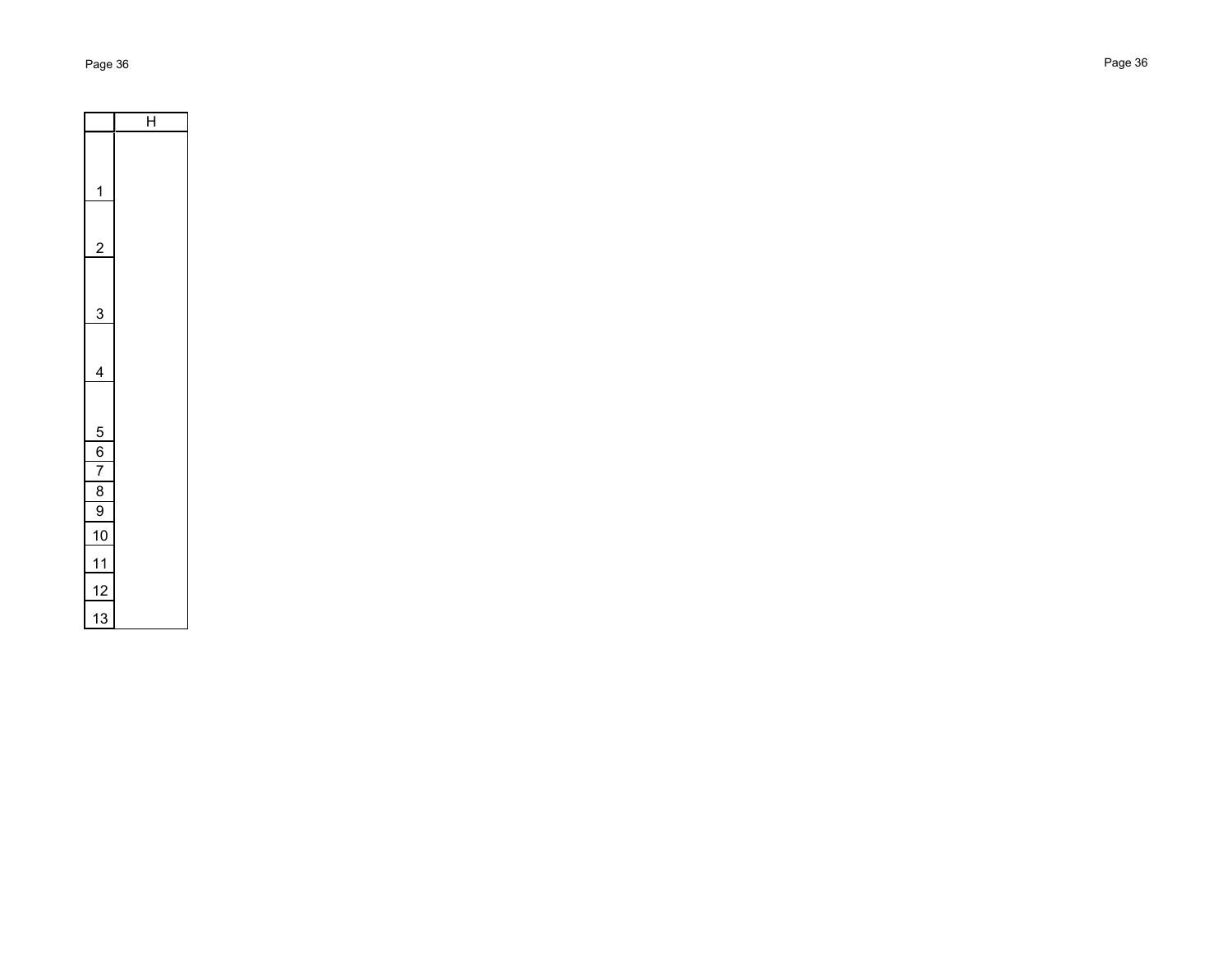|  | H |
|---|---|
| 1 |  |
| 2 |  |
| 3 |  |
| 4 |  |
| 5 |  |
| 6 |  |
| 7 |  |
| 8 |  |
| 9 |  |
| 10 |  |
| 11 |  |
| 12 |  |
| 13 |  |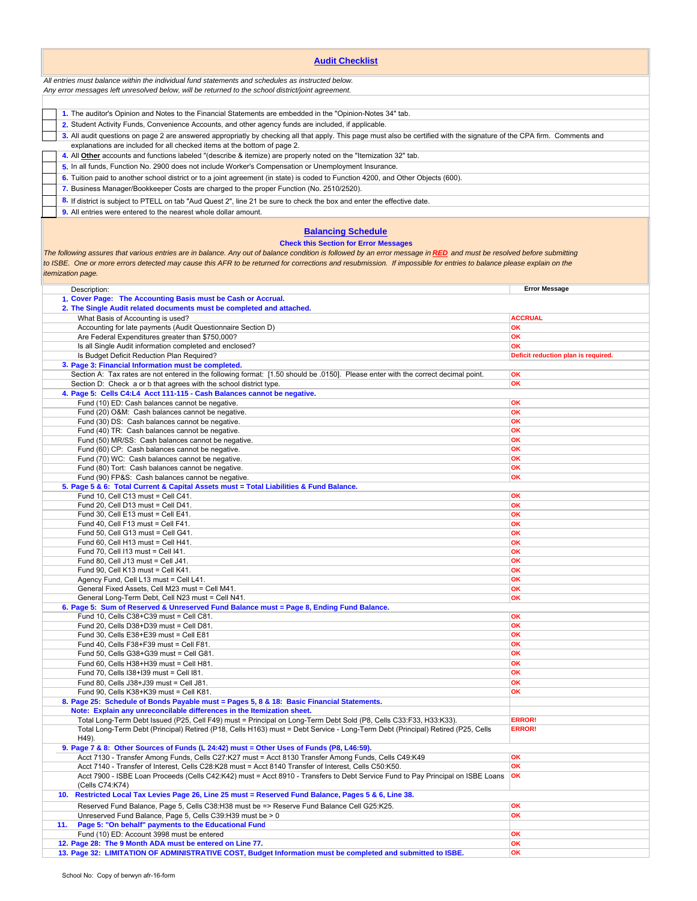## Audit Checklist

*All entries must balance within the individual fund statements and schedules as instructed below.*
*Any error messages left unresolved below, will be returned to the school district/joint agreement.*

| | |
|---|---|
| | **1.** The auditor's Opinion and Notes to the Financial Statements are embedded in the "Opinion-Notes 34" tab. |
| | **2.** Student Activity Funds, Convenience Accounts, and other agency funds are included, if applicable. |
| | **3.** All audit questions on page 2 are answered appropriately by checking all that apply. This page must also be certified with the signature of the CPA firm. Comments and explanations are included for all checked items at the bottom of page 2. |
| | **4.** All **Other** accounts and functions labeled "(describe & itemize) are properly noted on the "Itemization 32" tab. |
| | **5.** In all funds, Function No. 2900 does not include Worker's Compensation or Unemployment Insurance. |
| | **6.** Tuition paid to another school district or to a joint agreement (in state) is coded to Function 4200, and Other Objects (600). |
| | **7.** Business Manager/Bookkeeper Costs are charged to the proper Function (No. 2510/2520). |
| | **8.** If district is subject to PTELL on tab "Aud Quest 2", line 21 be sure to check the box and enter the effective date. |
| | **9.** All entries were entered to the nearest whole dollar amount. |

## Balancing Schedule

**Check this Section for Error Messages**

*The following assures that various entries are in balance. Any out of balance condition is followed by an error message in **RED** and must be resolved before submitting to ISBE. One or more errors detected may cause this AFR to be returned for corrections and resubmission. If impossible for entries to balance please explain on the itemization page.*

| Description: | Error Message |
|---|---|
| **1. Cover Page: The Accounting Basis must be Cash or Accrual.** | |
| **2. The Single Audit related documents must be completed and attached.** | |
| What Basis of Accounting is used? | ACCRUAL |
| Accounting for late payments (Audit Questionnaire Section D) | OK |
| Are Federal Expenditures greater than $750,000? | OK |
| Is all Single Audit information completed and enclosed? | OK |
| Is Budget Deficit Reduction Plan Required? | Deficit reduction plan is required. |
| **3. Page 3: Financial Information must be completed.** | |
| Section A: Tax rates are not entered in the following format: [1.50 should be .0150]. Please enter with the correct decimal point. | OK |
| Section D: Check a or b that agrees with the school district type. | OK |
| **4. Page 5: Cells C4:L4 Acct 111-115 - Cash Balances cannot be negative.** | |
| Fund (10) ED: Cash balances cannot be negative. | OK |
| Fund (20) O&M: Cash balances cannot be negative. | OK |
| Fund (30) DS: Cash balances cannot be negative. | OK |
| Fund (40) TR: Cash balances cannot be negative. | OK |
| Fund (50) MR/SS: Cash balances cannot be negative. | OK |
| Fund (60) CP: Cash balances cannot be negative. | OK |
| Fund (70) WC: Cash balances cannot be negative. | OK |
| Fund (80) Tort: Cash balances cannot be negative. | OK |
| Fund (90) FP&S: Cash balances cannot be negative. | OK |
| **5. Page 5 & 6: Total Current & Capital Assets must = Total Liabilities & Fund Balance.** | |
| Fund 10, Cell C13 must = Cell C41. | OK |
| Fund 20, Cell D13 must = Cell D41. | OK |
| Fund 30, Cell E13 must = Cell E41. | OK |
| Fund 40, Cell F13 must = Cell F41. | OK |
| Fund 50, Cell G13 must = Cell G41. | OK |
| Fund 60, Cell H13 must = Cell H41. | OK |
| Fund 70, Cell I13 must = Cell I41. | OK |
| Fund 80, Cell J13 must = Cell J41. | OK |
| Fund 90, Cell K13 must = Cell K41. | OK |
| Agency Fund, Cell L13 must = Cell L41. | OK |
| General Fixed Assets, Cell M23 must = Cell M41. | OK |
| General Long-Term Debt, Cell N23 must = Cell N41. | OK |
| **6. Page 5: Sum of Reserved & Unreserved Fund Balance must = Page 8, Ending Fund Balance.** | |
| Fund 10, Cells C38+C39 must = Cell C81. | OK |
| Fund 20, Cells D38+D39 must = Cell D81. | OK |
| Fund 30, Cells E38+E39 must = Cell E81 | OK |
| Fund 40, Cells F38+F39 must = Cell F81. | OK |
| Fund 50, Cells G38+G39 must = Cell G81. | OK |
| Fund 60, Cells H38+H39 must = Cell H81. | OK |
| Fund 70, Cells I38+I39 must = Cell I81. | OK |
| Fund 80, Cells J38+J39 must = Cell J81. | OK |
| Fund 90, Cells K38+K39 must = Cell K81. | OK |
| **8. Page 25: Schedule of Bonds Payable must = Pages 5, 8 & 18: Basic Financial Statements.** | |
| **Note: Explain any unreconcilable differences in the Itemization sheet.** | |
| Total Long-Term Debt Issued (P25, Cell F49) must = Principal on Long-Term Debt Sold (P8, Cells C33:F33, H33:K33). | ERROR! |
| Total Long-Term Debt (Principal) Retired (P18, Cells H163) must = Debt Service - Long-Term Debt (Principal) Retired (P25, Cells H49). | ERROR! |
| **9. Page 7 & 8: Other Sources of Funds (L 24:42) must = Other Uses of Funds (P8, L46:59).** | |
| Acct 7130 - Transfer Among Funds, Cells C27:K27 must = Acct 8130 Transfer Among Funds, Cells C49:K49 | OK |
| Acct 7140 - Transfer of Interest, Cells C28:K28 must = Acct 8140 Transfer of Interest, Cells C50:K50. | OK |
| Acct 7900 - ISBE Loan Proceeds (Cells C42:K42) must = Acct 8910 - Transfers to Debt Service Fund to Pay Principal on ISBE Loans (Cells C74:K74) | OK |
| **10. Restricted Local Tax Levies Page 26, Line 25 must = Reserved Fund Balance, Pages 5 & 6, Line 38.** | |
| Reserved Fund Balance, Page 5, Cells C38:H38 must be => Reserve Fund Balance Cell G25:K25. | OK |
| Unreserved Fund Balance, Page 5, Cells C39:H39 must be > 0 | OK |
| **11. Page 5: "On behalf" payments to the Educational Fund** | |
| Fund (10) ED: Account 3998 must be entered | OK |
| **12. Page 28: The 9 Month ADA must be entered on Line 77.** | OK |
| **13. Page 32: LIMITATION OF ADMINISTRATIVE COST, Budget Information must be completed and submitted to ISBE.** | OK |

School No: Copy of berwyn afr-16-form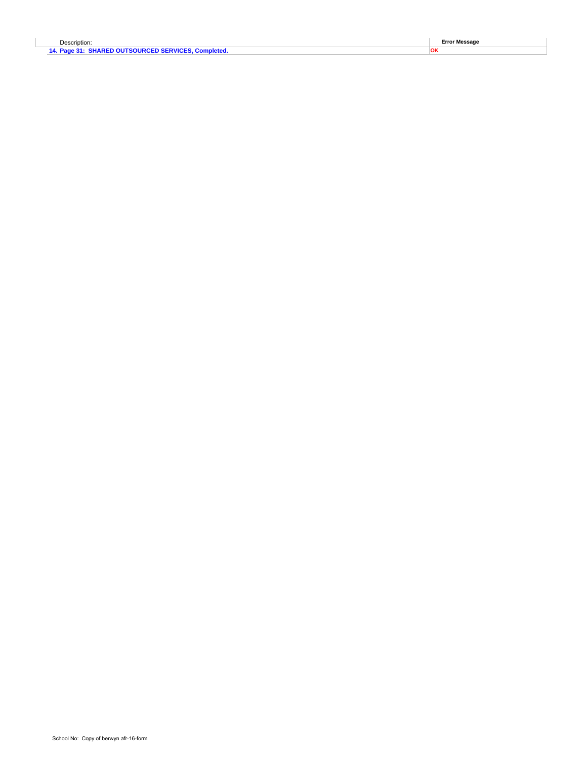| Description: | Error Message |
|---|---|
| **14. Page 31:  SHARED OUTSOURCED SERVICES, Completed.** | **OK** |

School No:  Copy of berwyn afr-16-form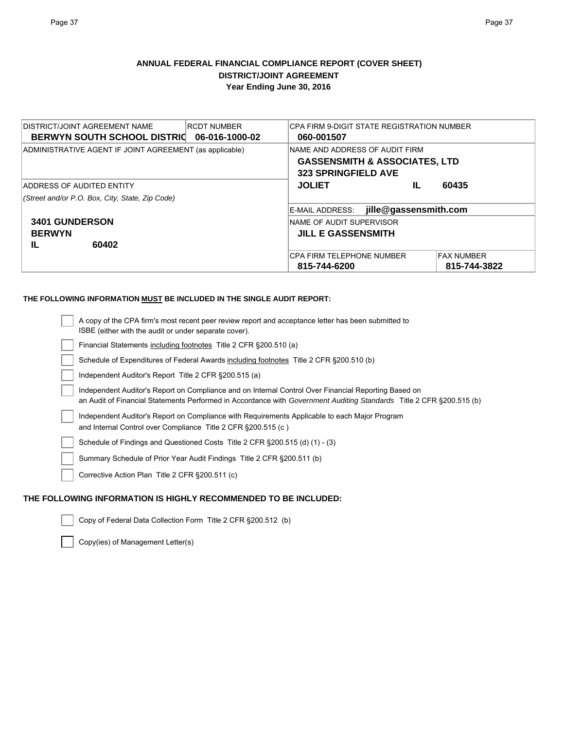# ANNUAL FEDERAL FINANCIAL COMPLIANCE REPORT (COVER SHEET)
## DISTRICT/JOINT AGREEMENT
### Year Ending June 30, 2016

| DISTRICT/JOINT AGREEMENT NAME | RCDT NUMBER | CPA FIRM 9-DIGIT STATE REGISTRATION NUMBER | |
|---|---|---|---|
| **BERWYN SOUTH SCHOOL DISTRIC** | **06-016-1000-02** | **060-001507** | |
| ADMINISTRATIVE AGENT IF JOINT AGREEMENT (as applicable) | | NAME AND ADDRESS OF AUDIT FIRM<br>**GASSENSMITH & ASSOCIATES, LTD**<br>**323 SPRINGFIELD AVE**<br>**JOLIET IL 60435** | |
| ADDRESS OF AUDITED ENTITY<br>*(Street and/or P.O. Box, City, State, Zip Code)*<br>**3401 GUNDERSON**<br>**BERWYN**<br>**IL 60402** | | E-MAIL ADDRESS: **jille@gassensmith.com** | |
| | | NAME OF AUDIT SUPERVISOR<br>**JILL E GASSENSMITH** | |
| | | CPA FIRM TELEPHONE NUMBER<br>**815-744-6200** | FAX NUMBER<br>**815-744-3822** |

**THE FOLLOWING INFORMATION MUST BE INCLUDED IN THE SINGLE AUDIT REPORT:**

- ☐ A copy of the CPA firm's most recent peer review report and acceptance letter has been submitted to ISBE (either with the audit or under separate cover).
- ☐ Financial Statements including footnotes Title 2 CFR §200.510 (a)
- ☐ Schedule of Expenditures of Federal Awards including footnotes Title 2 CFR §200.510 (b)
- ☐ Independent Auditor's Report Title 2 CFR §200.515 (a)
- ☐ Independent Auditor's Report on Compliance and on Internal Control Over Financial Reporting Based on an Audit of Financial Statements Performed in Accordance with *Government Auditing Standards* Title 2 CFR §200.515 (b)
- ☐ Independent Auditor's Report on Compliance with Requirements Applicable to each Major Program and Internal Control over Compliance Title 2 CFR §200.515 (c )
- ☐ Schedule of Findings and Questioned Costs Title 2 CFR §200.515 (d) (1) - (3)
- ☐ Summary Schedule of Prior Year Audit Findings Title 2 CFR §200.511 (b)
- ☐ Corrective Action Plan Title 2 CFR §200.511 (c)

**THE FOLLOWING INFORMATION IS HIGHLY RECOMMENDED TO BE INCLUDED:**

- ☐ Copy of Federal Data Collection Form Title 2 CFR §200.512 (b)
- ☐ Copy(ies) of Management Letter(s)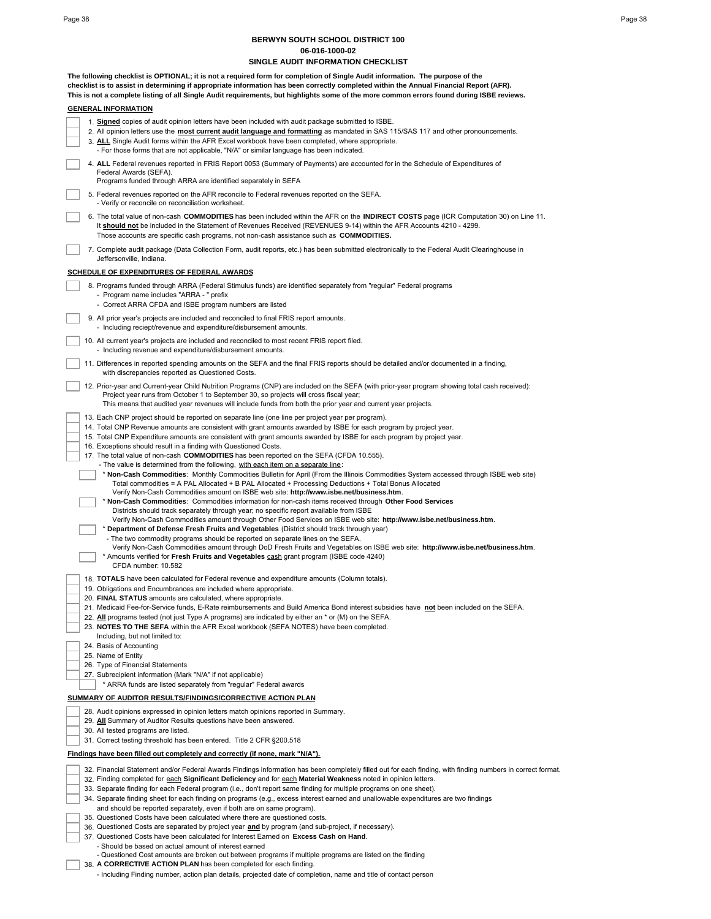**BERWYN SOUTH SCHOOL DISTRICT 100**
**06-016-1000-02**
**SINGLE AUDIT INFORMATION CHECKLIST**

**The following checklist is OPTIONAL; it is not a required form for completion of Single Audit information. The purpose of the checklist is to assist in determining if appropriate information has been correctly completed within the Annual Financial Report (AFR). This is not a complete listing of all Single Audit requirements, but highlights some of the more common errors found during ISBE reviews.**

**GENERAL INFORMATION**

- [ ] 1. **Signed** copies of audit opinion letters have been included with audit package submitted to ISBE.
- [ ] 2. All opinion letters use the **most current audit language and formatting** as mandated in SAS 115/SAS 117 and other pronouncements.
- [ ] 3. **ALL** Single Audit forms within the AFR Excel workbook have been completed, where appropriate.
  - For those forms that are not applicable, "N/A" or similar language has been indicated.
- [ ] 4. **ALL** Federal revenues reported in FRIS Report 0053 (Summary of Payments) are accounted for in the Schedule of Expenditures of Federal Awards (SEFA).
  Programs funded through ARRA are identified separately in SEFA
- [ ] 5. Federal revenues reported on the AFR reconcile to Federal revenues reported on the SEFA.
  - Verify or reconcile on reconciliation worksheet.
- [ ] 6. The total value of non-cash **COMMODITIES** has been included within the AFR on the **INDIRECT COSTS** page (ICR Computation 30) on Line 11.
  It **should not** be included in the Statement of Revenues Received (REVENUES 9-14) within the AFR Accounts 4210 - 4299.
  Those accounts are specific cash programs, not non-cash assistance such as **COMMODITIES.**
- [ ] 7. Complete audit package (Data Collection Form, audit reports, etc.) has been submitted electronically to the Federal Audit Clearinghouse in Jeffersonville, Indiana.

**SCHEDULE OF EXPENDITURES OF FEDERAL AWARDS**

- [ ] 8. Programs funded through ARRA (Federal Stimulus funds) are identified separately from "regular" Federal programs
  - Program name includes "ARRA - " prefix
  - Correct ARRA CFDA and ISBE program numbers are listed
- [ ] 9. All prior year's projects are included and reconciled to final FRIS report amounts.
  - Including reciept/revenue and expenditure/disbursement amounts.
- [ ] 10. All current year's projects are included and reconciled to most recent FRIS report filed.
  - Including revenue and expenditure/disbursement amounts.
- [ ] 11. Differences in reported spending amounts on the SEFA and the final FRIS reports should be detailed and/or documented in a finding, with discrepancies reported as Questioned Costs.
- [ ] 12. Prior-year and Current-year Child Nutrition Programs (CNP) are included on the SEFA (with prior-year program showing total cash received):
  Project year runs from October 1 to September 30, so projects will cross fiscal year;
  This means that audited year revenues will include funds from both the prior year and current year projects.
- [ ] 13. Each CNP project should be reported on separate line (one line per project year per program).
- [ ] 14. Total CNP Revenue amounts are consistent with grant amounts awarded by ISBE for each program by project year.
- [ ] 15. Total CNP Expenditure amounts are consistent with grant amounts awarded by ISBE for each program by project year.
- [ ] 16. Exceptions should result in a finding with Questioned Costs.
- [ ] 17. The total value of non-cash **COMMODITIES** has been reported on the SEFA (CFDA 10.555).
  - The value is determined from the following, with each item on a separate line:
  - [ ] * **Non-Cash Commodities**: Monthly Commodities Bulletin for April (From the Illinois Commodities System accessed through ISBE web site)
    Total commodities = A PAL Allocated + B PAL Allocated + Processing Deductions + Total Bonus Allocated
    Verify Non-Cash Commodities amount on ISBE web site: **http://www.isbe.net/business.htm**.
  - [ ] * **Non-Cash Commodities**: Commodities information for non-cash items received through **Other Food Services**
    Districts should track separately through year; no specific report available from ISBE
    Verify Non-Cash Commodities amount through Other Food Services on ISBE web site: **http://www.isbe.net/business.htm**.
  - [ ] * **Department of Defense Fresh Fruits and Vegetables** (District should track through year)
    - The two commodity programs should be reported on separate lines on the SEFA.
    Verify Non-Cash Commodities amount through DoD Fresh Fruits and Vegetables on ISBE web site: **http://www.isbe.net/business.htm**.
  - [ ] * Amounts verified for **Fresh Fruits and Vegetables** cash grant program (ISBE code 4240)
    CFDA number: 10.582
- [ ] 18. **TOTALS** have been calculated for Federal revenue and expenditure amounts (Column totals).
- [ ] 19. Obligations and Encumbrances are included where appropriate.
- [ ] 20. **FINAL STATUS** amounts are calculated, where appropriate.
- [ ] 21. Medicaid Fee-for-Service funds, E-Rate reimbursements and Build America Bond interest subsidies have **not** been included on the SEFA.
- [ ] 22. **All** programs tested (not just Type A programs) are indicated by either an * or (M) on the SEFA.
- [ ] 23. **NOTES TO THE SEFA** within the AFR Excel workbook (SEFA NOTES) have been completed.
  Including, but not limited to:
- [ ] 24. Basis of Accounting
- [ ] 25. Name of Entity
- [ ] 26. Type of Financial Statements
- [ ] 27. Subrecipient information (Mark "N/A" if not applicable)
  - [ ] * ARRA funds are listed separately from "regular" Federal awards

**SUMMARY OF AUDITOR RESULTS/FINDINGS/CORRECTIVE ACTION PLAN**

- [ ] 28. Audit opinions expressed in opinion letters match opinions reported in Summary.
- [ ] 29. **All** Summary of Auditor Results questions have been answered.
- [ ] 30. All tested programs are listed.
- [ ] 31. Correct testing threshold has been entered. Title 2 CFR §200.518

**Findings have been filled out completely and correctly (if none, mark "N/A").**

- [ ] 32. Financial Statement and/or Federal Awards Findings information has been completely filled out for each finding, with finding numbers in correct format.
- [ ] 32. Finding completed for each **Significant Deficiency** and for each **Material Weakness** noted in opinion letters.
- [ ] 33. Separate finding for each Federal program (i.e., don't report same finding for multiple programs on one sheet).
- [ ] 34. Separate finding sheet for each finding on programs (e.g., excess interest earned and unallowable expenditures are two findings and should be reported separately, even if both are on same program).
- [ ] 35. Questioned Costs have been calculated where there are questioned costs.
- [ ] 36. Questioned Costs are separated by project year **and** by program (and sub-project, if necessary).
- [ ] 37. Questioned Costs have been calculated for Interest Earned on **Excess Cash on Hand**.
  - Should be based on actual amount of interest earned
  - Questioned Cost amounts are broken out between programs if multiple programs are listed on the finding
- [ ] 38. **A CORRECTIVE ACTION PLAN** has been completed for each finding.
  - Including Finding number, action plan details, projected date of completion, name and title of contact person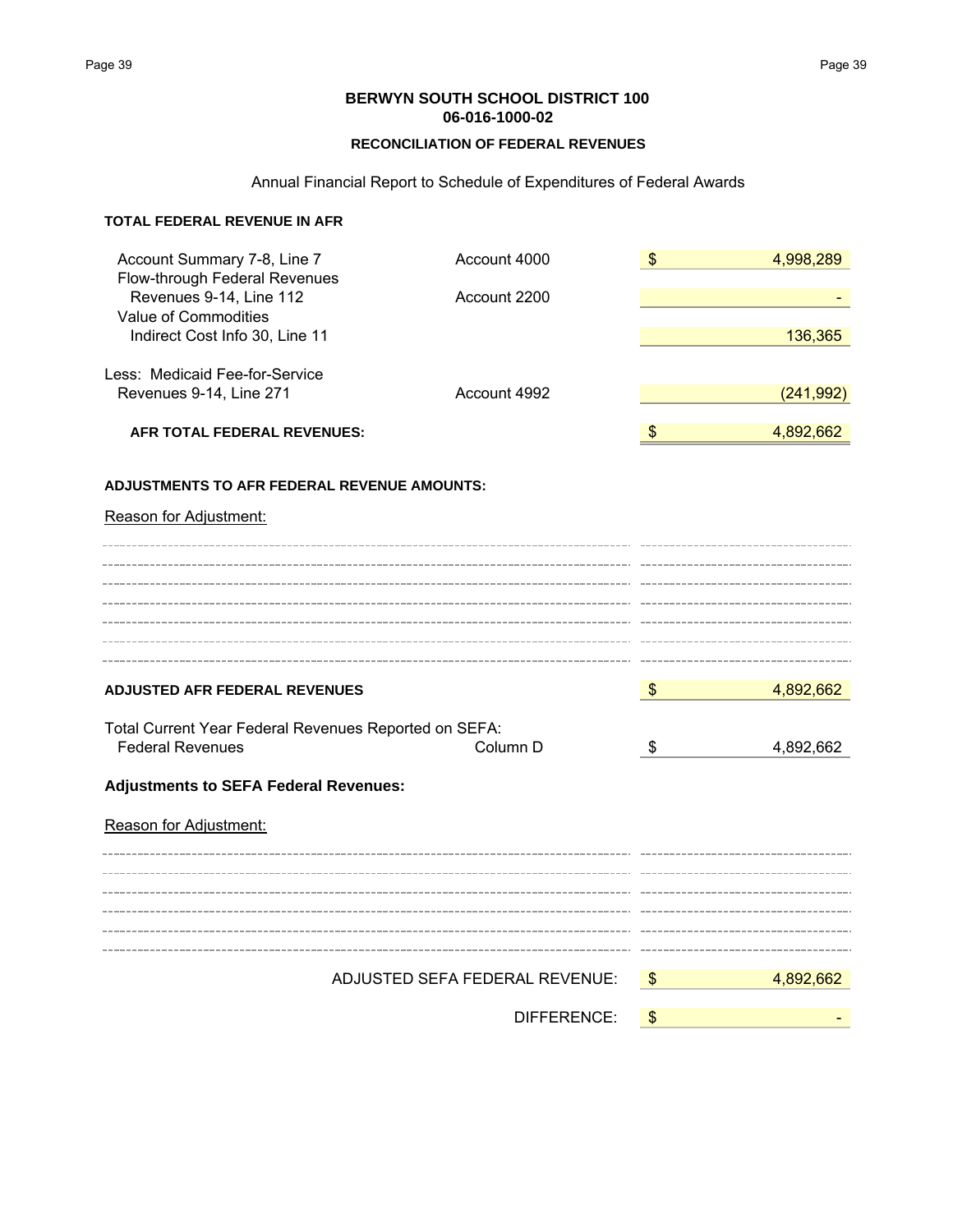**BERWYN SOUTH SCHOOL DISTRICT 100**
**06-016-1000-02**

**RECONCILIATION OF FEDERAL REVENUES**

Annual Financial Report to Schedule of Expenditures of Federal Awards

**TOTAL FEDERAL REVENUE IN AFR**

| | | |
|---|---|---|
| Account Summary 7-8, Line 7 | Account 4000 | $ 4,998,289 |
| Flow-through Federal Revenues<br>Revenues 9-14, Line 112 | Account 2200 | - |
| Value of Commodities<br>Indirect Cost Info 30, Line 11 | | 136,365 |
| Less: Medicaid Fee-for-Service<br>Revenues 9-14, Line 271 | Account 4992 | (241,992) |
| **AFR TOTAL FEDERAL REVENUES:** | | $ 4,892,662 |

**ADJUSTMENTS TO AFR FEDERAL REVENUE AMOUNTS:**

Reason for Adjustment:

| | |
|---|---|
| **ADJUSTED AFR FEDERAL REVENUES** | $ 4,892,662 |

Total Current Year Federal Revenues Reported on SEFA:

| | | |
|---|---|---|
| Federal Revenues | Column D | $ 4,892,662 |

**Adjustments to SEFA Federal Revenues:**

Reason for Adjustment:

| | |
|---|---|
| ADJUSTED SEFA FEDERAL REVENUE: | $ 4,892,662 |
| DIFFERENCE: | $ - |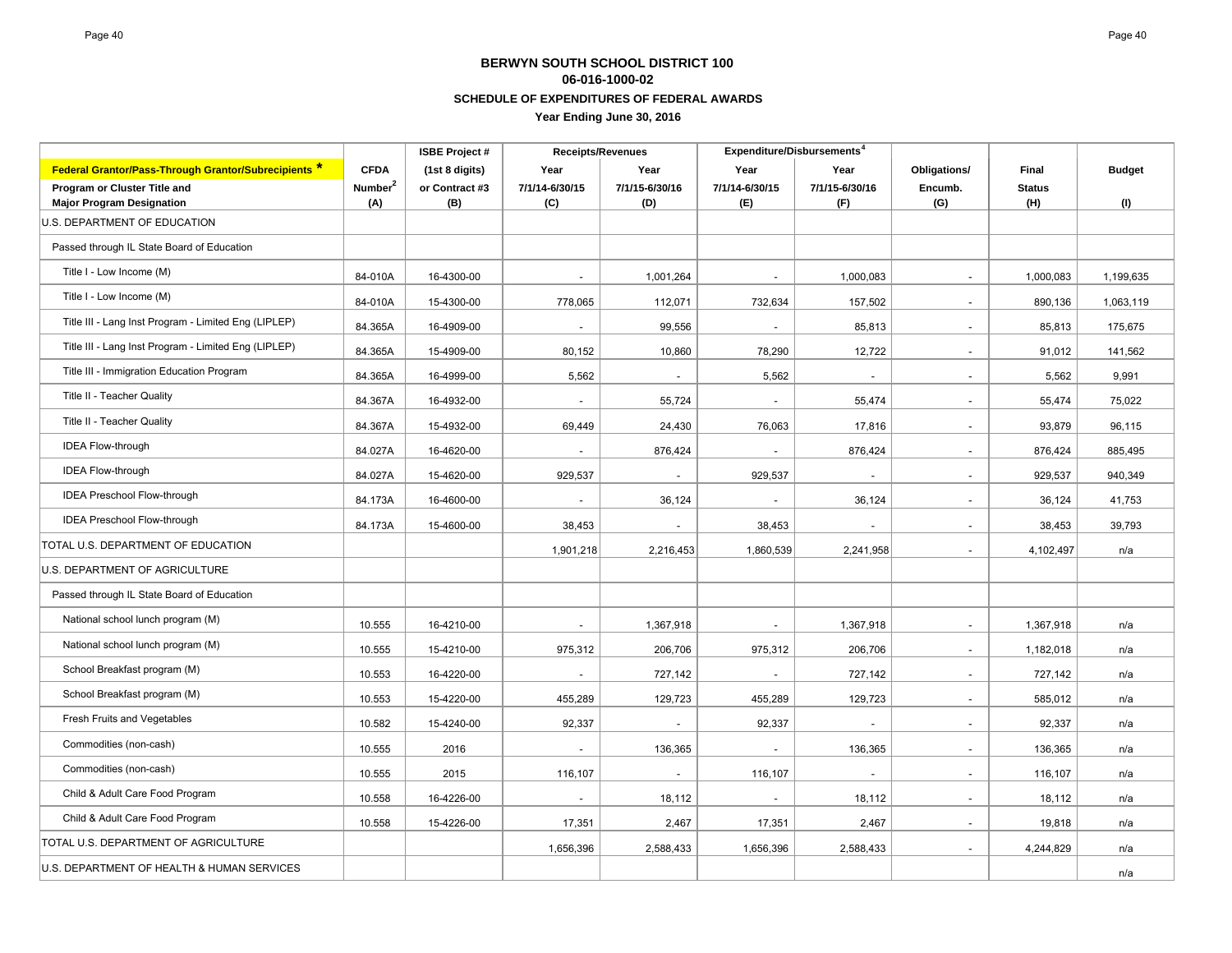**BERWYN SOUTH SCHOOL DISTRICT 100**

**06-016-1000-02**

**SCHEDULE OF EXPENDITURES OF FEDERAL AWARDS**

**Year Ending June 30, 2016**

| Federal Grantor/Pass-Through Grantor/Subrecipients * Program or Cluster Title and Major Program Designation | CFDA Number[2] (A) | ISBE Project # (1st 8 digits) or Contract #3 (B) | Receipts/Revenues Year 7/1/14-6/30/15 (C) | Receipts/Revenues Year 7/1/15-6/30/16 (D) | Expenditure/Disbursements[4] Year 7/1/14-6/30/15 (E) | Expenditure/Disbursements[4] Year 7/1/15-6/30/16 (F) | Obligations/ Encumb. (G) | Final Status (H) | Budget (I) |
|---|---|---|---|---|---|---|---|---|---|
| U.S. DEPARTMENT OF EDUCATION | | | | | | | | | |
| Passed through IL State Board of Education | | | | | | | | | |
| Title I - Low Income (M) | 84-010A | 16-4300-00 | - | 1,001,264 | - | 1,000,083 | - | 1,000,083 | 1,199,635 |
| Title I - Low Income (M) | 84-010A | 15-4300-00 | 778,065 | 112,071 | 732,634 | 157,502 | - | 890,136 | 1,063,119 |
| Title III - Lang Inst Program - Limited Eng (LIPLEP) | 84.365A | 16-4909-00 | - | 99,556 | - | 85,813 | - | 85,813 | 175,675 |
| Title III - Lang Inst Program - Limited Eng (LIPLEP) | 84.365A | 15-4909-00 | 80,152 | 10,860 | 78,290 | 12,722 | - | 91,012 | 141,562 |
| Title III - Immigration Education Program | 84.365A | 16-4999-00 | 5,562 | - | 5,562 | - | - | 5,562 | 9,991 |
| Title II - Teacher Quality | 84.367A | 16-4932-00 | - | 55,724 | - | 55,474 | - | 55,474 | 75,022 |
| Title II - Teacher Quality | 84.367A | 15-4932-00 | 69,449 | 24,430 | 76,063 | 17,816 | - | 93,879 | 96,115 |
| IDEA Flow-through | 84.027A | 16-4620-00 | - | 876,424 | - | 876,424 | - | 876,424 | 885,495 |
| IDEA Flow-through | 84.027A | 15-4620-00 | 929,537 | - | 929,537 | - | - | 929,537 | 940,349 |
| IDEA Preschool Flow-through | 84.173A | 16-4600-00 | - | 36,124 | - | 36,124 | - | 36,124 | 41,753 |
| IDEA Preschool Flow-through | 84.173A | 15-4600-00 | 38,453 | - | 38,453 | - | - | 38,453 | 39,793 |
| TOTAL U.S. DEPARTMENT OF EDUCATION | | | 1,901,218 | 2,216,453 | 1,860,539 | 2,241,958 | - | 4,102,497 | n/a |
| U.S. DEPARTMENT OF AGRICULTURE | | | | | | | | | |
| Passed through IL State Board of Education | | | | | | | | | |
| National school lunch program (M) | 10.555 | 16-4210-00 | - | 1,367,918 | - | 1,367,918 | - | 1,367,918 | n/a |
| National school lunch program (M) | 10.555 | 15-4210-00 | 975,312 | 206,706 | 975,312 | 206,706 | - | 1,182,018 | n/a |
| School Breakfast program (M) | 10.553 | 16-4220-00 | - | 727,142 | - | 727,142 | - | 727,142 | n/a |
| School Breakfast program (M) | 10.553 | 15-4220-00 | 455,289 | 129,723 | 455,289 | 129,723 | - | 585,012 | n/a |
| Fresh Fruits and Vegetables | 10.582 | 15-4240-00 | 92,337 | - | 92,337 | - | - | 92,337 | n/a |
| Commodities (non-cash) | 10.555 | 2016 | - | 136,365 | - | 136,365 | - | 136,365 | n/a |
| Commodities (non-cash) | 10.555 | 2015 | 116,107 | - | 116,107 | - | - | 116,107 | n/a |
| Child & Adult Care Food Program | 10.558 | 16-4226-00 | - | 18,112 | - | 18,112 | - | 18,112 | n/a |
| Child & Adult Care Food Program | 10.558 | 15-4226-00 | 17,351 | 2,467 | 17,351 | 2,467 | - | 19,818 | n/a |
| TOTAL U.S. DEPARTMENT OF AGRICULTURE | | | 1,656,396 | 2,588,433 | 1,656,396 | 2,588,433 | - | 4,244,829 | n/a |
| U.S. DEPARTMENT OF HEALTH & HUMAN SERVICES | | | | | | | | | n/a |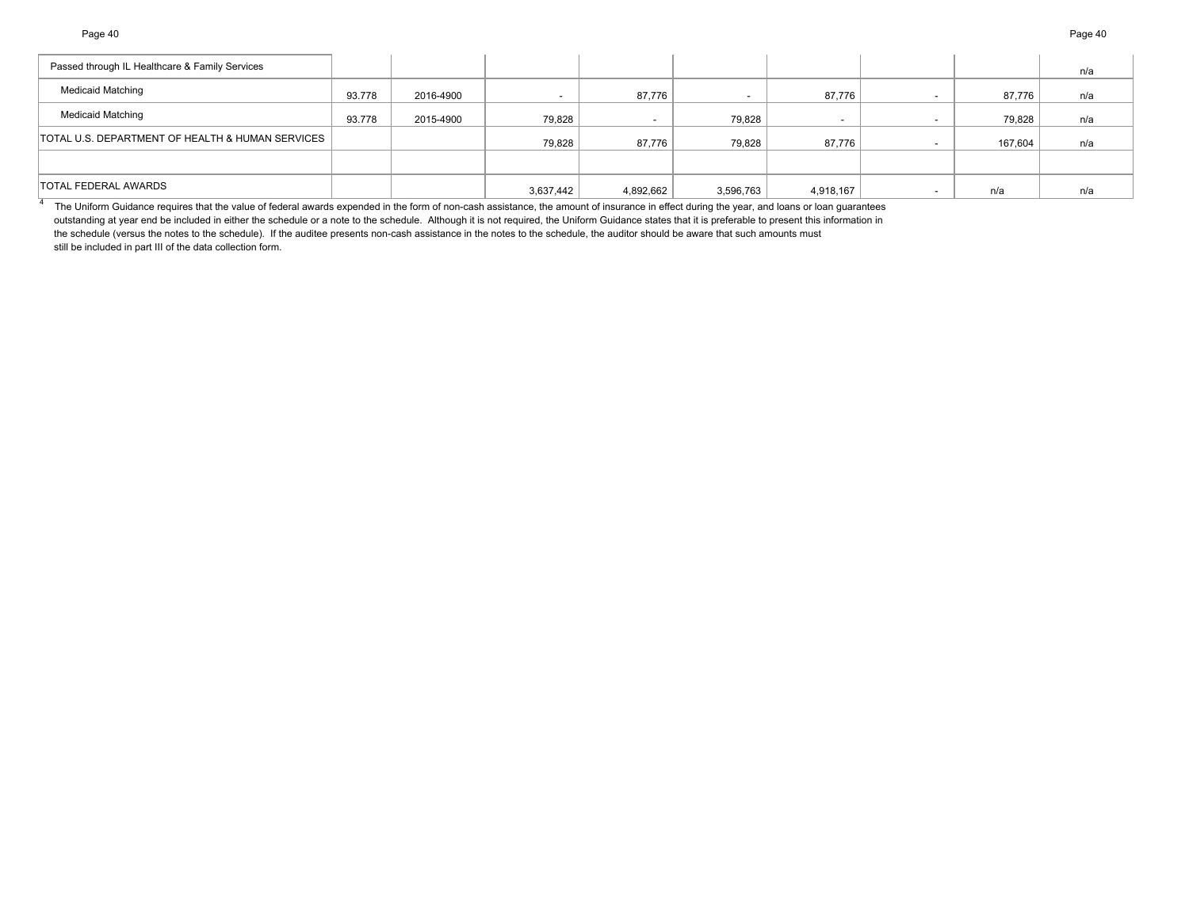| | | | | | | | | | |
|---|---|---|---|---|---|---|---|---|---|
| Passed through IL Healthcare & Family Services | | | | | | | | | n/a |
| Medicaid Matching | 93.778 | 2016-4900 | - | 87,776 | - | 87,776 | - | 87,776 | n/a |
| Medicaid Matching | 93.778 | 2015-4900 | 79,828 | - | 79,828 | - | - | 79,828 | n/a |
| TOTAL U.S. DEPARTMENT OF HEALTH & HUMAN SERVICES | | | 79,828 | 87,776 | 79,828 | 87,776 | - | 167,604 | n/a |
| | | | | | | | | | |
| TOTAL FEDERAL AWARDS | | | 3,637,442 | 4,892,662 | 3,596,763 | 4,918,167 | - | n/a | n/a |

[4] The Uniform Guidance requires that the value of federal awards expended in the form of non-cash assistance, the amount of insurance in effect during the year, and loans or loan guarantees outstanding at year end be included in either the schedule or a note to the schedule. Although it is not required, the Uniform Guidance states that it is preferable to present this information in the schedule (versus the notes to the schedule). If the auditee presents non-cash assistance in the notes to the schedule, the auditor should be aware that such amounts must still be included in part III of the data collection form.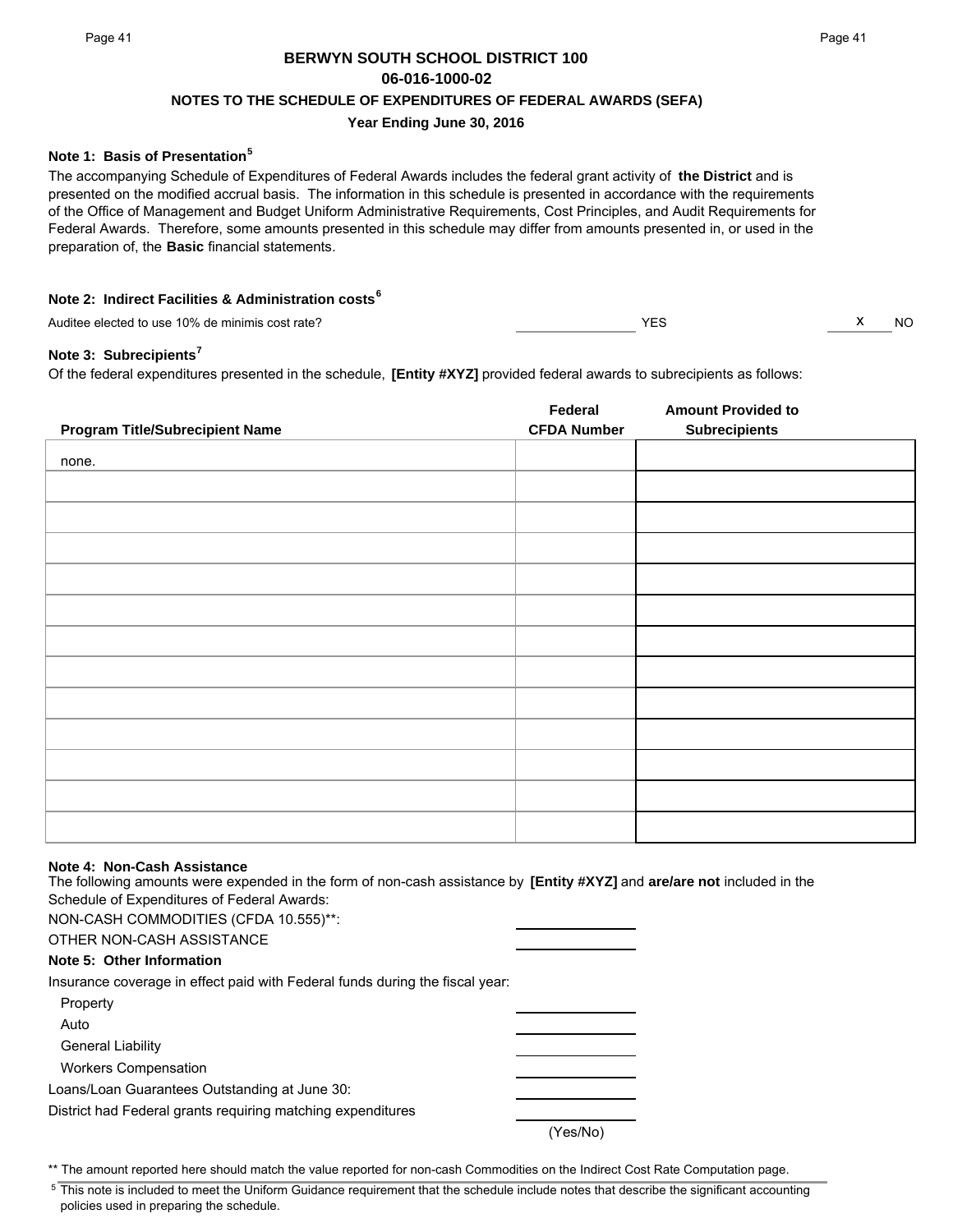# BERWYN SOUTH SCHOOL DISTRICT 100

## 06-016-1000-02

### NOTES TO THE SCHEDULE OF EXPENDITURES OF FEDERAL AWARDS (SEFA)

### Year Ending June 30, 2016

**Note 1: Basis of Presentation**[5]

The accompanying Schedule of Expenditures of Federal Awards includes the federal grant activity of **the District** and is presented on the modified accrual basis. The information in this schedule is presented in accordance with the requirements of the Office of Management and Budget Uniform Administrative Requirements, Cost Principles, and Audit Requirements for Federal Awards. Therefore, some amounts presented in this schedule may differ from amounts presented in, or used in the preparation of, the **Basic** financial statements.

**Note 2: Indirect Facilities & Administration costs**[6]

Auditee elected to use 10% de minimis cost rate? ______ YES __x__ NO

**Note 3: Subrecipients**[7]

Of the federal expenditures presented in the schedule, **[Entity #XYZ]** provided federal awards to subrecipients as follows:

| Program Title/Subrecipient Name | Federal CFDA Number | Amount Provided to Subrecipients |
|---|---|---|
| none. | | |
| | | |
| | | |
| | | |
| | | |
| | | |
| | | |
| | | |
| | | |
| | | |
| | | |
| | | |
| | | |

**Note 4: Non-Cash Assistance**

The following amounts were expended in the form of non-cash assistance by **[Entity #XYZ]** and **are/are not** included in the Schedule of Expenditures of Federal Awards:

NON-CASH COMMODITIES (CFDA 10.555)**: ______

OTHER NON-CASH ASSISTANCE ______

**Note 5: Other Information**

Insurance coverage in effect paid with Federal funds during the fiscal year:

- Property ______
- Auto ______
- General Liability ______
- Workers Compensation ______

Loans/Loan Guarantees Outstanding at June 30: ______

District had Federal grants requiring matching expenditures ______ (Yes/No)

** The amount reported here should match the value reported for non-cash Commodities on the Indirect Cost Rate Computation page.

[5] This note is included to meet the Uniform Guidance requirement that the schedule include notes that describe the significant accounting policies used in preparing the schedule.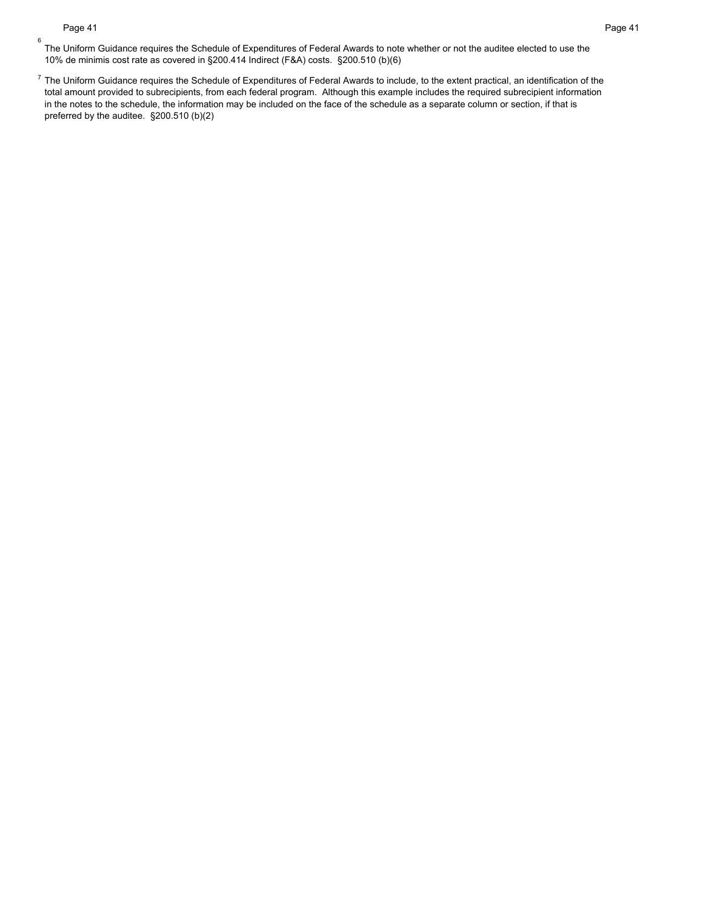[6] The Uniform Guidance requires the Schedule of Expenditures of Federal Awards to note whether or not the auditee elected to use the 10% de minimis cost rate as covered in §200.414 Indirect (F&A) costs. §200.510 (b)(6)

[7] The Uniform Guidance requires the Schedule of Expenditures of Federal Awards to include, to the extent practical, an identification of the total amount provided to subrecipients, from each federal program. Although this example includes the required subrecipient information in the notes to the schedule, the information may be included on the face of the schedule as a separate column or section, if that is preferred by the auditee. §200.510 (b)(2)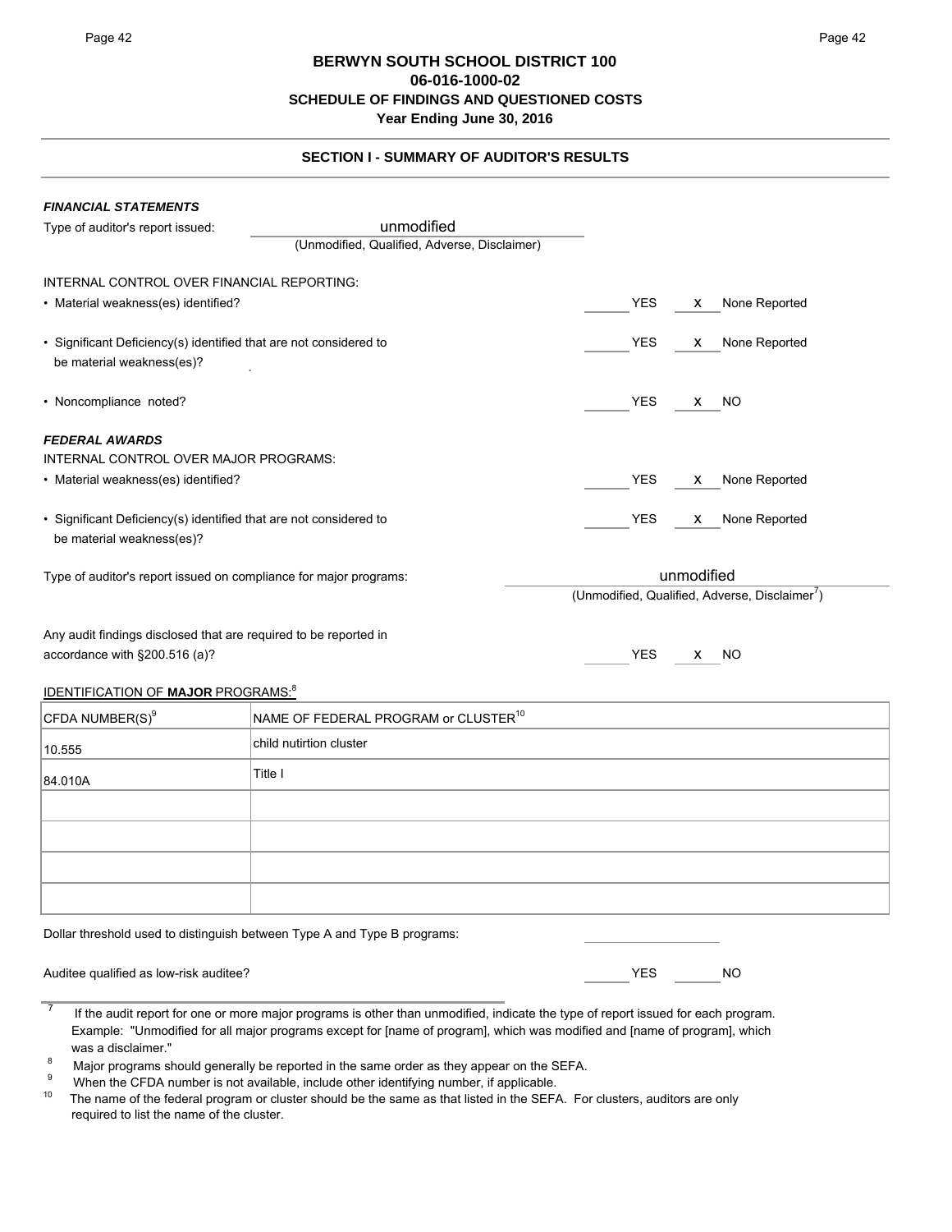# BERWYN SOUTH SCHOOL DISTRICT 100
## 06-016-1000-02
## SCHEDULE OF FINDINGS AND QUESTIONED COSTS
## Year Ending June 30, 2016

### SECTION I - SUMMARY OF AUDITOR'S RESULTS

***FINANCIAL STATEMENTS***

Type of auditor's report issued: unmodified
(Unmodified, Qualified, Adverse, Disclaimer)

INTERNAL CONTROL OVER FINANCIAL REPORTING:

- Material weakness(es) identified? ____ YES __x__ None Reported
- Significant Deficiency(s) identified that are not considered to be material weakness(es)? ____ YES __x__ None Reported
- Noncompliance noted? ____ YES __x__ NO

***FEDERAL AWARDS***

INTERNAL CONTROL OVER MAJOR PROGRAMS:

- Material weakness(es) identified? ____ YES __x__ None Reported
- Significant Deficiency(s) identified that are not considered to be material weakness(es)? ____ YES __x__ None Reported

Type of auditor's report issued on compliance for major programs: unmodified
(Unmodified, Qualified, Adverse, Disclaimer[7])

Any audit findings disclosed that are required to be reported in accordance with §200.516 (a)? ____ YES __x__ NO

IDENTIFICATION OF **MAJOR** PROGRAMS:[8]

| CFDA NUMBER(S)[9] | NAME OF FEDERAL PROGRAM or CLUSTER[10] |
|---|---|
| 10.555 | child nutirtion cluster |
| 84.010A | Title I |
| | |
| | |
| | |
| | |

Dollar threshold used to distinguish between Type A and Type B programs: ____________

Auditee qualified as low-risk auditee? ____ YES ____ NO

[7] If the audit report for one or more major programs is other than unmodified, indicate the type of report issued for each program. Example: "Unmodified for all major programs except for [name of program], which was modified and [name of program], which was a disclaimer."

[8] Major programs should generally be reported in the same order as they appear on the SEFA.

[9] When the CFDA number is not available, include other identifying number, if applicable.

[10] The name of the federal program or cluster should be the same as that listed in the SEFA. For clusters, auditors are only required to list the name of the cluster.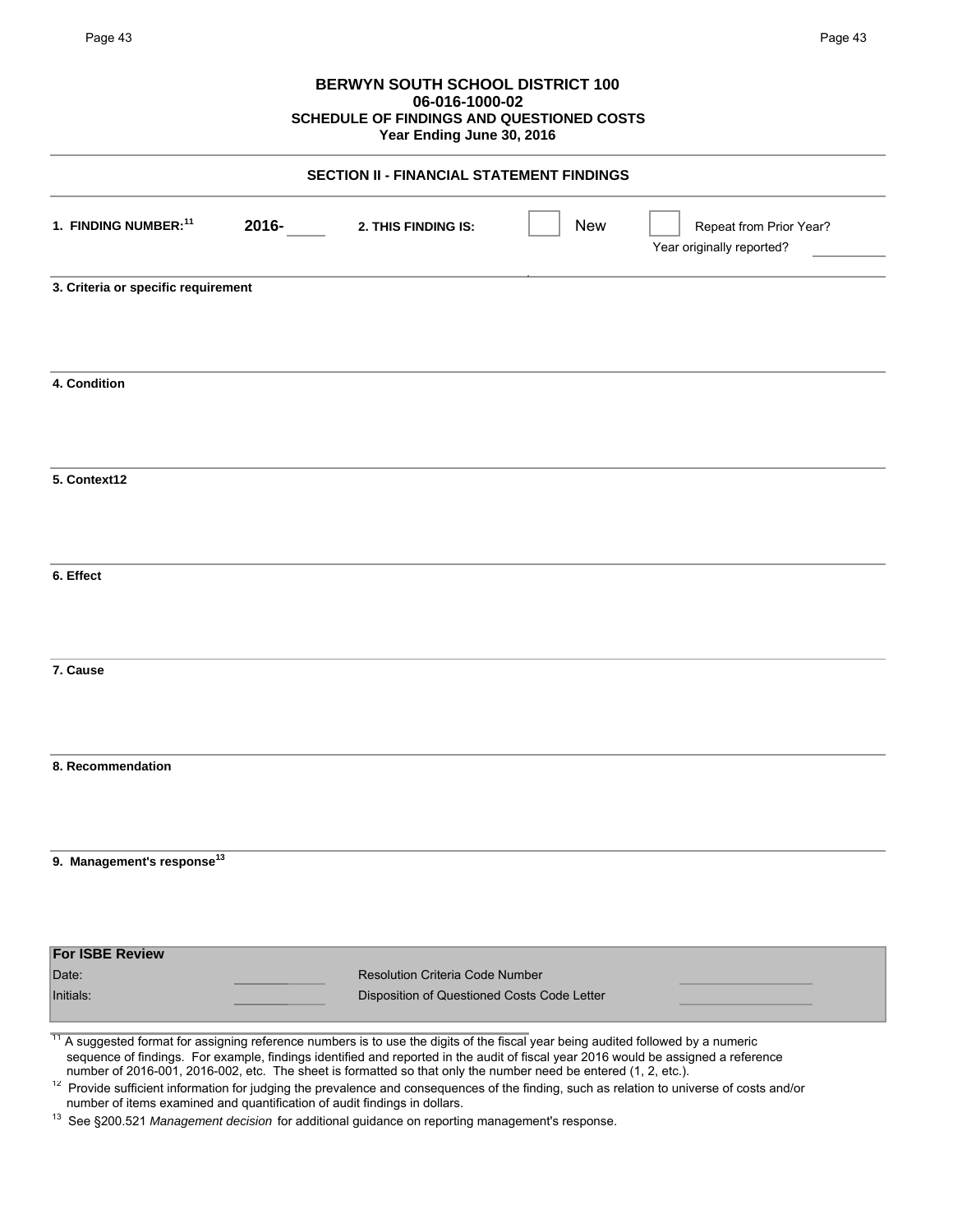**BERWYN SOUTH SCHOOL DISTRICT 100**
**06-016-1000-02**
**SCHEDULE OF FINDINGS AND QUESTIONED COSTS**
**Year Ending June 30, 2016**

## SECTION II - FINANCIAL STATEMENT FINDINGS

**1. FINDING NUMBER:**[11] **2016-** ____ **2. THIS FINDING IS:** ☐ New ☐ Repeat from Prior Year?

Year originally reported? ________

**3. Criteria or specific requirement**

**4. Condition**

**5. Context12**

**6. Effect**

**7. Cause**

**8. Recommendation**

**9. Management's response**[13]

| **For ISBE Review** | | | |
|---|---|---|---|
| Date: | ________ | Resolution Criteria Code Number | ________ |
| Initials: | ________ | Disposition of Questioned Costs Code Letter | ________ |

[11] A suggested format for assigning reference numbers is to use the digits of the fiscal year being audited followed by a numeric sequence of findings. For example, findings identified and reported in the audit of fiscal year 2016 would be assigned a reference number of 2016-001, 2016-002, etc. The sheet is formatted so that only the number need be entered (1, 2, etc.).

[12] Provide sufficient information for judging the prevalence and consequences of the finding, such as relation to universe of costs and/or number of items examined and quantification of audit findings in dollars.

[13] See §200.521 *Management decision* for additional guidance on reporting management's response.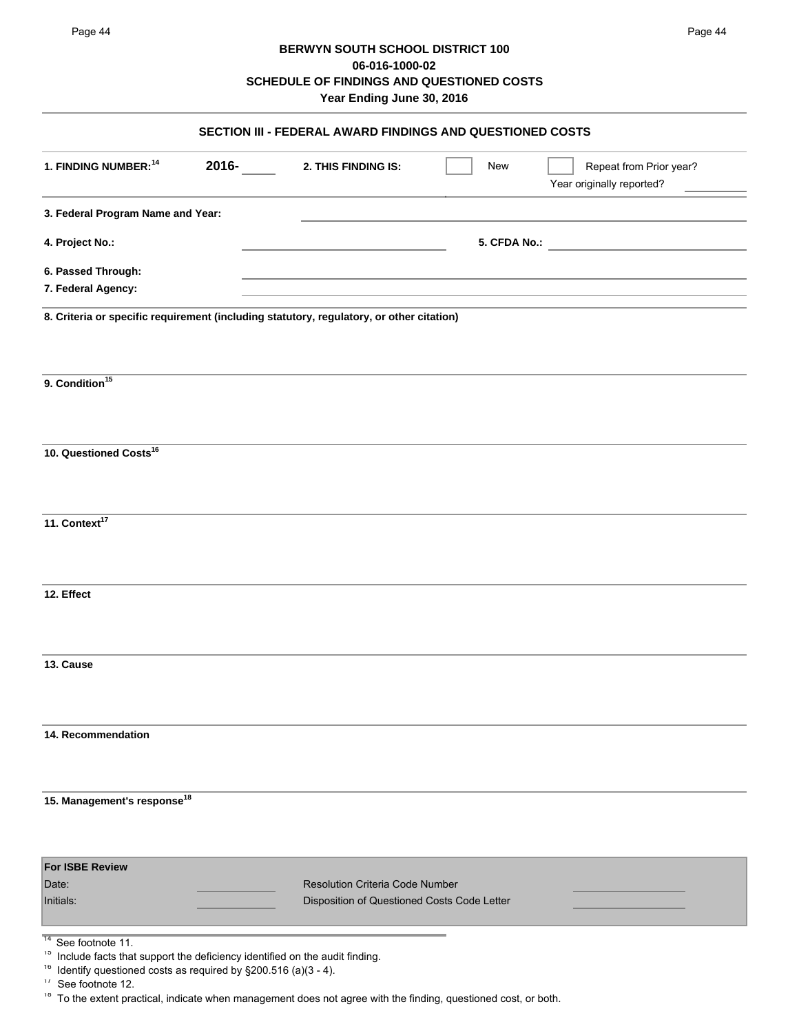**BERWYN SOUTH SCHOOL DISTRICT 100**
**06-016-1000-02**
**SCHEDULE OF FINDINGS AND QUESTIONED COSTS**
**Year Ending June 30, 2016**

## SECTION III - FEDERAL AWARD FINDINGS AND QUESTIONED COSTS

**1. FINDING NUMBER:**[14] **2016-** ______ **2. THIS FINDING IS:** ☐ New ☐ Repeat from Prior year?
Year originally reported? ______

**3. Federal Program Name and Year:** ______

**4. Project No.:** ______ **5. CFDA No.:** ______

**6. Passed Through:** ______

**7. Federal Agency:** ______

**8. Criteria or specific requirement (including statutory, regulatory, or other citation)**

**9. Condition**[15]

**10. Questioned Costs**[16]

**11. Context**[17]

**12. Effect**

**13. Cause**

**14. Recommendation**

**15. Management's response**[18]

| For ISBE Review | | | |
|---|---|---|---|
| Date: | | Resolution Criteria Code Number | |
| Initials: | | Disposition of Questioned Costs Code Letter | |

[14] See footnote 11.
[15] Include facts that support the deficiency identified on the audit finding.
[16] Identify questioned costs as required by §200.516 (a)(3 - 4).
[17] See footnote 12.
[18] To the extent practical, indicate when management does not agree with the finding, questioned cost, or both.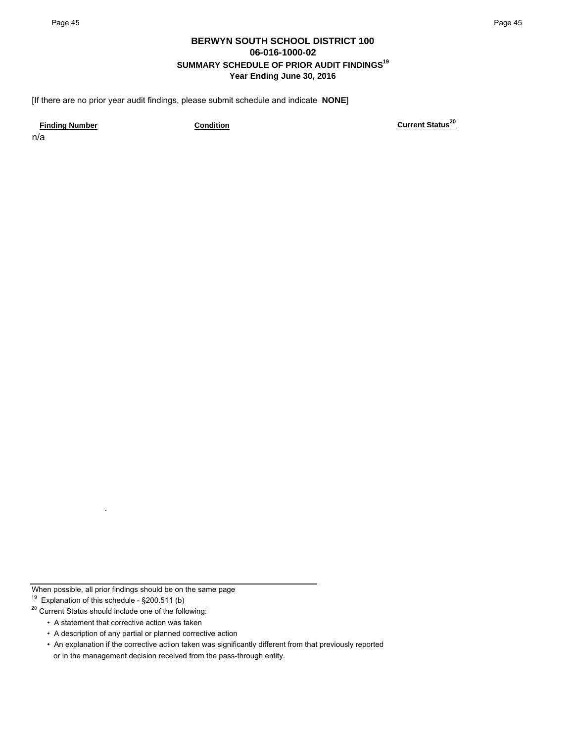# BERWYN SOUTH SCHOOL DISTRICT 100
## 06-016-1000-02
### SUMMARY SCHEDULE OF PRIOR AUDIT FINDINGS[19]
### Year Ending June 30, 2016

[If there are no prior year audit findings, please submit schedule and indicate **NONE**]

| Finding Number | Condition | Current Status[20] |
|---|---|---|
| n/a | | |

When possible, all prior findings should be on the same page

[19] Explanation of this schedule - §200.511 (b)

[20] Current Status should include one of the following:

- A statement that corrective action was taken
- A description of any partial or planned corrective action
- An explanation if the corrective action taken was significantly different from that previously reported or in the management decision received from the pass-through entity.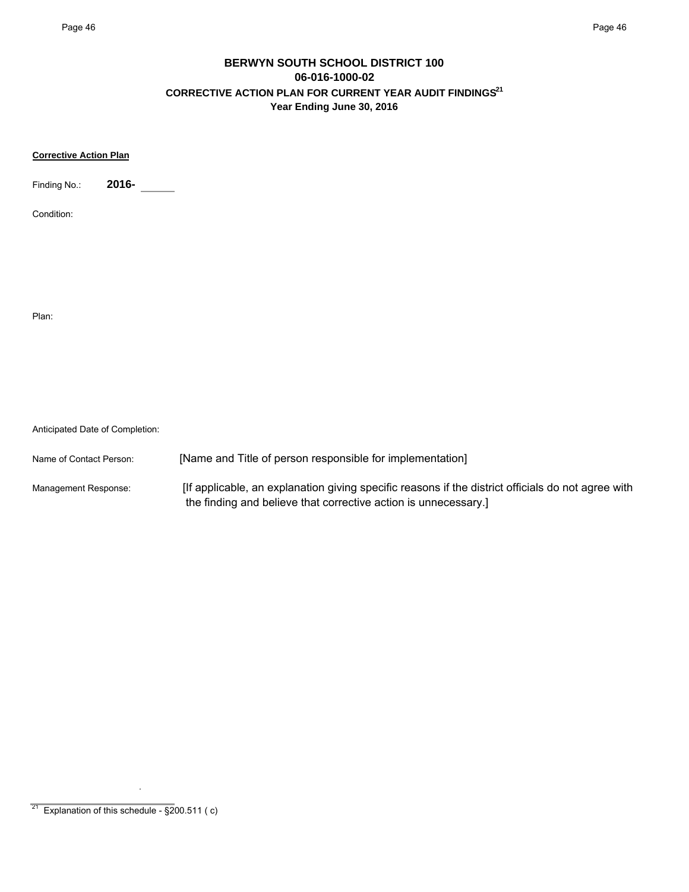# BERWYN SOUTH SCHOOL DISTRICT 100
## 06-016-1000-02
## CORRECTIVE ACTION PLAN FOR CURRENT YEAR AUDIT FINDINGS[21]
## Year Ending June 30, 2016

**Corrective Action Plan**

Finding No.: **2016-** ______

Condition:

Plan:

Anticipated Date of Completion:

Name of Contact Person: [Name and Title of person responsible for implementation]

Management Response: [If applicable, an explanation giving specific reasons if the district officials do not agree with the finding and believe that corrective action is unnecessary.]

[21] Explanation of this schedule - §200.511 ( c)